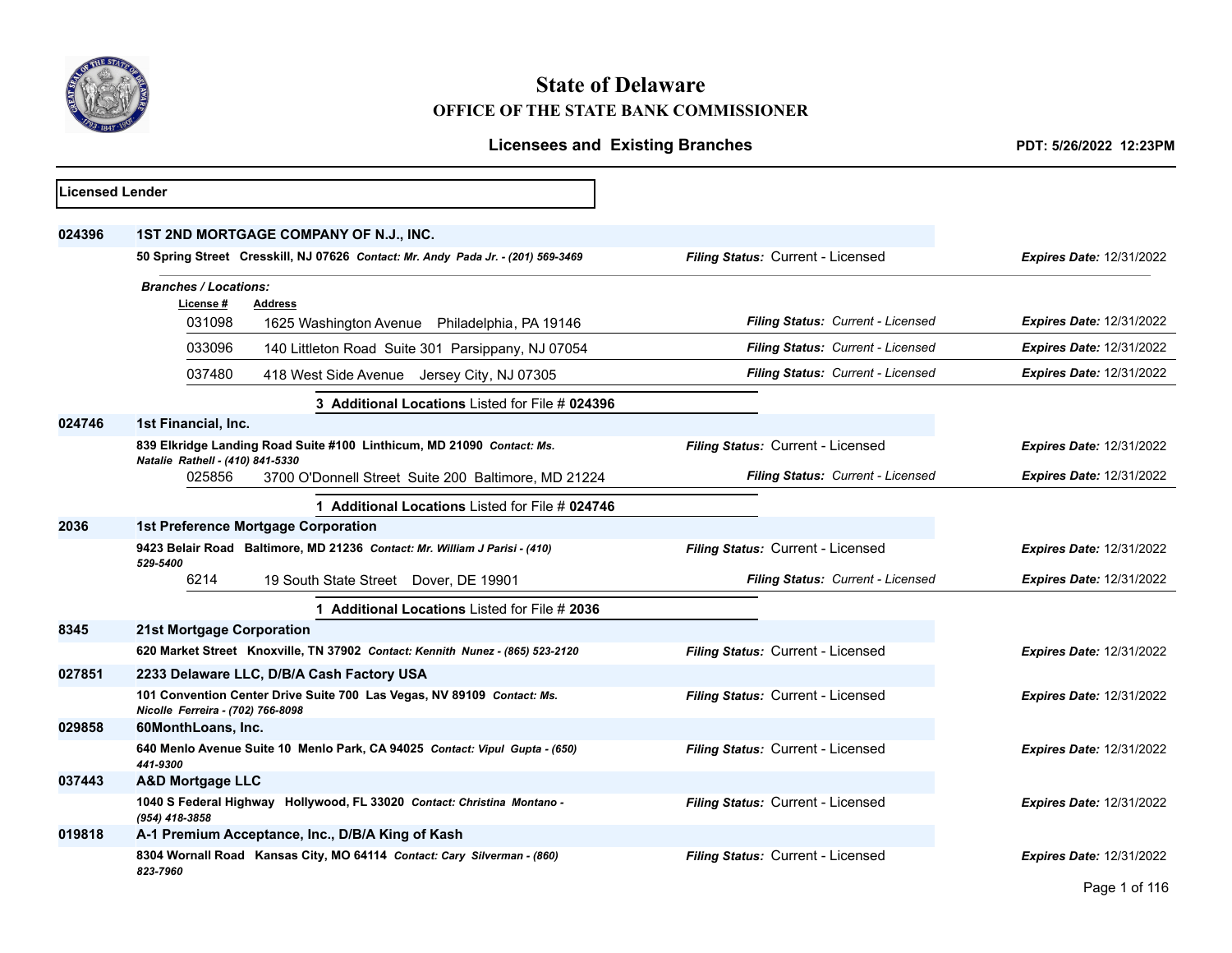# State of Delaware

## OFFICE OF THE STATE BANK COMMISSIONER

### Licensees and Existing Branches

**PDT: 5/26/2022 12:23PM**

**Licensed Lender**

**024396** **1ST 2ND MORTGAGE COMPANY OF N.J., INC.**

**50 Spring Street Cresskill, NJ 07626** *Contact: Mr. Andy Pada Jr. - (201) 569-3469* — *Filing Status:* Current - Licensed — *Expires Date:* 12/31/2022

*Branches / Locations:*

| License # | Address | Filing Status | Expires Date |
|---|---|---|---|
| 031098 | 1625 Washington Avenue Philadelphia, PA 19146 | Current - Licensed | 12/31/2022 |
| 033096 | 140 Littleton Road Suite 301 Parsippany, NJ 07054 | Current - Licensed | 12/31/2022 |
| 037480 | 418 West Side Avenue Jersey City, NJ 07305 | Current - Licensed | 12/31/2022 |

**3 Additional Locations** Listed for File # **024396**

**024746** **1st Financial, Inc.**

**839 Elkridge Landing Road Suite #100 Linthicum, MD 21090** *Contact: Ms. Natalie Rathell - (410) 841-5330* — *Filing Status:* Current - Licensed — *Expires Date:* 12/31/2022

| License # | Address | Filing Status | Expires Date |
|---|---|---|---|
| 025856 | 3700 O'Donnell Street Suite 200 Baltimore, MD 21224 | Current - Licensed | 12/31/2022 |

**1 Additional Locations** Listed for File # **024746**

**2036** **1st Preference Mortgage Corporation**

**9423 Belair Road Baltimore, MD 21236** *Contact: Mr. William J Parisi - (410) 529-5400* — *Filing Status:* Current - Licensed — *Expires Date:* 12/31/2022

| License # | Address | Filing Status | Expires Date |
|---|---|---|---|
| 6214 | 19 South State Street Dover, DE 19901 | Current - Licensed | 12/31/2022 |

**1 Additional Locations** Listed for File # **2036**

**8345** **21st Mortgage Corporation**

**620 Market Street Knoxville, TN 37902** *Contact: Kennith Nunez - (865) 523-2120* — *Filing Status:* Current - Licensed — *Expires Date:* 12/31/2022

**027851** **2233 Delaware LLC, D/B/A Cash Factory USA**

**101 Convention Center Drive Suite 700 Las Vegas, NV 89109** *Contact: Ms. Nicolle Ferreira - (702) 766-8098* — *Filing Status:* Current - Licensed — *Expires Date:* 12/31/2022

**029858** **60MonthLoans, Inc.**

**640 Menlo Avenue Suite 10 Menlo Park, CA 94025** *Contact: Vipul Gupta - (650) 441-9300* — *Filing Status:* Current - Licensed — *Expires Date:* 12/31/2022

**037443** **A&D Mortgage LLC**

**1040 S Federal Highway Hollywood, FL 33020** *Contact: Christina Montano - (954) 418-3858* — *Filing Status:* Current - Licensed — *Expires Date:* 12/31/2022

**019818** **A-1 Premium Acceptance, Inc., D/B/A King of Kash**

**8304 Wornall Road Kansas City, MO 64114** *Contact: Cary Silverman - (860) 823-7960* — *Filing Status:* Current - Licensed — *Expires Date:* 12/31/2022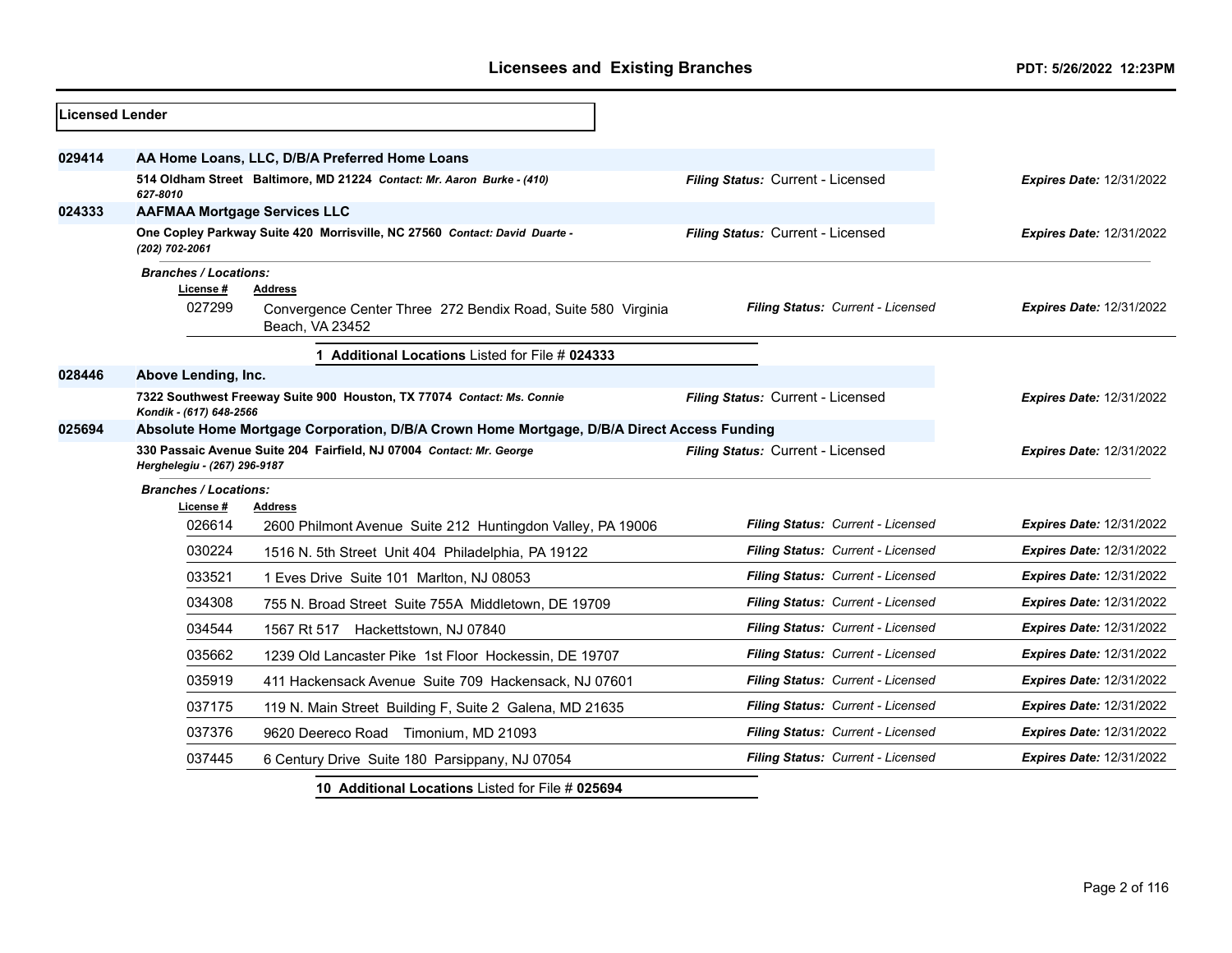## Licensed Lender

**029414** **AA Home Loans, LLC, D/B/A Preferred Home Loans**

**514 Oldham Street Baltimore, MD 21224** *Contact: Mr. Aaron Burke - (410) 627-8010*
*Filing Status:* Current - Licensed *Expires Date:* 12/31/2022

**024333** **AAFMAA Mortgage Services LLC**

**One Copley Parkway Suite 420 Morrisville, NC 27560** *Contact: David Duarte - (202) 702-2061*
*Filing Status:* Current - Licensed *Expires Date:* 12/31/2022

*Branches / Locations:*

| License # | Address | Filing Status | Expires Date |
|---|---|---|---|
| 027299 | Convergence Center Three 272 Bendix Road, Suite 580 Virginia Beach, VA 23452 | Current - Licensed | 12/31/2022 |

**1 Additional Locations** Listed for File # **024333**

**028446** **Above Lending, Inc.**

**7322 Southwest Freeway Suite 900 Houston, TX 77074** *Contact: Ms. Connie Kondik - (617) 648-2566*
*Filing Status:* Current - Licensed *Expires Date:* 12/31/2022

**025694** **Absolute Home Mortgage Corporation, D/B/A Crown Home Mortgage, D/B/A Direct Access Funding**

**330 Passaic Avenue Suite 204 Fairfield, NJ 07004** *Contact: Mr. George Herghelegiu - (267) 296-9187*
*Filing Status:* Current - Licensed *Expires Date:* 12/31/2022

*Branches / Locations:*

| License # | Address | Filing Status | Expires Date |
|---|---|---|---|
| 026614 | 2600 Philmont Avenue Suite 212 Huntingdon Valley, PA 19006 | Current - Licensed | 12/31/2022 |
| 030224 | 1516 N. 5th Street Unit 404 Philadelphia, PA 19122 | Current - Licensed | 12/31/2022 |
| 033521 | 1 Eves Drive Suite 101 Marlton, NJ 08053 | Current - Licensed | 12/31/2022 |
| 034308 | 755 N. Broad Street Suite 755A Middletown, DE 19709 | Current - Licensed | 12/31/2022 |
| 034544 | 1567 Rt 517 Hackettstown, NJ 07840 | Current - Licensed | 12/31/2022 |
| 035662 | 1239 Old Lancaster Pike 1st Floor Hockessin, DE 19707 | Current - Licensed | 12/31/2022 |
| 035919 | 411 Hackensack Avenue Suite 709 Hackensack, NJ 07601 | Current - Licensed | 12/31/2022 |
| 037175 | 119 N. Main Street Building F, Suite 2 Galena, MD 21635 | Current - Licensed | 12/31/2022 |
| 037376 | 9620 Deereco Road Timonium, MD 21093 | Current - Licensed | 12/31/2022 |
| 037445 | 6 Century Drive Suite 180 Parsippany, NJ 07054 | Current - Licensed | 12/31/2022 |

**10 Additional Locations** Listed for File # **025694**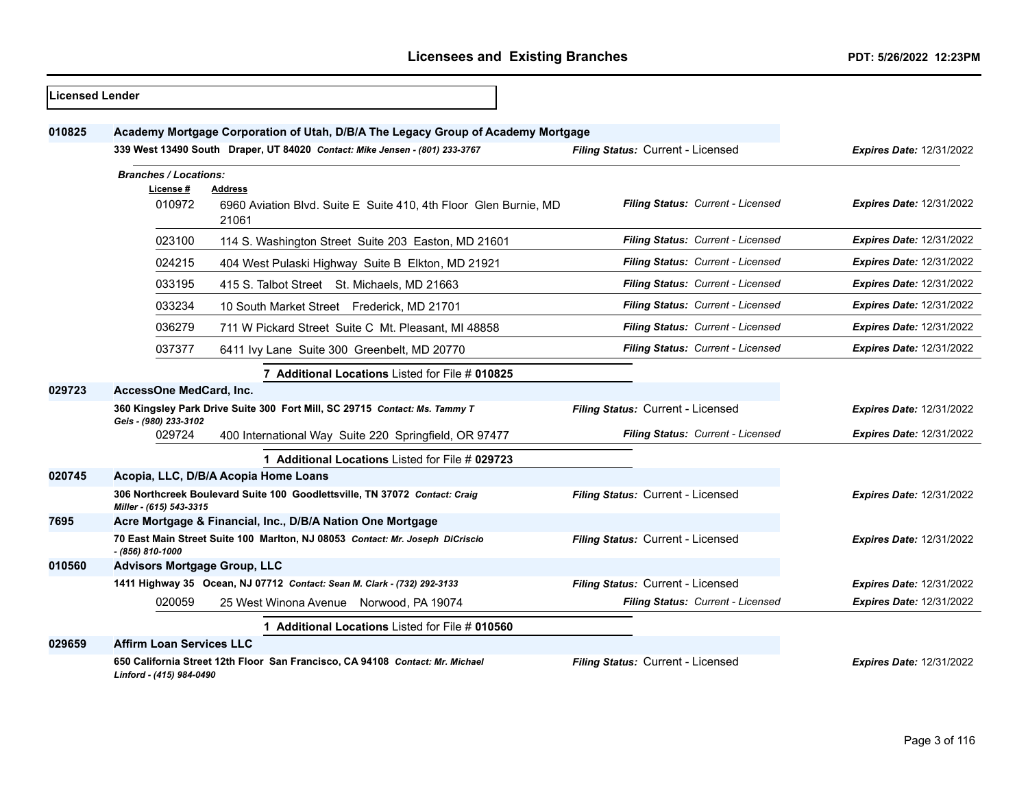**Licensed Lender**

**010825** **Academy Mortgage Corporation of Utah, D/B/A The Legacy Group of Academy Mortgage**

**339 West 13490 South Draper, UT 84020** *Contact: Mike Jensen - (801) 233-3767* — *Filing Status:* Current - Licensed — *Expires Date:* 12/31/2022

*Branches / Locations:*

| License # | Address | Filing Status | Expires Date |
|---|---|---|---|
| 010972 | 6960 Aviation Blvd. Suite E Suite 410, 4th Floor Glen Burnie, MD 21061 | Current - Licensed | 12/31/2022 |
| 023100 | 114 S. Washington Street Suite 203 Easton, MD 21601 | Current - Licensed | 12/31/2022 |
| 024215 | 404 West Pulaski Highway Suite B Elkton, MD 21921 | Current - Licensed | 12/31/2022 |
| 033195 | 415 S. Talbot Street St. Michaels, MD 21663 | Current - Licensed | 12/31/2022 |
| 033234 | 10 South Market Street Frederick, MD 21701 | Current - Licensed | 12/31/2022 |
| 036279 | 711 W Pickard Street Suite C Mt. Pleasant, MI 48858 | Current - Licensed | 12/31/2022 |
| 037377 | 6411 Ivy Lane Suite 300 Greenbelt, MD 20770 | Current - Licensed | 12/31/2022 |

**7 Additional Locations** Listed for File # **010825**

**029723** **AccessOne MedCard, Inc.**

**360 Kingsley Park Drive Suite 300 Fort Mill, SC 29715** *Contact: Ms. Tammy T Geis - (980) 233-3102* — *Filing Status:* Current - Licensed — *Expires Date:* 12/31/2022

| License # | Address | Filing Status | Expires Date |
|---|---|---|---|
| 029724 | 400 International Way Suite 220 Springfield, OR 97477 | Current - Licensed | 12/31/2022 |

**1 Additional Locations** Listed for File # **029723**

**020745** **Acopia, LLC, D/B/A Acopia Home Loans**

**306 Northcreek Boulevard Suite 100 Goodlettsville, TN 37072** *Contact: Craig Miller - (615) 543-3315* — *Filing Status:* Current - Licensed — *Expires Date:* 12/31/2022

**7695** **Acre Mortgage & Financial, Inc., D/B/A Nation One Mortgage**

**70 East Main Street Suite 100 Marlton, NJ 08053** *Contact: Mr. Joseph DiCriscio - (856) 810-1000* — *Filing Status:* Current - Licensed — *Expires Date:* 12/31/2022

**010560** **Advisors Mortgage Group, LLC**

**1411 Highway 35 Ocean, NJ 07712** *Contact: Sean M. Clark - (732) 292-3133* — *Filing Status:* Current - Licensed — *Expires Date:* 12/31/2022

| License # | Address | Filing Status | Expires Date |
|---|---|---|---|
| 020059 | 25 West Winona Avenue Norwood, PA 19074 | Current - Licensed | 12/31/2022 |

**1 Additional Locations** Listed for File # **010560**

**029659** **Affirm Loan Services LLC**

**650 California Street 12th Floor San Francisco, CA 94108** *Contact: Mr. Michael Linford - (415) 984-0490* — *Filing Status:* Current - Licensed — *Expires Date:* 12/31/2022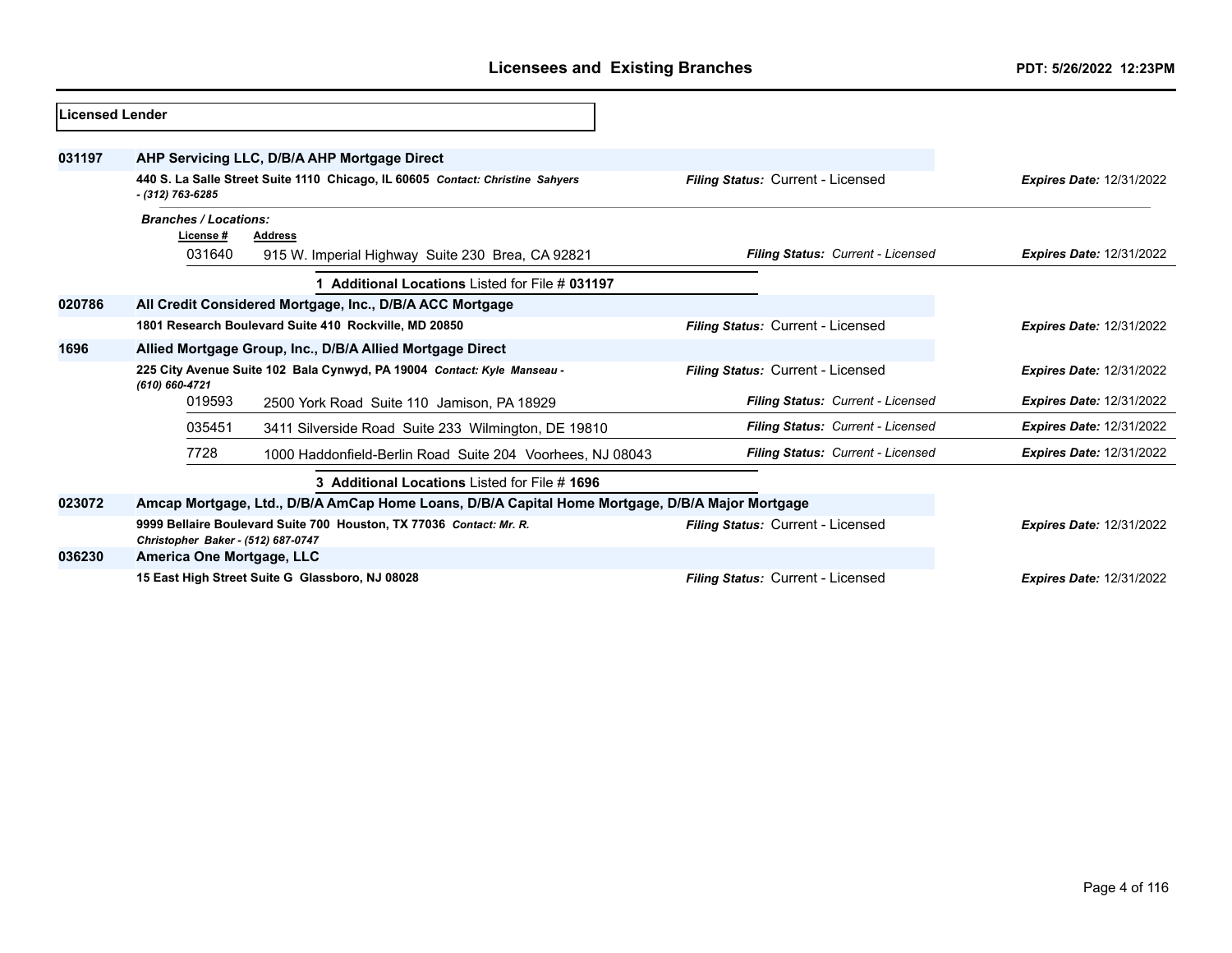## Licensees and Existing Branches

PDT: 5/26/2022 12:23PM

**Licensed Lender**

**031197** **AHP Servicing LLC, D/B/A AHP Mortgage Direct**

440 S. La Salle Street Suite 1110 Chicago, IL 60605 *Contact: Christine Sahyers - (312) 763-6285*
*Filing Status:* Current - Licensed *Expires Date:* 12/31/2022

*Branches / Locations:*

| License # | Address | Filing Status | Expires Date |
|---|---|---|---|
| 031640 | 915 W. Imperial Highway Suite 230 Brea, CA 92821 | Current - Licensed | 12/31/2022 |

**1 Additional Locations** Listed for File # **031197**

**020786** **All Credit Considered Mortgage, Inc., D/B/A ACC Mortgage**

1801 Research Boulevard Suite 410 Rockville, MD 20850
*Filing Status:* Current - Licensed *Expires Date:* 12/31/2022

**1696** **Allied Mortgage Group, Inc., D/B/A Allied Mortgage Direct**

225 City Avenue Suite 102 Bala Cynwyd, PA 19004 *Contact: Kyle Manseau - (610) 660-4721*
*Filing Status:* Current - Licensed *Expires Date:* 12/31/2022

| License # | Address | Filing Status | Expires Date |
|---|---|---|---|
| 019593 | 2500 York Road Suite 110 Jamison, PA 18929 | Current - Licensed | 12/31/2022 |
| 035451 | 3411 Silverside Road Suite 233 Wilmington, DE 19810 | Current - Licensed | 12/31/2022 |
| 7728 | 1000 Haddonfield-Berlin Road Suite 204 Voorhees, NJ 08043 | Current - Licensed | 12/31/2022 |

**3 Additional Locations** Listed for File # **1696**

**023072** **Amcap Mortgage, Ltd., D/B/A AmCap Home Loans, D/B/A Capital Home Mortgage, D/B/A Major Mortgage**

9999 Bellaire Boulevard Suite 700 Houston, TX 77036 *Contact: Mr. R. Christopher Baker - (512) 687-0747*
*Filing Status:* Current - Licensed *Expires Date:* 12/31/2022

**036230** **America One Mortgage, LLC**

15 East High Street Suite G Glassboro, NJ 08028
*Filing Status:* Current - Licensed *Expires Date:* 12/31/2022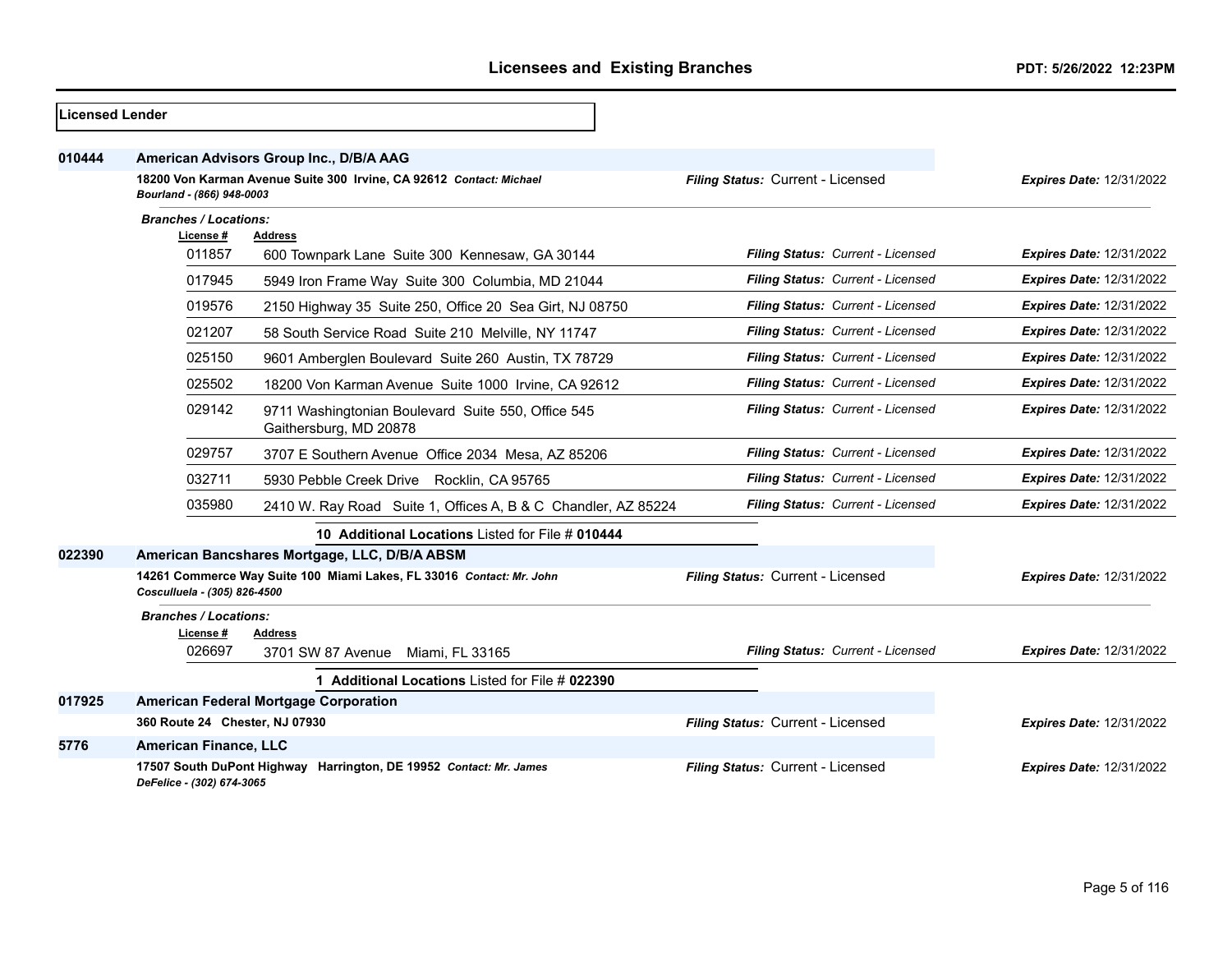## Licensees and Existing Branches

PDT: 5/26/2022 12:23PM

**Licensed Lender**

**010444** **American Advisors Group Inc., D/B/A AAG**

**18200 Von Karman Avenue Suite 300 Irvine, CA 92612** ***Contact: Michael Bourland - (866) 948-0003***

*Filing Status:* Current - Licensed — *Expires Date:* 12/31/2022

*Branches / Locations:*

| License # | Address | Filing Status | Expires Date |
|---|---|---|---|
| 011857 | 600 Townpark Lane Suite 300 Kennesaw, GA 30144 | Current - Licensed | 12/31/2022 |
| 017945 | 5949 Iron Frame Way Suite 300 Columbia, MD 21044 | Current - Licensed | 12/31/2022 |
| 019576 | 2150 Highway 35 Suite 250, Office 20 Sea Girt, NJ 08750 | Current - Licensed | 12/31/2022 |
| 021207 | 58 South Service Road Suite 210 Melville, NY 11747 | Current - Licensed | 12/31/2022 |
| 025150 | 9601 Amberglen Boulevard Suite 260 Austin, TX 78729 | Current - Licensed | 12/31/2022 |
| 025502 | 18200 Von Karman Avenue Suite 1000 Irvine, CA 92612 | Current - Licensed | 12/31/2022 |
| 029142 | 9711 Washingtonian Boulevard Suite 550, Office 545 Gaithersburg, MD 20878 | Current - Licensed | 12/31/2022 |
| 029757 | 3707 E Southern Avenue Office 2034 Mesa, AZ 85206 | Current - Licensed | 12/31/2022 |
| 032711 | 5930 Pebble Creek Drive Rocklin, CA 95765 | Current - Licensed | 12/31/2022 |
| 035980 | 2410 W. Ray Road Suite 1, Offices A, B & C Chandler, AZ 85224 | Current - Licensed | 12/31/2022 |

**10 Additional Locations** Listed for File # **010444**

**022390** **American Bancshares Mortgage, LLC, D/B/A ABSM**

**14261 Commerce Way Suite 100 Miami Lakes, FL 33016** ***Contact: Mr. John Cosculluela - (305) 826-4500***

*Filing Status:* Current - Licensed — *Expires Date:* 12/31/2022

*Branches / Locations:*

| License # | Address | Filing Status | Expires Date |
|---|---|---|---|
| 026697 | 3701 SW 87 Avenue Miami, FL 33165 | Current - Licensed | 12/31/2022 |

**1 Additional Locations** Listed for File # **022390**

**017925** **American Federal Mortgage Corporation**

**360 Route 24 Chester, NJ 07930**

*Filing Status:* Current - Licensed — *Expires Date:* 12/31/2022

**5776** **American Finance, LLC**

**17507 South DuPont Highway Harrington, DE 19952** ***Contact: Mr. James DeFelice - (302) 674-3065***

*Filing Status:* Current - Licensed — *Expires Date:* 12/31/2022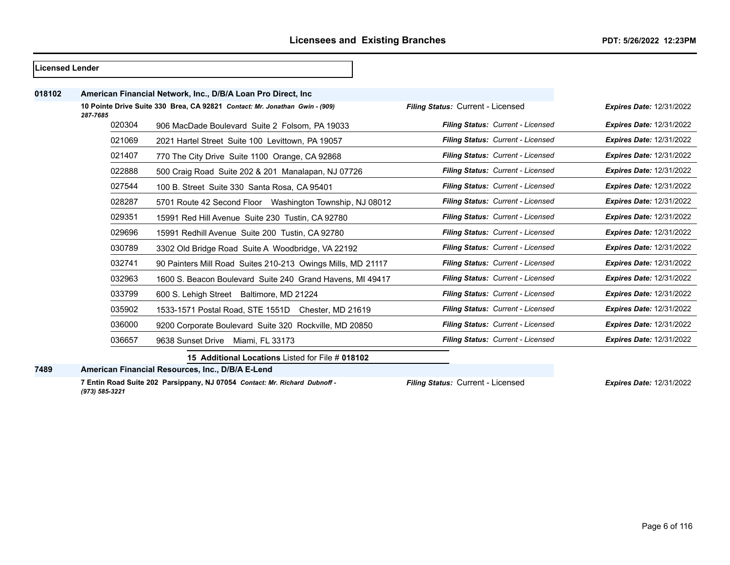**Licensed Lender**

**018102** **American Financial Network, Inc., D/B/A Loan Pro Direct, Inc**

**10 Pointe Drive Suite 330 Brea, CA 92821** *Contact: Mr. Jonathan Gwin - (909) 287-7685*

***Filing Status:*** Current - Licensed ***Expires Date:*** 12/31/2022

| | | | |
|---|---|---|---|
| 020304 | 906 MacDade Boulevard Suite 2 Folsom, PA 19033 | ***Filing Status:*** *Current - Licensed* | ***Expires Date:*** 12/31/2022 |
| 021069 | 2021 Hartel Street Suite 100 Levittown, PA 19057 | ***Filing Status:*** *Current - Licensed* | ***Expires Date:*** 12/31/2022 |
| 021407 | 770 The City Drive Suite 1100 Orange, CA 92868 | ***Filing Status:*** *Current - Licensed* | ***Expires Date:*** 12/31/2022 |
| 022888 | 500 Craig Road Suite 202 & 201 Manalapan, NJ 07726 | ***Filing Status:*** *Current - Licensed* | ***Expires Date:*** 12/31/2022 |
| 027544 | 100 B. Street Suite 330 Santa Rosa, CA 95401 | ***Filing Status:*** *Current - Licensed* | ***Expires Date:*** 12/31/2022 |
| 028287 | 5701 Route 42 Second Floor Washington Township, NJ 08012 | ***Filing Status:*** *Current - Licensed* | ***Expires Date:*** 12/31/2022 |
| 029351 | 15991 Red Hill Avenue Suite 230 Tustin, CA 92780 | ***Filing Status:*** *Current - Licensed* | ***Expires Date:*** 12/31/2022 |
| 029696 | 15991 Redhill Avenue Suite 200 Tustin, CA 92780 | ***Filing Status:*** *Current - Licensed* | ***Expires Date:*** 12/31/2022 |
| 030789 | 3302 Old Bridge Road Suite A Woodbridge, VA 22192 | ***Filing Status:*** *Current - Licensed* | ***Expires Date:*** 12/31/2022 |
| 032741 | 90 Painters Mill Road Suites 210-213 Owings Mills, MD 21117 | ***Filing Status:*** *Current - Licensed* | ***Expires Date:*** 12/31/2022 |
| 032963 | 1600 S. Beacon Boulevard Suite 240 Grand Havens, MI 49417 | ***Filing Status:*** *Current - Licensed* | ***Expires Date:*** 12/31/2022 |
| 033799 | 600 S. Lehigh Street Baltimore, MD 21224 | ***Filing Status:*** *Current - Licensed* | ***Expires Date:*** 12/31/2022 |
| 035902 | 1533-1571 Postal Road, STE 1551D Chester, MD 21619 | ***Filing Status:*** *Current - Licensed* | ***Expires Date:*** 12/31/2022 |
| 036000 | 9200 Corporate Boulevard Suite 320 Rockville, MD 20850 | ***Filing Status:*** *Current - Licensed* | ***Expires Date:*** 12/31/2022 |
| 036657 | 9638 Sunset Drive Miami, FL 33173 | ***Filing Status:*** *Current - Licensed* | ***Expires Date:*** 12/31/2022 |

**15 Additional Locations** Listed for File # **018102**

**7489** **American Financial Resources, Inc., D/B/A E-Lend**

**7 Entin Road Suite 202 Parsippany, NJ 07054** *Contact: Mr. Richard Dubnoff - (973) 585-3221*

***Filing Status:*** Current - Licensed ***Expires Date:*** 12/31/2022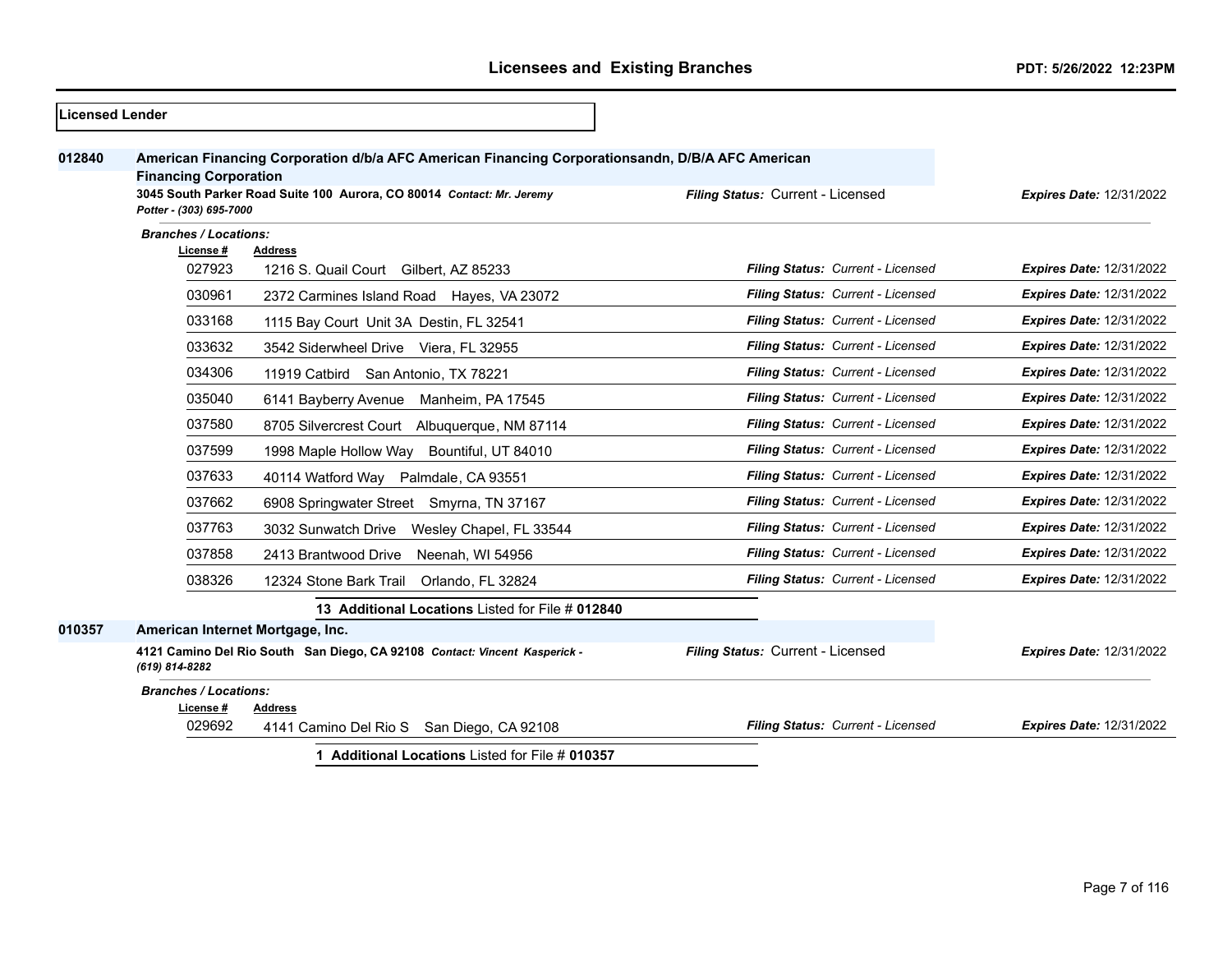**Licensed Lender**

**012840** **American Financing Corporation d/b/a AFC American Financing Corporationsandn, D/B/A AFC American Financing Corporation**

**3045 South Parker Road Suite 100 Aurora, CO 80014** *Contact: Mr. Jeremy Potter - (303) 695-7000*

*Filing Status:* Current - Licensed *Expires Date:* 12/31/2022

*Branches / Locations:*

| License # | Address | Filing Status | Expires Date |
|---|---|---|---|
| 027923 | 1216 S. Quail Court Gilbert, AZ 85233 | Current - Licensed | 12/31/2022 |
| 030961 | 2372 Carmines Island Road Hayes, VA 23072 | Current - Licensed | 12/31/2022 |
| 033168 | 1115 Bay Court Unit 3A Destin, FL 32541 | Current - Licensed | 12/31/2022 |
| 033632 | 3542 Siderwheel Drive Viera, FL 32955 | Current - Licensed | 12/31/2022 |
| 034306 | 11919 Catbird San Antonio, TX 78221 | Current - Licensed | 12/31/2022 |
| 035040 | 6141 Bayberry Avenue Manheim, PA 17545 | Current - Licensed | 12/31/2022 |
| 037580 | 8705 Silvercrest Court Albuquerque, NM 87114 | Current - Licensed | 12/31/2022 |
| 037599 | 1998 Maple Hollow Way Bountiful, UT 84010 | Current - Licensed | 12/31/2022 |
| 037633 | 40114 Watford Way Palmdale, CA 93551 | Current - Licensed | 12/31/2022 |
| 037662 | 6908 Springwater Street Smyrna, TN 37167 | Current - Licensed | 12/31/2022 |
| 037763 | 3032 Sunwatch Drive Wesley Chapel, FL 33544 | Current - Licensed | 12/31/2022 |
| 037858 | 2413 Brantwood Drive Neenah, WI 54956 | Current - Licensed | 12/31/2022 |
| 038326 | 12324 Stone Bark Trail Orlando, FL 32824 | Current - Licensed | 12/31/2022 |

**13 Additional Locations** Listed for File # **012840**

**010357** **American Internet Mortgage, Inc.**

**4121 Camino Del Rio South San Diego, CA 92108** *Contact: Vincent Kasperick - (619) 814-8282*

*Filing Status:* Current - Licensed *Expires Date:* 12/31/2022

*Branches / Locations:*

| License # | Address | Filing Status | Expires Date |
|---|---|---|---|
| 029692 | 4141 Camino Del Rio S San Diego, CA 92108 | Current - Licensed | 12/31/2022 |

**1 Additional Locations** Listed for File # **010357**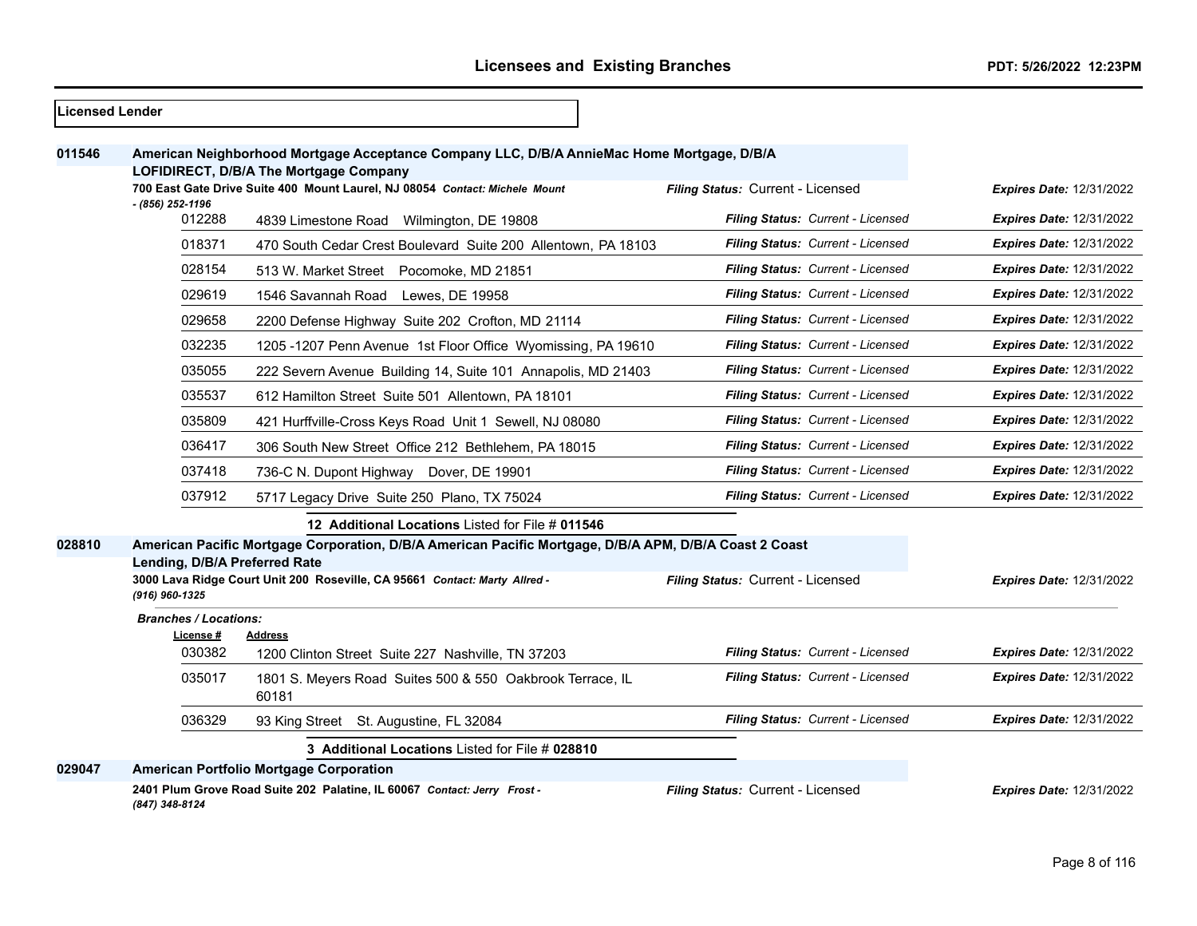**Licensed Lender**

**011546** **American Neighborhood Mortgage Acceptance Company LLC, D/B/A AnnieMac Home Mortgage, D/B/A LOFIDIRECT, D/B/A The Mortgage Company**

**700 East Gate Drive Suite 400 Mount Laurel, NJ 08054** *Contact: Michele Mount - (856) 252-1196*

*Filing Status:* Current - Licensed *Expires Date:* 12/31/2022

| License # | Address | Filing Status | Expires Date |
|---|---|---|---|
| 012288 | 4839 Limestone Road Wilmington, DE 19808 | Current - Licensed | 12/31/2022 |
| 018371 | 470 South Cedar Crest Boulevard Suite 200 Allentown, PA 18103 | Current - Licensed | 12/31/2022 |
| 028154 | 513 W. Market Street Pocomoke, MD 21851 | Current - Licensed | 12/31/2022 |
| 029619 | 1546 Savannah Road Lewes, DE 19958 | Current - Licensed | 12/31/2022 |
| 029658 | 2200 Defense Highway Suite 202 Crofton, MD 21114 | Current - Licensed | 12/31/2022 |
| 032235 | 1205 -1207 Penn Avenue 1st Floor Office Wyomissing, PA 19610 | Current - Licensed | 12/31/2022 |
| 035055 | 222 Severn Avenue Building 14, Suite 101 Annapolis, MD 21403 | Current - Licensed | 12/31/2022 |
| 035537 | 612 Hamilton Street Suite 501 Allentown, PA 18101 | Current - Licensed | 12/31/2022 |
| 035809 | 421 Hurffville-Cross Keys Road Unit 1 Sewell, NJ 08080 | Current - Licensed | 12/31/2022 |
| 036417 | 306 South New Street Office 212 Bethlehem, PA 18015 | Current - Licensed | 12/31/2022 |
| 037418 | 736-C N. Dupont Highway Dover, DE 19901 | Current - Licensed | 12/31/2022 |
| 037912 | 5717 Legacy Drive Suite 250 Plano, TX 75024 | Current - Licensed | 12/31/2022 |

**12 Additional Locations** Listed for File # **011546**

**028810** **American Pacific Mortgage Corporation, D/B/A American Pacific Mortgage, D/B/A APM, D/B/A Coast 2 Coast Lending, D/B/A Preferred Rate**

**3000 Lava Ridge Court Unit 200 Roseville, CA 95661** *Contact: Marty Allred - (916) 960-1325*

*Filing Status:* Current - Licensed *Expires Date:* 12/31/2022

*Branches / Locations:*

| License # | Address | Filing Status | Expires Date |
|---|---|---|---|
| 030382 | 1200 Clinton Street Suite 227 Nashville, TN 37203 | Current - Licensed | 12/31/2022 |
| 035017 | 1801 S. Meyers Road Suites 500 & 550 Oakbrook Terrace, IL 60181 | Current - Licensed | 12/31/2022 |
| 036329 | 93 King Street St. Augustine, FL 32084 | Current - Licensed | 12/31/2022 |

**3 Additional Locations** Listed for File # **028810**

**029047** **American Portfolio Mortgage Corporation**

**2401 Plum Grove Road Suite 202 Palatine, IL 60067** *Contact: Jerry Frost - (847) 348-8124*

*Filing Status:* Current - Licensed *Expires Date:* 12/31/2022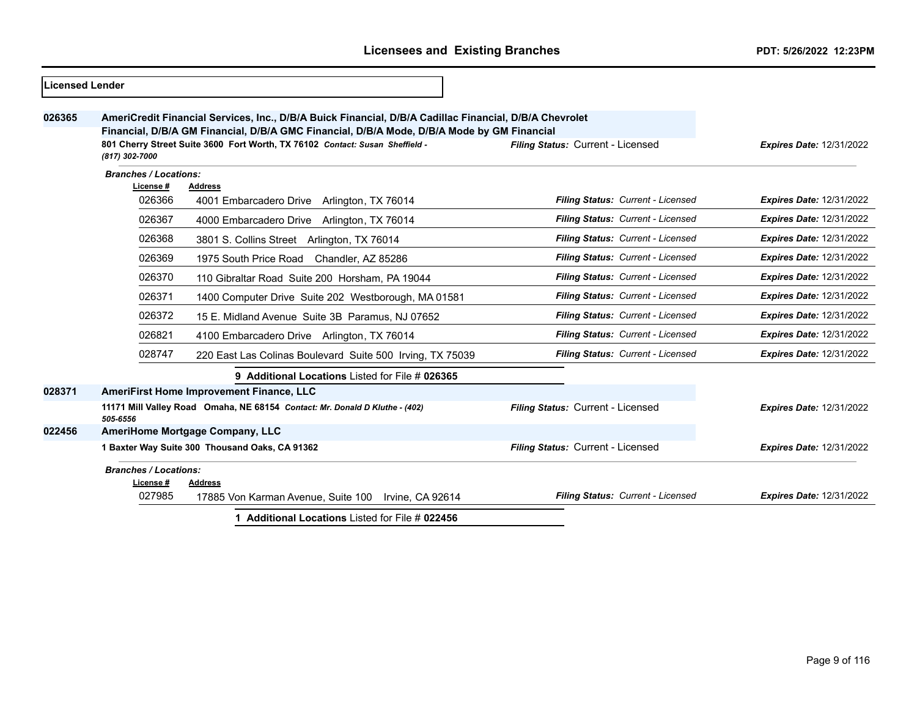## Licensed Lender

**026365** **AmeriCredit Financial Services, Inc., D/B/A Buick Financial, D/B/A Cadillac Financial, D/B/A Chevrolet Financial, D/B/A GM Financial, D/B/A GMC Financial, D/B/A Mode, D/B/A Mode by GM Financial**

**801 Cherry Street Suite 3600 Fort Worth, TX 76102** *Contact: Susan Sheffield - (817) 302-7000*

*Filing Status:* Current - Licensed — *Expires Date:* 12/31/2022

***Branches / Locations:***

| License # | Address | Filing Status | Expires Date |
|---|---|---|---|
| 026366 | 4001 Embarcadero Drive Arlington, TX 76014 | Current - Licensed | 12/31/2022 |
| 026367 | 4000 Embarcadero Drive Arlington, TX 76014 | Current - Licensed | 12/31/2022 |
| 026368 | 3801 S. Collins Street Arlington, TX 76014 | Current - Licensed | 12/31/2022 |
| 026369 | 1975 South Price Road Chandler, AZ 85286 | Current - Licensed | 12/31/2022 |
| 026370 | 110 Gibraltar Road Suite 200 Horsham, PA 19044 | Current - Licensed | 12/31/2022 |
| 026371 | 1400 Computer Drive Suite 202 Westborough, MA 01581 | Current - Licensed | 12/31/2022 |
| 026372 | 15 E. Midland Avenue Suite 3B Paramus, NJ 07652 | Current - Licensed | 12/31/2022 |
| 026821 | 4100 Embarcadero Drive Arlington, TX 76014 | Current - Licensed | 12/31/2022 |
| 028747 | 220 East Las Colinas Boulevard Suite 500 Irving, TX 75039 | Current - Licensed | 12/31/2022 |

**9 Additional Locations** Listed for File # **026365**

**028371** **AmeriFirst Home Improvement Finance, LLC**

**11171 Mill Valley Road Omaha, NE 68154** *Contact: Mr. Donald D Kluthe - (402) 505-6556*

*Filing Status:* Current - Licensed — *Expires Date:* 12/31/2022

**022456** **AmeriHome Mortgage Company, LLC**

**1 Baxter Way Suite 300 Thousand Oaks, CA 91362**

*Filing Status:* Current - Licensed — *Expires Date:* 12/31/2022

***Branches / Locations:***

| License # | Address | Filing Status | Expires Date |
|---|---|---|---|
| 027985 | 17885 Von Karman Avenue, Suite 100 Irvine, CA 92614 | Current - Licensed | 12/31/2022 |

**1 Additional Locations** Listed for File # **022456**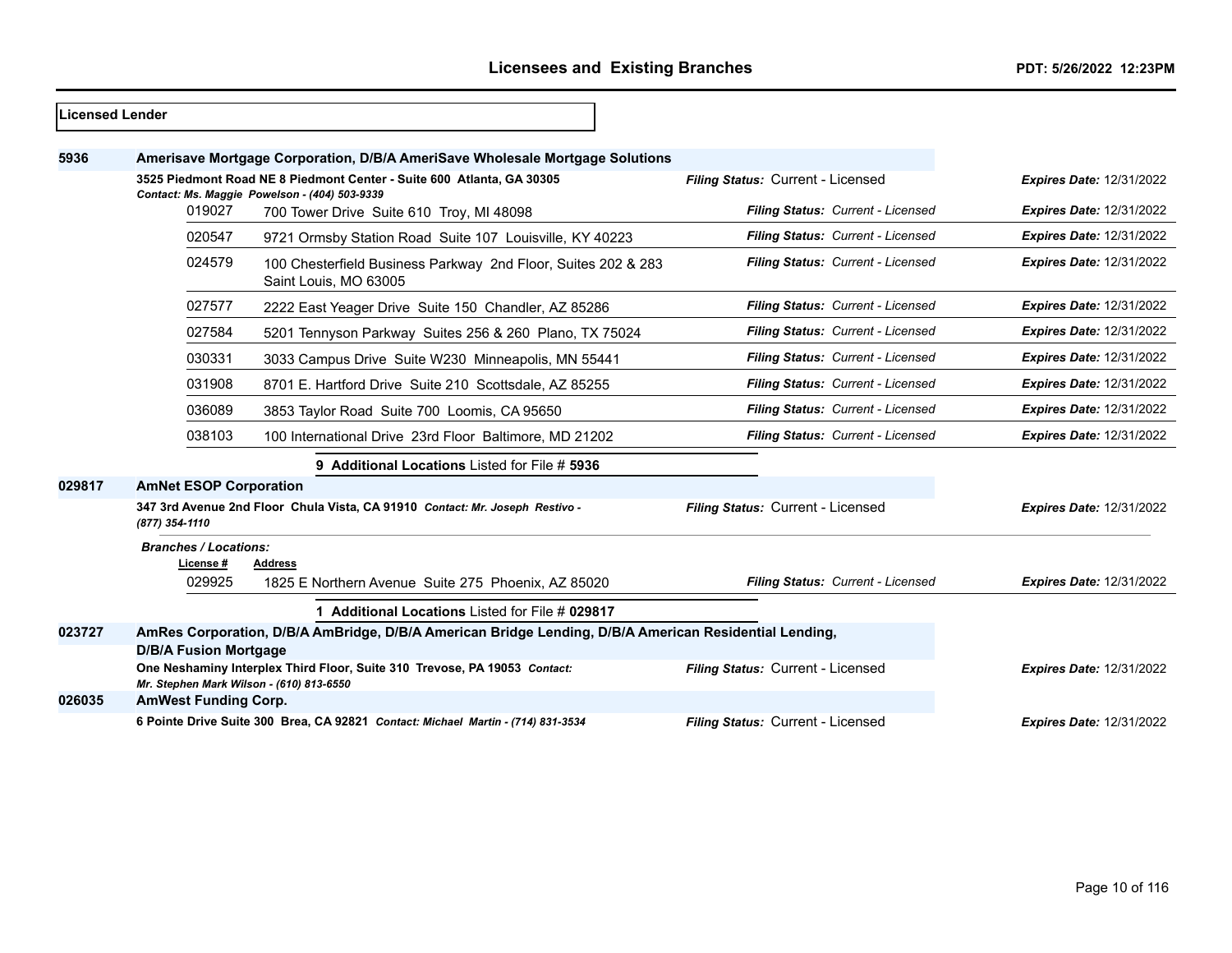**Licensed Lender**

**5936** **Amerisave Mortgage Corporation, D/B/A AmeriSave Wholesale Mortgage Solutions**

**3525 Piedmont Road NE 8 Piedmont Center - Suite 600 Atlanta, GA 30305**
*Contact: Ms. Maggie Powelson - (404) 503-9339*
*Filing Status:* Current - Licensed — *Expires Date:* 12/31/2022

| License # | Address | Filing Status | Expires Date |
|---|---|---|---|
| 019027 | 700 Tower Drive Suite 610 Troy, MI 48098 | Current - Licensed | 12/31/2022 |
| 020547 | 9721 Ormsby Station Road Suite 107 Louisville, KY 40223 | Current - Licensed | 12/31/2022 |
| 024579 | 100 Chesterfield Business Parkway 2nd Floor, Suites 202 & 283 Saint Louis, MO 63005 | Current - Licensed | 12/31/2022 |
| 027577 | 2222 East Yeager Drive Suite 150 Chandler, AZ 85286 | Current - Licensed | 12/31/2022 |
| 027584 | 5201 Tennyson Parkway Suites 256 & 260 Plano, TX 75024 | Current - Licensed | 12/31/2022 |
| 030331 | 3033 Campus Drive Suite W230 Minneapolis, MN 55441 | Current - Licensed | 12/31/2022 |
| 031908 | 8701 E. Hartford Drive Suite 210 Scottsdale, AZ 85255 | Current - Licensed | 12/31/2022 |
| 036089 | 3853 Taylor Road Suite 700 Loomis, CA 95650 | Current - Licensed | 12/31/2022 |
| 038103 | 100 International Drive 23rd Floor Baltimore, MD 21202 | Current - Licensed | 12/31/2022 |

**9 Additional Locations** Listed for File # **5936**

**029817** **AmNet ESOP Corporation**

**347 3rd Avenue 2nd Floor Chula Vista, CA 91910** *Contact: Mr. Joseph Restivo - (877) 354-1110*
*Filing Status:* Current - Licensed — *Expires Date:* 12/31/2022

*Branches / Locations:*

| License # | Address | Filing Status | Expires Date |
|---|---|---|---|
| 029925 | 1825 E Northern Avenue Suite 275 Phoenix, AZ 85020 | Current - Licensed | 12/31/2022 |

**1 Additional Locations** Listed for File # **029817**

**023727** **AmRes Corporation, D/B/A AmBridge, D/B/A American Bridge Lending, D/B/A American Residential Lending, D/B/A Fusion Mortgage**

**One Neshaminy Interplex Third Floor, Suite 310 Trevose, PA 19053** *Contact: Mr. Stephen Mark Wilson - (610) 813-6550*
*Filing Status:* Current - Licensed — *Expires Date:* 12/31/2022

**026035** **AmWest Funding Corp.**

**6 Pointe Drive Suite 300 Brea, CA 92821** *Contact: Michael Martin - (714) 831-3534*
*Filing Status:* Current - Licensed — *Expires Date:* 12/31/2022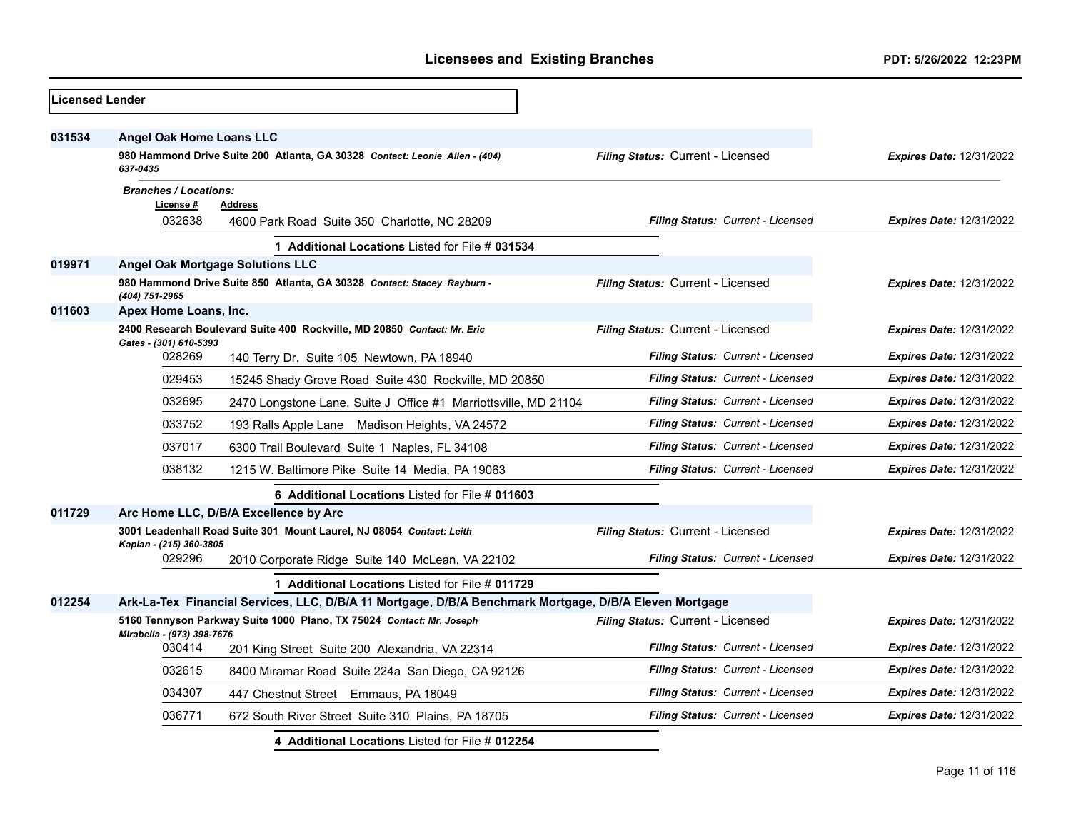**Licensed Lender**

| | | | |
|---|---|---|---|
| **031534** | **Angel Oak Home Loans LLC** | | |
| | **980 Hammond Drive Suite 200 Atlanta, GA 30328** *Contact: Leonie Allen - (404) 637-0435* | *Filing Status:* Current - Licensed | *Expires Date:* 12/31/2022 |
| | *Branches / Locations:* | | |
| | License # / Address | | |
| | 032638 — 4600 Park Road Suite 350 Charlotte, NC 28209 | *Filing Status: Current - Licensed* | *Expires Date:* 12/31/2022 |
| | **1 Additional Locations** Listed for File # **031534** | | |
| **019971** | **Angel Oak Mortgage Solutions LLC** | | |
| | **980 Hammond Drive Suite 850 Atlanta, GA 30328** *Contact: Stacey Rayburn - (404) 751-2965* | *Filing Status:* Current - Licensed | *Expires Date:* 12/31/2022 |
| **011603** | **Apex Home Loans, Inc.** | | |
| | **2400 Research Boulevard Suite 400 Rockville, MD 20850** *Contact: Mr. Eric Gates - (301) 610-5393* | *Filing Status:* Current - Licensed | *Expires Date:* 12/31/2022 |
| | 028269 — 140 Terry Dr. Suite 105 Newtown, PA 18940 | *Filing Status: Current - Licensed* | *Expires Date:* 12/31/2022 |
| | 029453 — 15245 Shady Grove Road Suite 430 Rockville, MD 20850 | *Filing Status: Current - Licensed* | *Expires Date:* 12/31/2022 |
| | 032695 — 2470 Longstone Lane, Suite J Office #1 Marriottsville, MD 21104 | *Filing Status: Current - Licensed* | *Expires Date:* 12/31/2022 |
| | 033752 — 193 Ralls Apple Lane Madison Heights, VA 24572 | *Filing Status: Current - Licensed* | *Expires Date:* 12/31/2022 |
| | 037017 — 6300 Trail Boulevard Suite 1 Naples, FL 34108 | *Filing Status: Current - Licensed* | *Expires Date:* 12/31/2022 |
| | 038132 — 1215 W. Baltimore Pike Suite 14 Media, PA 19063 | *Filing Status: Current - Licensed* | *Expires Date:* 12/31/2022 |
| | **6 Additional Locations** Listed for File # **011603** | | |
| **011729** | **Arc Home LLC, D/B/A Excellence by Arc** | | |
| | **3001 Leadenhall Road Suite 301 Mount Laurel, NJ 08054** *Contact: Leith Kaplan - (215) 360-3805* | *Filing Status:* Current - Licensed | *Expires Date:* 12/31/2022 |
| | 029296 — 2010 Corporate Ridge Suite 140 McLean, VA 22102 | *Filing Status: Current - Licensed* | *Expires Date:* 12/31/2022 |
| | **1 Additional Locations** Listed for File # **011729** | | |
| **012254** | **Ark-La-Tex Financial Services, LLC, D/B/A 11 Mortgage, D/B/A Benchmark Mortgage, D/B/A Eleven Mortgage** | | |
| | **5160 Tennyson Parkway Suite 1000 Plano, TX 75024** *Contact: Mr. Joseph Mirabella - (973) 398-7676* | *Filing Status:* Current - Licensed | *Expires Date:* 12/31/2022 |
| | 030414 — 201 King Street Suite 200 Alexandria, VA 22314 | *Filing Status: Current - Licensed* | *Expires Date:* 12/31/2022 |
| | 032615 — 8400 Miramar Road Suite 224a San Diego, CA 92126 | *Filing Status: Current - Licensed* | *Expires Date:* 12/31/2022 |
| | 034307 — 447 Chestnut Street Emmaus, PA 18049 | *Filing Status: Current - Licensed* | *Expires Date:* 12/31/2022 |
| | 036771 — 672 South River Street Suite 310 Plains, PA 18705 | *Filing Status: Current - Licensed* | *Expires Date:* 12/31/2022 |
| | **4 Additional Locations** Listed for File # **012254** | | |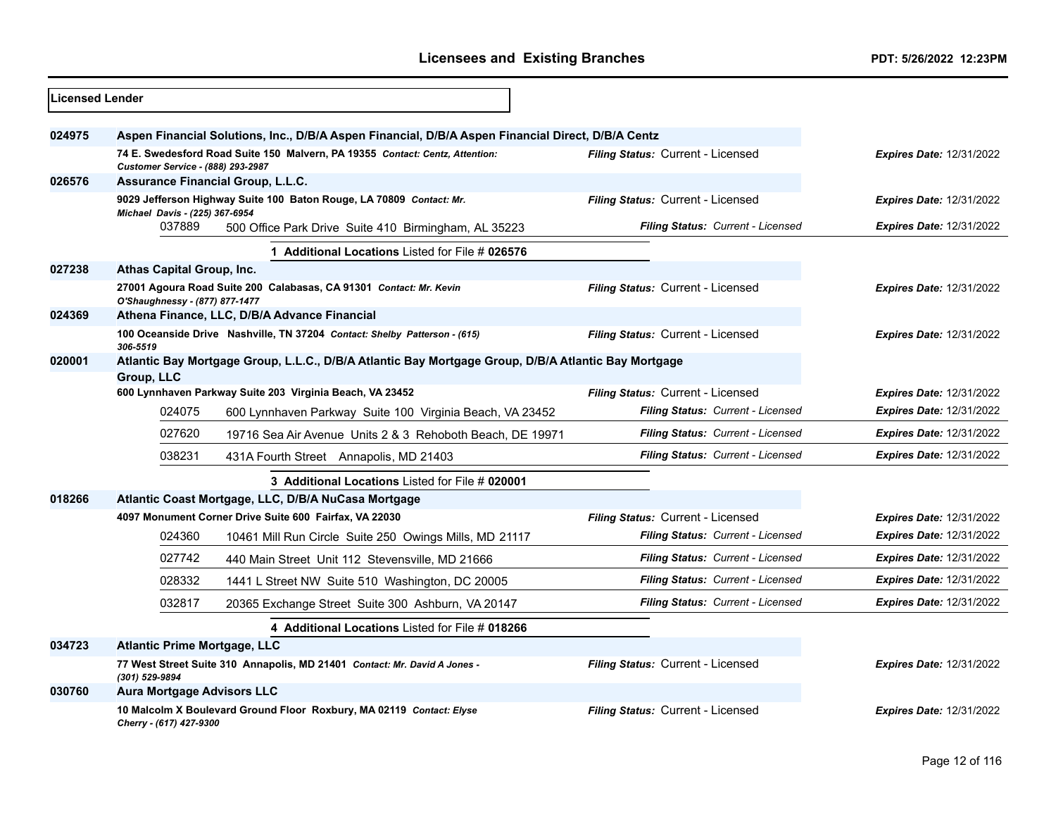# Licensees and Existing Branches

PDT: 5/26/2022 12:23PM

**Licensed Lender**

**024975** **Aspen Financial Solutions, Inc., D/B/A Aspen Financial, D/B/A Aspen Financial Direct, D/B/A Centz**

**74 E. Swedesford Road Suite 150 Malvern, PA 19355** ***Contact: Centz, Attention: Customer Service - (888) 293-2987***
*Filing Status:* Current - Licensed — *Expires Date:* 12/31/2022

**026576** **Assurance Financial Group, L.L.C.**

**9029 Jefferson Highway Suite 100 Baton Rouge, LA 70809** ***Contact: Mr. Michael Davis - (225) 367-6954***
*Filing Status:* Current - Licensed — *Expires Date:* 12/31/2022

| | | | |
|---|---|---|---|
| 037889 | 500 Office Park Drive Suite 410 Birmingham, AL 35223 | *Filing Status: Current - Licensed* | *Expires Date:* 12/31/2022 |

**1 Additional Locations** Listed for File # **026576**

**027238** **Athas Capital Group, Inc.**

**27001 Agoura Road Suite 200 Calabasas, CA 91301** ***Contact: Mr. Kevin O'Shaughnessy - (877) 877-1477***
*Filing Status:* Current - Licensed — *Expires Date:* 12/31/2022

**024369** **Athena Finance, LLC, D/B/A Advance Financial**

**100 Oceanside Drive Nashville, TN 37204** ***Contact: Shelby Patterson - (615) 306-5519***
*Filing Status:* Current - Licensed — *Expires Date:* 12/31/2022

**020001** **Atlantic Bay Mortgage Group, L.L.C., D/B/A Atlantic Bay Mortgage Group, D/B/A Atlantic Bay Mortgage Group, LLC**

**600 Lynnhaven Parkway Suite 203 Virginia Beach, VA 23452**
*Filing Status:* Current - Licensed — *Expires Date:* 12/31/2022

| | | | |
|---|---|---|---|
| 024075 | 600 Lynnhaven Parkway Suite 100 Virginia Beach, VA 23452 | *Filing Status: Current - Licensed* | *Expires Date:* 12/31/2022 |
| 027620 | 19716 Sea Air Avenue Units 2 & 3 Rehoboth Beach, DE 19971 | *Filing Status: Current - Licensed* | *Expires Date:* 12/31/2022 |
| 038231 | 431A Fourth Street Annapolis, MD 21403 | *Filing Status: Current - Licensed* | *Expires Date:* 12/31/2022 |

**3 Additional Locations** Listed for File # **020001**

**018266** **Atlantic Coast Mortgage, LLC, D/B/A NuCasa Mortgage**

**4097 Monument Corner Drive Suite 600 Fairfax, VA 22030**
*Filing Status:* Current - Licensed — *Expires Date:* 12/31/2022

| | | | |
|---|---|---|---|
| 024360 | 10461 Mill Run Circle Suite 250 Owings Mills, MD 21117 | *Filing Status: Current - Licensed* | *Expires Date:* 12/31/2022 |
| 027742 | 440 Main Street Unit 112 Stevensville, MD 21666 | *Filing Status: Current - Licensed* | *Expires Date:* 12/31/2022 |
| 028332 | 1441 L Street NW Suite 510 Washington, DC 20005 | *Filing Status: Current - Licensed* | *Expires Date:* 12/31/2022 |
| 032817 | 20365 Exchange Street Suite 300 Ashburn, VA 20147 | *Filing Status: Current - Licensed* | *Expires Date:* 12/31/2022 |

**4 Additional Locations** Listed for File # **018266**

**034723** **Atlantic Prime Mortgage, LLC**

**77 West Street Suite 310 Annapolis, MD 21401** ***Contact: Mr. David A Jones - (301) 529-9894***
*Filing Status:* Current - Licensed — *Expires Date:* 12/31/2022

**030760** **Aura Mortgage Advisors LLC**

**10 Malcolm X Boulevard Ground Floor Roxbury, MA 02119** ***Contact: Elyse Cherry - (617) 427-9300***
*Filing Status:* Current - Licensed — *Expires Date:* 12/31/2022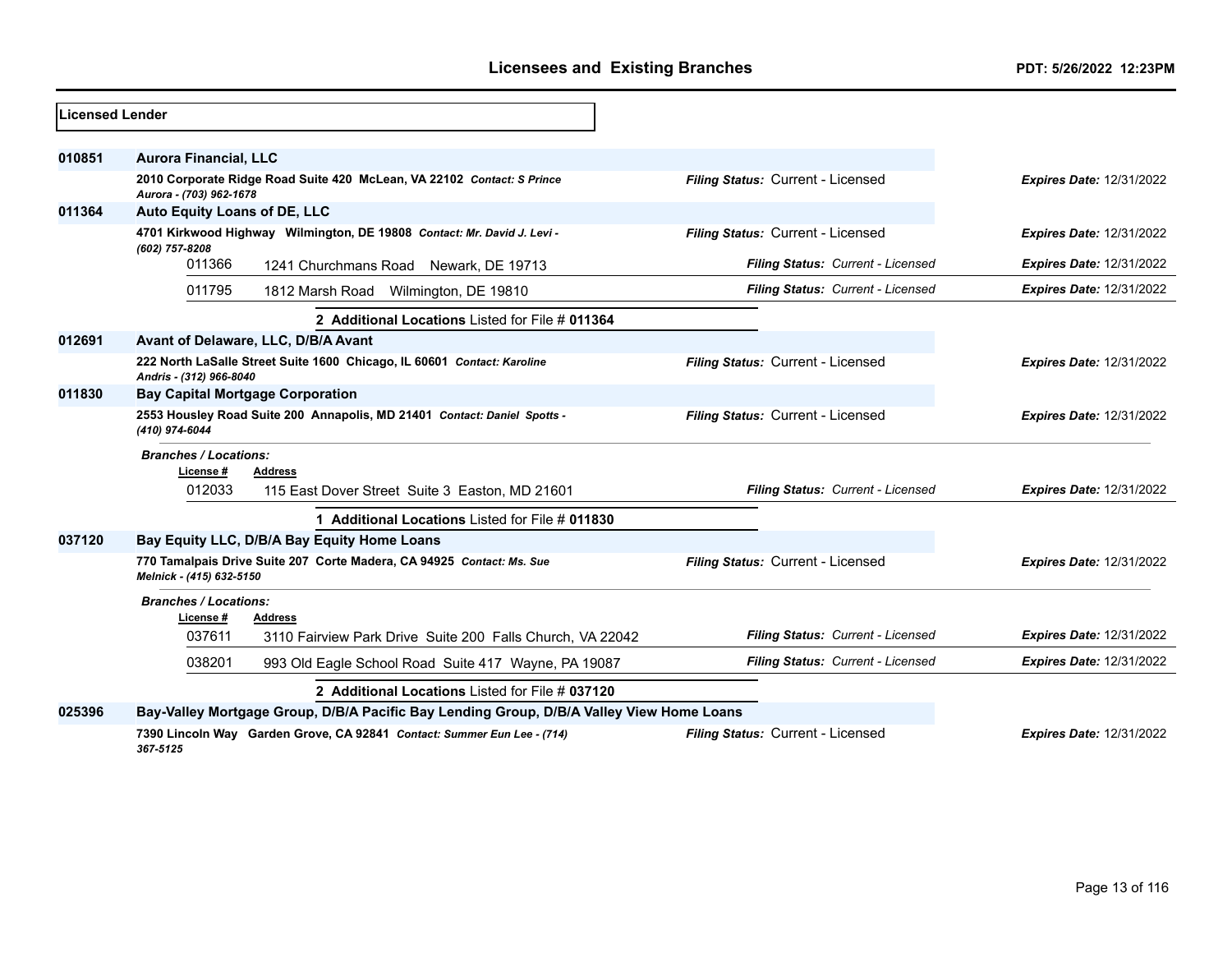## Licensees and Existing Branches

PDT: 5/26/2022 12:23PM

**Licensed Lender**

**010851 Aurora Financial, LLC**

**2010 Corporate Ridge Road Suite 420 McLean, VA 22102** ***Contact: S Prince Aurora - (703) 962-1678***

*Filing Status:* Current - Licensed — *Expires Date:* 12/31/2022

**011364 Auto Equity Loans of DE, LLC**

**4701 Kirkwood Highway Wilmington, DE 19808** ***Contact: Mr. David J. Levi - (602) 757-8208***

*Filing Status:* Current - Licensed — *Expires Date:* 12/31/2022

| License # | Address | Filing Status | Expires Date |
|---|---|---|---|
| 011366 | 1241 Churchmans Road Newark, DE 19713 | Current - Licensed | 12/31/2022 |
| 011795 | 1812 Marsh Road Wilmington, DE 19810 | Current - Licensed | 12/31/2022 |

**2 Additional Locations** Listed for File # **011364**

**012691 Avant of Delaware, LLC, D/B/A Avant**

**222 North LaSalle Street Suite 1600 Chicago, IL 60601** ***Contact: Karoline Andris - (312) 966-8040***

*Filing Status:* Current - Licensed — *Expires Date:* 12/31/2022

**011830 Bay Capital Mortgage Corporation**

**2553 Housley Road Suite 200 Annapolis, MD 21401** ***Contact: Daniel Spotts - (410) 974-6044***

*Filing Status:* Current - Licensed — *Expires Date:* 12/31/2022

*Branches / Locations:*

| License # | Address | Filing Status | Expires Date |
|---|---|---|---|
| 012033 | 115 East Dover Street Suite 3 Easton, MD 21601 | Current - Licensed | 12/31/2022 |

**1 Additional Locations** Listed for File # **011830**

**037120 Bay Equity LLC, D/B/A Bay Equity Home Loans**

**770 Tamalpais Drive Suite 207 Corte Madera, CA 94925** ***Contact: Ms. Sue Melnick - (415) 632-5150***

*Filing Status:* Current - Licensed — *Expires Date:* 12/31/2022

*Branches / Locations:*

| License # | Address | Filing Status | Expires Date |
|---|---|---|---|
| 037611 | 3110 Fairview Park Drive Suite 200 Falls Church, VA 22042 | Current - Licensed | 12/31/2022 |
| 038201 | 993 Old Eagle School Road Suite 417 Wayne, PA 19087 | Current - Licensed | 12/31/2022 |

**2 Additional Locations** Listed for File # **037120**

**025396 Bay-Valley Mortgage Group, D/B/A Pacific Bay Lending Group, D/B/A Valley View Home Loans**

**7390 Lincoln Way Garden Grove, CA 92841** ***Contact: Summer Eun Lee - (714) 367-5125***

*Filing Status:* Current - Licensed — *Expires Date:* 12/31/2022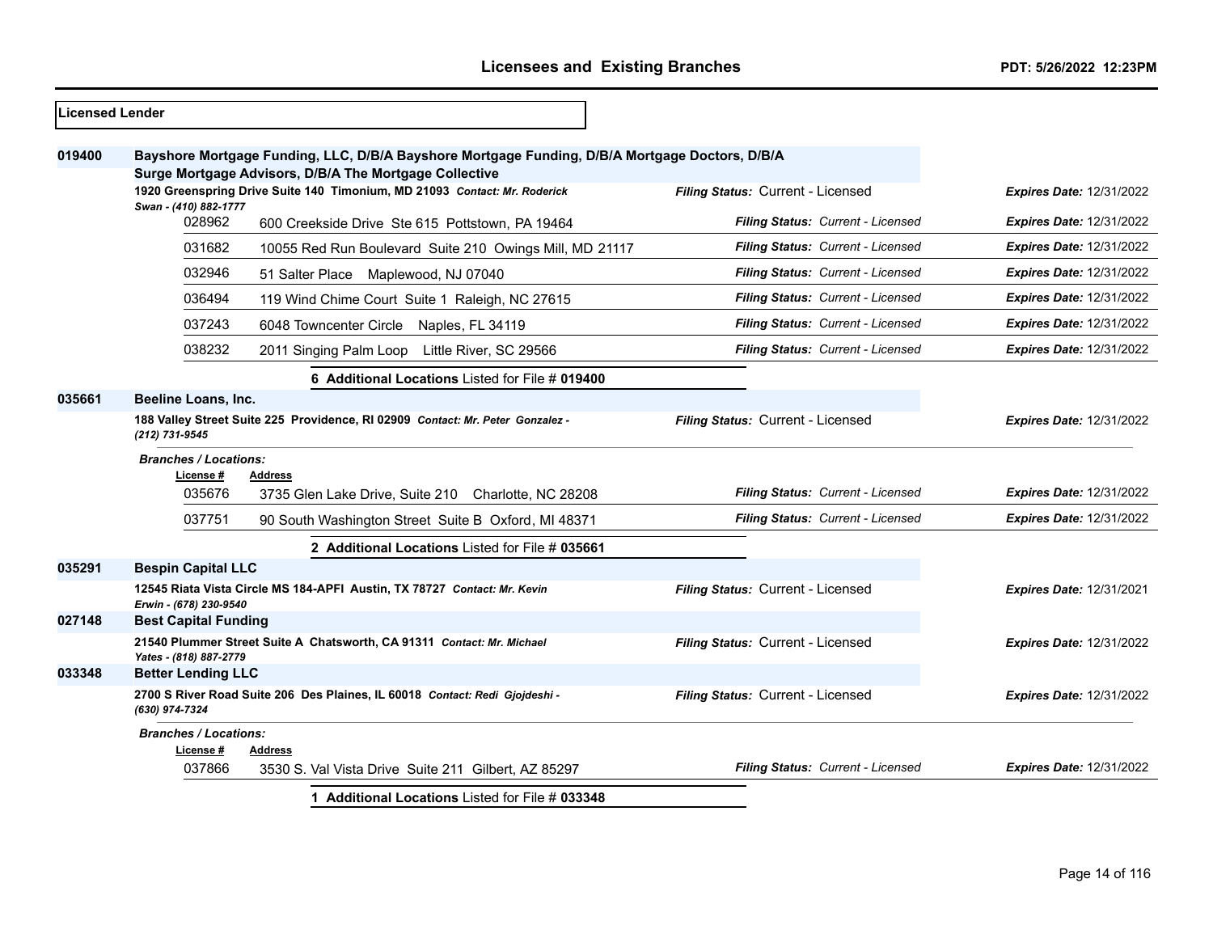**Licensed Lender**

**019400** **Bayshore Mortgage Funding, LLC, D/B/A Bayshore Mortgage Funding, D/B/A Mortgage Doctors, D/B/A Surge Mortgage Advisors, D/B/A The Mortgage Collective**

**1920 Greenspring Drive Suite 140 Timonium, MD 21093** ***Contact: Mr. Roderick Swan - (410) 882-1777*** — *Filing Status:* Current - Licensed — *Expires Date:* 12/31/2022

| License # | Address | Filing Status | Expires Date |
|---|---|---|---|
| 028962 | 600 Creekside Drive Ste 615 Pottstown, PA 19464 | Current - Licensed | 12/31/2022 |
| 031682 | 10055 Red Run Boulevard Suite 210 Owings Mill, MD 21117 | Current - Licensed | 12/31/2022 |
| 032946 | 51 Salter Place Maplewood, NJ 07040 | Current - Licensed | 12/31/2022 |
| 036494 | 119 Wind Chime Court Suite 1 Raleigh, NC 27615 | Current - Licensed | 12/31/2022 |
| 037243 | 6048 Towncenter Circle Naples, FL 34119 | Current - Licensed | 12/31/2022 |
| 038232 | 2011 Singing Palm Loop Little River, SC 29566 | Current - Licensed | 12/31/2022 |

**6 Additional Locations** Listed for File # **019400**

**035661** **Beeline Loans, Inc.**

**188 Valley Street Suite 225 Providence, RI 02909** ***Contact: Mr. Peter Gonzalez - (212) 731-9545*** — *Filing Status:* Current - Licensed — *Expires Date:* 12/31/2022

*Branches / Locations:*

| License # | Address | Filing Status | Expires Date |
|---|---|---|---|
| 035676 | 3735 Glen Lake Drive, Suite 210 Charlotte, NC 28208 | Current - Licensed | 12/31/2022 |
| 037751 | 90 South Washington Street Suite B Oxford, MI 48371 | Current - Licensed | 12/31/2022 |

**2 Additional Locations** Listed for File # **035661**

**035291** **Bespin Capital LLC**

**12545 Riata Vista Circle MS 184-APFI Austin, TX 78727** ***Contact: Mr. Kevin Erwin - (678) 230-9540*** — *Filing Status:* Current - Licensed — *Expires Date:* 12/31/2021

**027148** **Best Capital Funding**

**21540 Plummer Street Suite A Chatsworth, CA 91311** ***Contact: Mr. Michael Yates - (818) 887-2779*** — *Filing Status:* Current - Licensed — *Expires Date:* 12/31/2022

**033348** **Better Lending LLC**

**2700 S River Road Suite 206 Des Plaines, IL 60018** ***Contact: Redi Gjojdeshi - (630) 974-7324*** — *Filing Status:* Current - Licensed — *Expires Date:* 12/31/2022

*Branches / Locations:*

| License # | Address | Filing Status | Expires Date |
|---|---|---|---|
| 037866 | 3530 S. Val Vista Drive Suite 211 Gilbert, AZ 85297 | Current - Licensed | 12/31/2022 |

**1 Additional Locations** Listed for File # **033348**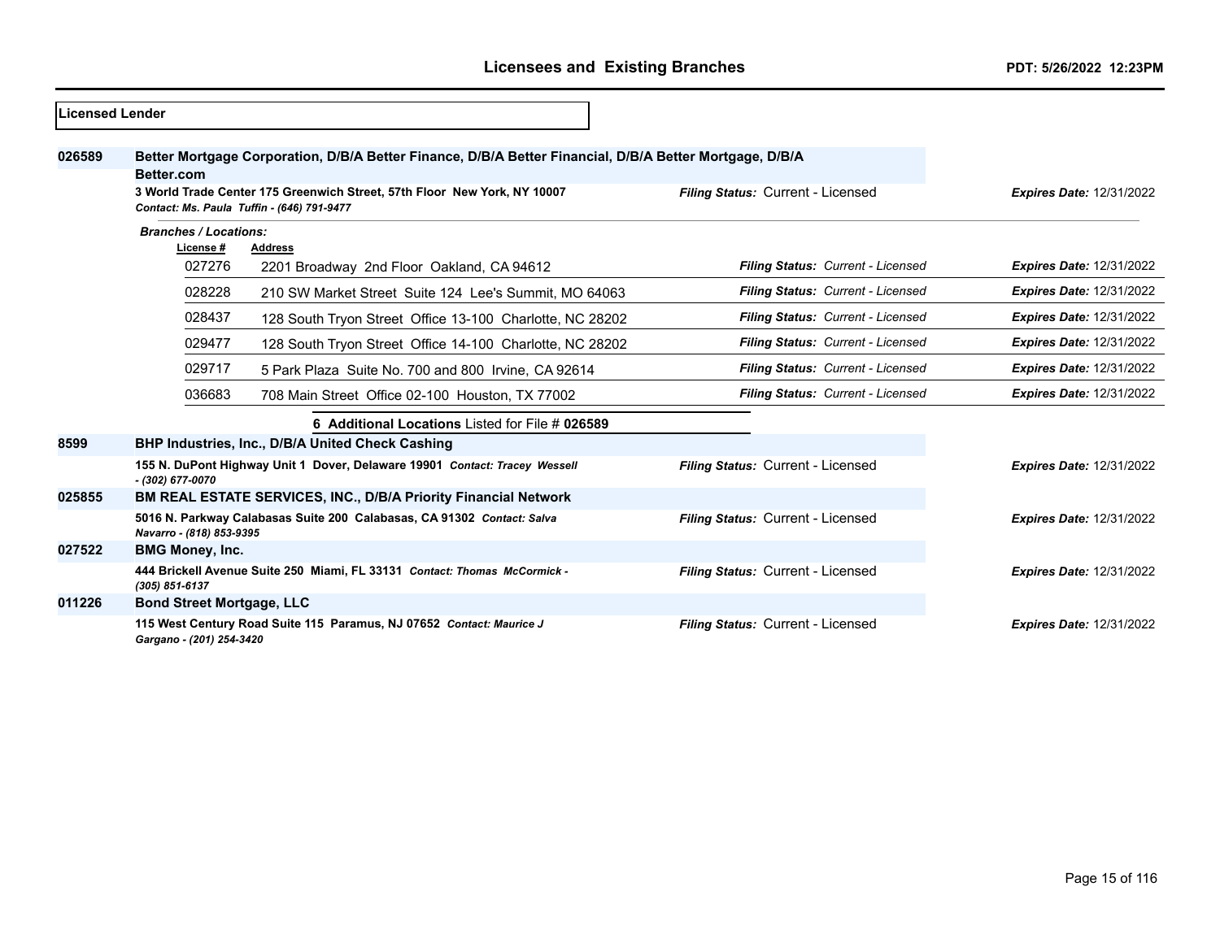**Licensed Lender**

**026589** **Better Mortgage Corporation, D/B/A Better Finance, D/B/A Better Financial, D/B/A Better Mortgage, D/B/A Better.com**

**3 World Trade Center 175 Greenwich Street, 57th Floor New York, NY 10007**
***Contact: Ms. Paula Tuffin - (646) 791-9477***

*Filing Status:* Current - Licensed *Expires Date:* 12/31/2022

***Branches / Locations:***

| License # | Address | Filing Status | Expires Date |
|---|---|---|---|
| 027276 | 2201 Broadway 2nd Floor Oakland, CA 94612 | Current - Licensed | 12/31/2022 |
| 028228 | 210 SW Market Street Suite 124 Lee's Summit, MO 64063 | Current - Licensed | 12/31/2022 |
| 028437 | 128 South Tryon Street Office 13-100 Charlotte, NC 28202 | Current - Licensed | 12/31/2022 |
| 029477 | 128 South Tryon Street Office 14-100 Charlotte, NC 28202 | Current - Licensed | 12/31/2022 |
| 029717 | 5 Park Plaza Suite No. 700 and 800 Irvine, CA 92614 | Current - Licensed | 12/31/2022 |
| 036683 | 708 Main Street Office 02-100 Houston, TX 77002 | Current - Licensed | 12/31/2022 |

**6 Additional Locations** Listed for File # **026589**

**8599** **BHP Industries, Inc., D/B/A United Check Cashing**

**155 N. DuPont Highway Unit 1 Dover, Delaware 19901** ***Contact: Tracey Wessell - (302) 677-0070***

*Filing Status:* Current - Licensed *Expires Date:* 12/31/2022

**025855** **BM REAL ESTATE SERVICES, INC., D/B/A Priority Financial Network**

**5016 N. Parkway Calabasas Suite 200 Calabasas, CA 91302** ***Contact: Salva Navarro - (818) 853-9395***

*Filing Status:* Current - Licensed *Expires Date:* 12/31/2022

**027522** **BMG Money, Inc.**

**444 Brickell Avenue Suite 250 Miami, FL 33131** ***Contact: Thomas McCormick - (305) 851-6137***

*Filing Status:* Current - Licensed *Expires Date:* 12/31/2022

**011226** **Bond Street Mortgage, LLC**

**115 West Century Road Suite 115 Paramus, NJ 07652** ***Contact: Maurice J Gargano - (201) 254-3420***

*Filing Status:* Current - Licensed *Expires Date:* 12/31/2022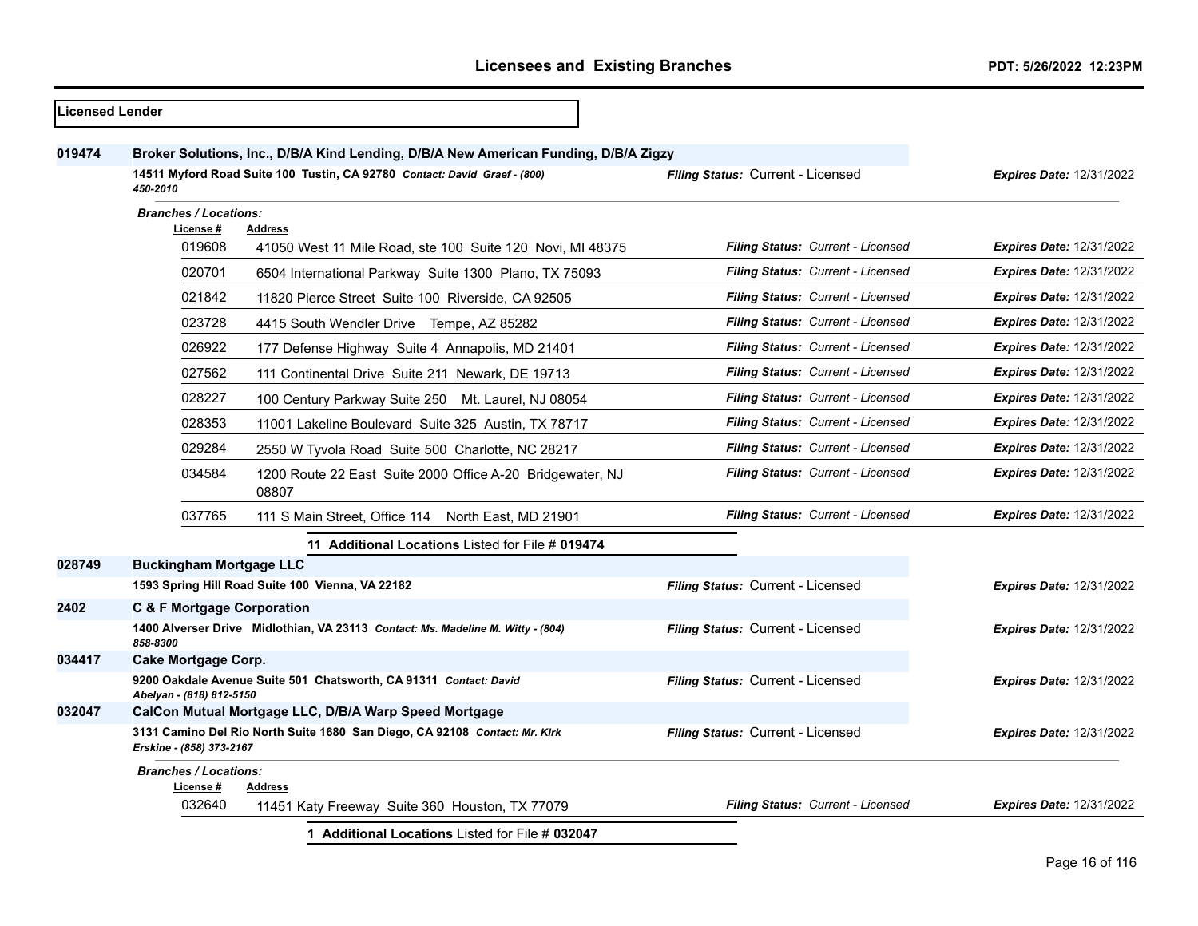**Licensed Lender**

**019474** **Broker Solutions, Inc., D/B/A Kind Lending, D/B/A New American Funding, D/B/A Zigzy**

**14511 Myford Road Suite 100 Tustin, CA 92780** *Contact: David Graef - (800) 450-2010*

*Filing Status:* Current - Licensed *Expires Date:* 12/31/2022

*Branches / Locations:*

| License # | Address | Filing Status | Expires Date |
|---|---|---|---|
| 019608 | 41050 West 11 Mile Road, ste 100 Suite 120 Novi, MI 48375 | *Current - Licensed* | 12/31/2022 |
| 020701 | 6504 International Parkway Suite 1300 Plano, TX 75093 | *Current - Licensed* | 12/31/2022 |
| 021842 | 11820 Pierce Street Suite 100 Riverside, CA 92505 | *Current - Licensed* | 12/31/2022 |
| 023728 | 4415 South Wendler Drive Tempe, AZ 85282 | *Current - Licensed* | 12/31/2022 |
| 026922 | 177 Defense Highway Suite 4 Annapolis, MD 21401 | *Current - Licensed* | 12/31/2022 |
| 027562 | 111 Continental Drive Suite 211 Newark, DE 19713 | *Current - Licensed* | 12/31/2022 |
| 028227 | 100 Century Parkway Suite 250 Mt. Laurel, NJ 08054 | *Current - Licensed* | 12/31/2022 |
| 028353 | 11001 Lakeline Boulevard Suite 325 Austin, TX 78717 | *Current - Licensed* | 12/31/2022 |
| 029284 | 2550 W Tyvola Road Suite 500 Charlotte, NC 28217 | *Current - Licensed* | 12/31/2022 |
| 034584 | 1200 Route 22 East Suite 2000 Office A-20 Bridgewater, NJ 08807 | *Current - Licensed* | 12/31/2022 |
| 037765 | 111 S Main Street, Office 114 North East, MD 21901 | *Current - Licensed* | 12/31/2022 |

**11 Additional Locations** Listed for File # **019474**

**028749** **Buckingham Mortgage LLC**

**1593 Spring Hill Road Suite 100 Vienna, VA 22182**

*Filing Status:* Current - Licensed *Expires Date:* 12/31/2022

**2402** **C & F Mortgage Corporation**

**1400 Alverser Drive Midlothian, VA 23113** *Contact: Ms. Madeline M. Witty - (804) 858-8300*

*Filing Status:* Current - Licensed *Expires Date:* 12/31/2022

**034417** **Cake Mortgage Corp.**

**9200 Oakdale Avenue Suite 501 Chatsworth, CA 91311** *Contact: David Abelyan - (818) 812-5150*

*Filing Status:* Current - Licensed *Expires Date:* 12/31/2022

**032047** **CalCon Mutual Mortgage LLC, D/B/A Warp Speed Mortgage**

**3131 Camino Del Rio North Suite 1680 San Diego, CA 92108** *Contact: Mr. Kirk Erskine - (858) 373-2167*

*Filing Status:* Current - Licensed *Expires Date:* 12/31/2022

*Branches / Locations:*

| License # | Address | Filing Status | Expires Date |
|---|---|---|---|
| 032640 | 11451 Katy Freeway Suite 360 Houston, TX 77079 | *Current - Licensed* | 12/31/2022 |

**1 Additional Locations** Listed for File # **032047**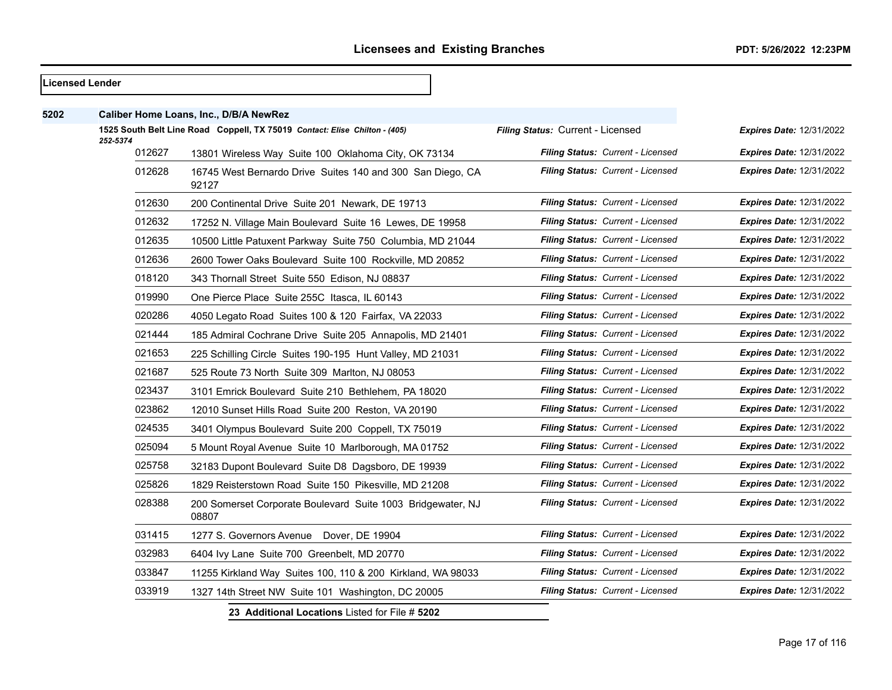**Licensed Lender**

**5202** **Caliber Home Loans, Inc., D/B/A NewRez**

**1525 South Belt Line Road Coppell, TX 75019** ***Contact: Elise Chilton - (405) 252-5374*** ***Filing Status:*** Current - Licensed ***Expires Date:*** 12/31/2022

| Branch | Address | Filing Status | Expires Date |
|---|---|---|---|
| 012627 | 13801 Wireless Way Suite 100 Oklahoma City, OK 73134 | ***Filing Status:*** *Current - Licensed* | ***Expires Date:*** 12/31/2022 |
| 012628 | 16745 West Bernardo Drive Suites 140 and 300 San Diego, CA 92127 | ***Filing Status:*** *Current - Licensed* | ***Expires Date:*** 12/31/2022 |
| 012630 | 200 Continental Drive Suite 201 Newark, DE 19713 | ***Filing Status:*** *Current - Licensed* | ***Expires Date:*** 12/31/2022 |
| 012632 | 17252 N. Village Main Boulevard Suite 16 Lewes, DE 19958 | ***Filing Status:*** *Current - Licensed* | ***Expires Date:*** 12/31/2022 |
| 012635 | 10500 Little Patuxent Parkway Suite 750 Columbia, MD 21044 | ***Filing Status:*** *Current - Licensed* | ***Expires Date:*** 12/31/2022 |
| 012636 | 2600 Tower Oaks Boulevard Suite 100 Rockville, MD 20852 | ***Filing Status:*** *Current - Licensed* | ***Expires Date:*** 12/31/2022 |
| 018120 | 343 Thornall Street Suite 550 Edison, NJ 08837 | ***Filing Status:*** *Current - Licensed* | ***Expires Date:*** 12/31/2022 |
| 019990 | One Pierce Place Suite 255C Itasca, IL 60143 | ***Filing Status:*** *Current - Licensed* | ***Expires Date:*** 12/31/2022 |
| 020286 | 4050 Legato Road Suites 100 & 120 Fairfax, VA 22033 | ***Filing Status:*** *Current - Licensed* | ***Expires Date:*** 12/31/2022 |
| 021444 | 185 Admiral Cochrane Drive Suite 205 Annapolis, MD 21401 | ***Filing Status:*** *Current - Licensed* | ***Expires Date:*** 12/31/2022 |
| 021653 | 225 Schilling Circle Suites 190-195 Hunt Valley, MD 21031 | ***Filing Status:*** *Current - Licensed* | ***Expires Date:*** 12/31/2022 |
| 021687 | 525 Route 73 North Suite 309 Marlton, NJ 08053 | ***Filing Status:*** *Current - Licensed* | ***Expires Date:*** 12/31/2022 |
| 023437 | 3101 Emrick Boulevard Suite 210 Bethlehem, PA 18020 | ***Filing Status:*** *Current - Licensed* | ***Expires Date:*** 12/31/2022 |
| 023862 | 12010 Sunset Hills Road Suite 200 Reston, VA 20190 | ***Filing Status:*** *Current - Licensed* | ***Expires Date:*** 12/31/2022 |
| 024535 | 3401 Olympus Boulevard Suite 200 Coppell, TX 75019 | ***Filing Status:*** *Current - Licensed* | ***Expires Date:*** 12/31/2022 |
| 025094 | 5 Mount Royal Avenue Suite 10 Marlborough, MA 01752 | ***Filing Status:*** *Current - Licensed* | ***Expires Date:*** 12/31/2022 |
| 025758 | 32183 Dupont Boulevard Suite D8 Dagsboro, DE 19939 | ***Filing Status:*** *Current - Licensed* | ***Expires Date:*** 12/31/2022 |
| 025826 | 1829 Reisterstown Road Suite 150 Pikesville, MD 21208 | ***Filing Status:*** *Current - Licensed* | ***Expires Date:*** 12/31/2022 |
| 028388 | 200 Somerset Corporate Boulevard Suite 1003 Bridgewater, NJ 08807 | ***Filing Status:*** *Current - Licensed* | ***Expires Date:*** 12/31/2022 |
| 031415 | 1277 S. Governors Avenue Dover, DE 19904 | ***Filing Status:*** *Current - Licensed* | ***Expires Date:*** 12/31/2022 |
| 032983 | 6404 Ivy Lane Suite 700 Greenbelt, MD 20770 | ***Filing Status:*** *Current - Licensed* | ***Expires Date:*** 12/31/2022 |
| 033847 | 11255 Kirkland Way Suites 100, 110 & 200 Kirkland, WA 98033 | ***Filing Status:*** *Current - Licensed* | ***Expires Date:*** 12/31/2022 |
| 033919 | 1327 14th Street NW Suite 101 Washington, DC 20005 | ***Filing Status:*** *Current - Licensed* | ***Expires Date:*** 12/31/2022 |

**23 Additional Locations** Listed for File # **5202**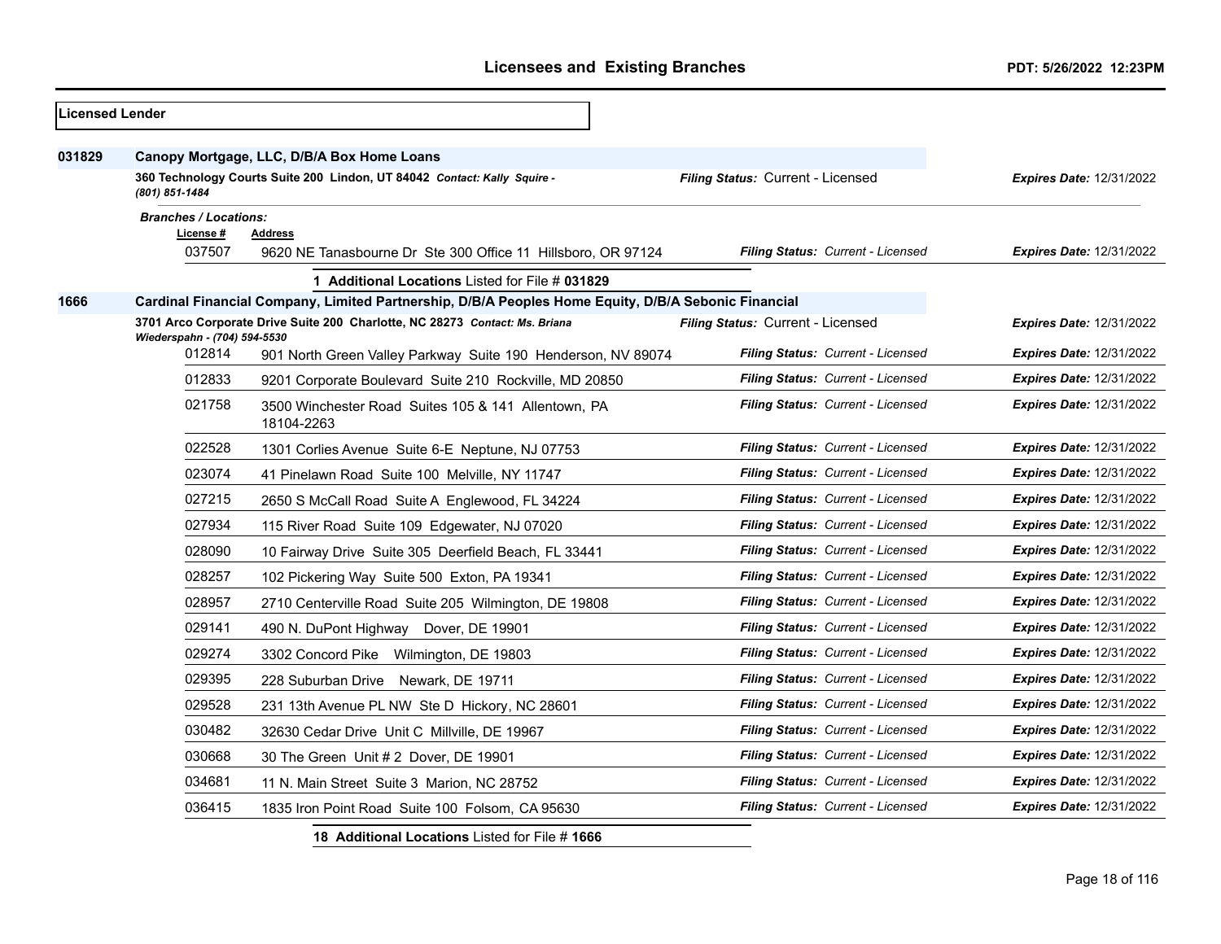## Licensed Lender

**031829** **Canopy Mortgage, LLC, D/B/A Box Home Loans**

**360 Technology Courts Suite 200 Lindon, UT 84042** *Contact: Kally Squire - (801) 851-1484*

*Filing Status:* Current - Licensed *Expires Date:* 12/31/2022

*Branches / Locations:*

| License # | Address | Filing Status | Expires Date |
|---|---|---|---|
| 037507 | 9620 NE Tanasbourne Dr Ste 300 Office 11 Hillsboro, OR 97124 | Current - Licensed | 12/31/2022 |

**1 Additional Locations** Listed for File # **031829**

**1666** **Cardinal Financial Company, Limited Partnership, D/B/A Peoples Home Equity, D/B/A Sebonic Financial**

**3701 Arco Corporate Drive Suite 200 Charlotte, NC 28273** *Contact: Ms. Briana Wiederspahn - (704) 594-5530*

*Filing Status:* Current - Licensed *Expires Date:* 12/31/2022

| License # | Address | Filing Status | Expires Date |
|---|---|---|---|
| 012814 | 901 North Green Valley Parkway Suite 190 Henderson, NV 89074 | Current - Licensed | 12/31/2022 |
| 012833 | 9201 Corporate Boulevard Suite 210 Rockville, MD 20850 | Current - Licensed | 12/31/2022 |
| 021758 | 3500 Winchester Road Suites 105 & 141 Allentown, PA 18104-2263 | Current - Licensed | 12/31/2022 |
| 022528 | 1301 Corlies Avenue Suite 6-E Neptune, NJ 07753 | Current - Licensed | 12/31/2022 |
| 023074 | 41 Pinelawn Road Suite 100 Melville, NY 11747 | Current - Licensed | 12/31/2022 |
| 027215 | 2650 S McCall Road Suite A Englewood, FL 34224 | Current - Licensed | 12/31/2022 |
| 027934 | 115 River Road Suite 109 Edgewater, NJ 07020 | Current - Licensed | 12/31/2022 |
| 028090 | 10 Fairway Drive Suite 305 Deerfield Beach, FL 33441 | Current - Licensed | 12/31/2022 |
| 028257 | 102 Pickering Way Suite 500 Exton, PA 19341 | Current - Licensed | 12/31/2022 |
| 028957 | 2710 Centerville Road Suite 205 Wilmington, DE 19808 | Current - Licensed | 12/31/2022 |
| 029141 | 490 N. DuPont Highway Dover, DE 19901 | Current - Licensed | 12/31/2022 |
| 029274 | 3302 Concord Pike Wilmington, DE 19803 | Current - Licensed | 12/31/2022 |
| 029395 | 228 Suburban Drive Newark, DE 19711 | Current - Licensed | 12/31/2022 |
| 029528 | 231 13th Avenue PL NW Ste D Hickory, NC 28601 | Current - Licensed | 12/31/2022 |
| 030482 | 32630 Cedar Drive Unit C Millville, DE 19967 | Current - Licensed | 12/31/2022 |
| 030668 | 30 The Green Unit # 2 Dover, DE 19901 | Current - Licensed | 12/31/2022 |
| 034681 | 11 N. Main Street Suite 3 Marion, NC 28752 | Current - Licensed | 12/31/2022 |
| 036415 | 1835 Iron Point Road Suite 100 Folsom, CA 95630 | Current - Licensed | 12/31/2022 |

**18 Additional Locations** Listed for File # **1666**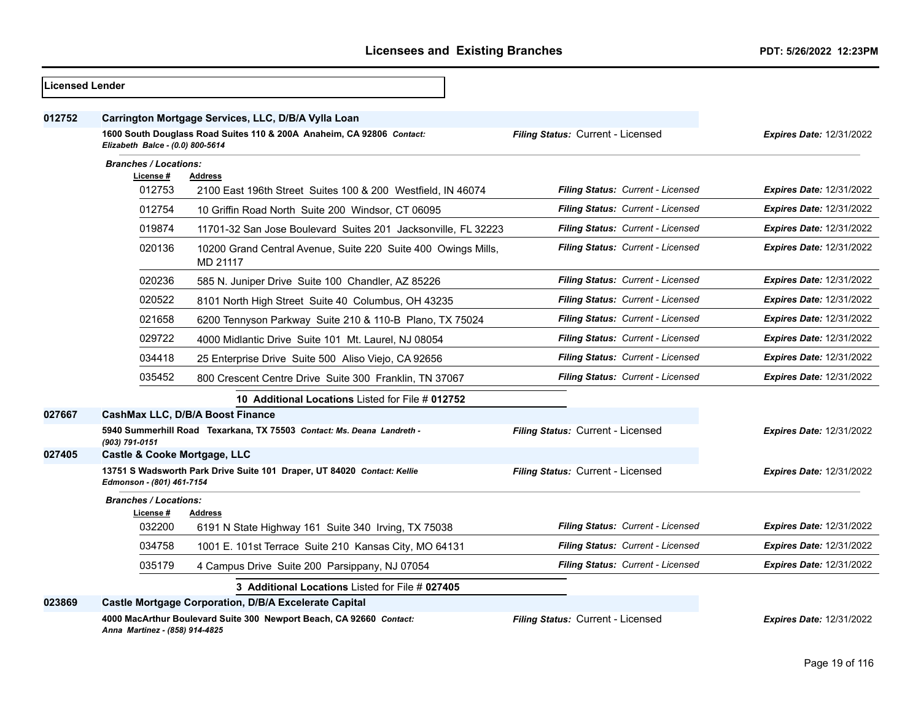**Licensed Lender**

**012752** **Carrington Mortgage Services, LLC, D/B/A Vylla Loan**

**1600 South Douglass Road Suites 110 & 200A Anaheim, CA 92806** ***Contact: Elizabeth Balce - (0.0) 800-5614***

***Filing Status:*** Current - Licensed ***Expires Date:*** 12/31/2022

***Branches / Locations:***

| License # | Address | Filing Status | Expires Date |
|---|---|---|---|
| 012753 | 2100 East 196th Street Suites 100 & 200 Westfield, IN 46074 | Current - Licensed | 12/31/2022 |
| 012754 | 10 Griffin Road North Suite 200 Windsor, CT 06095 | Current - Licensed | 12/31/2022 |
| 019874 | 11701-32 San Jose Boulevard Suites 201 Jacksonville, FL 32223 | Current - Licensed | 12/31/2022 |
| 020136 | 10200 Grand Central Avenue, Suite 220 Suite 400 Owings Mills, MD 21117 | Current - Licensed | 12/31/2022 |
| 020236 | 585 N. Juniper Drive Suite 100 Chandler, AZ 85226 | Current - Licensed | 12/31/2022 |
| 020522 | 8101 North High Street Suite 40 Columbus, OH 43235 | Current - Licensed | 12/31/2022 |
| 021658 | 6200 Tennyson Parkway Suite 210 & 110-B Plano, TX 75024 | Current - Licensed | 12/31/2022 |
| 029722 | 4000 Midlantic Drive Suite 101 Mt. Laurel, NJ 08054 | Current - Licensed | 12/31/2022 |
| 034418 | 25 Enterprise Drive Suite 500 Aliso Viejo, CA 92656 | Current - Licensed | 12/31/2022 |
| 035452 | 800 Crescent Centre Drive Suite 300 Franklin, TN 37067 | Current - Licensed | 12/31/2022 |

**10 Additional Locations** Listed for File # **012752**

**027667** **CashMax LLC, D/B/A Boost Finance**

**5940 Summerhill Road Texarkana, TX 75503** ***Contact: Ms. Deana Landreth - (903) 791-0151***

***Filing Status:*** Current - Licensed ***Expires Date:*** 12/31/2022

**027405** **Castle & Cooke Mortgage, LLC**

**13751 S Wadsworth Park Drive Suite 101 Draper, UT 84020** ***Contact: Kellie Edmonson - (801) 461-7154***

***Filing Status:*** Current - Licensed ***Expires Date:*** 12/31/2022

***Branches / Locations:***

| License # | Address | Filing Status | Expires Date |
|---|---|---|---|
| 032200 | 6191 N State Highway 161 Suite 340 Irving, TX 75038 | Current - Licensed | 12/31/2022 |
| 034758 | 1001 E. 101st Terrace Suite 210 Kansas City, MO 64131 | Current - Licensed | 12/31/2022 |
| 035179 | 4 Campus Drive Suite 200 Parsippany, NJ 07054 | Current - Licensed | 12/31/2022 |

**3 Additional Locations** Listed for File # **027405**

**023869** **Castle Mortgage Corporation, D/B/A Excelerate Capital**

**4000 MacArthur Boulevard Suite 300 Newport Beach, CA 92660** ***Contact: Anna Martinez - (858) 914-4825***

***Filing Status:*** Current - Licensed ***Expires Date:*** 12/31/2022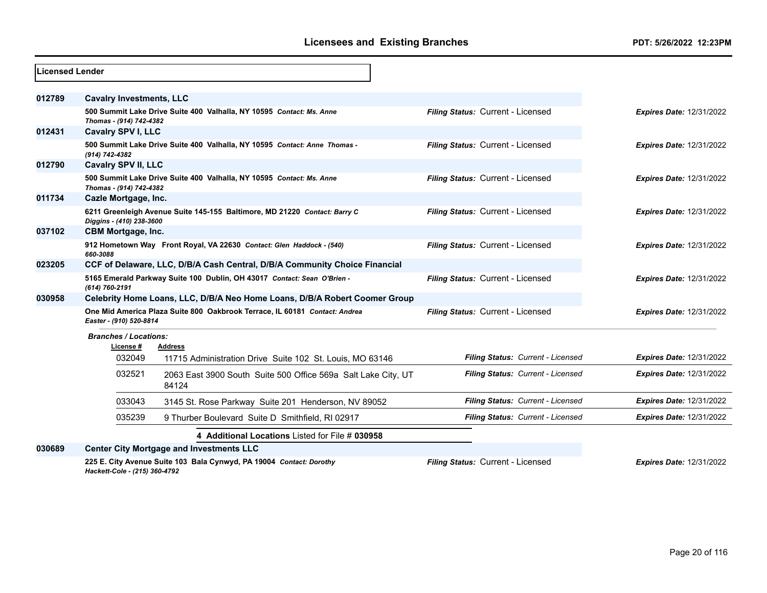**Licensed Lender**

| | | | |
|---|---|---|---|
| **012789** | **Cavalry Investments, LLC** | | |
| | **500 Summit Lake Drive Suite 400 Valhalla, NY 10595** *Contact: Ms. Anne Thomas - (914) 742-4382* | *Filing Status:* Current - Licensed | *Expires Date:* 12/31/2022 |
| **012431** | **Cavalry SPV I, LLC** | | |
| | **500 Summit Lake Drive Suite 400 Valhalla, NY 10595** *Contact: Anne Thomas - (914) 742-4382* | *Filing Status:* Current - Licensed | *Expires Date:* 12/31/2022 |
| **012790** | **Cavalry SPV II, LLC** | | |
| | **500 Summit Lake Drive Suite 400 Valhalla, NY 10595** *Contact: Ms. Anne Thomas - (914) 742-4382* | *Filing Status:* Current - Licensed | *Expires Date:* 12/31/2022 |
| **011734** | **Cazle Mortgage, Inc.** | | |
| | **6211 Greenleigh Avenue Suite 145-155 Baltimore, MD 21220** *Contact: Barry C Diggins - (410) 238-3600* | *Filing Status:* Current - Licensed | *Expires Date:* 12/31/2022 |
| **037102** | **CBM Mortgage, Inc.** | | |
| | **912 Hometown Way Front Royal, VA 22630** *Contact: Glen Haddock - (540) 660-3088* | *Filing Status:* Current - Licensed | *Expires Date:* 12/31/2022 |
| **023205** | **CCF of Delaware, LLC, D/B/A Cash Central, D/B/A Community Choice Financial** | | |
| | **5165 Emerald Parkway Suite 100 Dublin, OH 43017** *Contact: Sean O'Brien - (614) 760-2191* | *Filing Status:* Current - Licensed | *Expires Date:* 12/31/2022 |
| **030958** | **Celebrity Home Loans, LLC, D/B/A Neo Home Loans, D/B/A Robert Coomer Group** | | |
| | **One Mid America Plaza Suite 800 Oakbrook Terrace, IL 60181** *Contact: Andrea Easter - (910) 520-8814* | *Filing Status:* Current - Licensed | *Expires Date:* 12/31/2022 |

*Branches / Locations:*

| License # | Address | Filing Status | Expires Date |
|---|---|---|---|
| 032049 | 11715 Administration Drive Suite 102 St. Louis, MO 63146 | *Filing Status: Current - Licensed* | *Expires Date:* 12/31/2022 |
| 032521 | 2063 East 3900 South Suite 500 Office 569a Salt Lake City, UT 84124 | *Filing Status: Current - Licensed* | *Expires Date:* 12/31/2022 |
| 033043 | 3145 St. Rose Parkway Suite 201 Henderson, NV 89052 | *Filing Status: Current - Licensed* | *Expires Date:* 12/31/2022 |
| 035239 | 9 Thurber Boulevard Suite D Smithfield, RI 02917 | *Filing Status: Current - Licensed* | *Expires Date:* 12/31/2022 |

**4 Additional Locations** Listed for File # **030958**

| | | | |
|---|---|---|---|
| **030689** | **Center City Mortgage and Investments LLC** | | |
| | **225 E. City Avenue Suite 103 Bala Cynwyd, PA 19004** *Contact: Dorothy Hackett-Cole - (215) 360-4792* | *Filing Status:* Current - Licensed | *Expires Date:* 12/31/2022 |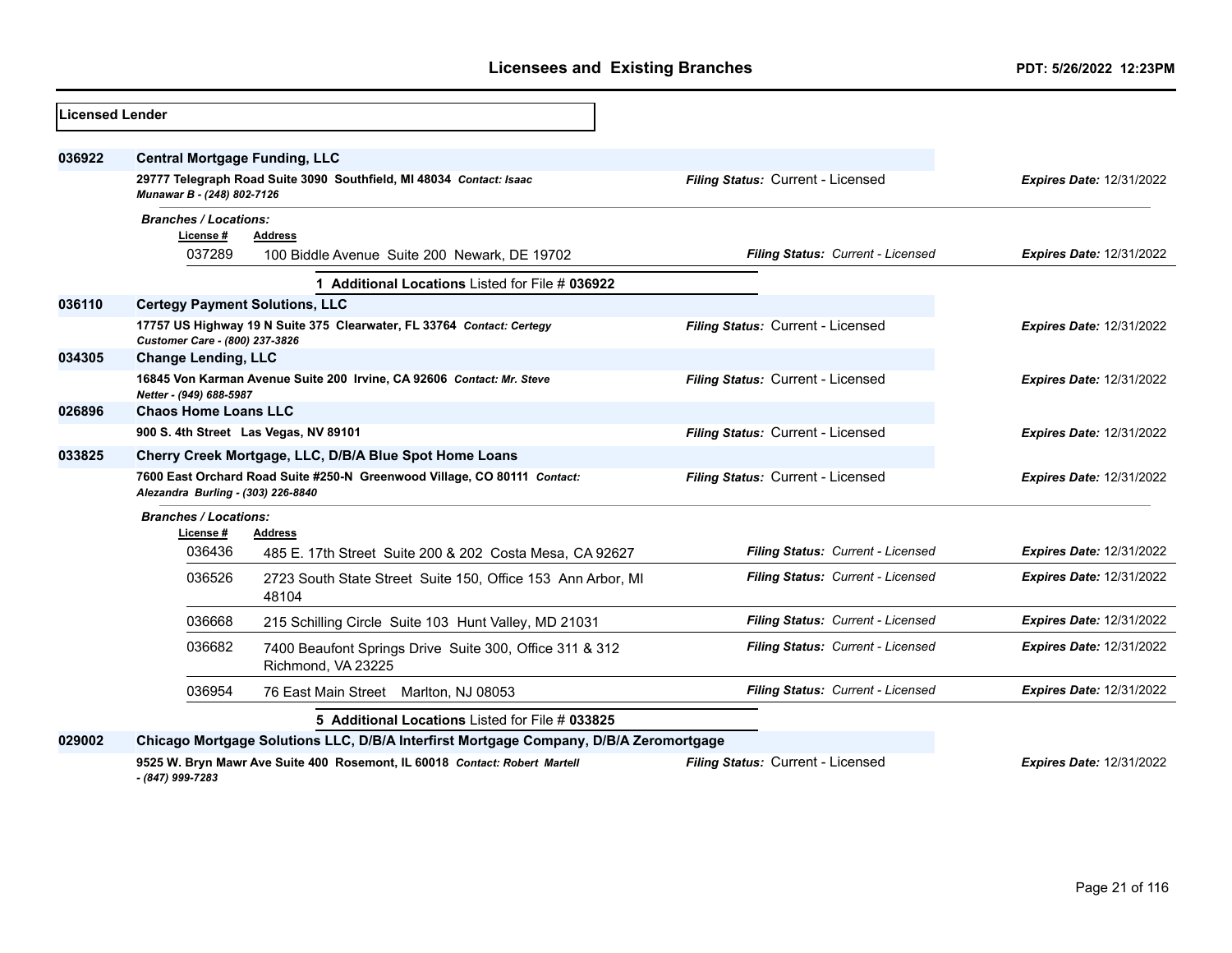**Licensed Lender**

**036922** **Central Mortgage Funding, LLC**

**29777 Telegraph Road Suite 3090 Southfield, MI 48034** ***Contact: Isaac Munawar B - (248) 802-7126***

*Filing Status:* Current - Licensed *Expires Date:* 12/31/2022

***Branches / Locations:***

| License # | Address | Filing Status | Expires Date |
|---|---|---|---|
| 037289 | 100 Biddle Avenue Suite 200 Newark, DE 19702 | Current - Licensed | 12/31/2022 |

**1 Additional Locations** Listed for File # **036922**

**036110** **Certegy Payment Solutions, LLC**

**17757 US Highway 19 N Suite 375 Clearwater, FL 33764** ***Contact: Certegy Customer Care - (800) 237-3826***

*Filing Status:* Current - Licensed *Expires Date:* 12/31/2022

**034305** **Change Lending, LLC**

**16845 Von Karman Avenue Suite 200 Irvine, CA 92606** ***Contact: Mr. Steve Netter - (949) 688-5987***

*Filing Status:* Current - Licensed *Expires Date:* 12/31/2022

**026896** **Chaos Home Loans LLC**

**900 S. 4th Street Las Vegas, NV 89101**

*Filing Status:* Current - Licensed *Expires Date:* 12/31/2022

**033825** **Cherry Creek Mortgage, LLC, D/B/A Blue Spot Home Loans**

**7600 East Orchard Road Suite #250-N Greenwood Village, CO 80111** ***Contact: Alezandra Burling - (303) 226-8840***

*Filing Status:* Current - Licensed *Expires Date:* 12/31/2022

***Branches / Locations:***

| License # | Address | Filing Status | Expires Date |
|---|---|---|---|
| 036436 | 485 E. 17th Street Suite 200 & 202 Costa Mesa, CA 92627 | Current - Licensed | 12/31/2022 |
| 036526 | 2723 South State Street Suite 150, Office 153 Ann Arbor, MI 48104 | Current - Licensed | 12/31/2022 |
| 036668 | 215 Schilling Circle Suite 103 Hunt Valley, MD 21031 | Current - Licensed | 12/31/2022 |
| 036682 | 7400 Beaufont Springs Drive Suite 300, Office 311 & 312 Richmond, VA 23225 | Current - Licensed | 12/31/2022 |
| 036954 | 76 East Main Street Marlton, NJ 08053 | Current - Licensed | 12/31/2022 |

**5 Additional Locations** Listed for File # **033825**

**029002** **Chicago Mortgage Solutions LLC, D/B/A Interfirst Mortgage Company, D/B/A Zeromortgage**

**9525 W. Bryn Mawr Ave Suite 400 Rosemont, IL 60018** ***Contact: Robert Martell - (847) 999-7283***

*Filing Status:* Current - Licensed *Expires Date:* 12/31/2022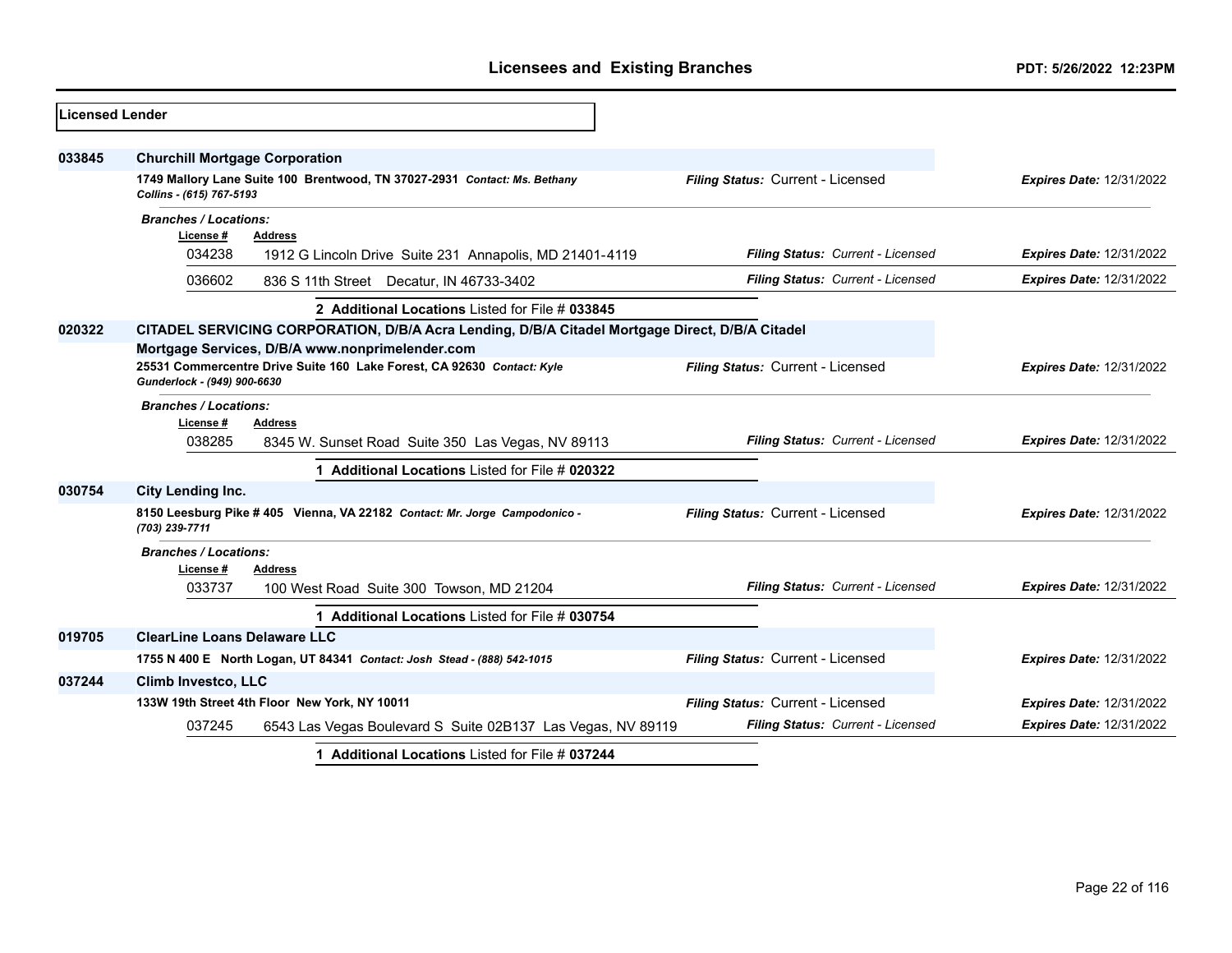## Licensees and Existing Branches

PDT: 5/26/2022 12:23PM

**Licensed Lender**

**033845** **Churchill Mortgage Corporation**

**1749 Mallory Lane Suite 100 Brentwood, TN 37027-2931** *Contact: Ms. Bethany Collins - (615) 767-5193*

*Filing Status:* Current - Licensed *Expires Date:* 12/31/2022

*Branches / Locations:*

| License # | Address | Filing Status | Expires Date |
|---|---|---|---|
| 034238 | 1912 G Lincoln Drive Suite 231 Annapolis, MD 21401-4119 | Current - Licensed | 12/31/2022 |
| 036602 | 836 S 11th Street Decatur, IN 46733-3402 | Current - Licensed | 12/31/2022 |

**2 Additional Locations** Listed for File # **033845**

**020322** **CITADEL SERVICING CORPORATION, D/B/A Acra Lending, D/B/A Citadel Mortgage Direct, D/B/A Citadel Mortgage Services, D/B/A www.nonprimelender.com**

**25531 Commercentre Drive Suite 160 Lake Forest, CA 92630** *Contact: Kyle Gunderlock - (949) 900-6630*

*Filing Status:* Current - Licensed *Expires Date:* 12/31/2022

*Branches / Locations:*

| License # | Address | Filing Status | Expires Date |
|---|---|---|---|
| 038285 | 8345 W. Sunset Road Suite 350 Las Vegas, NV 89113 | Current - Licensed | 12/31/2022 |

**1 Additional Locations** Listed for File # **020322**

**030754** **City Lending Inc.**

**8150 Leesburg Pike # 405 Vienna, VA 22182** *Contact: Mr. Jorge Campodonico - (703) 239-7711*

*Filing Status:* Current - Licensed *Expires Date:* 12/31/2022

*Branches / Locations:*

| License # | Address | Filing Status | Expires Date |
|---|---|---|---|
| 033737 | 100 West Road Suite 300 Towson, MD 21204 | Current - Licensed | 12/31/2022 |

**1 Additional Locations** Listed for File # **030754**

**019705** **ClearLine Loans Delaware LLC**

**1755 N 400 E North Logan, UT 84341** *Contact: Josh Stead - (888) 542-1015*

*Filing Status:* Current - Licensed *Expires Date:* 12/31/2022

**037244** **Climb Investco, LLC**

**133W 19th Street 4th Floor New York, NY 10011**

*Filing Status:* Current - Licensed *Expires Date:* 12/31/2022

| License # | Address | Filing Status | Expires Date |
|---|---|---|---|
| 037245 | 6543 Las Vegas Boulevard S Suite 02B137 Las Vegas, NV 89119 | Current - Licensed | 12/31/2022 |

**1 Additional Locations** Listed for File # **037244**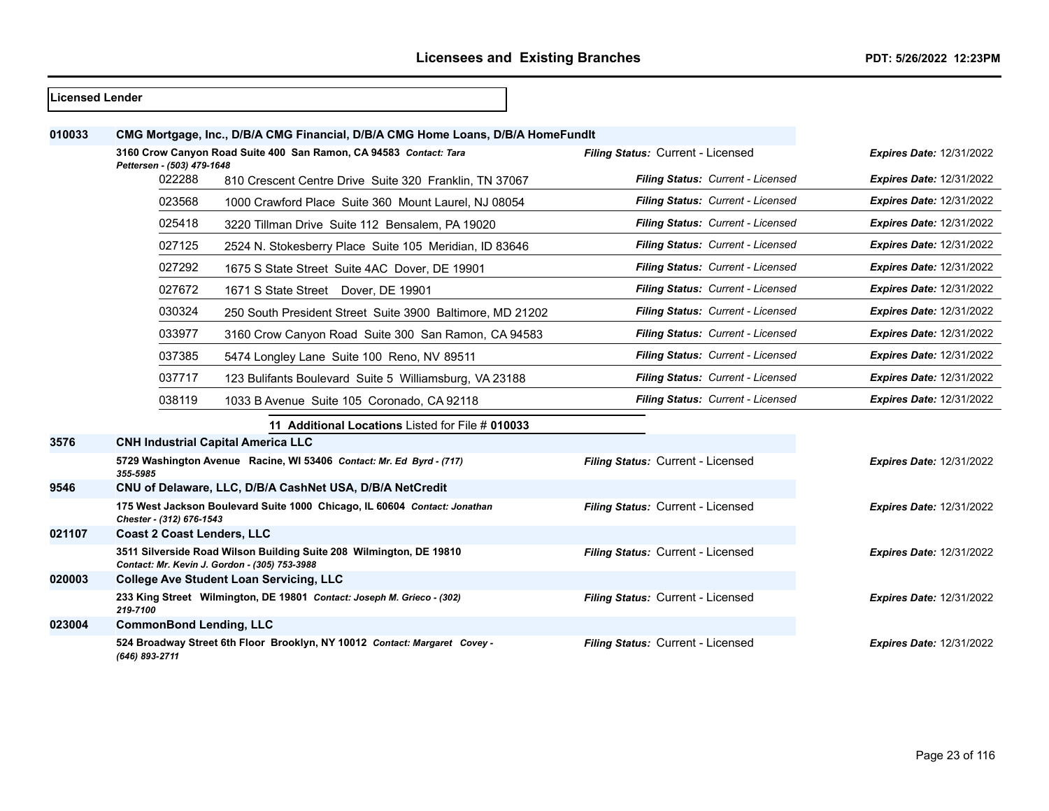# Licensees and Existing Branches

PDT: 5/26/2022 12:23PM

**Licensed Lender**

**010033** **CMG Mortgage, Inc., D/B/A CMG Financial, D/B/A CMG Home Loans, D/B/A HomeFundIt**

**3160 Crow Canyon Road Suite 400 San Ramon, CA 94583** *Contact: Tara Pettersen - (503) 479-1648* — *Filing Status:* Current - Licensed — *Expires Date:* 12/31/2022

| | | | |
|---|---|---|---|
| 022288 | 810 Crescent Centre Drive Suite 320 Franklin, TN 37067 | *Filing Status: Current - Licensed* | *Expires Date:* 12/31/2022 |
| 023568 | 1000 Crawford Place Suite 360 Mount Laurel, NJ 08054 | *Filing Status: Current - Licensed* | *Expires Date:* 12/31/2022 |
| 025418 | 3220 Tillman Drive Suite 112 Bensalem, PA 19020 | *Filing Status: Current - Licensed* | *Expires Date:* 12/31/2022 |
| 027125 | 2524 N. Stokesberry Place Suite 105 Meridian, ID 83646 | *Filing Status: Current - Licensed* | *Expires Date:* 12/31/2022 |
| 027292 | 1675 S State Street Suite 4AC Dover, DE 19901 | *Filing Status: Current - Licensed* | *Expires Date:* 12/31/2022 |
| 027672 | 1671 S State Street Dover, DE 19901 | *Filing Status: Current - Licensed* | *Expires Date:* 12/31/2022 |
| 030324 | 250 South President Street Suite 3900 Baltimore, MD 21202 | *Filing Status: Current - Licensed* | *Expires Date:* 12/31/2022 |
| 033977 | 3160 Crow Canyon Road Suite 300 San Ramon, CA 94583 | *Filing Status: Current - Licensed* | *Expires Date:* 12/31/2022 |
| 037385 | 5474 Longley Lane Suite 100 Reno, NV 89511 | *Filing Status: Current - Licensed* | *Expires Date:* 12/31/2022 |
| 037717 | 123 Bulifants Boulevard Suite 5 Williamsburg, VA 23188 | *Filing Status: Current - Licensed* | *Expires Date:* 12/31/2022 |
| 038119 | 1033 B Avenue Suite 105 Coronado, CA 92118 | *Filing Status: Current - Licensed* | *Expires Date:* 12/31/2022 |

**11 Additional Locations** Listed for File # **010033**

**3576** **CNH Industrial Capital America LLC**

**5729 Washington Avenue Racine, WI 53406** *Contact: Mr. Ed Byrd - (717) 355-5985* — *Filing Status:* Current - Licensed — *Expires Date:* 12/31/2022

**9546** **CNU of Delaware, LLC, D/B/A CashNet USA, D/B/A NetCredit**

**175 West Jackson Boulevard Suite 1000 Chicago, IL 60604** *Contact: Jonathan Chester - (312) 676-1543* — *Filing Status:* Current - Licensed — *Expires Date:* 12/31/2022

**021107** **Coast 2 Coast Lenders, LLC**

**3511 Silverside Road Wilson Building Suite 208 Wilmington, DE 19810** *Contact: Mr. Kevin J. Gordon - (305) 753-3988* — *Filing Status:* Current - Licensed — *Expires Date:* 12/31/2022

**020003** **College Ave Student Loan Servicing, LLC**

**233 King Street Wilmington, DE 19801** *Contact: Joseph M. Grieco - (302) 219-7100* — *Filing Status:* Current - Licensed — *Expires Date:* 12/31/2022

**023004** **CommonBond Lending, LLC**

**524 Broadway Street 6th Floor Brooklyn, NY 10012** *Contact: Margaret Covey - (646) 893-2711* — *Filing Status:* Current - Licensed — *Expires Date:* 12/31/2022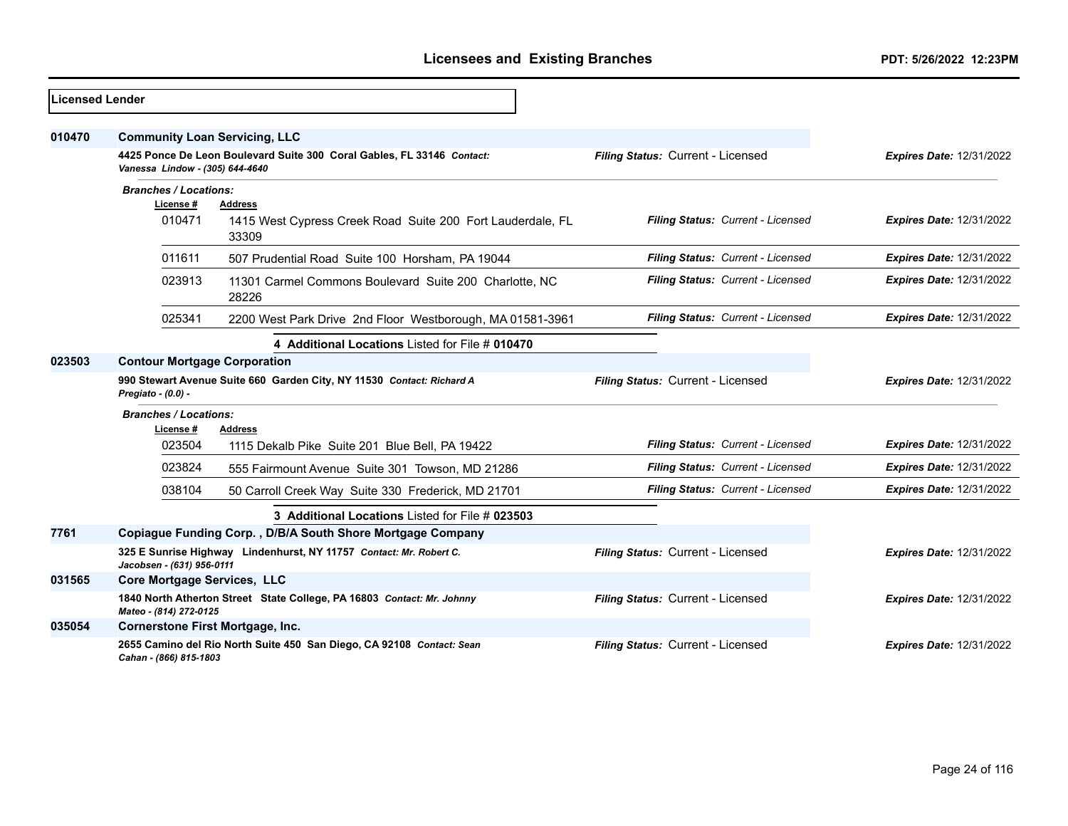**Licensed Lender**

**010470** **Community Loan Servicing, LLC**

**4425 Ponce De Leon Boulevard Suite 300 Coral Gables, FL 33146** ***Contact: Vanessa Lindow - (305) 644-4640***

*Filing Status:* Current - Licensed *Expires Date:* 12/31/2022

***Branches / Locations:***

| License # | Address | Filing Status | Expires Date |
|---|---|---|---|
| 010471 | 1415 West Cypress Creek Road Suite 200 Fort Lauderdale, FL 33309 | *Current - Licensed* | 12/31/2022 |
| 011611 | 507 Prudential Road Suite 100 Horsham, PA 19044 | *Current - Licensed* | 12/31/2022 |
| 023913 | 11301 Carmel Commons Boulevard Suite 200 Charlotte, NC 28226 | *Current - Licensed* | 12/31/2022 |
| 025341 | 2200 West Park Drive 2nd Floor Westborough, MA 01581-3961 | *Current - Licensed* | 12/31/2022 |

**4 Additional Locations** Listed for File # **010470**

**023503** **Contour Mortgage Corporation**

**990 Stewart Avenue Suite 660 Garden City, NY 11530** ***Contact: Richard A Pregiato - (0.0) -***

*Filing Status:* Current - Licensed *Expires Date:* 12/31/2022

***Branches / Locations:***

| License # | Address | Filing Status | Expires Date |
|---|---|---|---|
| 023504 | 1115 Dekalb Pike Suite 201 Blue Bell, PA 19422 | *Current - Licensed* | 12/31/2022 |
| 023824 | 555 Fairmount Avenue Suite 301 Towson, MD 21286 | *Current - Licensed* | 12/31/2022 |
| 038104 | 50 Carroll Creek Way Suite 330 Frederick, MD 21701 | *Current - Licensed* | 12/31/2022 |

**3 Additional Locations** Listed for File # **023503**

**7761** **Copiague Funding Corp. , D/B/A South Shore Mortgage Company**

**325 E Sunrise Highway Lindenhurst, NY 11757** ***Contact: Mr. Robert C. Jacobsen - (631) 956-0111***

*Filing Status:* Current - Licensed *Expires Date:* 12/31/2022

**031565** **Core Mortgage Services, LLC**

**1840 North Atherton Street State College, PA 16803** ***Contact: Mr. Johnny Mateo - (814) 272-0125***

*Filing Status:* Current - Licensed *Expires Date:* 12/31/2022

**035054** **Cornerstone First Mortgage, Inc.**

**2655 Camino del Rio North Suite 450 San Diego, CA 92108** ***Contact: Sean Cahan - (866) 815-1803***

*Filing Status:* Current - Licensed *Expires Date:* 12/31/2022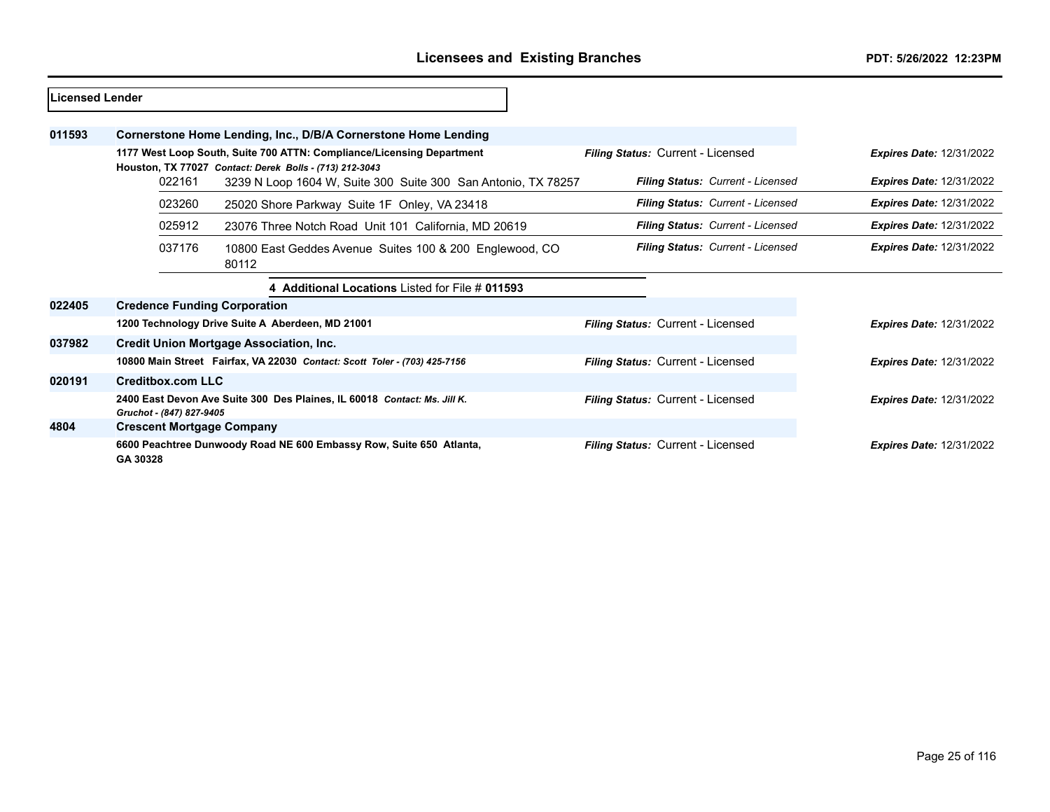## Licensed Lender

**011593** **Cornerstone Home Lending, Inc., D/B/A Cornerstone Home Lending**

**1177 West Loop South, Suite 700 ATTN: Compliance/Licensing Department Houston, TX 77027** *Contact: Derek Bolls - (713) 212-3043*

*Filing Status:* Current - Licensed *Expires Date:* 12/31/2022

| | | | |
|---|---|---|---|
| 022161 | 3239 N Loop 1604 W, Suite 300 Suite 300 San Antonio, TX 78257 | *Filing Status:* Current - Licensed | *Expires Date:* 12/31/2022 |
| 023260 | 25020 Shore Parkway Suite 1F Onley, VA 23418 | *Filing Status:* Current - Licensed | *Expires Date:* 12/31/2022 |
| 025912 | 23076 Three Notch Road Unit 101 California, MD 20619 | *Filing Status:* Current - Licensed | *Expires Date:* 12/31/2022 |
| 037176 | 10800 East Geddes Avenue Suites 100 & 200 Englewood, CO 80112 | *Filing Status:* Current - Licensed | *Expires Date:* 12/31/2022 |

**4 Additional Locations** Listed for File # **011593**

**022405** **Credence Funding Corporation**

**1200 Technology Drive Suite A Aberdeen, MD 21001**

*Filing Status:* Current - Licensed *Expires Date:* 12/31/2022

**037982** **Credit Union Mortgage Association, Inc.**

**10800 Main Street Fairfax, VA 22030** *Contact: Scott Toler - (703) 425-7156*

*Filing Status:* Current - Licensed *Expires Date:* 12/31/2022

**020191** **Creditbox.com LLC**

**2400 East Devon Ave Suite 300 Des Plaines, IL 60018** *Contact: Ms. Jill K. Gruchot - (847) 827-9405*

*Filing Status:* Current - Licensed *Expires Date:* 12/31/2022

**4804** **Crescent Mortgage Company**

**6600 Peachtree Dunwoody Road NE 600 Embassy Row, Suite 650 Atlanta, GA 30328**

*Filing Status:* Current - Licensed *Expires Date:* 12/31/2022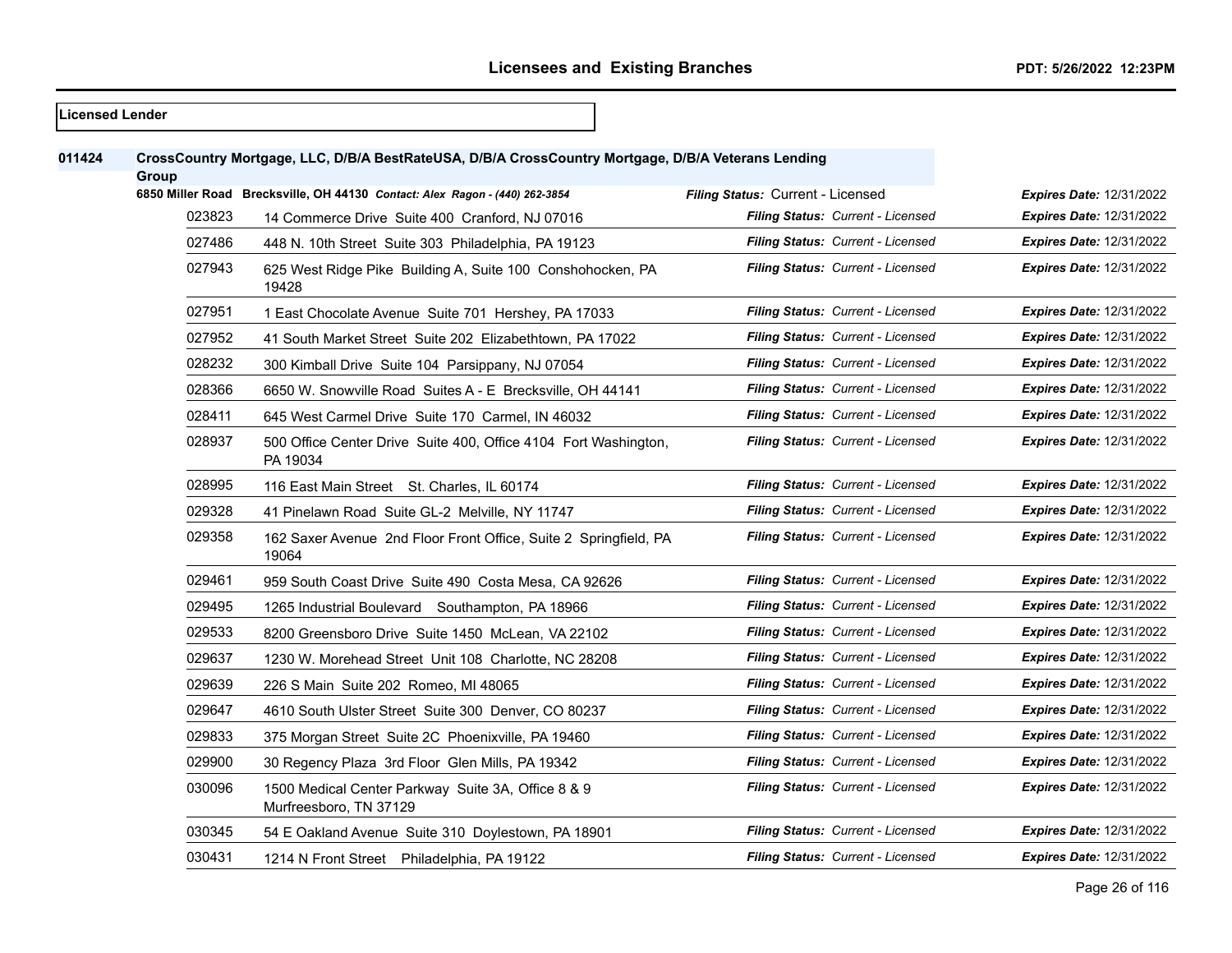**Licensed Lender**

**011424** **CrossCountry Mortgage, LLC, D/B/A BestRateUSA, D/B/A CrossCountry Mortgage, D/B/A Veterans Lending Group**

**6850 Miller Road Brecksville, OH 44130** *Contact: Alex Ragon - (440) 262-3854* — ***Filing Status:*** Current - Licensed — ***Expires Date:*** 12/31/2022

| | | | |
|---|---|---|---|
| 023823 | 14 Commerce Drive Suite 400 Cranford, NJ 07016 | ***Filing Status:*** *Current - Licensed* | ***Expires Date:*** 12/31/2022 |
| 027486 | 448 N. 10th Street Suite 303 Philadelphia, PA 19123 | ***Filing Status:*** *Current - Licensed* | ***Expires Date:*** 12/31/2022 |
| 027943 | 625 West Ridge Pike Building A, Suite 100 Conshohocken, PA 19428 | ***Filing Status:*** *Current - Licensed* | ***Expires Date:*** 12/31/2022 |
| 027951 | 1 East Chocolate Avenue Suite 701 Hershey, PA 17033 | ***Filing Status:*** *Current - Licensed* | ***Expires Date:*** 12/31/2022 |
| 027952 | 41 South Market Street Suite 202 Elizabethtown, PA 17022 | ***Filing Status:*** *Current - Licensed* | ***Expires Date:*** 12/31/2022 |
| 028232 | 300 Kimball Drive Suite 104 Parsippany, NJ 07054 | ***Filing Status:*** *Current - Licensed* | ***Expires Date:*** 12/31/2022 |
| 028366 | 6650 W. Snowville Road Suites A - E Brecksville, OH 44141 | ***Filing Status:*** *Current - Licensed* | ***Expires Date:*** 12/31/2022 |
| 028411 | 645 West Carmel Drive Suite 170 Carmel, IN 46032 | ***Filing Status:*** *Current - Licensed* | ***Expires Date:*** 12/31/2022 |
| 028937 | 500 Office Center Drive Suite 400, Office 4104 Fort Washington, PA 19034 | ***Filing Status:*** *Current - Licensed* | ***Expires Date:*** 12/31/2022 |
| 028995 | 116 East Main Street St. Charles, IL 60174 | ***Filing Status:*** *Current - Licensed* | ***Expires Date:*** 12/31/2022 |
| 029328 | 41 Pinelawn Road Suite GL-2 Melville, NY 11747 | ***Filing Status:*** *Current - Licensed* | ***Expires Date:*** 12/31/2022 |
| 029358 | 162 Saxer Avenue 2nd Floor Front Office, Suite 2 Springfield, PA 19064 | ***Filing Status:*** *Current - Licensed* | ***Expires Date:*** 12/31/2022 |
| 029461 | 959 South Coast Drive Suite 490 Costa Mesa, CA 92626 | ***Filing Status:*** *Current - Licensed* | ***Expires Date:*** 12/31/2022 |
| 029495 | 1265 Industrial Boulevard Southampton, PA 18966 | ***Filing Status:*** *Current - Licensed* | ***Expires Date:*** 12/31/2022 |
| 029533 | 8200 Greensboro Drive Suite 1450 McLean, VA 22102 | ***Filing Status:*** *Current - Licensed* | ***Expires Date:*** 12/31/2022 |
| 029637 | 1230 W. Morehead Street Unit 108 Charlotte, NC 28208 | ***Filing Status:*** *Current - Licensed* | ***Expires Date:*** 12/31/2022 |
| 029639 | 226 S Main Suite 202 Romeo, MI 48065 | ***Filing Status:*** *Current - Licensed* | ***Expires Date:*** 12/31/2022 |
| 029647 | 4610 South Ulster Street Suite 300 Denver, CO 80237 | ***Filing Status:*** *Current - Licensed* | ***Expires Date:*** 12/31/2022 |
| 029833 | 375 Morgan Street Suite 2C Phoenixville, PA 19460 | ***Filing Status:*** *Current - Licensed* | ***Expires Date:*** 12/31/2022 |
| 029900 | 30 Regency Plaza 3rd Floor Glen Mills, PA 19342 | ***Filing Status:*** *Current - Licensed* | ***Expires Date:*** 12/31/2022 |
| 030096 | 1500 Medical Center Parkway Suite 3A, Office 8 & 9 Murfreesboro, TN 37129 | ***Filing Status:*** *Current - Licensed* | ***Expires Date:*** 12/31/2022 |
| 030345 | 54 E Oakland Avenue Suite 310 Doylestown, PA 18901 | ***Filing Status:*** *Current - Licensed* | ***Expires Date:*** 12/31/2022 |
| 030431 | 1214 N Front Street Philadelphia, PA 19122 | ***Filing Status:*** *Current - Licensed* | ***Expires Date:*** 12/31/2022 |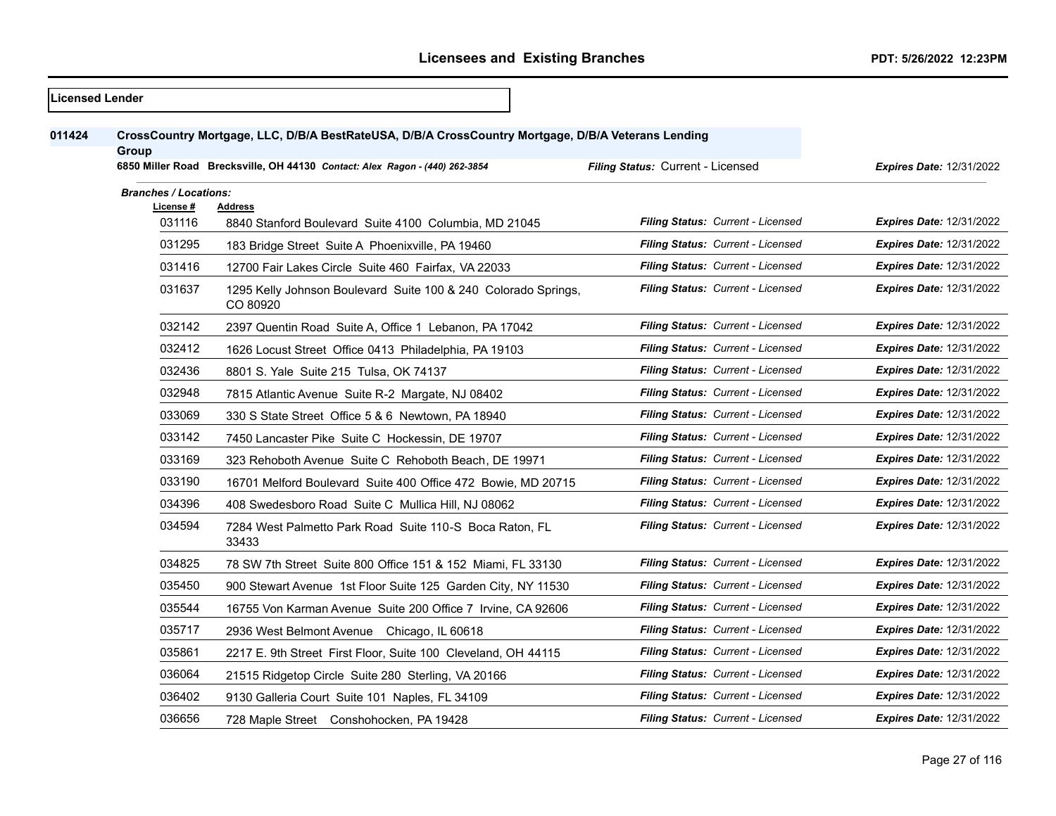**Licensed Lender**

**011424** **CrossCountry Mortgage, LLC, D/B/A BestRateUSA, D/B/A CrossCountry Mortgage, D/B/A Veterans Lending Group**

**6850 Miller Road Brecksville, OH 44130** *Contact: Alex Ragon - (440) 262-3854* *Filing Status:* Current - Licensed *Expires Date:* 12/31/2022

***Branches / Locations:***

| License # | Address | Filing Status | Expires Date |
|---|---|---|---|
| 031116 | 8840 Stanford Boulevard Suite 4100 Columbia, MD 21045 | *Filing Status: Current - Licensed* | *Expires Date: 12/31/2022* |
| 031295 | 183 Bridge Street Suite A Phoenixville, PA 19460 | *Filing Status: Current - Licensed* | *Expires Date: 12/31/2022* |
| 031416 | 12700 Fair Lakes Circle Suite 460 Fairfax, VA 22033 | *Filing Status: Current - Licensed* | *Expires Date: 12/31/2022* |
| 031637 | 1295 Kelly Johnson Boulevard Suite 100 & 240 Colorado Springs, CO 80920 | *Filing Status: Current - Licensed* | *Expires Date: 12/31/2022* |
| 032142 | 2397 Quentin Road Suite A, Office 1 Lebanon, PA 17042 | *Filing Status: Current - Licensed* | *Expires Date: 12/31/2022* |
| 032412 | 1626 Locust Street Office 0413 Philadelphia, PA 19103 | *Filing Status: Current - Licensed* | *Expires Date: 12/31/2022* |
| 032436 | 8801 S. Yale Suite 215 Tulsa, OK 74137 | *Filing Status: Current - Licensed* | *Expires Date: 12/31/2022* |
| 032948 | 7815 Atlantic Avenue Suite R-2 Margate, NJ 08402 | *Filing Status: Current - Licensed* | *Expires Date: 12/31/2022* |
| 033069 | 330 S State Street Office 5 & 6 Newtown, PA 18940 | *Filing Status: Current - Licensed* | *Expires Date: 12/31/2022* |
| 033142 | 7450 Lancaster Pike Suite C Hockessin, DE 19707 | *Filing Status: Current - Licensed* | *Expires Date: 12/31/2022* |
| 033169 | 323 Rehoboth Avenue Suite C Rehoboth Beach, DE 19971 | *Filing Status: Current - Licensed* | *Expires Date: 12/31/2022* |
| 033190 | 16701 Melford Boulevard Suite 400 Office 472 Bowie, MD 20715 | *Filing Status: Current - Licensed* | *Expires Date: 12/31/2022* |
| 034396 | 408 Swedesboro Road Suite C Mullica Hill, NJ 08062 | *Filing Status: Current - Licensed* | *Expires Date: 12/31/2022* |
| 034594 | 7284 West Palmetto Park Road Suite 110-S Boca Raton, FL 33433 | *Filing Status: Current - Licensed* | *Expires Date: 12/31/2022* |
| 034825 | 78 SW 7th Street Suite 800 Office 151 & 152 Miami, FL 33130 | *Filing Status: Current - Licensed* | *Expires Date: 12/31/2022* |
| 035450 | 900 Stewart Avenue 1st Floor Suite 125 Garden City, NY 11530 | *Filing Status: Current - Licensed* | *Expires Date: 12/31/2022* |
| 035544 | 16755 Von Karman Avenue Suite 200 Office 7 Irvine, CA 92606 | *Filing Status: Current - Licensed* | *Expires Date: 12/31/2022* |
| 035717 | 2936 West Belmont Avenue Chicago, IL 60618 | *Filing Status: Current - Licensed* | *Expires Date: 12/31/2022* |
| 035861 | 2217 E. 9th Street First Floor, Suite 100 Cleveland, OH 44115 | *Filing Status: Current - Licensed* | *Expires Date: 12/31/2022* |
| 036064 | 21515 Ridgetop Circle Suite 280 Sterling, VA 20166 | *Filing Status: Current - Licensed* | *Expires Date: 12/31/2022* |
| 036402 | 9130 Galleria Court Suite 101 Naples, FL 34109 | *Filing Status: Current - Licensed* | *Expires Date: 12/31/2022* |
| 036656 | 728 Maple Street Conshohocken, PA 19428 | *Filing Status: Current - Licensed* | *Expires Date: 12/31/2022* |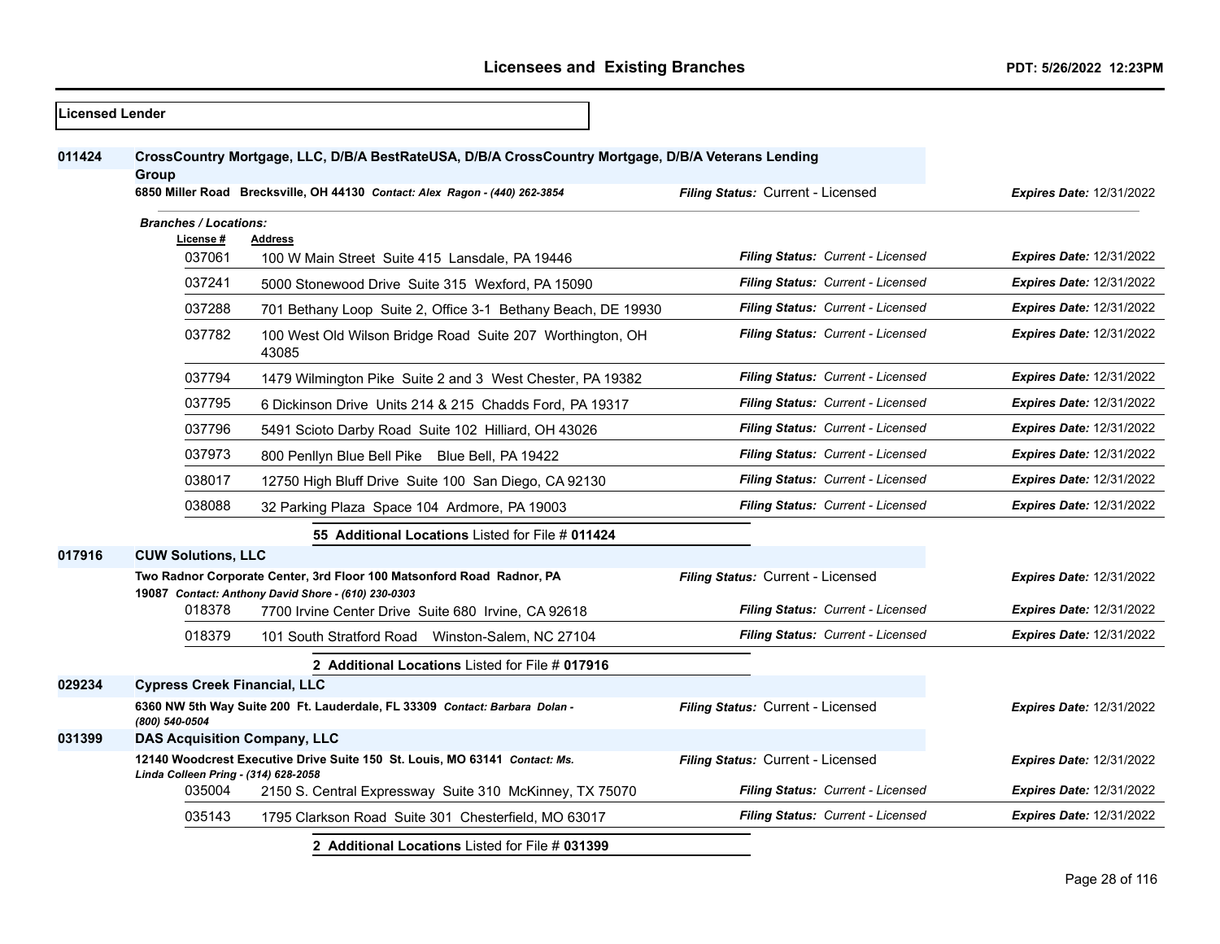## Licensed Lender

**011424** **CrossCountry Mortgage, LLC, D/B/A BestRateUSA, D/B/A CrossCountry Mortgage, D/B/A Veterans Lending Group**

**6850 Miller Road Brecksville, OH 44130** *Contact: Alex Ragon - (440) 262-3854* — *Filing Status:* Current - Licensed — *Expires Date:* 12/31/2022

*Branches / Locations:*

| License # | Address | Filing Status | Expires Date |
|---|---|---|---|
| 037061 | 100 W Main Street Suite 415 Lansdale, PA 19446 | Current - Licensed | 12/31/2022 |
| 037241 | 5000 Stonewood Drive Suite 315 Wexford, PA 15090 | Current - Licensed | 12/31/2022 |
| 037288 | 701 Bethany Loop Suite 2, Office 3-1 Bethany Beach, DE 19930 | Current - Licensed | 12/31/2022 |
| 037782 | 100 West Old Wilson Bridge Road Suite 207 Worthington, OH 43085 | Current - Licensed | 12/31/2022 |
| 037794 | 1479 Wilmington Pike Suite 2 and 3 West Chester, PA 19382 | Current - Licensed | 12/31/2022 |
| 037795 | 6 Dickinson Drive Units 214 & 215 Chadds Ford, PA 19317 | Current - Licensed | 12/31/2022 |
| 037796 | 5491 Scioto Darby Road Suite 102 Hilliard, OH 43026 | Current - Licensed | 12/31/2022 |
| 037973 | 800 Penllyn Blue Bell Pike Blue Bell, PA 19422 | Current - Licensed | 12/31/2022 |
| 038017 | 12750 High Bluff Drive Suite 100 San Diego, CA 92130 | Current - Licensed | 12/31/2022 |
| 038088 | 32 Parking Plaza Space 104 Ardmore, PA 19003 | Current - Licensed | 12/31/2022 |

**55 Additional Locations** Listed for File # **011424**

**017916** **CUW Solutions, LLC**

**Two Radnor Corporate Center, 3rd Floor 100 Matsonford Road Radnor, PA 19087** *Contact: Anthony David Shore - (610) 230-0303* — *Filing Status:* Current - Licensed — *Expires Date:* 12/31/2022

| License # | Address | Filing Status | Expires Date |
|---|---|---|---|
| 018378 | 7700 Irvine Center Drive Suite 680 Irvine, CA 92618 | Current - Licensed | 12/31/2022 |
| 018379 | 101 South Stratford Road Winston-Salem, NC 27104 | Current - Licensed | 12/31/2022 |

**2 Additional Locations** Listed for File # **017916**

**029234** **Cypress Creek Financial, LLC**

**6360 NW 5th Way Suite 200 Ft. Lauderdale, FL 33309** *Contact: Barbara Dolan - (800) 540-0504* — *Filing Status:* Current - Licensed — *Expires Date:* 12/31/2022

**031399** **DAS Acquisition Company, LLC**

**12140 Woodcrest Executive Drive Suite 150 St. Louis, MO 63141** *Contact: Ms. Linda Colleen Pring - (314) 628-2058* — *Filing Status:* Current - Licensed — *Expires Date:* 12/31/2022

| License # | Address | Filing Status | Expires Date |
|---|---|---|---|
| 035004 | 2150 S. Central Expressway Suite 310 McKinney, TX 75070 | Current - Licensed | 12/31/2022 |
| 035143 | 1795 Clarkson Road Suite 301 Chesterfield, MO 63017 | Current - Licensed | 12/31/2022 |

**2 Additional Locations** Listed for File # **031399**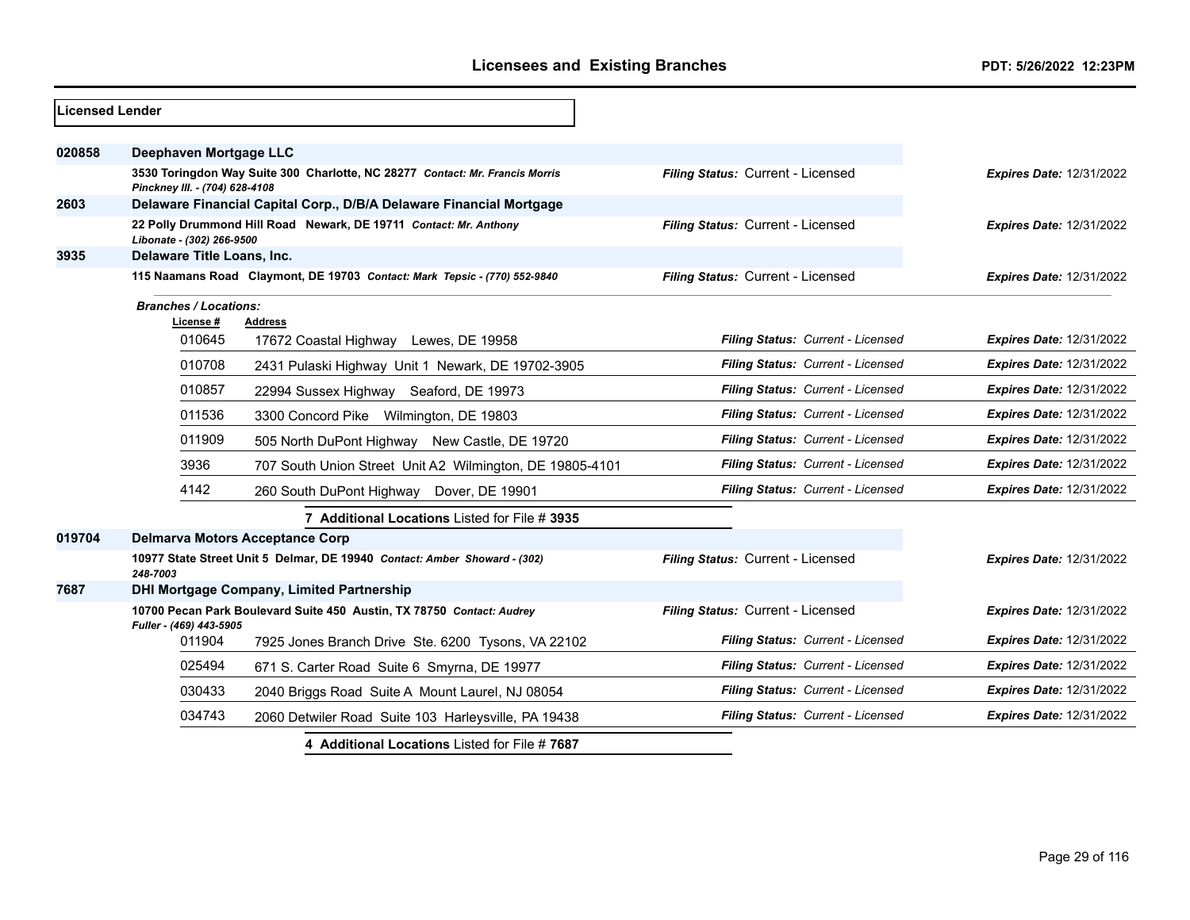**Licensed Lender**

| License # | Name / Address | Filing Status | Expires Date |
|---|---|---|---|
| **020858** | **Deephaven Mortgage LLC** | | |
| | 3530 Toringdon Way Suite 300 Charlotte, NC 28277 *Contact: Mr. Francis Morris Pinckney III. - (704) 628-4108* | *Filing Status:* Current - Licensed | *Expires Date:* 12/31/2022 |
| **2603** | **Delaware Financial Capital Corp., D/B/A Delaware Financial Mortgage** | | |
| | 22 Polly Drummond Hill Road Newark, DE 19711 *Contact: Mr. Anthony Libonate - (302) 266-9500* | *Filing Status:* Current - Licensed | *Expires Date:* 12/31/2022 |
| **3935** | **Delaware Title Loans, Inc.** | | |
| | 115 Naamans Road Claymont, DE 19703 *Contact: Mark Tepsic - (770) 552-9840* | *Filing Status:* Current - Licensed | *Expires Date:* 12/31/2022 |

***Branches / Locations:***

| License # | Address | Filing Status | Expires Date |
|---|---|---|---|
| 010645 | 17672 Coastal Highway Lewes, DE 19958 | *Filing Status: Current - Licensed* | *Expires Date:* 12/31/2022 |
| 010708 | 2431 Pulaski Highway Unit 1 Newark, DE 19702-3905 | *Filing Status: Current - Licensed* | *Expires Date:* 12/31/2022 |
| 010857 | 22994 Sussex Highway Seaford, DE 19973 | *Filing Status: Current - Licensed* | *Expires Date:* 12/31/2022 |
| 011536 | 3300 Concord Pike Wilmington, DE 19803 | *Filing Status: Current - Licensed* | *Expires Date:* 12/31/2022 |
| 011909 | 505 North DuPont Highway New Castle, DE 19720 | *Filing Status: Current - Licensed* | *Expires Date:* 12/31/2022 |
| 3936 | 707 South Union Street Unit A2 Wilmington, DE 19805-4101 | *Filing Status: Current - Licensed* | *Expires Date:* 12/31/2022 |
| 4142 | 260 South DuPont Highway Dover, DE 19901 | *Filing Status: Current - Licensed* | *Expires Date:* 12/31/2022 |

**7 Additional Locations** Listed for File # **3935**

| License # | Name / Address | Filing Status | Expires Date |
|---|---|---|---|
| **019704** | **Delmarva Motors Acceptance Corp** | | |
| | 10977 State Street Unit 5 Delmar, DE 19940 *Contact: Amber Showard - (302) 248-7003* | *Filing Status:* Current - Licensed | *Expires Date:* 12/31/2022 |
| **7687** | **DHI Mortgage Company, Limited Partnership** | | |
| | 10700 Pecan Park Boulevard Suite 450 Austin, TX 78750 *Contact: Audrey Fuller - (469) 443-5905* | *Filing Status:* Current - Licensed | *Expires Date:* 12/31/2022 |

| License # | Address | Filing Status | Expires Date |
|---|---|---|---|
| 011904 | 7925 Jones Branch Drive Ste. 6200 Tysons, VA 22102 | *Filing Status: Current - Licensed* | *Expires Date:* 12/31/2022 |
| 025494 | 671 S. Carter Road Suite 6 Smyrna, DE 19977 | *Filing Status: Current - Licensed* | *Expires Date:* 12/31/2022 |
| 030433 | 2040 Briggs Road Suite A Mount Laurel, NJ 08054 | *Filing Status: Current - Licensed* | *Expires Date:* 12/31/2022 |
| 034743 | 2060 Detwiler Road Suite 103 Harleysville, PA 19438 | *Filing Status: Current - Licensed* | *Expires Date:* 12/31/2022 |

**4 Additional Locations** Listed for File # **7687**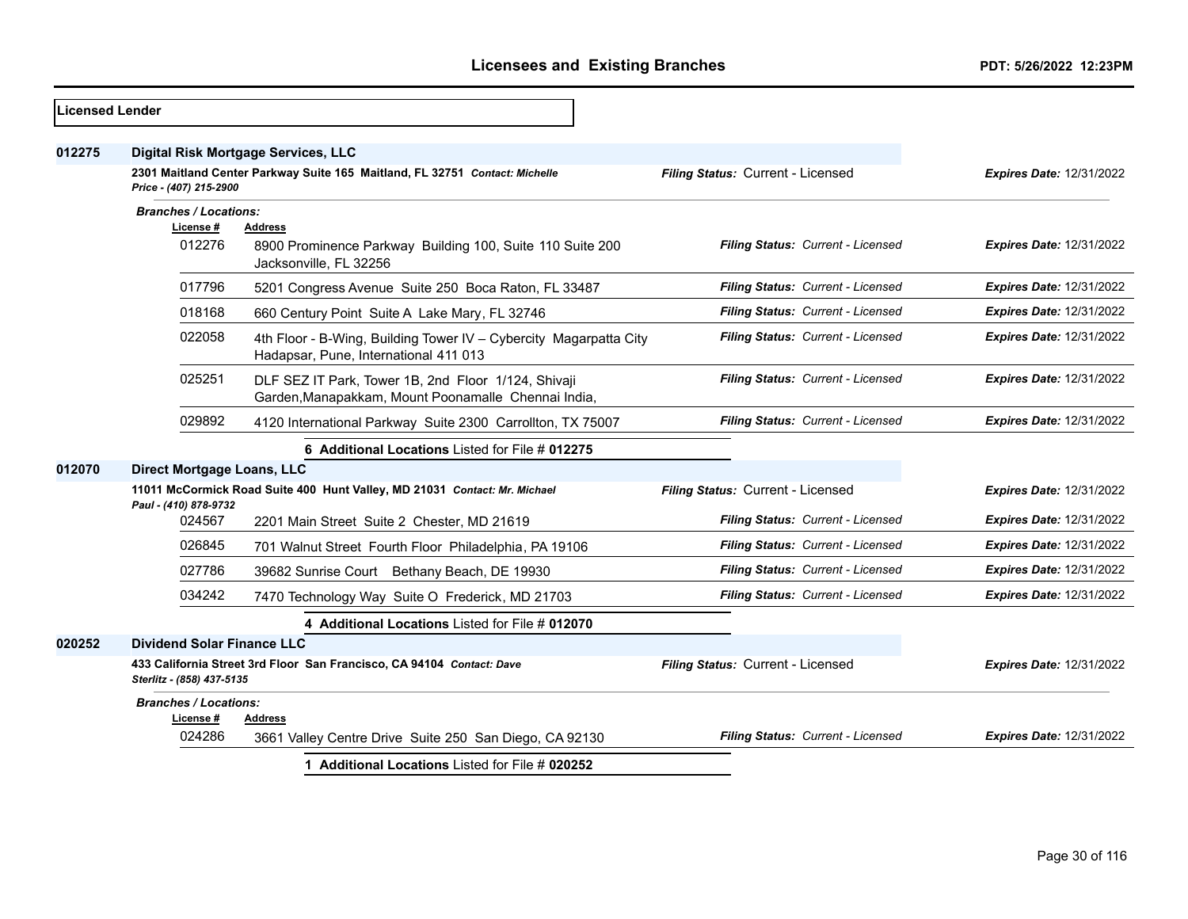## Licensees and Existing Branches

PDT: 5/26/2022 12:23PM

**Licensed Lender**

### 012275 Digital Risk Mortgage Services, LLC

**2301 Maitland Center Parkway Suite 165 Maitland, FL 32751** *Contact: Michelle Price - (407) 215-2900*

*Filing Status:* Current - Licensed | *Expires Date:* 12/31/2022

*Branches / Locations:*

| License # | Address | Filing Status | Expires Date |
|---|---|---|---|
| 012276 | 8900 Prominence Parkway Building 100, Suite 110 Suite 200 Jacksonville, FL 32256 | Current - Licensed | 12/31/2022 |
| 017796 | 5201 Congress Avenue Suite 250 Boca Raton, FL 33487 | Current - Licensed | 12/31/2022 |
| 018168 | 660 Century Point Suite A Lake Mary, FL 32746 | Current - Licensed | 12/31/2022 |
| 022058 | 4th Floor - B-Wing, Building Tower IV – Cybercity Magarpatta City Hadapsar, Pune, International 411 013 | Current - Licensed | 12/31/2022 |
| 025251 | DLF SEZ IT Park, Tower 1B, 2nd Floor 1/124, Shivaji Garden,Manapakkam, Mount Poonamalle Chennai India, | Current - Licensed | 12/31/2022 |
| 029892 | 4120 International Parkway Suite 2300 Carrollton, TX 75007 | Current - Licensed | 12/31/2022 |

**6 Additional Locations** Listed for File # **012275**

### 012070 Direct Mortgage Loans, LLC

**11011 McCormick Road Suite 400 Hunt Valley, MD 21031** *Contact: Mr. Michael Paul - (410) 878-9732*

*Filing Status:* Current - Licensed | *Expires Date:* 12/31/2022

| License # | Address | Filing Status | Expires Date |
|---|---|---|---|
| 024567 | 2201 Main Street Suite 2 Chester, MD 21619 | Current - Licensed | 12/31/2022 |
| 026845 | 701 Walnut Street Fourth Floor Philadelphia, PA 19106 | Current - Licensed | 12/31/2022 |
| 027786 | 39682 Sunrise Court Bethany Beach, DE 19930 | Current - Licensed | 12/31/2022 |
| 034242 | 7470 Technology Way Suite O Frederick, MD 21703 | Current - Licensed | 12/31/2022 |

**4 Additional Locations** Listed for File # **012070**

### 020252 Dividend Solar Finance LLC

**433 California Street 3rd Floor San Francisco, CA 94104** *Contact: Dave Sterlitz - (858) 437-5135*

*Filing Status:* Current - Licensed | *Expires Date:* 12/31/2022

*Branches / Locations:*

| License # | Address | Filing Status | Expires Date |
|---|---|---|---|
| 024286 | 3661 Valley Centre Drive Suite 250 San Diego, CA 92130 | Current - Licensed | 12/31/2022 |

**1 Additional Locations** Listed for File # **020252**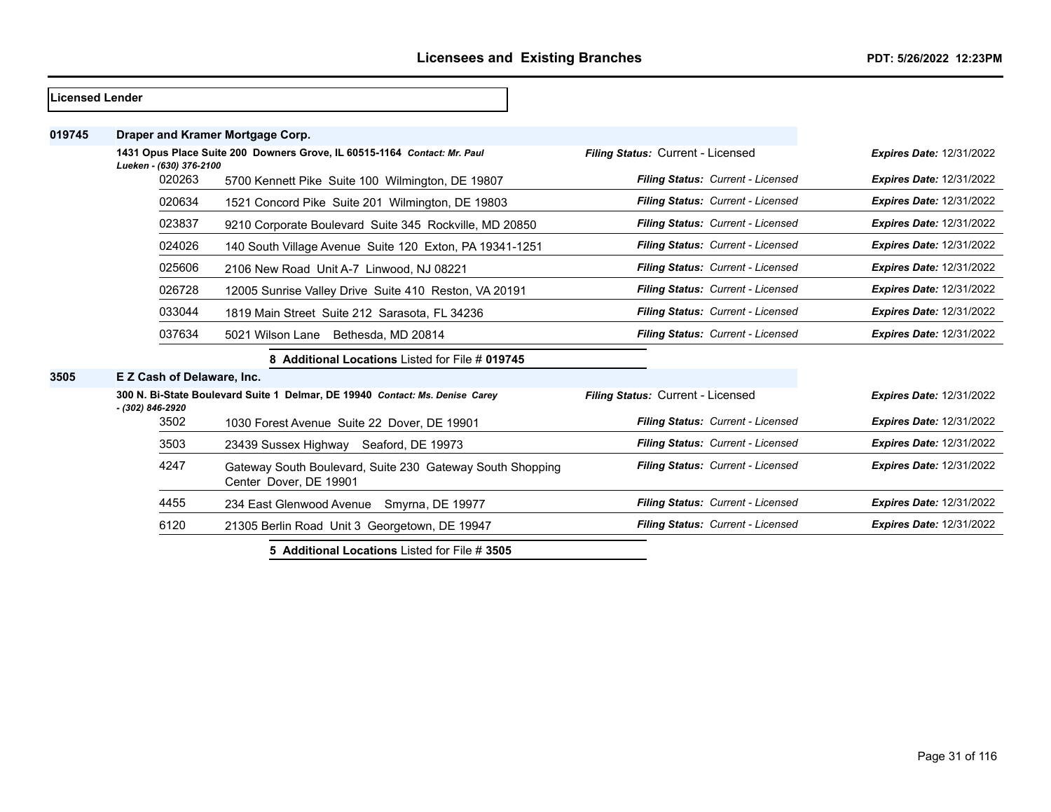## Licensees and Existing Branches

PDT: 5/26/2022 12:23PM

**Licensed Lender**

| | | | | |
|---|---|---|---|---|
| **019745** | **Draper and Kramer Mortgage Corp.** | | | |
| | **1431 Opus Place Suite 200 Downers Grove, IL 60515-1164** *Contact: Mr. Paul Lueken - (630) 376-2100* | | ***Filing Status:*** Current - Licensed | ***Expires Date:*** 12/31/2022 |
| | 020263 | 5700 Kennett Pike Suite 100 Wilmington, DE 19807 | ***Filing Status:*** *Current - Licensed* | ***Expires Date:*** 12/31/2022 |
| | 020634 | 1521 Concord Pike Suite 201 Wilmington, DE 19803 | ***Filing Status:*** *Current - Licensed* | ***Expires Date:*** 12/31/2022 |
| | 023837 | 9210 Corporate Boulevard Suite 345 Rockville, MD 20850 | ***Filing Status:*** *Current - Licensed* | ***Expires Date:*** 12/31/2022 |
| | 024026 | 140 South Village Avenue Suite 120 Exton, PA 19341-1251 | ***Filing Status:*** *Current - Licensed* | ***Expires Date:*** 12/31/2022 |
| | 025606 | 2106 New Road Unit A-7 Linwood, NJ 08221 | ***Filing Status:*** *Current - Licensed* | ***Expires Date:*** 12/31/2022 |
| | 026728 | 12005 Sunrise Valley Drive Suite 410 Reston, VA 20191 | ***Filing Status:*** *Current - Licensed* | ***Expires Date:*** 12/31/2022 |
| | 033044 | 1819 Main Street Suite 212 Sarasota, FL 34236 | ***Filing Status:*** *Current - Licensed* | ***Expires Date:*** 12/31/2022 |
| | 037634 | 5021 Wilson Lane Bethesda, MD 20814 | ***Filing Status:*** *Current - Licensed* | ***Expires Date:*** 12/31/2022 |
| | | **8 Additional Locations** Listed for File # **019745** | | |
| **3505** | **E Z Cash of Delaware, Inc.** | | | |
| | **300 N. Bi-State Boulevard Suite 1 Delmar, DE 19940** *Contact: Ms. Denise Carey - (302) 846-2920* | | ***Filing Status:*** Current - Licensed | ***Expires Date:*** 12/31/2022 |
| | 3502 | 1030 Forest Avenue Suite 22 Dover, DE 19901 | ***Filing Status:*** *Current - Licensed* | ***Expires Date:*** 12/31/2022 |
| | 3503 | 23439 Sussex Highway Seaford, DE 19973 | ***Filing Status:*** *Current - Licensed* | ***Expires Date:*** 12/31/2022 |
| | 4247 | Gateway South Boulevard, Suite 230 Gateway South Shopping Center Dover, DE 19901 | ***Filing Status:*** *Current - Licensed* | ***Expires Date:*** 12/31/2022 |
| | 4455 | 234 East Glenwood Avenue Smyrna, DE 19977 | ***Filing Status:*** *Current - Licensed* | ***Expires Date:*** 12/31/2022 |
| | 6120 | 21305 Berlin Road Unit 3 Georgetown, DE 19947 | ***Filing Status:*** *Current - Licensed* | ***Expires Date:*** 12/31/2022 |
| | | **5 Additional Locations** Listed for File # **3505** | | |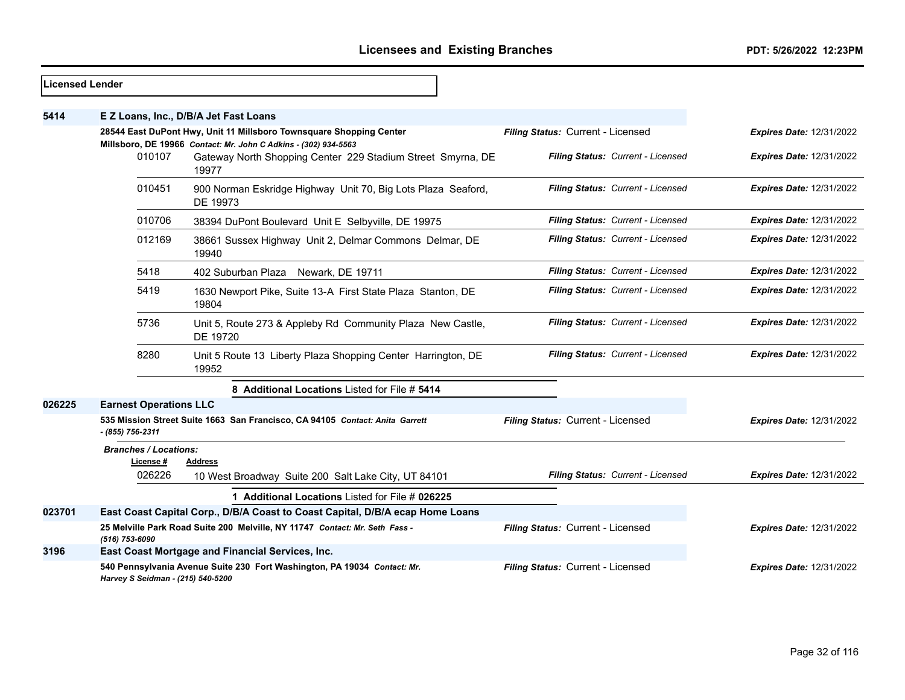## Licensees and Existing Branches

PDT: 5/26/2022 12:23PM

**Licensed Lender**

| | | | | |
|---|---|---|---|---|
| **5414** | **E Z Loans, Inc., D/B/A Jet Fast Loans** | | | |
| | **28544 East DuPont Hwy, Unit 11 Millsboro Townsquare Shopping Center Millsboro, DE 19966** *Contact: Mr. John C Adkins - (302) 934-5563* | | *Filing Status:* Current - Licensed | *Expires Date:* 12/31/2022 |
| | 010107 | Gateway North Shopping Center 229 Stadium Street Smyrna, DE 19977 | *Filing Status: Current - Licensed* | *Expires Date:* 12/31/2022 |
| | 010451 | 900 Norman Eskridge Highway Unit 70, Big Lots Plaza Seaford, DE 19973 | *Filing Status: Current - Licensed* | *Expires Date:* 12/31/2022 |
| | 010706 | 38394 DuPont Boulevard Unit E Selbyville, DE 19975 | *Filing Status: Current - Licensed* | *Expires Date:* 12/31/2022 |
| | 012169 | 38661 Sussex Highway Unit 2, Delmar Commons Delmar, DE 19940 | *Filing Status: Current - Licensed* | *Expires Date:* 12/31/2022 |
| | 5418 | 402 Suburban Plaza Newark, DE 19711 | *Filing Status: Current - Licensed* | *Expires Date:* 12/31/2022 |
| | 5419 | 1630 Newport Pike, Suite 13-A First State Plaza Stanton, DE 19804 | *Filing Status: Current - Licensed* | *Expires Date:* 12/31/2022 |
| | 5736 | Unit 5, Route 273 & Appleby Rd Community Plaza New Castle, DE 19720 | *Filing Status: Current - Licensed* | *Expires Date:* 12/31/2022 |
| | 8280 | Unit 5 Route 13 Liberty Plaza Shopping Center Harrington, DE 19952 | *Filing Status: Current - Licensed* | *Expires Date:* 12/31/2022 |
| | | **8 Additional Locations** Listed for File # **5414** | | |
| **026225** | **Earnest Operations LLC** | | | |
| | **535 Mission Street Suite 1663 San Francisco, CA 94105** *Contact: Anita Garrett - (855) 756-2311* | | *Filing Status:* Current - Licensed | *Expires Date:* 12/31/2022 |
| | ***Branches / Locations:*** **License #** | **Address** | | |
| | 026226 | 10 West Broadway Suite 200 Salt Lake City, UT 84101 | *Filing Status: Current - Licensed* | *Expires Date:* 12/31/2022 |
| | | **1 Additional Locations** Listed for File # **026225** | | |
| **023701** | **East Coast Capital Corp., D/B/A Coast to Coast Capital, D/B/A ecap Home Loans** | | | |
| | **25 Melville Park Road Suite 200 Melville, NY 11747** *Contact: Mr. Seth Fass - (516) 753-6090* | | *Filing Status:* Current - Licensed | *Expires Date:* 12/31/2022 |
| **3196** | **East Coast Mortgage and Financial Services, Inc.** | | | |
| | **540 Pennsylvania Avenue Suite 230 Fort Washington, PA 19034** *Contact: Mr. Harvey S Seidman - (215) 540-5200* | | *Filing Status:* Current - Licensed | *Expires Date:* 12/31/2022 |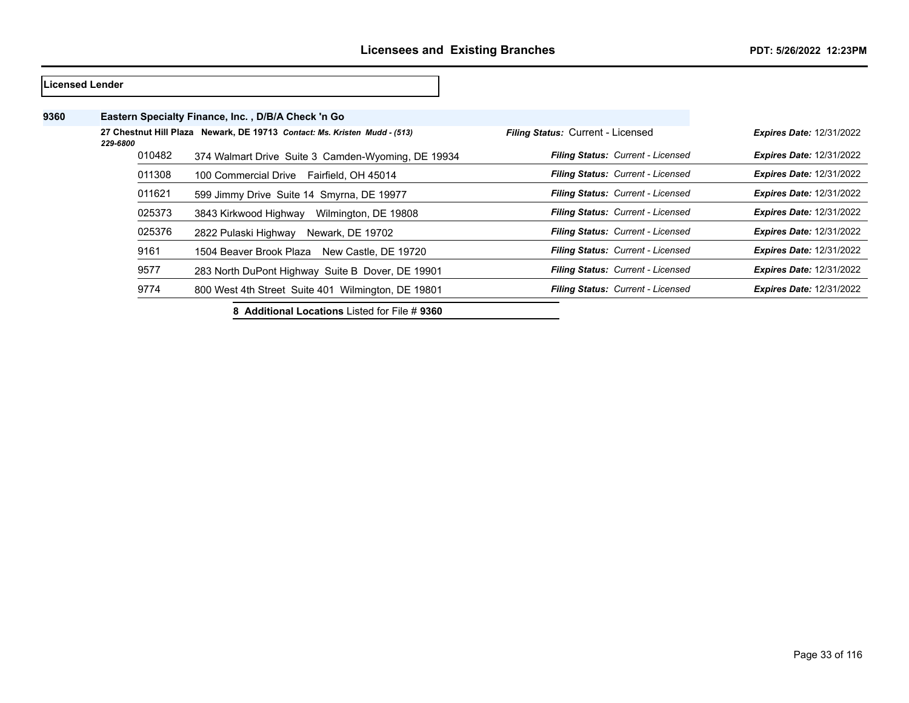## Licensees and Existing Branches

**Licensed Lender**

| | | | | |
|---|---|---|---|---|
| **9360** | **Eastern Specialty Finance, Inc. , D/B/A Check 'n Go** | | | |
| | **27 Chestnut Hill Plaza Newark, DE 19713** ***Contact: Ms. Kristen Mudd - (513) 229-6800*** | | ***Filing Status:*** Current - Licensed | ***Expires Date:*** 12/31/2022 |
| | 010482 | 374 Walmart Drive Suite 3 Camden-Wyoming, DE 19934 | ***Filing Status:*** *Current - Licensed* | ***Expires Date:*** *12/31/2022* |
| | 011308 | 100 Commercial Drive Fairfield, OH 45014 | ***Filing Status:*** *Current - Licensed* | ***Expires Date:*** *12/31/2022* |
| | 011621 | 599 Jimmy Drive Suite 14 Smyrna, DE 19977 | ***Filing Status:*** *Current - Licensed* | ***Expires Date:*** *12/31/2022* |
| | 025373 | 3843 Kirkwood Highway Wilmington, DE 19808 | ***Filing Status:*** *Current - Licensed* | ***Expires Date:*** *12/31/2022* |
| | 025376 | 2822 Pulaski Highway Newark, DE 19702 | ***Filing Status:*** *Current - Licensed* | ***Expires Date:*** *12/31/2022* |
| | 9161 | 1504 Beaver Brook Plaza New Castle, DE 19720 | ***Filing Status:*** *Current - Licensed* | ***Expires Date:*** *12/31/2022* |
| | 9577 | 283 North DuPont Highway Suite B Dover, DE 19901 | ***Filing Status:*** *Current - Licensed* | ***Expires Date:*** *12/31/2022* |
| | 9774 | 800 West 4th Street Suite 401 Wilmington, DE 19801 | ***Filing Status:*** *Current - Licensed* | ***Expires Date:*** *12/31/2022* |

**8 Additional Locations** Listed for File # **9360**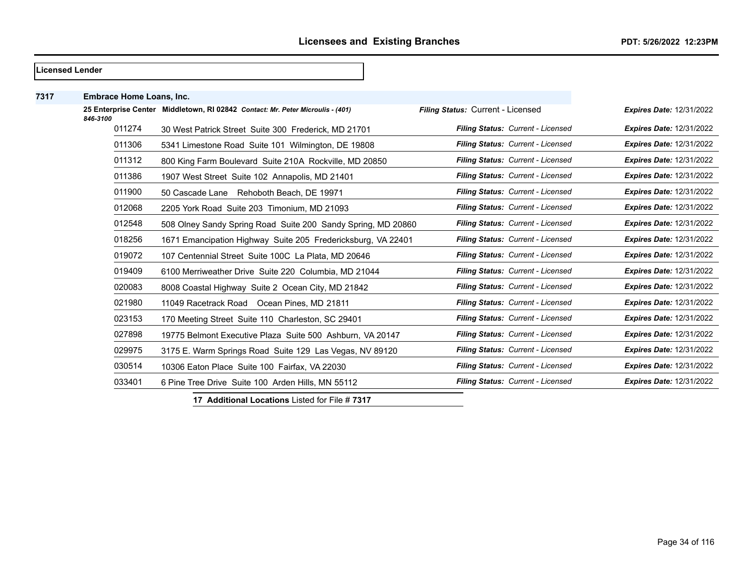## Licensees and Existing Branches

PDT: 5/26/2022 12:23PM

**Licensed Lender**

**7317** **Embrace Home Loans, Inc.**

**25 Enterprise Center Middletown, RI 02842** *Contact: Mr. Peter Microulis - (401) 846-3100* — ***Filing Status:*** Current - Licensed — ***Expires Date:*** 12/31/2022

| | | | |
|---|---|---|---|
| 011274 | 30 West Patrick Street Suite 300 Frederick, MD 21701 | ***Filing Status:*** *Current - Licensed* | ***Expires Date:*** 12/31/2022 |
| 011306 | 5341 Limestone Road Suite 101 Wilmington, DE 19808 | ***Filing Status:*** *Current - Licensed* | ***Expires Date:*** 12/31/2022 |
| 011312 | 800 King Farm Boulevard Suite 210A Rockville, MD 20850 | ***Filing Status:*** *Current - Licensed* | ***Expires Date:*** 12/31/2022 |
| 011386 | 1907 West Street Suite 102 Annapolis, MD 21401 | ***Filing Status:*** *Current - Licensed* | ***Expires Date:*** 12/31/2022 |
| 011900 | 50 Cascade Lane Rehoboth Beach, DE 19971 | ***Filing Status:*** *Current - Licensed* | ***Expires Date:*** 12/31/2022 |
| 012068 | 2205 York Road Suite 203 Timonium, MD 21093 | ***Filing Status:*** *Current - Licensed* | ***Expires Date:*** 12/31/2022 |
| 012548 | 508 Olney Sandy Spring Road Suite 200 Sandy Spring, MD 20860 | ***Filing Status:*** *Current - Licensed* | ***Expires Date:*** 12/31/2022 |
| 018256 | 1671 Emancipation Highway Suite 205 Fredericksburg, VA 22401 | ***Filing Status:*** *Current - Licensed* | ***Expires Date:*** 12/31/2022 |
| 019072 | 107 Centennial Street Suite 100C La Plata, MD 20646 | ***Filing Status:*** *Current - Licensed* | ***Expires Date:*** 12/31/2022 |
| 019409 | 6100 Merriweather Drive Suite 220 Columbia, MD 21044 | ***Filing Status:*** *Current - Licensed* | ***Expires Date:*** 12/31/2022 |
| 020083 | 8008 Coastal Highway Suite 2 Ocean City, MD 21842 | ***Filing Status:*** *Current - Licensed* | ***Expires Date:*** 12/31/2022 |
| 021980 | 11049 Racetrack Road Ocean Pines, MD 21811 | ***Filing Status:*** *Current - Licensed* | ***Expires Date:*** 12/31/2022 |
| 023153 | 170 Meeting Street Suite 110 Charleston, SC 29401 | ***Filing Status:*** *Current - Licensed* | ***Expires Date:*** 12/31/2022 |
| 027898 | 19775 Belmont Executive Plaza Suite 500 Ashburn, VA 20147 | ***Filing Status:*** *Current - Licensed* | ***Expires Date:*** 12/31/2022 |
| 029975 | 3175 E. Warm Springs Road Suite 129 Las Vegas, NV 89120 | ***Filing Status:*** *Current - Licensed* | ***Expires Date:*** 12/31/2022 |
| 030514 | 10306 Eaton Place Suite 100 Fairfax, VA 22030 | ***Filing Status:*** *Current - Licensed* | ***Expires Date:*** 12/31/2022 |
| 033401 | 6 Pine Tree Drive Suite 100 Arden Hills, MN 55112 | ***Filing Status:*** *Current - Licensed* | ***Expires Date:*** 12/31/2022 |

**17 Additional Locations** Listed for File # **7317**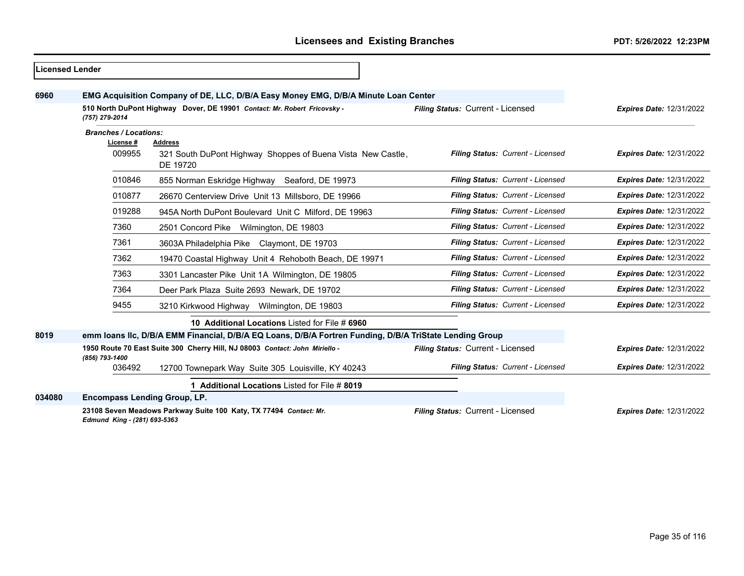## Licensees and Existing Branches

PDT: 5/26/2022 12:23PM

**Licensed Lender**

**6960** **EMG Acquisition Company of DE, LLC, D/B/A Easy Money EMG, D/B/A Minute Loan Center**

**510 North DuPont Highway Dover, DE 19901** *Contact: Mr. Robert Fricovsky - (757) 279-2014* — *Filing Status:* Current - Licensed — *Expires Date:* 12/31/2022

*Branches / Locations:*

| License # | Address | Filing Status | Expires Date |
|---|---|---|---|
| 009955 | 321 South DuPont Highway Shoppes of Buena Vista New Castle, DE 19720 | Current - Licensed | 12/31/2022 |
| 010846 | 855 Norman Eskridge Highway Seaford, DE 19973 | Current - Licensed | 12/31/2022 |
| 010877 | 26670 Centerview Drive Unit 13 Millsboro, DE 19966 | Current - Licensed | 12/31/2022 |
| 019288 | 945A North DuPont Boulevard Unit C Milford, DE 19963 | Current - Licensed | 12/31/2022 |
| 7360 | 2501 Concord Pike Wilmington, DE 19803 | Current - Licensed | 12/31/2022 |
| 7361 | 3603A Philadelphia Pike Claymont, DE 19703 | Current - Licensed | 12/31/2022 |
| 7362 | 19470 Coastal Highway Unit 4 Rehoboth Beach, DE 19971 | Current - Licensed | 12/31/2022 |
| 7363 | 3301 Lancaster Pike Unit 1A Wilmington, DE 19805 | Current - Licensed | 12/31/2022 |
| 7364 | Deer Park Plaza Suite 2693 Newark, DE 19702 | Current - Licensed | 12/31/2022 |
| 9455 | 3210 Kirkwood Highway Wilmington, DE 19803 | Current - Licensed | 12/31/2022 |

**10 Additional Locations** Listed for File # **6960**

**8019** **emm loans llc, D/B/A EMM Financial, D/B/A EQ Loans, D/B/A Fortren Funding, D/B/A TriState Lending Group**

**1950 Route 70 East Suite 300 Cherry Hill, NJ 08003** *Contact: John Miriello - (856) 793-1400* — *Filing Status:* Current - Licensed — *Expires Date:* 12/31/2022

| License # | Address | Filing Status | Expires Date |
|---|---|---|---|
| 036492 | 12700 Townepark Way Suite 305 Louisville, KY 40243 | Current - Licensed | 12/31/2022 |

**1 Additional Locations** Listed for File # **8019**

**034080** **Encompass Lending Group, LP.**

**23108 Seven Meadows Parkway Suite 100 Katy, TX 77494** *Contact: Mr. Edmund King - (281) 693-5363* — *Filing Status:* Current - Licensed — *Expires Date:* 12/31/2022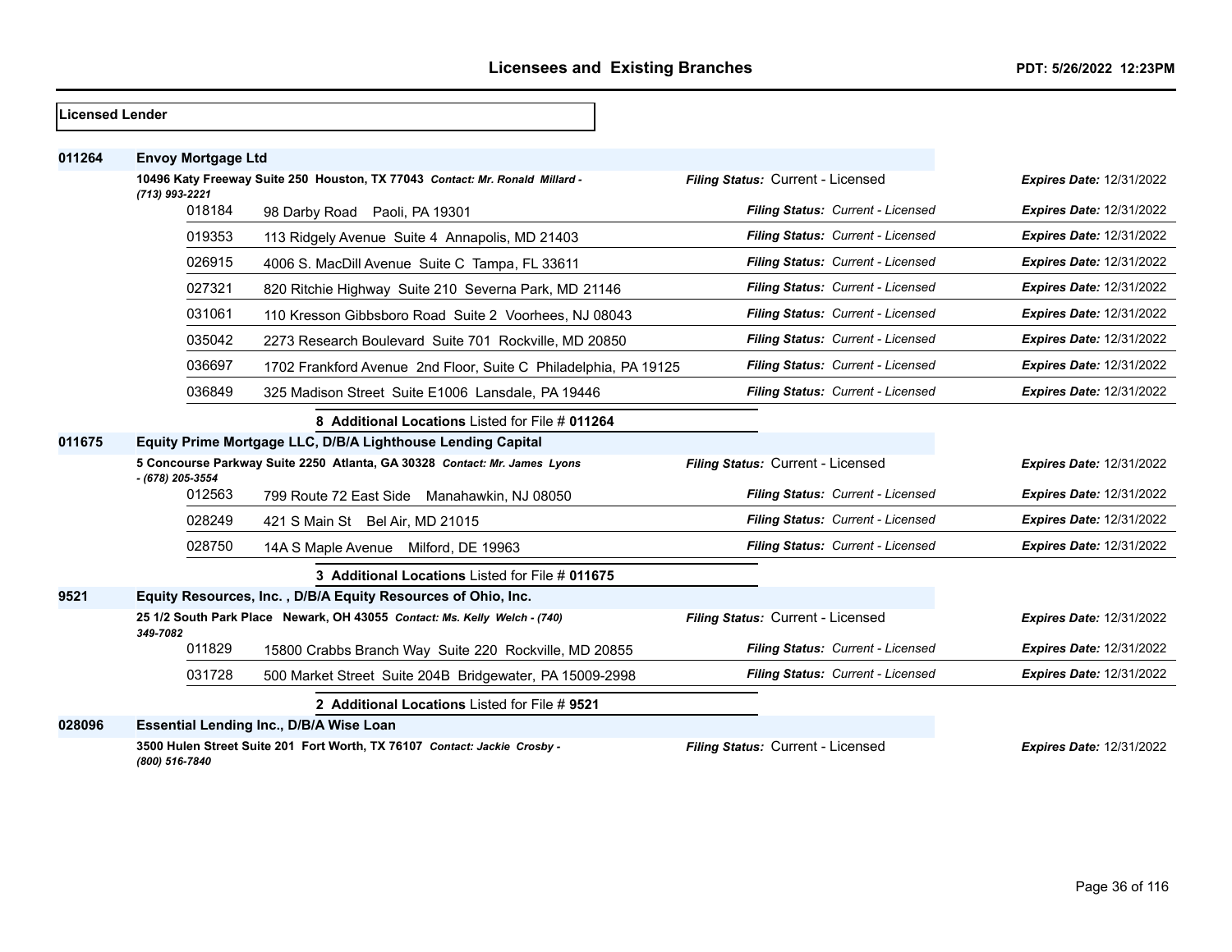**Licensed Lender**

**011264 Envoy Mortgage Ltd**

10496 Katy Freeway Suite 250 Houston, TX 77043 *Contact: Mr. Ronald Millard - (713) 993-2221* — *Filing Status:* Current - Licensed — *Expires Date:* 12/31/2022

| | | | |
|---|---|---|---|
| 018184 | 98 Darby Road Paoli, PA 19301 | *Filing Status: Current - Licensed* | *Expires Date:* 12/31/2022 |
| 019353 | 113 Ridgely Avenue Suite 4 Annapolis, MD 21403 | *Filing Status: Current - Licensed* | *Expires Date:* 12/31/2022 |
| 026915 | 4006 S. MacDill Avenue Suite C Tampa, FL 33611 | *Filing Status: Current - Licensed* | *Expires Date:* 12/31/2022 |
| 027321 | 820 Ritchie Highway Suite 210 Severna Park, MD 21146 | *Filing Status: Current - Licensed* | *Expires Date:* 12/31/2022 |
| 031061 | 110 Kresson Gibbsboro Road Suite 2 Voorhees, NJ 08043 | *Filing Status: Current - Licensed* | *Expires Date:* 12/31/2022 |
| 035042 | 2273 Research Boulevard Suite 701 Rockville, MD 20850 | *Filing Status: Current - Licensed* | *Expires Date:* 12/31/2022 |
| 036697 | 1702 Frankford Avenue 2nd Floor, Suite C Philadelphia, PA 19125 | *Filing Status: Current - Licensed* | *Expires Date:* 12/31/2022 |
| 036849 | 325 Madison Street Suite E1006 Lansdale, PA 19446 | *Filing Status: Current - Licensed* | *Expires Date:* 12/31/2022 |

**8 Additional Locations** Listed for File # **011264**

**011675 Equity Prime Mortgage LLC, D/B/A Lighthouse Lending Capital**

5 Concourse Parkway Suite 2250 Atlanta, GA 30328 *Contact: Mr. James Lyons - (678) 205-3554* — *Filing Status:* Current - Licensed — *Expires Date:* 12/31/2022

| | | | |
|---|---|---|---|
| 012563 | 799 Route 72 East Side Manahawkin, NJ 08050 | *Filing Status: Current - Licensed* | *Expires Date:* 12/31/2022 |
| 028249 | 421 S Main St Bel Air, MD 21015 | *Filing Status: Current - Licensed* | *Expires Date:* 12/31/2022 |
| 028750 | 14A S Maple Avenue Milford, DE 19963 | *Filing Status: Current - Licensed* | *Expires Date:* 12/31/2022 |

**3 Additional Locations** Listed for File # **011675**

**9521 Equity Resources, Inc. , D/B/A Equity Resources of Ohio, Inc.**

25 1/2 South Park Place Newark, OH 43055 *Contact: Ms. Kelly Welch - (740) 349-7082* — *Filing Status:* Current - Licensed — *Expires Date:* 12/31/2022

| | | | |
|---|---|---|---|
| 011829 | 15800 Crabbs Branch Way Suite 220 Rockville, MD 20855 | *Filing Status: Current - Licensed* | *Expires Date:* 12/31/2022 |
| 031728 | 500 Market Street Suite 204B Bridgewater, PA 15009-2998 | *Filing Status: Current - Licensed* | *Expires Date:* 12/31/2022 |

**2 Additional Locations** Listed for File # **9521**

**028096 Essential Lending Inc., D/B/A Wise Loan**

3500 Hulen Street Suite 201 Fort Worth, TX 76107 *Contact: Jackie Crosby - (800) 516-7840* — *Filing Status:* Current - Licensed — *Expires Date:* 12/31/2022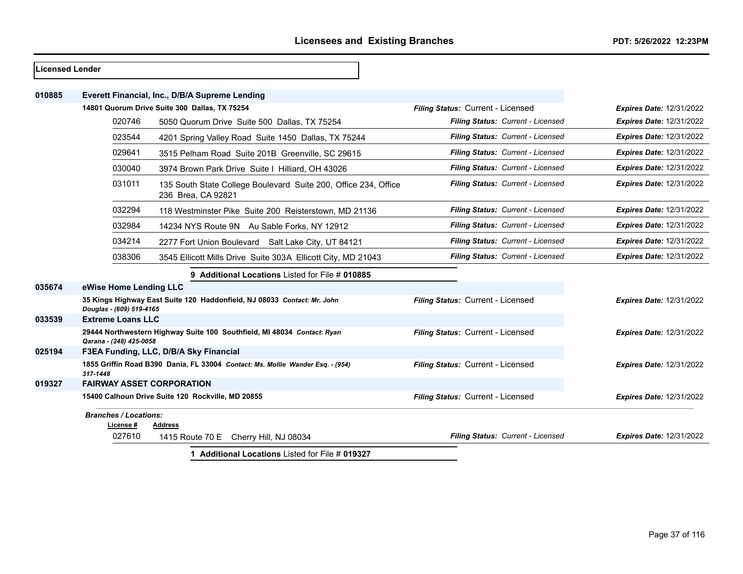## Licensed Lender

**010885** **Everett Financial, Inc., D/B/A Supreme Lending**

**14801 Quorum Drive Suite 300 Dallas, TX 75254** — *Filing Status:* Current - Licensed — *Expires Date:* 12/31/2022

| License # | Address | Filing Status | Expires Date |
|---|---|---|---|
| 020746 | 5050 Quorum Drive Suite 500 Dallas, TX 75254 | Current - Licensed | 12/31/2022 |
| 023544 | 4201 Spring Valley Road Suite 1450 Dallas, TX 75244 | Current - Licensed | 12/31/2022 |
| 029641 | 3515 Pelham Road Suite 201B Greenville, SC 29615 | Current - Licensed | 12/31/2022 |
| 030040 | 3974 Brown Park Drive Suite I Hilliard, OH 43026 | Current - Licensed | 12/31/2022 |
| 031011 | 135 South State College Boulevard Suite 200, Office 234, Office 236 Brea, CA 92821 | Current - Licensed | 12/31/2022 |
| 032294 | 118 Westminster Pike Suite 200 Reisterstown, MD 21136 | Current - Licensed | 12/31/2022 |
| 032984 | 14234 NYS Route 9N Au Sable Forks, NY 12912 | Current - Licensed | 12/31/2022 |
| 034214 | 2277 Fort Union Boulevard Salt Lake City, UT 84121 | Current - Licensed | 12/31/2022 |
| 038306 | 3545 Ellicott Mills Drive Suite 303A Ellicott City, MD 21043 | Current - Licensed | 12/31/2022 |

**9 Additional Locations** Listed for File # **010885**

**035674** **eWise Home Lending LLC**

**35 Kings Highway East Suite 120 Haddonfield, NJ 08033** *Contact: Mr. John Douglas - (609) 519-4165* — *Filing Status:* Current - Licensed — *Expires Date:* 12/31/2022

**033539** **Extreme Loans LLC**

**29444 Northwestern Highway Suite 100 Southfield, MI 48034** *Contact: Ryan Qarana - (248) 425-0058* — *Filing Status:* Current - Licensed — *Expires Date:* 12/31/2022

**025194** **F3EA Funding, LLC, D/B/A Sky Financial**

**1855 Griffin Road B390 Dania, FL 33004** *Contact: Ms. Mollie Wander Esq. - (954) 317-1448* — *Filing Status:* Current - Licensed — *Expires Date:* 12/31/2022

**019327** **FAIRWAY ASSET CORPORATION**

**15400 Calhoun Drive Suite 120 Rockville, MD 20855** — *Filing Status:* Current - Licensed — *Expires Date:* 12/31/2022

*Branches / Locations:*

| License # | Address | Filing Status | Expires Date |
|---|---|---|---|
| 027610 | 1415 Route 70 E Cherry Hill, NJ 08034 | Current - Licensed | 12/31/2022 |

**1 Additional Locations** Listed for File # **019327**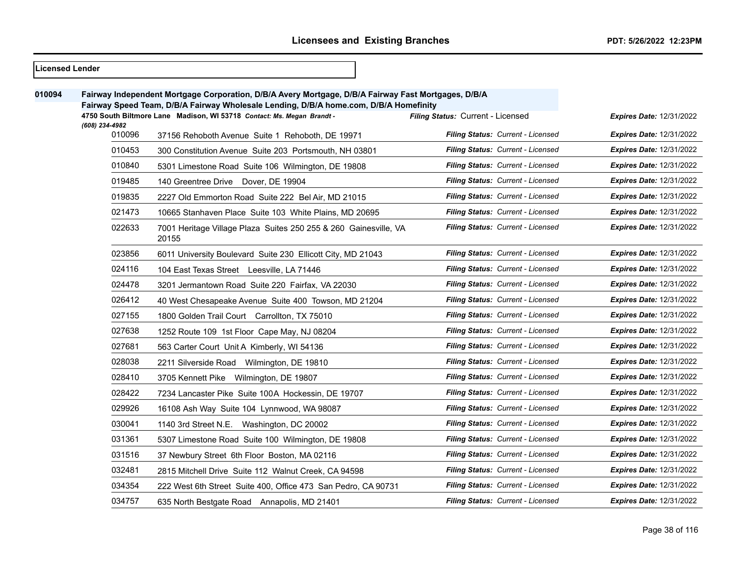**Licensed Lender**

**010094** **Fairway Independent Mortgage Corporation, D/B/A Avery Mortgage, D/B/A Fairway Fast Mortgages, D/B/A Fairway Speed Team, D/B/A Fairway Wholesale Lending, D/B/A home.com, D/B/A Homefinity**

**4750 South Biltmore Lane Madison, WI 53718** *Contact: Ms. Megan Brandt - (608) 234-4982* — *Filing Status:* Current - Licensed — *Expires Date:* 12/31/2022

| | | | |
|---|---|---|---|
| 010096 | 37156 Rehoboth Avenue Suite 1 Rehoboth, DE 19971 | *Filing Status: Current - Licensed* | *Expires Date:* 12/31/2022 |
| 010453 | 300 Constitution Avenue Suite 203 Portsmouth, NH 03801 | *Filing Status: Current - Licensed* | *Expires Date:* 12/31/2022 |
| 010840 | 5301 Limestone Road Suite 106 Wilmington, DE 19808 | *Filing Status: Current - Licensed* | *Expires Date:* 12/31/2022 |
| 019485 | 140 Greentree Drive Dover, DE 19904 | *Filing Status: Current - Licensed* | *Expires Date:* 12/31/2022 |
| 019835 | 2227 Old Emmorton Road Suite 222 Bel Air, MD 21015 | *Filing Status: Current - Licensed* | *Expires Date:* 12/31/2022 |
| 021473 | 10665 Stanhaven Place Suite 103 White Plains, MD 20695 | *Filing Status: Current - Licensed* | *Expires Date:* 12/31/2022 |
| 022633 | 7001 Heritage Village Plaza Suites 250 255 & 260 Gainesville, VA 20155 | *Filing Status: Current - Licensed* | *Expires Date:* 12/31/2022 |
| 023856 | 6011 University Boulevard Suite 230 Ellicott City, MD 21043 | *Filing Status: Current - Licensed* | *Expires Date:* 12/31/2022 |
| 024116 | 104 East Texas Street Leesville, LA 71446 | *Filing Status: Current - Licensed* | *Expires Date:* 12/31/2022 |
| 024478 | 3201 Jermantown Road Suite 220 Fairfax, VA 22030 | *Filing Status: Current - Licensed* | *Expires Date:* 12/31/2022 |
| 026412 | 40 West Chesapeake Avenue Suite 400 Towson, MD 21204 | *Filing Status: Current - Licensed* | *Expires Date:* 12/31/2022 |
| 027155 | 1800 Golden Trail Court Carrollton, TX 75010 | *Filing Status: Current - Licensed* | *Expires Date:* 12/31/2022 |
| 027638 | 1252 Route 109 1st Floor Cape May, NJ 08204 | *Filing Status: Current - Licensed* | *Expires Date:* 12/31/2022 |
| 027681 | 563 Carter Court Unit A Kimberly, WI 54136 | *Filing Status: Current - Licensed* | *Expires Date:* 12/31/2022 |
| 028038 | 2211 Silverside Road Wilmington, DE 19810 | *Filing Status: Current - Licensed* | *Expires Date:* 12/31/2022 |
| 028410 | 3705 Kennett Pike Wilmington, DE 19807 | *Filing Status: Current - Licensed* | *Expires Date:* 12/31/2022 |
| 028422 | 7234 Lancaster Pike Suite 100A Hockessin, DE 19707 | *Filing Status: Current - Licensed* | *Expires Date:* 12/31/2022 |
| 029926 | 16108 Ash Way Suite 104 Lynnwood, WA 98087 | *Filing Status: Current - Licensed* | *Expires Date:* 12/31/2022 |
| 030041 | 1140 3rd Street N.E. Washington, DC 20002 | *Filing Status: Current - Licensed* | *Expires Date:* 12/31/2022 |
| 031361 | 5307 Limestone Road Suite 100 Wilmington, DE 19808 | *Filing Status: Current - Licensed* | *Expires Date:* 12/31/2022 |
| 031516 | 37 Newbury Street 6th Floor Boston, MA 02116 | *Filing Status: Current - Licensed* | *Expires Date:* 12/31/2022 |
| 032481 | 2815 Mitchell Drive Suite 112 Walnut Creek, CA 94598 | *Filing Status: Current - Licensed* | *Expires Date:* 12/31/2022 |
| 034354 | 222 West 6th Street Suite 400, Office 473 San Pedro, CA 90731 | *Filing Status: Current - Licensed* | *Expires Date:* 12/31/2022 |
| 034757 | 635 North Bestgate Road Annapolis, MD 21401 | *Filing Status: Current - Licensed* | *Expires Date:* 12/31/2022 |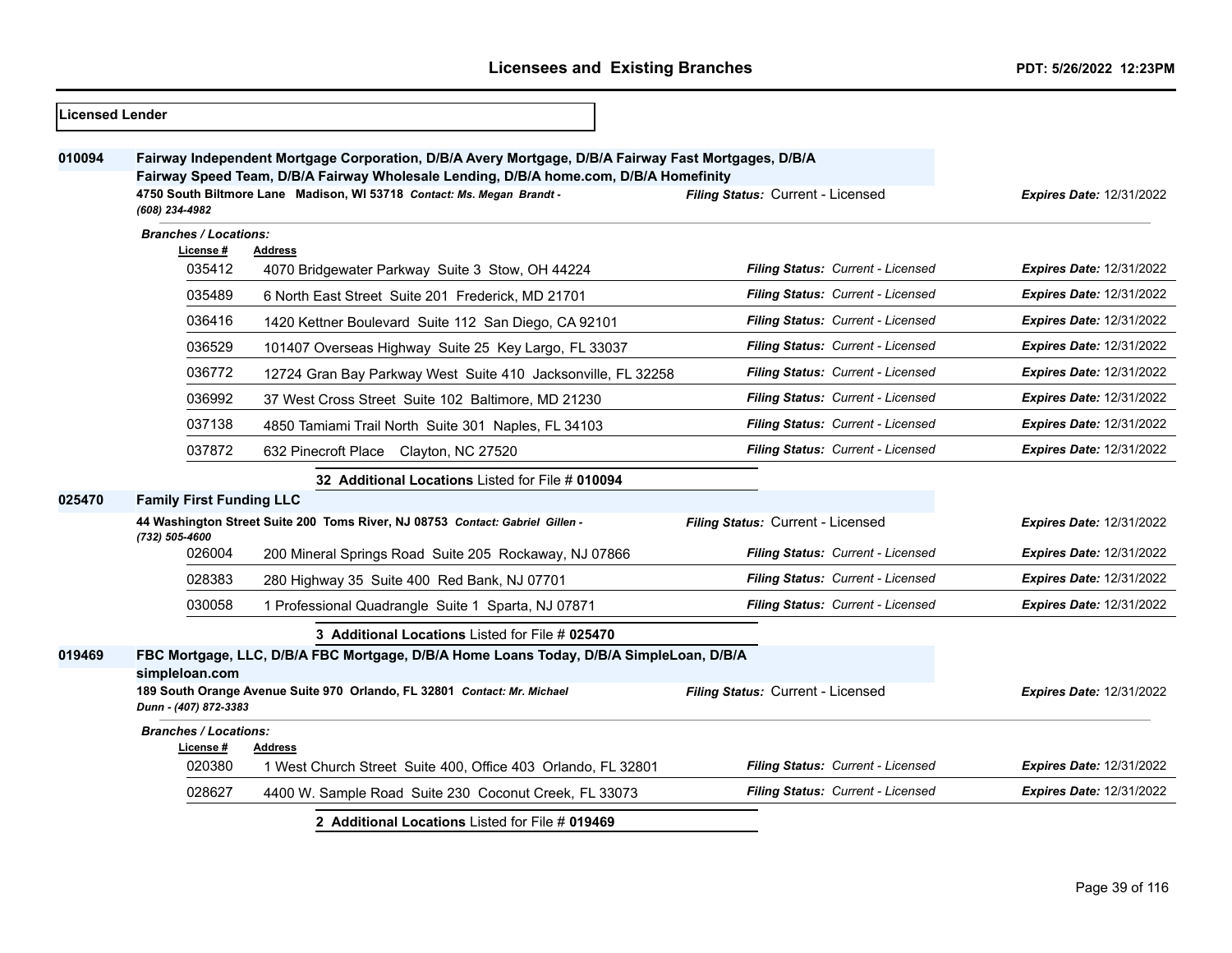**Licensed Lender**

**010094** **Fairway Independent Mortgage Corporation, D/B/A Avery Mortgage, D/B/A Fairway Fast Mortgages, D/B/A Fairway Speed Team, D/B/A Fairway Wholesale Lending, D/B/A home.com, D/B/A Homefinity**

**4750 South Biltmore Lane Madison, WI 53718** *Contact: Ms. Megan Brandt - (608) 234-4982*

*Filing Status:* Current - Licensed *Expires Date:* 12/31/2022

*Branches / Locations:*

| License # | Address | Filing Status | Expires Date |
|---|---|---|---|
| 035412 | 4070 Bridgewater Parkway Suite 3 Stow, OH 44224 | Current - Licensed | 12/31/2022 |
| 035489 | 6 North East Street Suite 201 Frederick, MD 21701 | Current - Licensed | 12/31/2022 |
| 036416 | 1420 Kettner Boulevard Suite 112 San Diego, CA 92101 | Current - Licensed | 12/31/2022 |
| 036529 | 101407 Overseas Highway Suite 25 Key Largo, FL 33037 | Current - Licensed | 12/31/2022 |
| 036772 | 12724 Gran Bay Parkway West Suite 410 Jacksonville, FL 32258 | Current - Licensed | 12/31/2022 |
| 036992 | 37 West Cross Street Suite 102 Baltimore, MD 21230 | Current - Licensed | 12/31/2022 |
| 037138 | 4850 Tamiami Trail North Suite 301 Naples, FL 34103 | Current - Licensed | 12/31/2022 |
| 037872 | 632 Pinecroft Place Clayton, NC 27520 | Current - Licensed | 12/31/2022 |

**32 Additional Locations** Listed for File # **010094**

**025470** **Family First Funding LLC**

**44 Washington Street Suite 200 Toms River, NJ 08753** *Contact: Gabriel Gillen - (732) 505-4600*

*Filing Status:* Current - Licensed *Expires Date:* 12/31/2022

| License # | Address | Filing Status | Expires Date |
|---|---|---|---|
| 026004 | 200 Mineral Springs Road Suite 205 Rockaway, NJ 07866 | Current - Licensed | 12/31/2022 |
| 028383 | 280 Highway 35 Suite 400 Red Bank, NJ 07701 | Current - Licensed | 12/31/2022 |
| 030058 | 1 Professional Quadrangle Suite 1 Sparta, NJ 07871 | Current - Licensed | 12/31/2022 |

**3 Additional Locations** Listed for File # **025470**

**019469** **FBC Mortgage, LLC, D/B/A FBC Mortgage, D/B/A Home Loans Today, D/B/A SimpleLoan, D/B/A simpleloan.com**

**189 South Orange Avenue Suite 970 Orlando, FL 32801** *Contact: Mr. Michael Dunn - (407) 872-3383*

*Filing Status:* Current - Licensed *Expires Date:* 12/31/2022

*Branches / Locations:*

| License # | Address | Filing Status | Expires Date |
|---|---|---|---|
| 020380 | 1 West Church Street Suite 400, Office 403 Orlando, FL 32801 | Current - Licensed | 12/31/2022 |
| 028627 | 4400 W. Sample Road Suite 230 Coconut Creek, FL 33073 | Current - Licensed | 12/31/2022 |

**2 Additional Locations** Listed for File # **019469**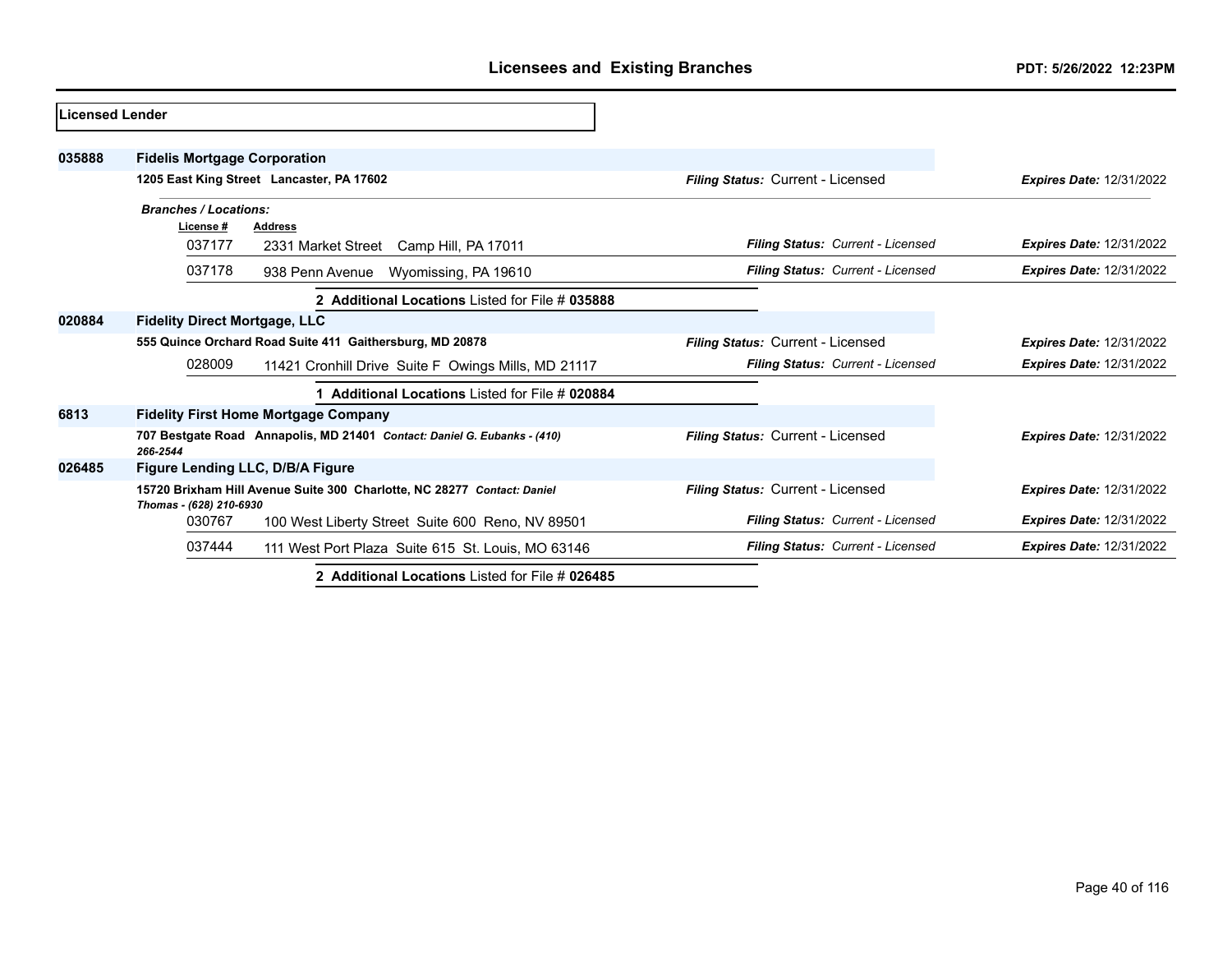# Licensees and Existing Branches

PDT: 5/26/2022 12:23PM

**Licensed Lender**

**035888** **Fidelis Mortgage Corporation**

**1205 East King Street Lancaster, PA 17602** — *Filing Status:* Current - Licensed — *Expires Date:* 12/31/2022

*Branches / Locations:*

| License # | Address | Filing Status | Expires Date |
|---|---|---|---|
| 037177 | 2331 Market Street Camp Hill, PA 17011 | Current - Licensed | 12/31/2022 |
| 037178 | 938 Penn Avenue Wyomissing, PA 19610 | Current - Licensed | 12/31/2022 |

**2 Additional Locations** Listed for File # **035888**

**020884** **Fidelity Direct Mortgage, LLC**

**555 Quince Orchard Road Suite 411 Gaithersburg, MD 20878** — *Filing Status:* Current - Licensed — *Expires Date:* 12/31/2022

| License # | Address | Filing Status | Expires Date |
|---|---|---|---|
| 028009 | 11421 Cronhill Drive Suite F Owings Mills, MD 21117 | Current - Licensed | 12/31/2022 |

**1 Additional Locations** Listed for File # **020884**

**6813** **Fidelity First Home Mortgage Company**

**707 Bestgate Road Annapolis, MD 21401** *Contact: Daniel G. Eubanks - (410) 266-2544* — *Filing Status:* Current - Licensed — *Expires Date:* 12/31/2022

**026485** **Figure Lending LLC, D/B/A Figure**

**15720 Brixham Hill Avenue Suite 300 Charlotte, NC 28277** *Contact: Daniel Thomas - (628) 210-6930* — *Filing Status:* Current - Licensed — *Expires Date:* 12/31/2022

| License # | Address | Filing Status | Expires Date |
|---|---|---|---|
| 030767 | 100 West Liberty Street Suite 600 Reno, NV 89501 | Current - Licensed | 12/31/2022 |
| 037444 | 111 West Port Plaza Suite 615 St. Louis, MO 63146 | Current - Licensed | 12/31/2022 |

**2 Additional Locations** Listed for File # **026485**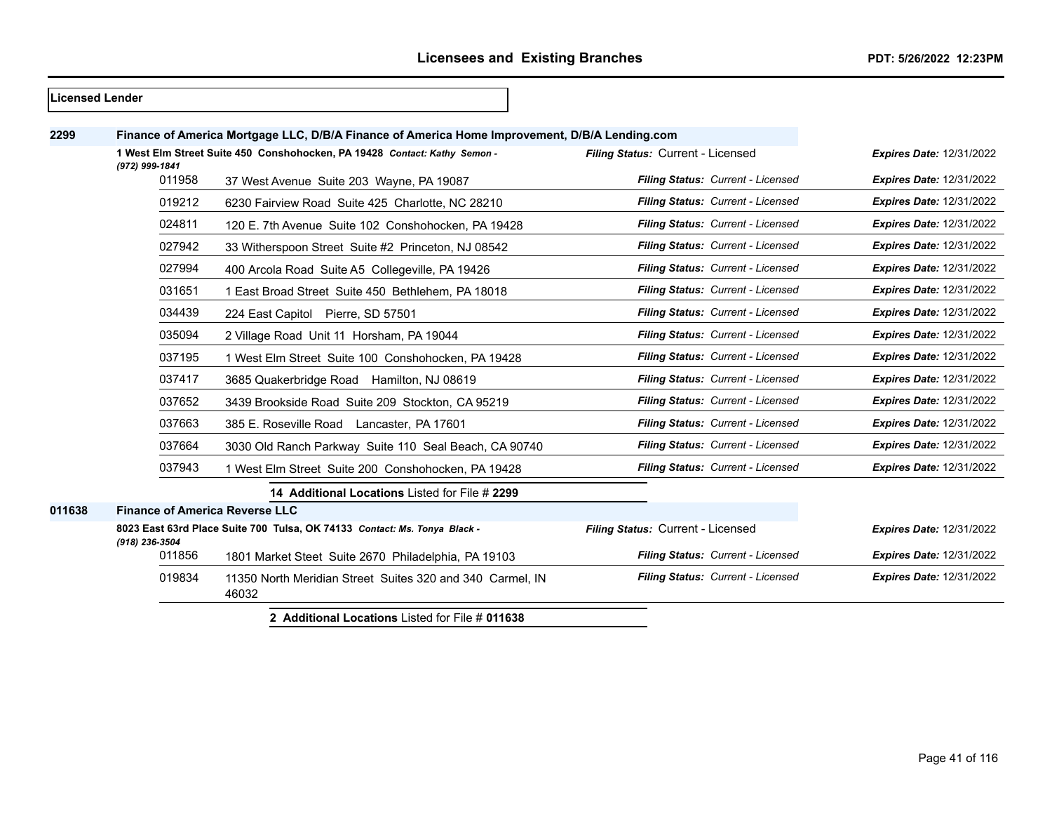**Licensed Lender**

**2299** **Finance of America Mortgage LLC, D/B/A Finance of America Home Improvement, D/B/A Lending.com**

**1 West Elm Street Suite 450 Conshohocken, PA 19428** *Contact: Kathy Semon - (972) 999-1841*

*Filing Status:* Current - Licensed *Expires Date:* 12/31/2022

| Branch | Address | Filing Status | Expires Date |
|---|---|---|---|
| 011958 | 37 West Avenue Suite 203 Wayne, PA 19087 | *Filing Status: Current - Licensed* | *Expires Date:* 12/31/2022 |
| 019212 | 6230 Fairview Road Suite 425 Charlotte, NC 28210 | *Filing Status: Current - Licensed* | *Expires Date:* 12/31/2022 |
| 024811 | 120 E. 7th Avenue Suite 102 Conshohocken, PA 19428 | *Filing Status: Current - Licensed* | *Expires Date:* 12/31/2022 |
| 027942 | 33 Witherspoon Street Suite #2 Princeton, NJ 08542 | *Filing Status: Current - Licensed* | *Expires Date:* 12/31/2022 |
| 027994 | 400 Arcola Road Suite A5 Collegeville, PA 19426 | *Filing Status: Current - Licensed* | *Expires Date:* 12/31/2022 |
| 031651 | 1 East Broad Street Suite 450 Bethlehem, PA 18018 | *Filing Status: Current - Licensed* | *Expires Date:* 12/31/2022 |
| 034439 | 224 East Capitol Pierre, SD 57501 | *Filing Status: Current - Licensed* | *Expires Date:* 12/31/2022 |
| 035094 | 2 Village Road Unit 11 Horsham, PA 19044 | *Filing Status: Current - Licensed* | *Expires Date:* 12/31/2022 |
| 037195 | 1 West Elm Street Suite 100 Conshohocken, PA 19428 | *Filing Status: Current - Licensed* | *Expires Date:* 12/31/2022 |
| 037417 | 3685 Quakerbridge Road Hamilton, NJ 08619 | *Filing Status: Current - Licensed* | *Expires Date:* 12/31/2022 |
| 037652 | 3439 Brookside Road Suite 209 Stockton, CA 95219 | *Filing Status: Current - Licensed* | *Expires Date:* 12/31/2022 |
| 037663 | 385 E. Roseville Road Lancaster, PA 17601 | *Filing Status: Current - Licensed* | *Expires Date:* 12/31/2022 |
| 037664 | 3030 Old Ranch Parkway Suite 110 Seal Beach, CA 90740 | *Filing Status: Current - Licensed* | *Expires Date:* 12/31/2022 |
| 037943 | 1 West Elm Street Suite 200 Conshohocken, PA 19428 | *Filing Status: Current - Licensed* | *Expires Date:* 12/31/2022 |

**14 Additional Locations** Listed for File # **2299**

**011638** **Finance of America Reverse LLC**

**8023 East 63rd Place Suite 700 Tulsa, OK 74133** *Contact: Ms. Tonya Black - (918) 236-3504*

*Filing Status:* Current - Licensed *Expires Date:* 12/31/2022

| Branch | Address | Filing Status | Expires Date |
|---|---|---|---|
| 011856 | 1801 Market Steet Suite 2670 Philadelphia, PA 19103 | *Filing Status: Current - Licensed* | *Expires Date:* 12/31/2022 |
| 019834 | 11350 North Meridian Street Suites 320 and 340 Carmel, IN 46032 | *Filing Status: Current - Licensed* | *Expires Date:* 12/31/2022 |

**2 Additional Locations** Listed for File # **011638**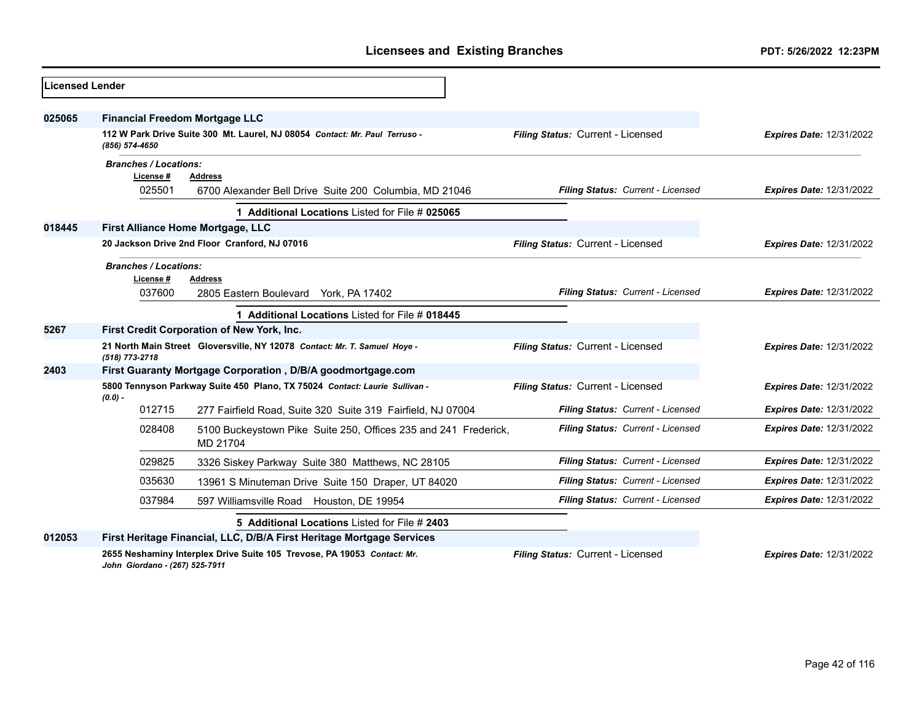## Licensees and Existing Branches

PDT: 5/26/2022 12:23PM

**Licensed Lender**

**025065** **Financial Freedom Mortgage LLC**

**112 W Park Drive Suite 300 Mt. Laurel, NJ 08054** *Contact: Mr. Paul Terruso - (856) 574-4650*

*Filing Status:* Current - Licensed | *Expires Date:* 12/31/2022

*Branches / Locations:*

| License # | Address | Filing Status | Expires Date |
|---|---|---|---|
| 025501 | 6700 Alexander Bell Drive Suite 200 Columbia, MD 21046 | *Current - Licensed* | 12/31/2022 |

**1 Additional Locations** Listed for File # **025065**

**018445** **First Alliance Home Mortgage, LLC**

**20 Jackson Drive 2nd Floor Cranford, NJ 07016**

*Filing Status:* Current - Licensed | *Expires Date:* 12/31/2022

*Branches / Locations:*

| License # | Address | Filing Status | Expires Date |
|---|---|---|---|
| 037600 | 2805 Eastern Boulevard York, PA 17402 | *Current - Licensed* | 12/31/2022 |

**1 Additional Locations** Listed for File # **018445**

**5267** **First Credit Corporation of New York, Inc.**

**21 North Main Street Gloversville, NY 12078** *Contact: Mr. T. Samuel Hoye - (518) 773-2718*

*Filing Status:* Current - Licensed | *Expires Date:* 12/31/2022

**2403** **First Guaranty Mortgage Corporation , D/B/A goodmortgage.com**

**5800 Tennyson Parkway Suite 450 Plano, TX 75024** *Contact: Laurie Sullivan - (0.0) -*

*Filing Status:* Current - Licensed | *Expires Date:* 12/31/2022

| License # | Address | Filing Status | Expires Date |
|---|---|---|---|
| 012715 | 277 Fairfield Road, Suite 320 Suite 319 Fairfield, NJ 07004 | *Current - Licensed* | 12/31/2022 |
| 028408 | 5100 Buckeystown Pike Suite 250, Offices 235 and 241 Frederick, MD 21704 | *Current - Licensed* | 12/31/2022 |
| 029825 | 3326 Siskey Parkway Suite 380 Matthews, NC 28105 | *Current - Licensed* | 12/31/2022 |
| 035630 | 13961 S Minuteman Drive Suite 150 Draper, UT 84020 | *Current - Licensed* | 12/31/2022 |
| 037984 | 597 Williamsville Road Houston, DE 19954 | *Current - Licensed* | 12/31/2022 |

**5 Additional Locations** Listed for File # **2403**

**012053** **First Heritage Financial, LLC, D/B/A First Heritage Mortgage Services**

**2655 Neshaminy Interplex Drive Suite 105 Trevose, PA 19053** *Contact: Mr. John Giordano - (267) 525-7911*

*Filing Status:* Current - Licensed | *Expires Date:* 12/31/2022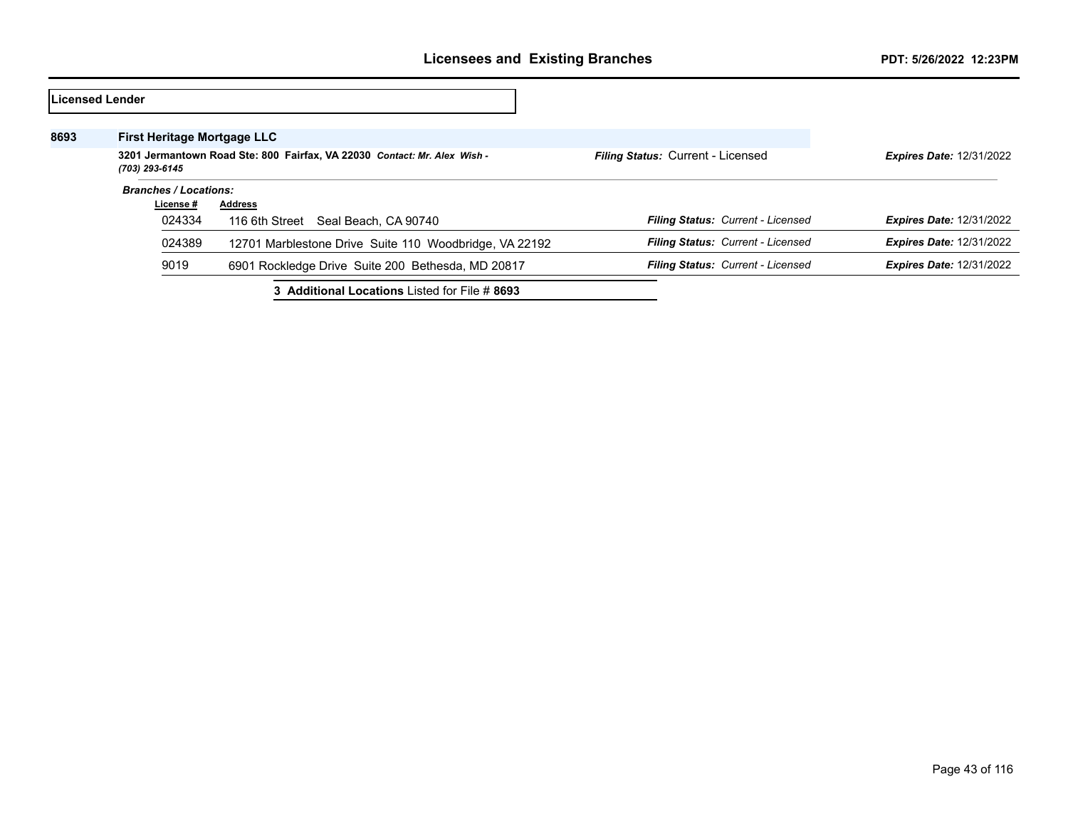# Licensees and Existing Branches

**PDT: 5/26/2022 12:23PM**

**Licensed Lender**

**8693** **First Heritage Mortgage LLC**

**3201 Jermantown Road Ste: 800 Fairfax, VA 22030** *Contact: Mr. Alex Wish - (703) 293-6145*

***Filing Status:*** Current - Licensed ***Expires Date:*** 12/31/2022

***Branches / Locations:***

| License # | Address | Filing Status | Expires Date |
|---|---|---|---|
| 024334 | 116 6th Street Seal Beach, CA 90740 | *Current - Licensed* | 12/31/2022 |
| 024389 | 12701 Marblestone Drive Suite 110 Woodbridge, VA 22192 | *Current - Licensed* | 12/31/2022 |
| 9019 | 6901 Rockledge Drive Suite 200 Bethesda, MD 20817 | *Current - Licensed* | 12/31/2022 |

**3 Additional Locations** Listed for File # **8693**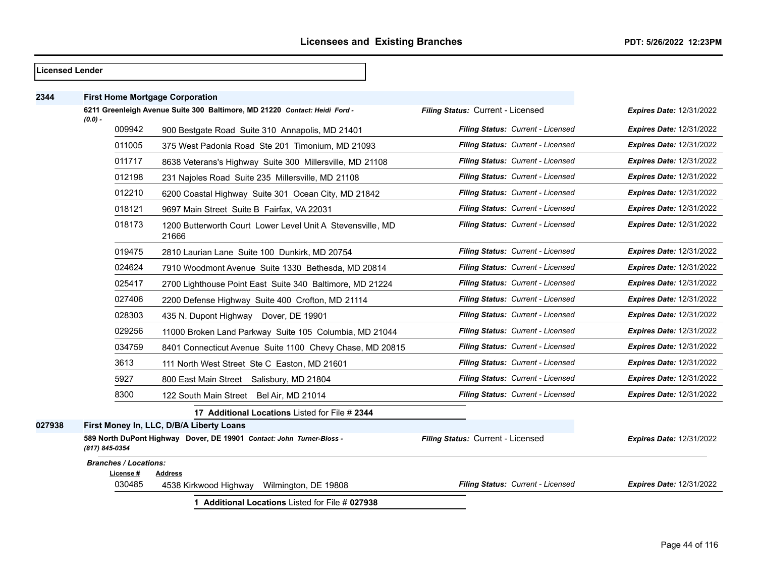## Licensed Lender

**2344** **First Home Mortgage Corporation**

**6211 Greenleigh Avenue Suite 300 Baltimore, MD 21220** *Contact: Heidi Ford - (0.0) -*

*Filing Status:* Current - Licensed *Expires Date:* 12/31/2022

| License # | Address | Filing Status | Expires Date |
|---|---|---|---|
| 009942 | 900 Bestgate Road Suite 310 Annapolis, MD 21401 | Current - Licensed | 12/31/2022 |
| 011005 | 375 West Padonia Road Ste 201 Timonium, MD 21093 | Current - Licensed | 12/31/2022 |
| 011717 | 8638 Veterans's Highway Suite 300 Millersville, MD 21108 | Current - Licensed | 12/31/2022 |
| 012198 | 231 Najoles Road Suite 235 Millersville, MD 21108 | Current - Licensed | 12/31/2022 |
| 012210 | 6200 Coastal Highway Suite 301 Ocean City, MD 21842 | Current - Licensed | 12/31/2022 |
| 018121 | 9697 Main Street Suite B Fairfax, VA 22031 | Current - Licensed | 12/31/2022 |
| 018173 | 1200 Butterworth Court Lower Level Unit A Stevensville, MD 21666 | Current - Licensed | 12/31/2022 |
| 019475 | 2810 Laurian Lane Suite 100 Dunkirk, MD 20754 | Current - Licensed | 12/31/2022 |
| 024624 | 7910 Woodmont Avenue Suite 1330 Bethesda, MD 20814 | Current - Licensed | 12/31/2022 |
| 025417 | 2700 Lighthouse Point East Suite 340 Baltimore, MD 21224 | Current - Licensed | 12/31/2022 |
| 027406 | 2200 Defense Highway Suite 400 Crofton, MD 21114 | Current - Licensed | 12/31/2022 |
| 028303 | 435 N. Dupont Highway Dover, DE 19901 | Current - Licensed | 12/31/2022 |
| 029256 | 11000 Broken Land Parkway Suite 105 Columbia, MD 21044 | Current - Licensed | 12/31/2022 |
| 034759 | 8401 Connecticut Avenue Suite 1100 Chevy Chase, MD 20815 | Current - Licensed | 12/31/2022 |
| 3613 | 111 North West Street Ste C Easton, MD 21601 | Current - Licensed | 12/31/2022 |
| 5927 | 800 East Main Street Salisbury, MD 21804 | Current - Licensed | 12/31/2022 |
| 8300 | 122 South Main Street Bel Air, MD 21014 | Current - Licensed | 12/31/2022 |

**17 Additional Locations** Listed for File # **2344**

**027938** **First Money In, LLC, D/B/A Liberty Loans**

**589 North DuPont Highway Dover, DE 19901** *Contact: John Turner-Bloss - (817) 845-0354*

*Filing Status:* Current - Licensed *Expires Date:* 12/31/2022

*Branches / Locations:*

| License # | Address | Filing Status | Expires Date |
|---|---|---|---|
| 030485 | 4538 Kirkwood Highway Wilmington, DE 19808 | Current - Licensed | 12/31/2022 |

**1 Additional Locations** Listed for File # **027938**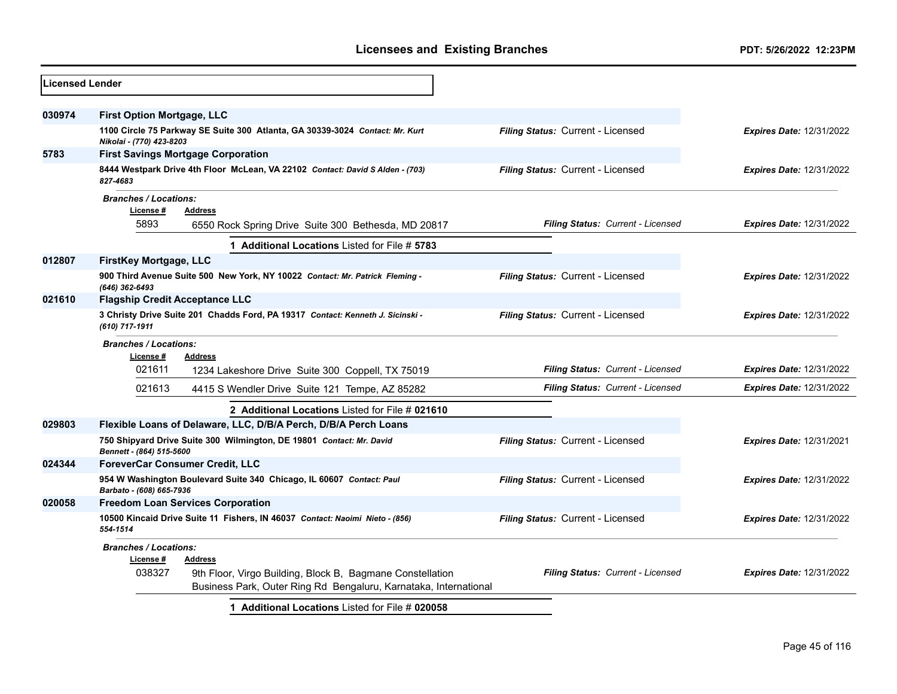## Licensed Lender

**030974** **First Option Mortgage, LLC**

**1100 Circle 75 Parkway SE Suite 300 Atlanta, GA 30339-3024** *Contact: Mr. Kurt Nikolai - (770) 423-8203*
*Filing Status:* Current - Licensed *Expires Date:* 12/31/2022

**5783** **First Savings Mortgage Corporation**

**8444 Westpark Drive 4th Floor McLean, VA 22102** *Contact: David S Alden - (703) 827-4683*
*Filing Status:* Current - Licensed *Expires Date:* 12/31/2022

*Branches / Locations:*

| License # | Address | Filing Status | Expires Date |
|---|---|---|---|
| 5893 | 6550 Rock Spring Drive Suite 300 Bethesda, MD 20817 | Current - Licensed | 12/31/2022 |

1 **Additional Locations** Listed for File # **5783**

**012807** **FirstKey Mortgage, LLC**

**900 Third Avenue Suite 500 New York, NY 10022** *Contact: Mr. Patrick Fleming - (646) 362-6493*
*Filing Status:* Current - Licensed *Expires Date:* 12/31/2022

**021610** **Flagship Credit Acceptance LLC**

**3 Christy Drive Suite 201 Chadds Ford, PA 19317** *Contact: Kenneth J. Sicinski - (610) 717-1911*
*Filing Status:* Current - Licensed *Expires Date:* 12/31/2022

*Branches / Locations:*

| License # | Address | Filing Status | Expires Date |
|---|---|---|---|
| 021611 | 1234 Lakeshore Drive Suite 300 Coppell, TX 75019 | Current - Licensed | 12/31/2022 |
| 021613 | 4415 S Wendler Drive Suite 121 Tempe, AZ 85282 | Current - Licensed | 12/31/2022 |

2 **Additional Locations** Listed for File # **021610**

**029803** **Flexible Loans of Delaware, LLC, D/B/A Perch, D/B/A Perch Loans**

**750 Shipyard Drive Suite 300 Wilmington, DE 19801** *Contact: Mr. David Bennett - (864) 515-5600*
*Filing Status:* Current - Licensed *Expires Date:* 12/31/2021

**024344** **ForeverCar Consumer Credit, LLC**

**954 W Washington Boulevard Suite 340 Chicago, IL 60607** *Contact: Paul Barbato - (608) 665-7936*
*Filing Status:* Current - Licensed *Expires Date:* 12/31/2022

**020058** **Freedom Loan Services Corporation**

**10500 Kincaid Drive Suite 11 Fishers, IN 46037** *Contact: Naoimi Nieto - (856) 554-1514*
*Filing Status:* Current - Licensed *Expires Date:* 12/31/2022

*Branches / Locations:*

| License # | Address | Filing Status | Expires Date |
|---|---|---|---|
| 038327 | 9th Floor, Virgo Building, Block B, Bagmane Constellation Business Park, Outer Ring Rd Bengaluru, Karnataka, International | Current - Licensed | 12/31/2022 |

1 **Additional Locations** Listed for File # **020058**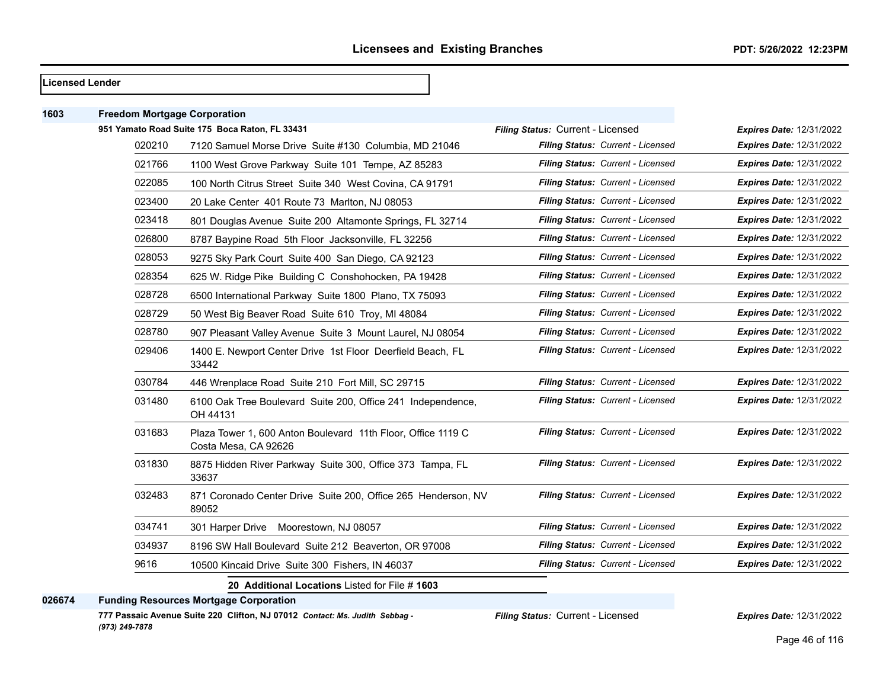## Licensed Lender

**1603 Freedom Mortgage Corporation**

**951 Yamato Road Suite 175 Boca Raton, FL 33431** — *Filing Status:* Current - Licensed — *Expires Date:* 12/31/2022

| | | | |
|---|---|---|---|
| 020210 | 7120 Samuel Morse Drive Suite #130 Columbia, MD 21046 | *Filing Status: Current - Licensed* | *Expires Date:* 12/31/2022 |
| 021766 | 1100 West Grove Parkway Suite 101 Tempe, AZ 85283 | *Filing Status: Current - Licensed* | *Expires Date:* 12/31/2022 |
| 022085 | 100 North Citrus Street Suite 340 West Covina, CA 91791 | *Filing Status: Current - Licensed* | *Expires Date:* 12/31/2022 |
| 023400 | 20 Lake Center 401 Route 73 Marlton, NJ 08053 | *Filing Status: Current - Licensed* | *Expires Date:* 12/31/2022 |
| 023418 | 801 Douglas Avenue Suite 200 Altamonte Springs, FL 32714 | *Filing Status: Current - Licensed* | *Expires Date:* 12/31/2022 |
| 026800 | 8787 Baypine Road 5th Floor Jacksonville, FL 32256 | *Filing Status: Current - Licensed* | *Expires Date:* 12/31/2022 |
| 028053 | 9275 Sky Park Court Suite 400 San Diego, CA 92123 | *Filing Status: Current - Licensed* | *Expires Date:* 12/31/2022 |
| 028354 | 625 W. Ridge Pike Building C Conshohocken, PA 19428 | *Filing Status: Current - Licensed* | *Expires Date:* 12/31/2022 |
| 028728 | 6500 International Parkway Suite 1800 Plano, TX 75093 | *Filing Status: Current - Licensed* | *Expires Date:* 12/31/2022 |
| 028729 | 50 West Big Beaver Road Suite 610 Troy, MI 48084 | *Filing Status: Current - Licensed* | *Expires Date:* 12/31/2022 |
| 028780 | 907 Pleasant Valley Avenue Suite 3 Mount Laurel, NJ 08054 | *Filing Status: Current - Licensed* | *Expires Date:* 12/31/2022 |
| 029406 | 1400 E. Newport Center Drive 1st Floor Deerfield Beach, FL 33442 | *Filing Status: Current - Licensed* | *Expires Date:* 12/31/2022 |
| 030784 | 446 Wrenplace Road Suite 210 Fort Mill, SC 29715 | *Filing Status: Current - Licensed* | *Expires Date:* 12/31/2022 |
| 031480 | 6100 Oak Tree Boulevard Suite 200, Office 241 Independence, OH 44131 | *Filing Status: Current - Licensed* | *Expires Date:* 12/31/2022 |
| 031683 | Plaza Tower 1, 600 Anton Boulevard 11th Floor, Office 1119 C Costa Mesa, CA 92626 | *Filing Status: Current - Licensed* | *Expires Date:* 12/31/2022 |
| 031830 | 8875 Hidden River Parkway Suite 300, Office 373 Tampa, FL 33637 | *Filing Status: Current - Licensed* | *Expires Date:* 12/31/2022 |
| 032483 | 871 Coronado Center Drive Suite 200, Office 265 Henderson, NV 89052 | *Filing Status: Current - Licensed* | *Expires Date:* 12/31/2022 |
| 034741 | 301 Harper Drive Moorestown, NJ 08057 | *Filing Status: Current - Licensed* | *Expires Date:* 12/31/2022 |
| 034937 | 8196 SW Hall Boulevard Suite 212 Beaverton, OR 97008 | *Filing Status: Current - Licensed* | *Expires Date:* 12/31/2022 |
| 9616 | 10500 Kincaid Drive Suite 300 Fishers, IN 46037 | *Filing Status: Current - Licensed* | *Expires Date:* 12/31/2022 |

**20 Additional Locations** Listed for File # **1603**

**026674 Funding Resources Mortgage Corporation**

**777 Passaic Avenue Suite 220 Clifton, NJ 07012** *Contact: Ms. Judith Sebbag - (973) 249-7878* — *Filing Status:* Current - Licensed — *Expires Date:* 12/31/2022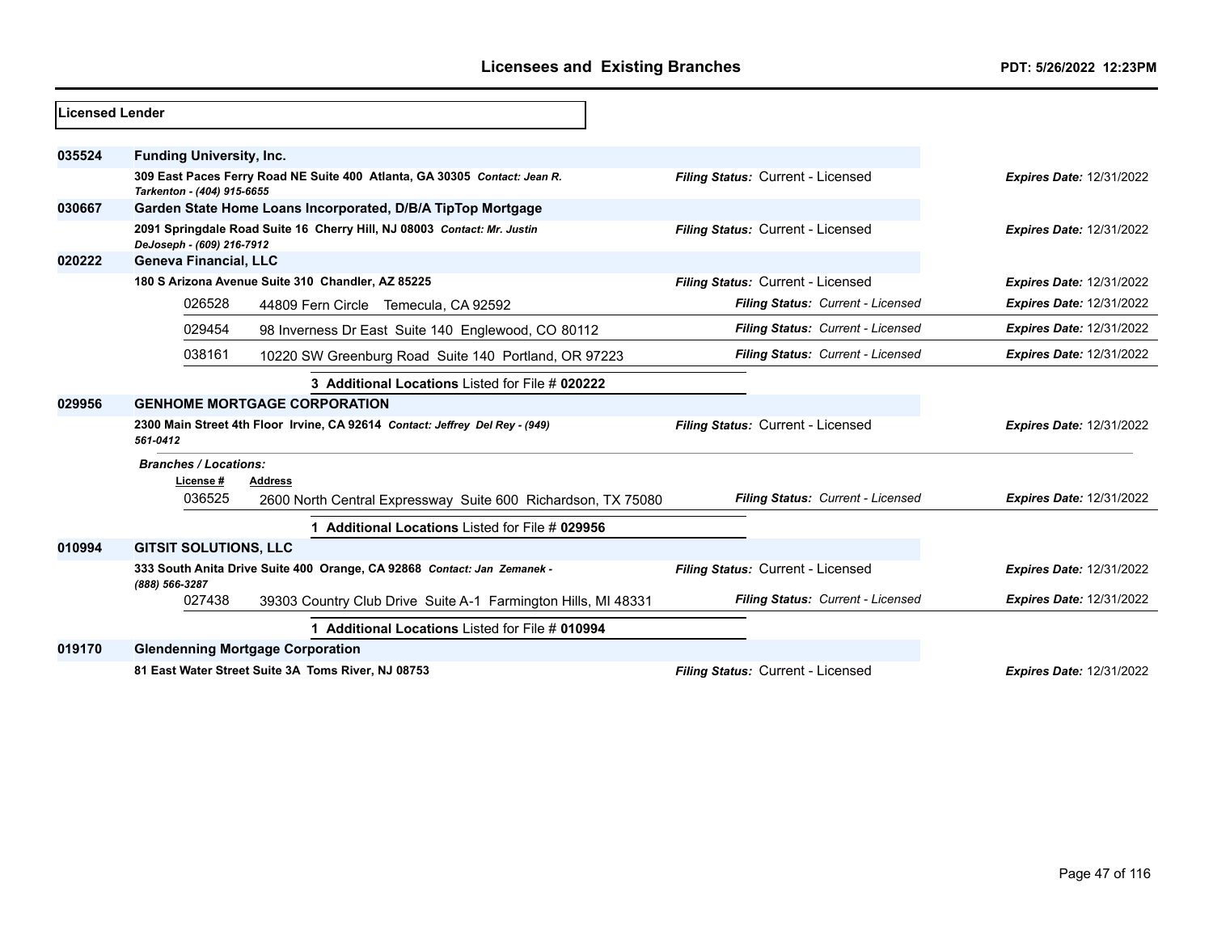# Licensees and Existing Branches

PDT: 5/26/2022 12:23PM

**Licensed Lender**

**035524** **Funding University, Inc.**

309 East Paces Ferry Road NE Suite 400 Atlanta, GA 30305 *Contact: Jean R. Tarkenton - (404) 915-6655* — *Filing Status:* Current - Licensed — *Expires Date:* 12/31/2022

**030667** **Garden State Home Loans Incorporated, D/B/A TipTop Mortgage**

2091 Springdale Road Suite 16 Cherry Hill, NJ 08003 *Contact: Mr. Justin DeJoseph - (609) 216-7912* — *Filing Status:* Current - Licensed — *Expires Date:* 12/31/2022

**020222** **Geneva Financial, LLC**

180 S Arizona Avenue Suite 310 Chandler, AZ 85225 — *Filing Status:* Current - Licensed — *Expires Date:* 12/31/2022

| License # | Address | Filing Status | Expires Date |
|---|---|---|---|
| 026528 | 44809 Fern Circle Temecula, CA 92592 | Current - Licensed | 12/31/2022 |
| 029454 | 98 Inverness Dr East Suite 140 Englewood, CO 80112 | Current - Licensed | 12/31/2022 |
| 038161 | 10220 SW Greenburg Road Suite 140 Portland, OR 97223 | Current - Licensed | 12/31/2022 |

**3 Additional Locations** Listed for File # **020222**

**029956** **GENHOME MORTGAGE CORPORATION**

2300 Main Street 4th Floor Irvine, CA 92614 *Contact: Jeffrey Del Rey - (949) 561-0412* — *Filing Status:* Current - Licensed — *Expires Date:* 12/31/2022

*Branches / Locations:*

| License # | Address | Filing Status | Expires Date |
|---|---|---|---|
| 036525 | 2600 North Central Expressway Suite 600 Richardson, TX 75080 | Current - Licensed | 12/31/2022 |

**1 Additional Locations** Listed for File # **029956**

**010994** **GITSIT SOLUTIONS, LLC**

333 South Anita Drive Suite 400 Orange, CA 92868 *Contact: Jan Zemanek - (888) 566-3287* — *Filing Status:* Current - Licensed — *Expires Date:* 12/31/2022

| License # | Address | Filing Status | Expires Date |
|---|---|---|---|
| 027438 | 39303 Country Club Drive Suite A-1 Farmington Hills, MI 48331 | Current - Licensed | 12/31/2022 |

**1 Additional Locations** Listed for File # **010994**

**019170** **Glendenning Mortgage Corporation**

81 East Water Street Suite 3A Toms River, NJ 08753 — *Filing Status:* Current - Licensed — *Expires Date:* 12/31/2022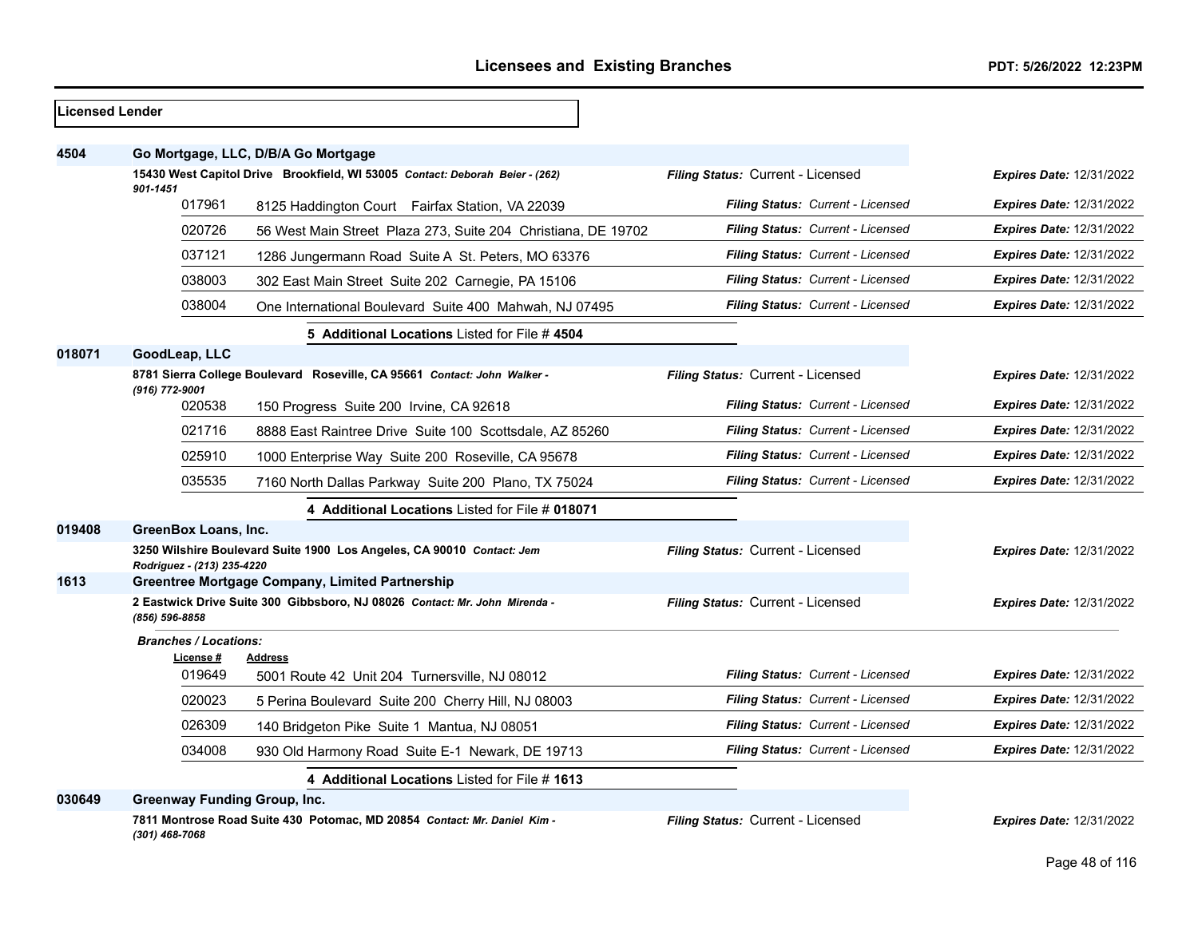**Licensed Lender**

**4504** **Go Mortgage, LLC, D/B/A Go Mortgage**

**15430 West Capitol Drive Brookfield, WI 53005** *Contact: Deborah Beier - (262) 901-1451*
*Filing Status:* Current - Licensed *Expires Date:* 12/31/2022

| License # | Address | Filing Status | Expires Date |
|---|---|---|---|
| 017961 | 8125 Haddington Court Fairfax Station, VA 22039 | Current - Licensed | 12/31/2022 |
| 020726 | 56 West Main Street Plaza 273, Suite 204 Christiana, DE 19702 | Current - Licensed | 12/31/2022 |
| 037121 | 1286 Jungermann Road Suite A St. Peters, MO 63376 | Current - Licensed | 12/31/2022 |
| 038003 | 302 East Main Street Suite 202 Carnegie, PA 15106 | Current - Licensed | 12/31/2022 |
| 038004 | One International Boulevard Suite 400 Mahwah, NJ 07495 | Current - Licensed | 12/31/2022 |

**5 Additional Locations** Listed for File # **4504**

**018071** **GoodLeap, LLC**

**8781 Sierra College Boulevard Roseville, CA 95661** *Contact: John Walker - (916) 772-9001*
*Filing Status:* Current - Licensed *Expires Date:* 12/31/2022

| License # | Address | Filing Status | Expires Date |
|---|---|---|---|
| 020538 | 150 Progress Suite 200 Irvine, CA 92618 | Current - Licensed | 12/31/2022 |
| 021716 | 8888 East Raintree Drive Suite 100 Scottsdale, AZ 85260 | Current - Licensed | 12/31/2022 |
| 025910 | 1000 Enterprise Way Suite 200 Roseville, CA 95678 | Current - Licensed | 12/31/2022 |
| 035535 | 7160 North Dallas Parkway Suite 200 Plano, TX 75024 | Current - Licensed | 12/31/2022 |

**4 Additional Locations** Listed for File # **018071**

**019408** **GreenBox Loans, Inc.**

**3250 Wilshire Boulevard Suite 1900 Los Angeles, CA 90010** *Contact: Jem Rodriguez - (213) 235-4220*
*Filing Status:* Current - Licensed *Expires Date:* 12/31/2022

**1613** **Greentree Mortgage Company, Limited Partnership**

**2 Eastwick Drive Suite 300 Gibbsboro, NJ 08026** *Contact: Mr. John Mirenda - (856) 596-8858*
*Filing Status:* Current - Licensed *Expires Date:* 12/31/2022

*Branches / Locations:*

| License # | Address | Filing Status | Expires Date |
|---|---|---|---|
| 019649 | 5001 Route 42 Unit 204 Turnersville, NJ 08012 | Current - Licensed | 12/31/2022 |
| 020023 | 5 Perina Boulevard Suite 200 Cherry Hill, NJ 08003 | Current - Licensed | 12/31/2022 |
| 026309 | 140 Bridgeton Pike Suite 1 Mantua, NJ 08051 | Current - Licensed | 12/31/2022 |
| 034008 | 930 Old Harmony Road Suite E-1 Newark, DE 19713 | Current - Licensed | 12/31/2022 |

**4 Additional Locations** Listed for File # **1613**

**030649** **Greenway Funding Group, Inc.**

**7811 Montrose Road Suite 430 Potomac, MD 20854** *Contact: Mr. Daniel Kim - (301) 468-7068*
*Filing Status:* Current - Licensed *Expires Date:* 12/31/2022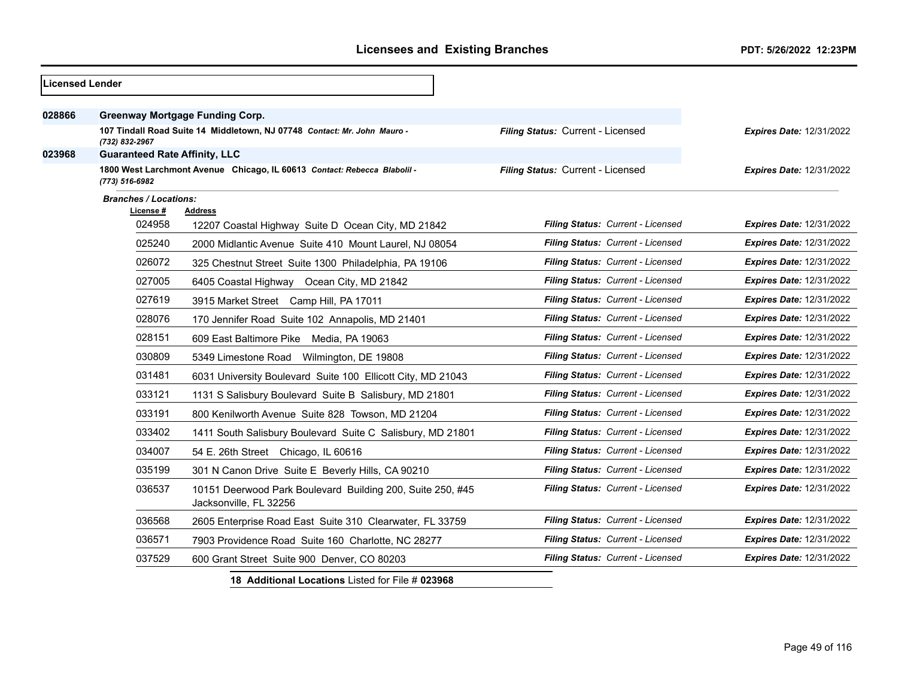# Licensees and Existing Branches

PDT: 5/26/2022 12:23PM

**Licensed Lender**

**028866 Greenway Mortgage Funding Corp.**

107 Tindall Road Suite 14 Middletown, NJ 07748 *Contact: Mr. John Mauro - (732) 832-2967*

*Filing Status:* Current - Licensed *Expires Date:* 12/31/2022

**023968 Guaranteed Rate Affinity, LLC**

1800 West Larchmont Avenue Chicago, IL 60613 *Contact: Rebecca Blabolil - (773) 516-6982*

*Filing Status:* Current - Licensed *Expires Date:* 12/31/2022

***Branches / Locations:***

| License # | Address | Filing Status | Expires Date |
|---|---|---|---|
| 024958 | 12207 Coastal Highway Suite D Ocean City, MD 21842 | Current - Licensed | 12/31/2022 |
| 025240 | 2000 Midlantic Avenue Suite 410 Mount Laurel, NJ 08054 | Current - Licensed | 12/31/2022 |
| 026072 | 325 Chestnut Street Suite 1300 Philadelphia, PA 19106 | Current - Licensed | 12/31/2022 |
| 027005 | 6405 Coastal Highway Ocean City, MD 21842 | Current - Licensed | 12/31/2022 |
| 027619 | 3915 Market Street Camp Hill, PA 17011 | Current - Licensed | 12/31/2022 |
| 028076 | 170 Jennifer Road Suite 102 Annapolis, MD 21401 | Current - Licensed | 12/31/2022 |
| 028151 | 609 East Baltimore Pike Media, PA 19063 | Current - Licensed | 12/31/2022 |
| 030809 | 5349 Limestone Road Wilmington, DE 19808 | Current - Licensed | 12/31/2022 |
| 031481 | 6031 University Boulevard Suite 100 Ellicott City, MD 21043 | Current - Licensed | 12/31/2022 |
| 033121 | 1131 S Salisbury Boulevard Suite B Salisbury, MD 21801 | Current - Licensed | 12/31/2022 |
| 033191 | 800 Kenilworth Avenue Suite 828 Towson, MD 21204 | Current - Licensed | 12/31/2022 |
| 033402 | 1411 South Salisbury Boulevard Suite C Salisbury, MD 21801 | Current - Licensed | 12/31/2022 |
| 034007 | 54 E. 26th Street Chicago, IL 60616 | Current - Licensed | 12/31/2022 |
| 035199 | 301 N Canon Drive Suite E Beverly Hills, CA 90210 | Current - Licensed | 12/31/2022 |
| 036537 | 10151 Deerwood Park Boulevard Building 200, Suite 250, #45 Jacksonville, FL 32256 | Current - Licensed | 12/31/2022 |
| 036568 | 2605 Enterprise Road East Suite 310 Clearwater, FL 33759 | Current - Licensed | 12/31/2022 |
| 036571 | 7903 Providence Road Suite 160 Charlotte, NC 28277 | Current - Licensed | 12/31/2022 |
| 037529 | 600 Grant Street Suite 900 Denver, CO 80203 | Current - Licensed | 12/31/2022 |

**18 Additional Locations** Listed for File # **023968**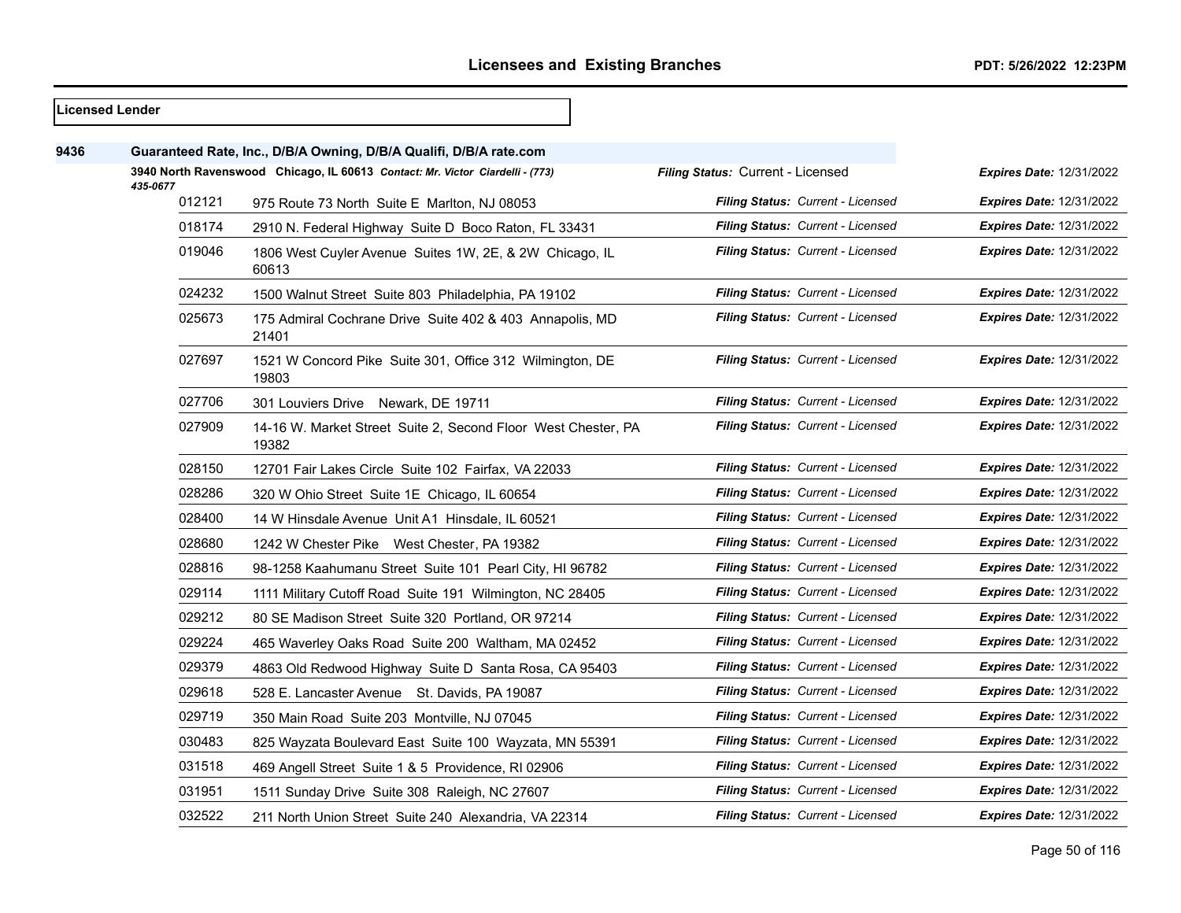## Licensed Lender

**9436** **Guaranteed Rate, Inc., D/B/A Owning, D/B/A Qualifi, D/B/A rate.com**

**3940 North Ravenswood Chicago, IL 60613** *Contact: Mr. Victor Ciardelli - (773) 435-0677*

***Filing Status:*** Current - Licensed ***Expires Date:*** 12/31/2022

| Branch | Address | Filing Status | Expires Date |
|---|---|---|---|
| 012121 | 975 Route 73 North Suite E Marlton, NJ 08053 | *Current - Licensed* | 12/31/2022 |
| 018174 | 2910 N. Federal Highway Suite D Boco Raton, FL 33431 | *Current - Licensed* | 12/31/2022 |
| 019046 | 1806 West Cuyler Avenue Suites 1W, 2E, & 2W Chicago, IL 60613 | *Current - Licensed* | 12/31/2022 |
| 024232 | 1500 Walnut Street Suite 803 Philadelphia, PA 19102 | *Current - Licensed* | 12/31/2022 |
| 025673 | 175 Admiral Cochrane Drive Suite 402 & 403 Annapolis, MD 21401 | *Current - Licensed* | 12/31/2022 |
| 027697 | 1521 W Concord Pike Suite 301, Office 312 Wilmington, DE 19803 | *Current - Licensed* | 12/31/2022 |
| 027706 | 301 Louviers Drive Newark, DE 19711 | *Current - Licensed* | 12/31/2022 |
| 027909 | 14-16 W. Market Street Suite 2, Second Floor West Chester, PA 19382 | *Current - Licensed* | 12/31/2022 |
| 028150 | 12701 Fair Lakes Circle Suite 102 Fairfax, VA 22033 | *Current - Licensed* | 12/31/2022 |
| 028286 | 320 W Ohio Street Suite 1E Chicago, IL 60654 | *Current - Licensed* | 12/31/2022 |
| 028400 | 14 W Hinsdale Avenue Unit A1 Hinsdale, IL 60521 | *Current - Licensed* | 12/31/2022 |
| 028680 | 1242 W Chester Pike West Chester, PA 19382 | *Current - Licensed* | 12/31/2022 |
| 028816 | 98-1258 Kaahumanu Street Suite 101 Pearl City, HI 96782 | *Current - Licensed* | 12/31/2022 |
| 029114 | 1111 Military Cutoff Road Suite 191 Wilmington, NC 28405 | *Current - Licensed* | 12/31/2022 |
| 029212 | 80 SE Madison Street Suite 320 Portland, OR 97214 | *Current - Licensed* | 12/31/2022 |
| 029224 | 465 Waverley Oaks Road Suite 200 Waltham, MA 02452 | *Current - Licensed* | 12/31/2022 |
| 029379 | 4863 Old Redwood Highway Suite D Santa Rosa, CA 95403 | *Current - Licensed* | 12/31/2022 |
| 029618 | 528 E. Lancaster Avenue St. Davids, PA 19087 | *Current - Licensed* | 12/31/2022 |
| 029719 | 350 Main Road Suite 203 Montville, NJ 07045 | *Current - Licensed* | 12/31/2022 |
| 030483 | 825 Wayzata Boulevard East Suite 100 Wayzata, MN 55391 | *Current - Licensed* | 12/31/2022 |
| 031518 | 469 Angell Street Suite 1 & 5 Providence, RI 02906 | *Current - Licensed* | 12/31/2022 |
| 031951 | 1511 Sunday Drive Suite 308 Raleigh, NC 27607 | *Current - Licensed* | 12/31/2022 |
| 032522 | 211 North Union Street Suite 240 Alexandria, VA 22314 | *Current - Licensed* | 12/31/2022 |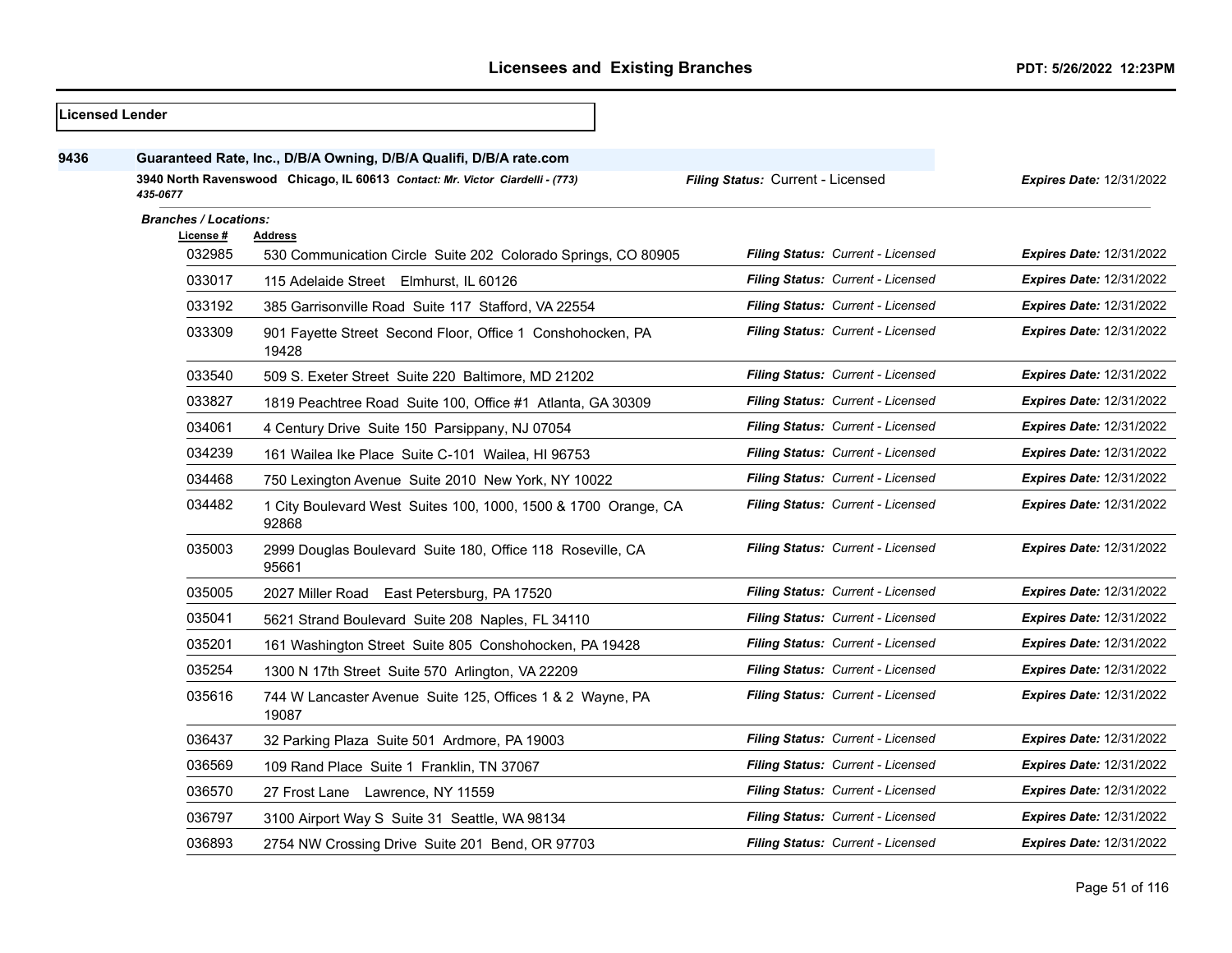# Licensees and Existing Branches

PDT: 5/26/2022 12:23PM

**Licensed Lender**

**9436** **Guaranteed Rate, Inc., D/B/A Owning, D/B/A Qualifi, D/B/A rate.com**

**3940 North Ravenswood Chicago, IL 60613** *Contact: Mr. Victor Ciardelli - (773) 435-0677*

***Filing Status:*** Current - Licensed ***Expires Date:*** 12/31/2022

***Branches / Locations:***

| License # | Address | Filing Status | Expires Date |
|---|---|---|---|
| 032985 | 530 Communication Circle Suite 202 Colorado Springs, CO 80905 | Current - Licensed | 12/31/2022 |
| 033017 | 115 Adelaide Street Elmhurst, IL 60126 | Current - Licensed | 12/31/2022 |
| 033192 | 385 Garrisonville Road Suite 117 Stafford, VA 22554 | Current - Licensed | 12/31/2022 |
| 033309 | 901 Fayette Street Second Floor, Office 1 Conshohocken, PA 19428 | Current - Licensed | 12/31/2022 |
| 033540 | 509 S. Exeter Street Suite 220 Baltimore, MD 21202 | Current - Licensed | 12/31/2022 |
| 033827 | 1819 Peachtree Road Suite 100, Office #1 Atlanta, GA 30309 | Current - Licensed | 12/31/2022 |
| 034061 | 4 Century Drive Suite 150 Parsippany, NJ 07054 | Current - Licensed | 12/31/2022 |
| 034239 | 161 Wailea Ike Place Suite C-101 Wailea, HI 96753 | Current - Licensed | 12/31/2022 |
| 034468 | 750 Lexington Avenue Suite 2010 New York, NY 10022 | Current - Licensed | 12/31/2022 |
| 034482 | 1 City Boulevard West Suites 100, 1000, 1500 & 1700 Orange, CA 92868 | Current - Licensed | 12/31/2022 |
| 035003 | 2999 Douglas Boulevard Suite 180, Office 118 Roseville, CA 95661 | Current - Licensed | 12/31/2022 |
| 035005 | 2027 Miller Road East Petersburg, PA 17520 | Current - Licensed | 12/31/2022 |
| 035041 | 5621 Strand Boulevard Suite 208 Naples, FL 34110 | Current - Licensed | 12/31/2022 |
| 035201 | 161 Washington Street Suite 805 Conshohocken, PA 19428 | Current - Licensed | 12/31/2022 |
| 035254 | 1300 N 17th Street Suite 570 Arlington, VA 22209 | Current - Licensed | 12/31/2022 |
| 035616 | 744 W Lancaster Avenue Suite 125, Offices 1 & 2 Wayne, PA 19087 | Current - Licensed | 12/31/2022 |
| 036437 | 32 Parking Plaza Suite 501 Ardmore, PA 19003 | Current - Licensed | 12/31/2022 |
| 036569 | 109 Rand Place Suite 1 Franklin, TN 37067 | Current - Licensed | 12/31/2022 |
| 036570 | 27 Frost Lane Lawrence, NY 11559 | Current - Licensed | 12/31/2022 |
| 036797 | 3100 Airport Way S Suite 31 Seattle, WA 98134 | Current - Licensed | 12/31/2022 |
| 036893 | 2754 NW Crossing Drive Suite 201 Bend, OR 97703 | Current - Licensed | 12/31/2022 |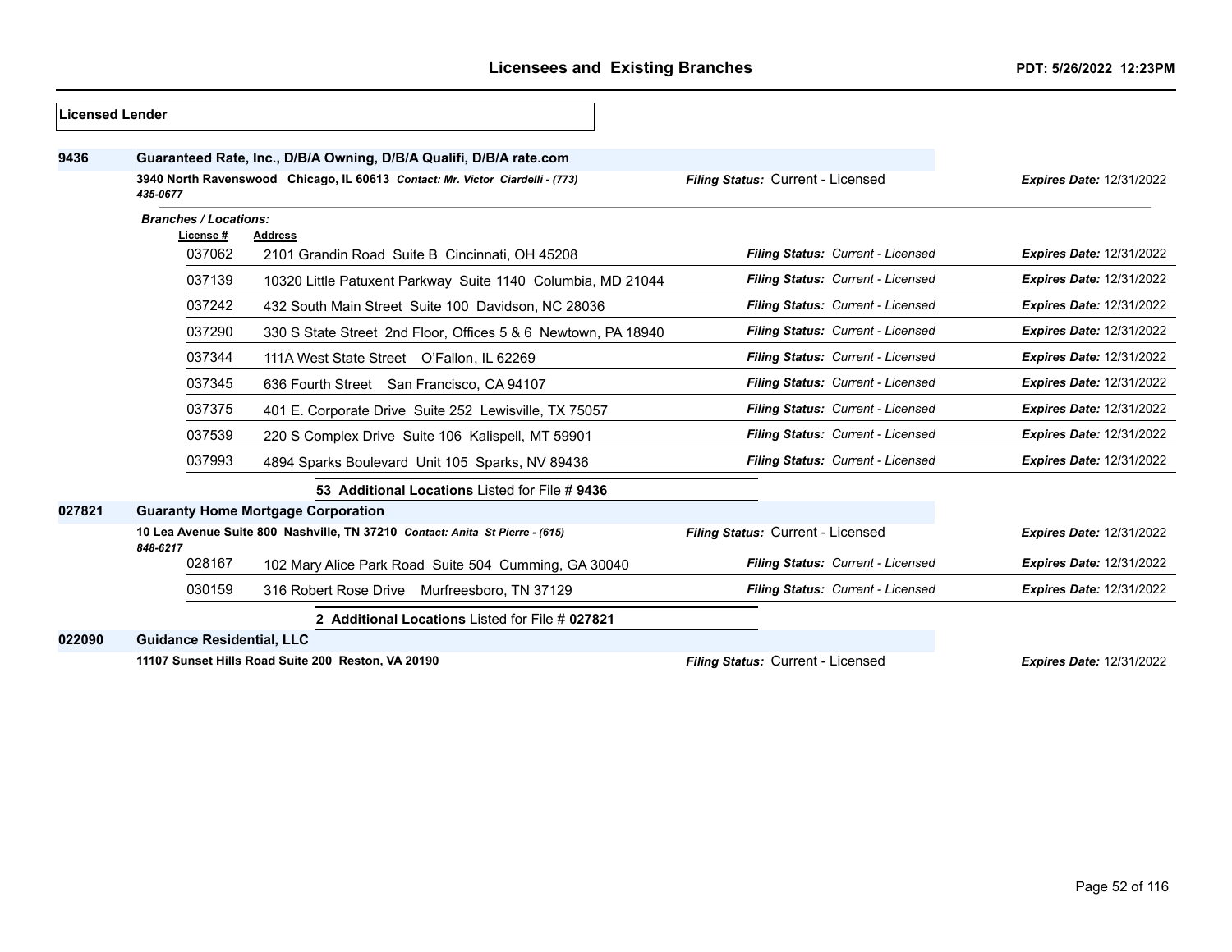# Licensees and Existing Branches

PDT: 5/26/2022 12:23PM

**Licensed Lender**

**9436** **Guaranteed Rate, Inc., D/B/A Owning, D/B/A Qualifi, D/B/A rate.com**

**3940 North Ravenswood Chicago, IL 60613** *Contact: Mr. Victor Ciardelli - (773) 435-0677* — *Filing Status:* Current - Licensed — *Expires Date:* 12/31/2022

*Branches / Locations:*

| License # | Address | Filing Status | Expires Date |
|---|---|---|---|
| 037062 | 2101 Grandin Road Suite B Cincinnati, OH 45208 | Current - Licensed | 12/31/2022 |
| 037139 | 10320 Little Patuxent Parkway Suite 1140 Columbia, MD 21044 | Current - Licensed | 12/31/2022 |
| 037242 | 432 South Main Street Suite 100 Davidson, NC 28036 | Current - Licensed | 12/31/2022 |
| 037290 | 330 S State Street 2nd Floor, Offices 5 & 6 Newtown, PA 18940 | Current - Licensed | 12/31/2022 |
| 037344 | 111A West State Street O'Fallon, IL 62269 | Current - Licensed | 12/31/2022 |
| 037345 | 636 Fourth Street San Francisco, CA 94107 | Current - Licensed | 12/31/2022 |
| 037375 | 401 E. Corporate Drive Suite 252 Lewisville, TX 75057 | Current - Licensed | 12/31/2022 |
| 037539 | 220 S Complex Drive Suite 106 Kalispell, MT 59901 | Current - Licensed | 12/31/2022 |
| 037993 | 4894 Sparks Boulevard Unit 105 Sparks, NV 89436 | Current - Licensed | 12/31/2022 |

**53 Additional Locations** Listed for File # **9436**

**027821** **Guaranty Home Mortgage Corporation**

**10 Lea Avenue Suite 800 Nashville, TN 37210** *Contact: Anita St Pierre - (615) 848-6217* — *Filing Status:* Current - Licensed — *Expires Date:* 12/31/2022

| License # | Address | Filing Status | Expires Date |
|---|---|---|---|
| 028167 | 102 Mary Alice Park Road Suite 504 Cumming, GA 30040 | Current - Licensed | 12/31/2022 |
| 030159 | 316 Robert Rose Drive Murfreesboro, TN 37129 | Current - Licensed | 12/31/2022 |

**2 Additional Locations** Listed for File # **027821**

**022090** **Guidance Residential, LLC**

**11107 Sunset Hills Road Suite 200 Reston, VA 20190** — *Filing Status:* Current - Licensed — *Expires Date:* 12/31/2022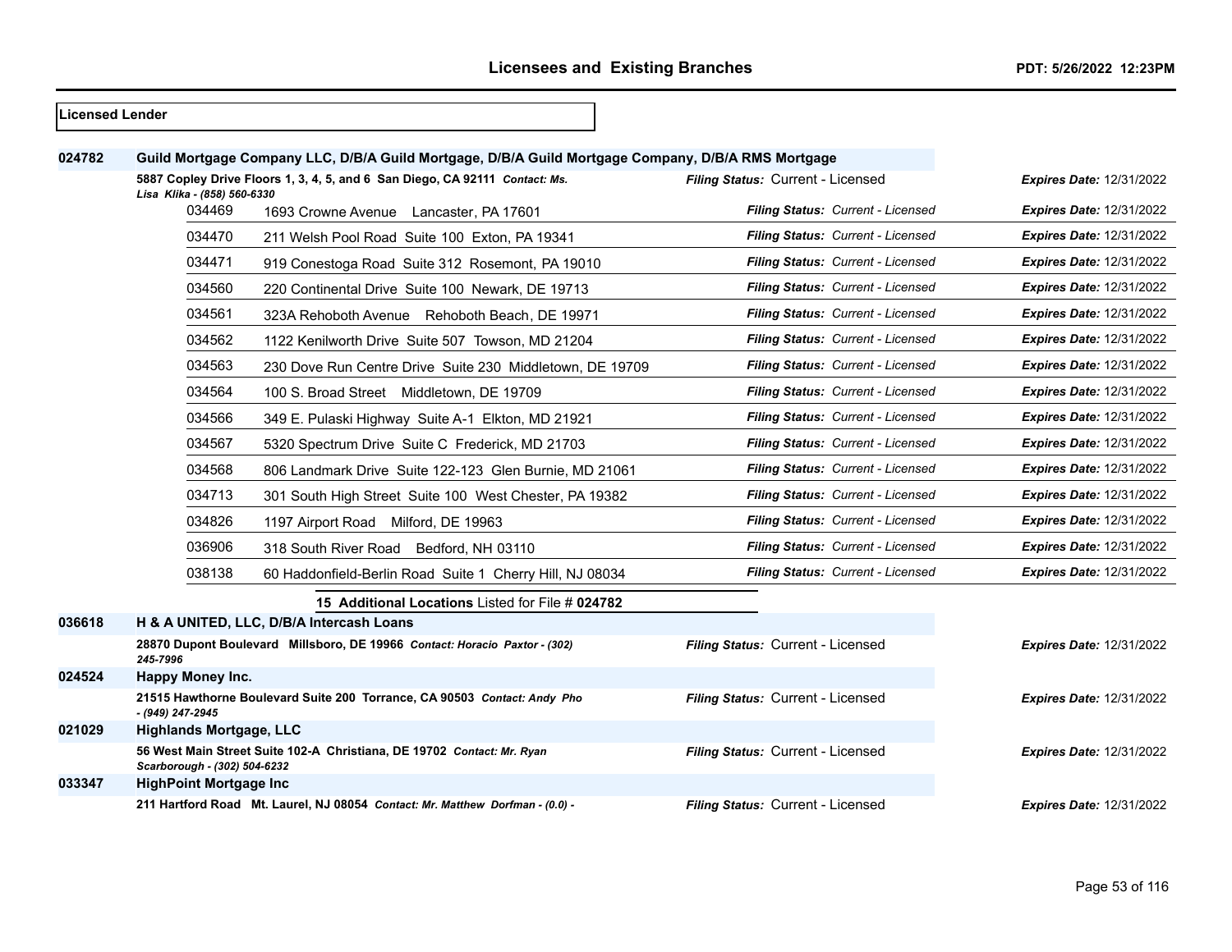**Licensed Lender**

**024782** **Guild Mortgage Company LLC, D/B/A Guild Mortgage, D/B/A Guild Mortgage Company, D/B/A RMS Mortgage**

**5887 Copley Drive Floors 1, 3, 4, 5, and 6 San Diego, CA 92111** *Contact: Ms. Lisa Klika - (858) 560-6330* — *Filing Status:* Current - Licensed — *Expires Date:* 12/31/2022

| | | | |
|---|---|---|---|
| 034469 | 1693 Crowne Avenue Lancaster, PA 17601 | *Filing Status: Current - Licensed* | *Expires Date:* 12/31/2022 |
| 034470 | 211 Welsh Pool Road Suite 100 Exton, PA 19341 | *Filing Status: Current - Licensed* | *Expires Date:* 12/31/2022 |
| 034471 | 919 Conestoga Road Suite 312 Rosemont, PA 19010 | *Filing Status: Current - Licensed* | *Expires Date:* 12/31/2022 |
| 034560 | 220 Continental Drive Suite 100 Newark, DE 19713 | *Filing Status: Current - Licensed* | *Expires Date:* 12/31/2022 |
| 034561 | 323A Rehoboth Avenue Rehoboth Beach, DE 19971 | *Filing Status: Current - Licensed* | *Expires Date:* 12/31/2022 |
| 034562 | 1122 Kenilworth Drive Suite 507 Towson, MD 21204 | *Filing Status: Current - Licensed* | *Expires Date:* 12/31/2022 |
| 034563 | 230 Dove Run Centre Drive Suite 230 Middletown, DE 19709 | *Filing Status: Current - Licensed* | *Expires Date:* 12/31/2022 |
| 034564 | 100 S. Broad Street Middletown, DE 19709 | *Filing Status: Current - Licensed* | *Expires Date:* 12/31/2022 |
| 034566 | 349 E. Pulaski Highway Suite A-1 Elkton, MD 21921 | *Filing Status: Current - Licensed* | *Expires Date:* 12/31/2022 |
| 034567 | 5320 Spectrum Drive Suite C Frederick, MD 21703 | *Filing Status: Current - Licensed* | *Expires Date:* 12/31/2022 |
| 034568 | 806 Landmark Drive Suite 122-123 Glen Burnie, MD 21061 | *Filing Status: Current - Licensed* | *Expires Date:* 12/31/2022 |
| 034713 | 301 South High Street Suite 100 West Chester, PA 19382 | *Filing Status: Current - Licensed* | *Expires Date:* 12/31/2022 |
| 034826 | 1197 Airport Road Milford, DE 19963 | *Filing Status: Current - Licensed* | *Expires Date:* 12/31/2022 |
| 036906 | 318 South River Road Bedford, NH 03110 | *Filing Status: Current - Licensed* | *Expires Date:* 12/31/2022 |
| 038138 | 60 Haddonfield-Berlin Road Suite 1 Cherry Hill, NJ 08034 | *Filing Status: Current - Licensed* | *Expires Date:* 12/31/2022 |

**15 Additional Locations** Listed for File # **024782**

**036618** **H & A UNITED, LLC, D/B/A Intercash Loans**

**28870 Dupont Boulevard Millsboro, DE 19966** *Contact: Horacio Paxtor - (302) 245-7996* — *Filing Status:* Current - Licensed — *Expires Date:* 12/31/2022

**024524** **Happy Money Inc.**

**21515 Hawthorne Boulevard Suite 200 Torrance, CA 90503** *Contact: Andy Pho - (949) 247-2945* — *Filing Status:* Current - Licensed — *Expires Date:* 12/31/2022

**021029** **Highlands Mortgage, LLC**

**56 West Main Street Suite 102-A Christiana, DE 19702** *Contact: Mr. Ryan Scarborough - (302) 504-6232* — *Filing Status:* Current - Licensed — *Expires Date:* 12/31/2022

**033347** **HighPoint Mortgage Inc**

**211 Hartford Road Mt. Laurel, NJ 08054** *Contact: Mr. Matthew Dorfman - (0.0) -* — *Filing Status:* Current - Licensed — *Expires Date:* 12/31/2022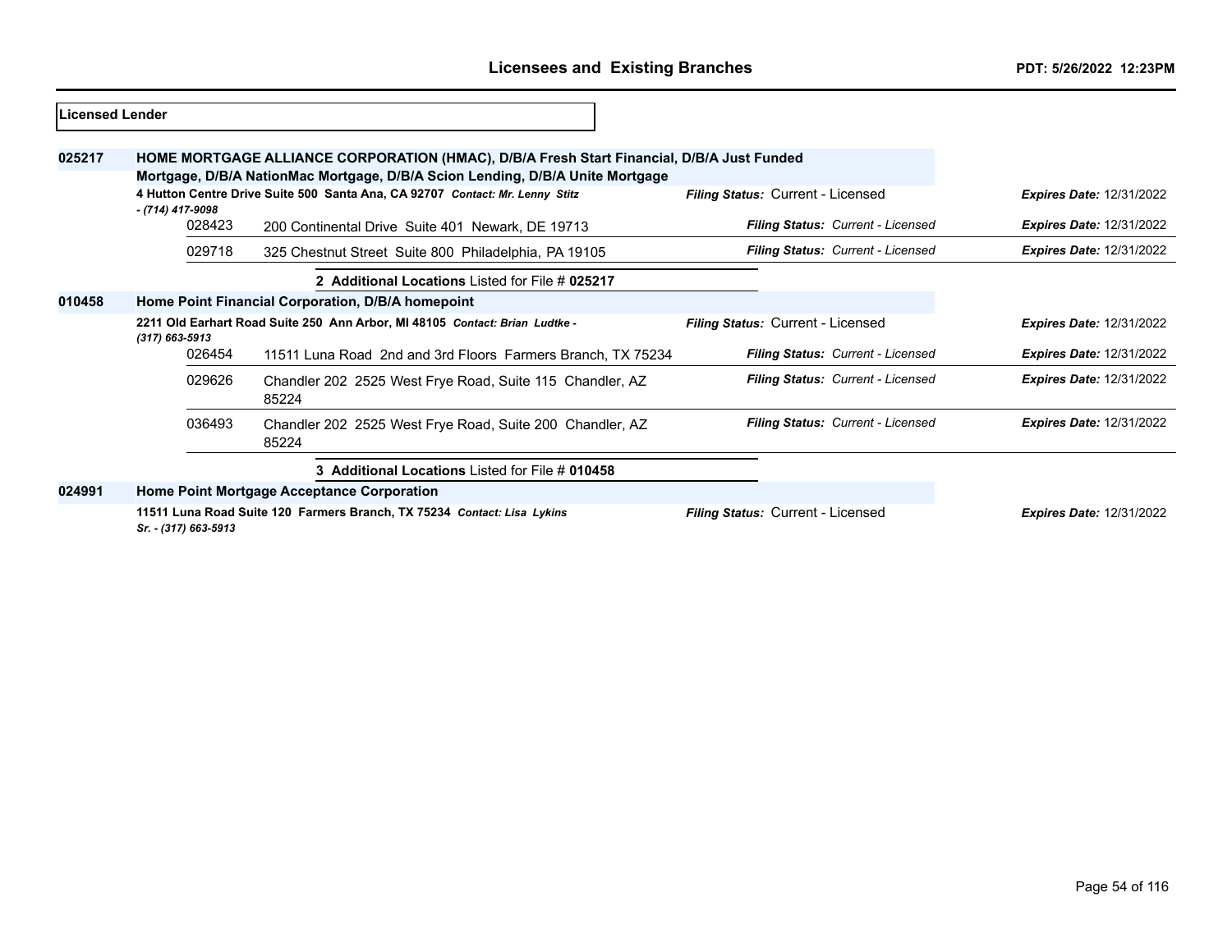## Licensees and Existing Branches

PDT: 5/26/2022 12:23PM

**Licensed Lender**

| | | | | |
|---|---|---|---|---|
| **025217** | **HOME MORTGAGE ALLIANCE CORPORATION (HMAC), D/B/A Fresh Start Financial, D/B/A Just Funded Mortgage, D/B/A NationMac Mortgage, D/B/A Scion Lending, D/B/A Unite Mortgage** | | | |
| | **4 Hutton Centre Drive Suite 500 Santa Ana, CA 92707** *Contact: Mr. Lenny Stitz - (714) 417-9098* | | *Filing Status:* Current - Licensed | *Expires Date:* 12/31/2022 |
| | 028423 | 200 Continental Drive Suite 401 Newark, DE 19713 | *Filing Status: Current - Licensed* | *Expires Date:* 12/31/2022 |
| | 029718 | 325 Chestnut Street Suite 800 Philadelphia, PA 19105 | *Filing Status: Current - Licensed* | *Expires Date:* 12/31/2022 |
| | | **2 Additional Locations** Listed for File # **025217** | | |
| **010458** | **Home Point Financial Corporation, D/B/A homepoint** | | | |
| | **2211 Old Earhart Road Suite 250 Ann Arbor, MI 48105** *Contact: Brian Ludtke - (317) 663-5913* | | *Filing Status:* Current - Licensed | *Expires Date:* 12/31/2022 |
| | 026454 | 11511 Luna Road 2nd and 3rd Floors Farmers Branch, TX 75234 | *Filing Status: Current - Licensed* | *Expires Date:* 12/31/2022 |
| | 029626 | Chandler 202 2525 West Frye Road, Suite 115 Chandler, AZ 85224 | *Filing Status: Current - Licensed* | *Expires Date:* 12/31/2022 |
| | 036493 | Chandler 202 2525 West Frye Road, Suite 200 Chandler, AZ 85224 | *Filing Status: Current - Licensed* | *Expires Date:* 12/31/2022 |
| | | **3 Additional Locations** Listed for File # **010458** | | |
| **024991** | **Home Point Mortgage Acceptance Corporation** | | | |
| | **11511 Luna Road Suite 120 Farmers Branch, TX 75234** *Contact: Lisa Lykins Sr. - (317) 663-5913* | | *Filing Status:* Current - Licensed | *Expires Date:* 12/31/2022 |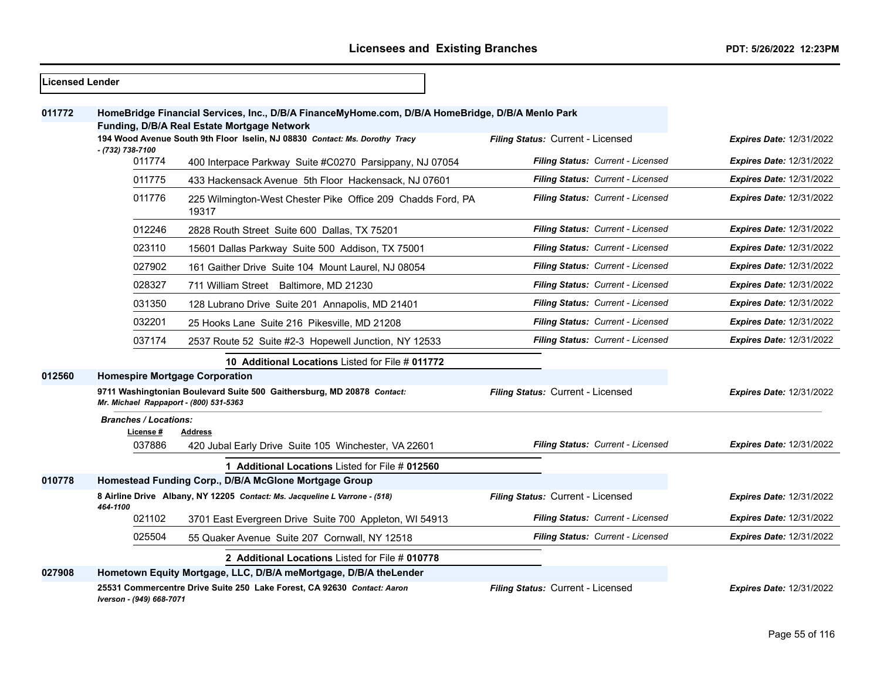**Licensed Lender**

**011772** **HomeBridge Financial Services, Inc., D/B/A FinanceMyHome.com, D/B/A HomeBridge, D/B/A Menlo Park Funding, D/B/A Real Estate Mortgage Network**

**194 Wood Avenue South 9th Floor Iselin, NJ 08830** *Contact: Ms. Dorothy Tracy - (732) 738-7100* — *Filing Status:* Current - Licensed — *Expires Date:* 12/31/2022

| License # | Address | Filing Status | Expires Date |
|---|---|---|---|
| 011774 | 400 Interpace Parkway Suite #C0270 Parsippany, NJ 07054 | Current - Licensed | 12/31/2022 |
| 011775 | 433 Hackensack Avenue 5th Floor Hackensack, NJ 07601 | Current - Licensed | 12/31/2022 |
| 011776 | 225 Wilmington-West Chester Pike Office 209 Chadds Ford, PA 19317 | Current - Licensed | 12/31/2022 |
| 012246 | 2828 Routh Street Suite 600 Dallas, TX 75201 | Current - Licensed | 12/31/2022 |
| 023110 | 15601 Dallas Parkway Suite 500 Addison, TX 75001 | Current - Licensed | 12/31/2022 |
| 027902 | 161 Gaither Drive Suite 104 Mount Laurel, NJ 08054 | Current - Licensed | 12/31/2022 |
| 028327 | 711 William Street Baltimore, MD 21230 | Current - Licensed | 12/31/2022 |
| 031350 | 128 Lubrano Drive Suite 201 Annapolis, MD 21401 | Current - Licensed | 12/31/2022 |
| 032201 | 25 Hooks Lane Suite 216 Pikesville, MD 21208 | Current - Licensed | 12/31/2022 |
| 037174 | 2537 Route 52 Suite #2-3 Hopewell Junction, NY 12533 | Current - Licensed | 12/31/2022 |

**10 Additional Locations** Listed for File # **011772**

**012560** **Homespire Mortgage Corporation**

**9711 Washingtonian Boulevard Suite 500 Gaithersburg, MD 20878** *Contact: Mr. Michael Rappaport - (800) 531-5363* — *Filing Status:* Current - Licensed — *Expires Date:* 12/31/2022

*Branches / Locations:*

| License # | Address | Filing Status | Expires Date |
|---|---|---|---|
| 037886 | 420 Jubal Early Drive Suite 105 Winchester, VA 22601 | Current - Licensed | 12/31/2022 |

**1 Additional Locations** Listed for File # **012560**

**010778** **Homestead Funding Corp., D/B/A McGlone Mortgage Group**

**8 Airline Drive Albany, NY 12205** *Contact: Ms. Jacqueline L Varrone - (518) 464-1100* — *Filing Status:* Current - Licensed — *Expires Date:* 12/31/2022

| License # | Address | Filing Status | Expires Date |
|---|---|---|---|
| 021102 | 3701 East Evergreen Drive Suite 700 Appleton, WI 54913 | Current - Licensed | 12/31/2022 |
| 025504 | 55 Quaker Avenue Suite 207 Cornwall, NY 12518 | Current - Licensed | 12/31/2022 |

**2 Additional Locations** Listed for File # **010778**

**027908** **Hometown Equity Mortgage, LLC, D/B/A meMortgage, D/B/A theLender**

**25531 Commercentre Drive Suite 250 Lake Forest, CA 92630** *Contact: Aaron Iverson - (949) 668-7071* — *Filing Status:* Current - Licensed — *Expires Date:* 12/31/2022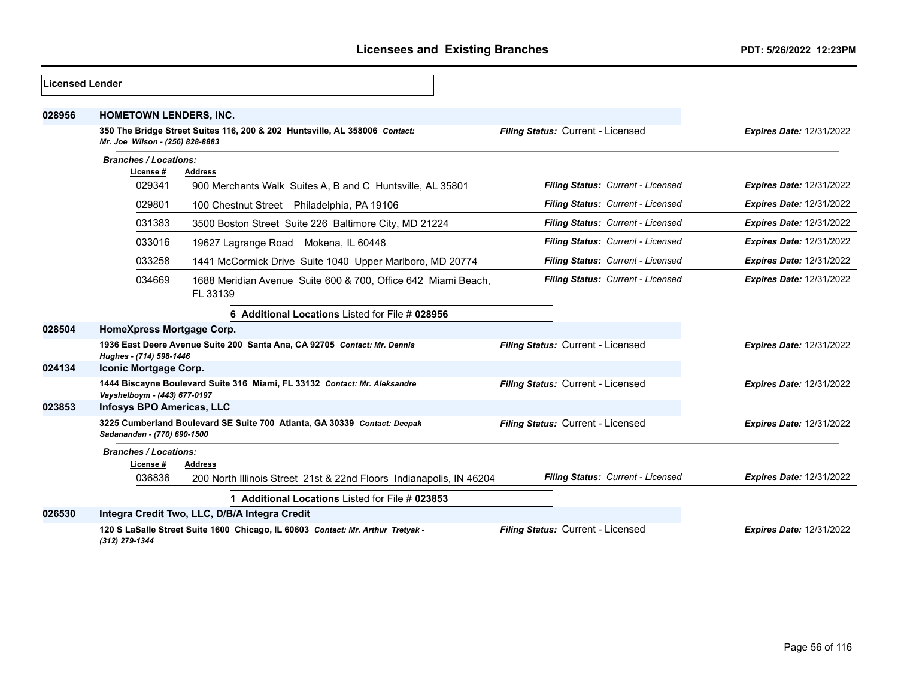**Licensed Lender**

**028956 HOMETOWN LENDERS, INC.**

**350 The Bridge Street Suites 116, 200 & 202 Huntsville, AL 358006** *Contact: Mr. Joe Wilson - (256) 828-8883*

*Filing Status:* Current - Licensed *Expires Date:* 12/31/2022

*Branches / Locations:*

| License # | Address | Filing Status | Expires Date |
|---|---|---|---|
| 029341 | 900 Merchants Walk Suites A, B and C Huntsville, AL 35801 | Current - Licensed | 12/31/2022 |
| 029801 | 100 Chestnut Street Philadelphia, PA 19106 | Current - Licensed | 12/31/2022 |
| 031383 | 3500 Boston Street Suite 226 Baltimore City, MD 21224 | Current - Licensed | 12/31/2022 |
| 033016 | 19627 Lagrange Road Mokena, IL 60448 | Current - Licensed | 12/31/2022 |
| 033258 | 1441 McCormick Drive Suite 1040 Upper Marlboro, MD 20774 | Current - Licensed | 12/31/2022 |
| 034669 | 1688 Meridian Avenue Suite 600 & 700, Office 642 Miami Beach, FL 33139 | Current - Licensed | 12/31/2022 |

**6 Additional Locations** Listed for File # **028956**

**028504 HomeXpress Mortgage Corp.**

**1936 East Deere Avenue Suite 200 Santa Ana, CA 92705** *Contact: Mr. Dennis Hughes - (714) 598-1446*

*Filing Status:* Current - Licensed *Expires Date:* 12/31/2022

**024134 Iconic Mortgage Corp.**

**1444 Biscayne Boulevard Suite 316 Miami, FL 33132** *Contact: Mr. Aleksandre Vayshelboym - (443) 677-0197*

*Filing Status:* Current - Licensed *Expires Date:* 12/31/2022

**023853 Infosys BPO Americas, LLC**

**3225 Cumberland Boulevard SE Suite 700 Atlanta, GA 30339** *Contact: Deepak Sadanandan - (770) 690-1500*

*Filing Status:* Current - Licensed *Expires Date:* 12/31/2022

*Branches / Locations:*

| License # | Address | Filing Status | Expires Date |
|---|---|---|---|
| 036836 | 200 North Illinois Street 21st & 22nd Floors Indianapolis, IN 46204 | Current - Licensed | 12/31/2022 |

**1 Additional Locations** Listed for File # **023853**

**026530 Integra Credit Two, LLC, D/B/A Integra Credit**

**120 S LaSalle Street Suite 1600 Chicago, IL 60603** *Contact: Mr. Arthur Tretyak - (312) 279-1344*

*Filing Status:* Current - Licensed *Expires Date:* 12/31/2022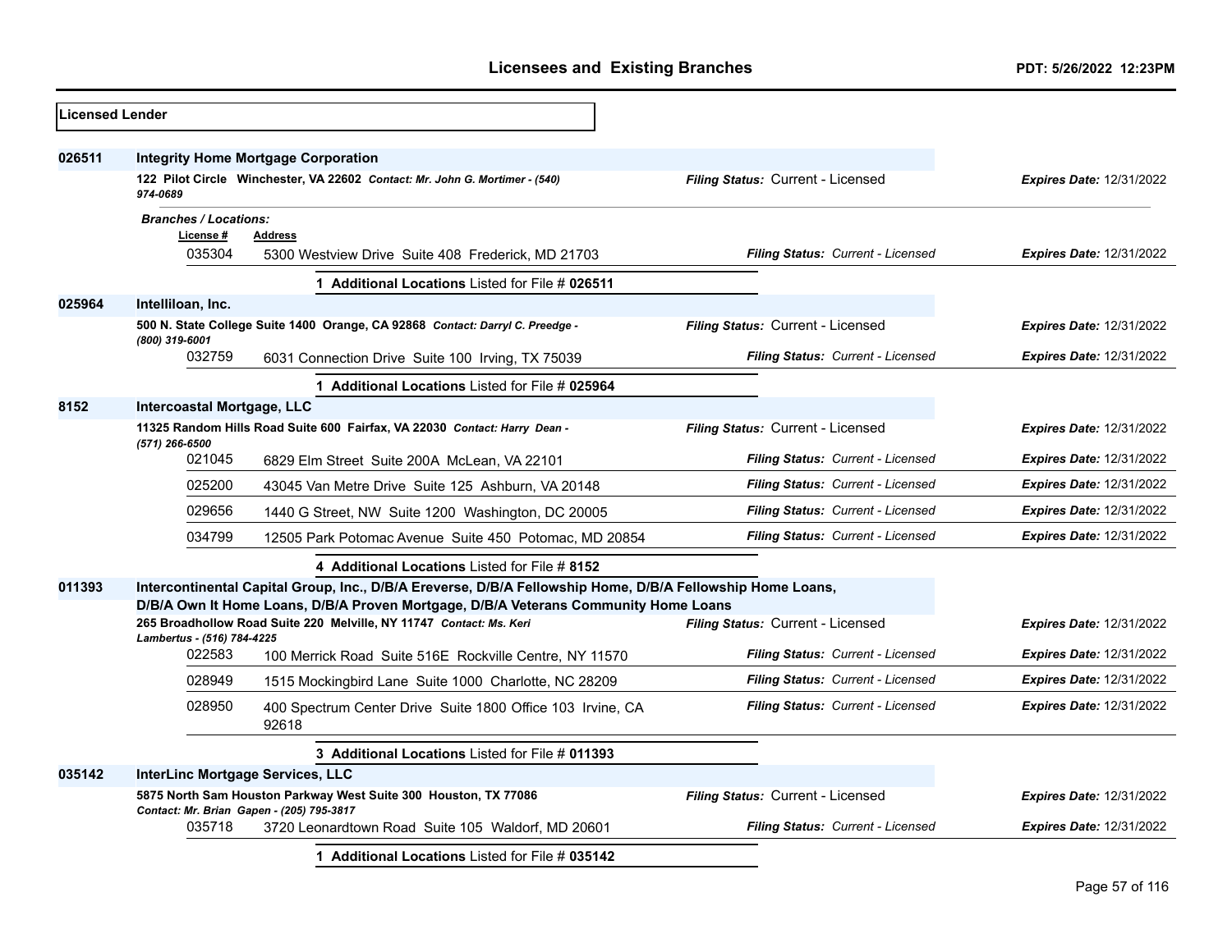## Licensees and Existing Branches

**Licensed Lender**

**026511** **Integrity Home Mortgage Corporation**

**122 Pilot Circle Winchester, VA 22602** *Contact: Mr. John G. Mortimer - (540) 974-0689*

*Filing Status:* Current - Licensed *Expires Date:* 12/31/2022

*Branches / Locations:*

| License # | Address | Filing Status | Expires Date |
|---|---|---|---|
| 035304 | 5300 Westview Drive Suite 408 Frederick, MD 21703 | Current - Licensed | 12/31/2022 |

**1 Additional Locations** Listed for File # **026511**

**025964** **Intelliloan, Inc.**

**500 N. State College Suite 1400 Orange, CA 92868** *Contact: Darryl C. Preedge - (800) 319-6001*

*Filing Status:* Current - Licensed *Expires Date:* 12/31/2022

| License # | Address | Filing Status | Expires Date |
|---|---|---|---|
| 032759 | 6031 Connection Drive Suite 100 Irving, TX 75039 | Current - Licensed | 12/31/2022 |

**1 Additional Locations** Listed for File # **025964**

**8152** **Intercoastal Mortgage, LLC**

**11325 Random Hills Road Suite 600 Fairfax, VA 22030** *Contact: Harry Dean - (571) 266-6500*

*Filing Status:* Current - Licensed *Expires Date:* 12/31/2022

| License # | Address | Filing Status | Expires Date |
|---|---|---|---|
| 021045 | 6829 Elm Street Suite 200A McLean, VA 22101 | Current - Licensed | 12/31/2022 |
| 025200 | 43045 Van Metre Drive Suite 125 Ashburn, VA 20148 | Current - Licensed | 12/31/2022 |
| 029656 | 1440 G Street, NW Suite 1200 Washington, DC 20005 | Current - Licensed | 12/31/2022 |
| 034799 | 12505 Park Potomac Avenue Suite 450 Potomac, MD 20854 | Current - Licensed | 12/31/2022 |

**4 Additional Locations** Listed for File # **8152**

**011393** **Intercontinental Capital Group, Inc., D/B/A Ereverse, D/B/A Fellowship Home, D/B/A Fellowship Home Loans, D/B/A Own It Home Loans, D/B/A Proven Mortgage, D/B/A Veterans Community Home Loans**

**265 Broadhollow Road Suite 220 Melville, NY 11747** *Contact: Ms. Keri Lambertus - (516) 784-4225*

*Filing Status:* Current - Licensed *Expires Date:* 12/31/2022

| License # | Address | Filing Status | Expires Date |
|---|---|---|---|
| 022583 | 100 Merrick Road Suite 516E Rockville Centre, NY 11570 | Current - Licensed | 12/31/2022 |
| 028949 | 1515 Mockingbird Lane Suite 1000 Charlotte, NC 28209 | Current - Licensed | 12/31/2022 |
| 028950 | 400 Spectrum Center Drive Suite 1800 Office 103 Irvine, CA 92618 | Current - Licensed | 12/31/2022 |

**3 Additional Locations** Listed for File # **011393**

**035142** **InterLinc Mortgage Services, LLC**

**5875 North Sam Houston Parkway West Suite 300 Houston, TX 77086** *Contact: Mr. Brian Gapen - (205) 795-3817*

*Filing Status:* Current - Licensed *Expires Date:* 12/31/2022

| License # | Address | Filing Status | Expires Date |
|---|---|---|---|
| 035718 | 3720 Leonardtown Road Suite 105 Waldorf, MD 20601 | Current - Licensed | 12/31/2022 |

**1 Additional Locations** Listed for File # **035142**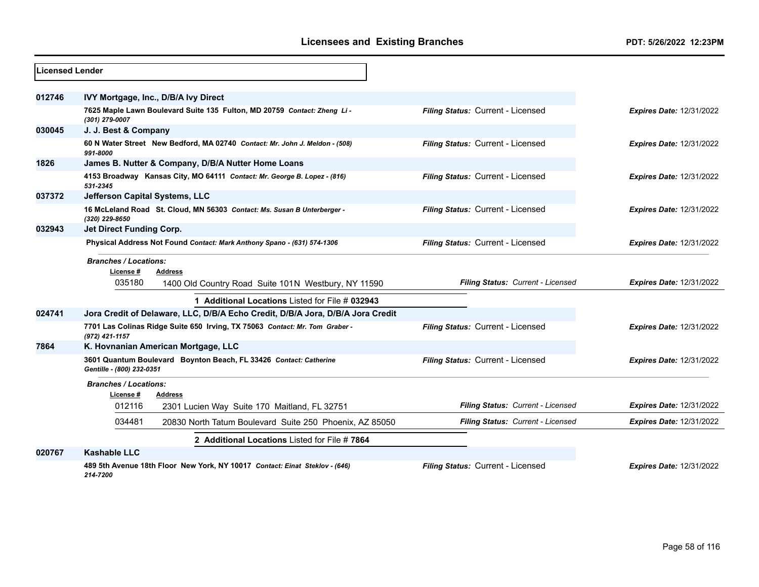## Licensed Lender

**012746** **IVY Mortgage, Inc., D/B/A Ivy Direct**

7625 Maple Lawn Boulevard Suite 135 Fulton, MD 20759 *Contact: Zheng Li - (301) 279-0007*

*Filing Status:* Current - Licensed *Expires Date:* 12/31/2022

**030045** **J. J. Best & Company**

60 N Water Street New Bedford, MA 02740 *Contact: Mr. John J. Meldon - (508) 991-8000*

*Filing Status:* Current - Licensed *Expires Date:* 12/31/2022

**1826** **James B. Nutter & Company, D/B/A Nutter Home Loans**

4153 Broadway Kansas City, MO 64111 *Contact: Mr. George B. Lopez - (816) 531-2345*

*Filing Status:* Current - Licensed *Expires Date:* 12/31/2022

**037372** **Jefferson Capital Systems, LLC**

16 McLeland Road St. Cloud, MN 56303 *Contact: Ms. Susan B Unterberger - (320) 229-8650*

*Filing Status:* Current - Licensed *Expires Date:* 12/31/2022

**032943** **Jet Direct Funding Corp.**

Physical Address Not Found *Contact: Mark Anthony Spano - (631) 574-1306*

*Filing Status:* Current - Licensed *Expires Date:* 12/31/2022

*Branches / Locations:*

| License # | Address | Filing Status | Expires Date |
|---|---|---|---|
| 035180 | 1400 Old Country Road Suite 101N Westbury, NY 11590 | Current - Licensed | 12/31/2022 |

1 **Additional Locations** Listed for File # **032943**

**024741** **Jora Credit of Delaware, LLC, D/B/A Echo Credit, D/B/A Jora, D/B/A Jora Credit**

7701 Las Colinas Ridge Suite 650 Irving, TX 75063 *Contact: Mr. Tom Graber - (972) 421-1157*

*Filing Status:* Current - Licensed *Expires Date:* 12/31/2022

**7864** **K. Hovnanian American Mortgage, LLC**

3601 Quantum Boulevard Boynton Beach, FL 33426 *Contact: Catherine Gentille - (800) 232-0351*

*Filing Status:* Current - Licensed *Expires Date:* 12/31/2022

*Branches / Locations:*

| License # | Address | Filing Status | Expires Date |
|---|---|---|---|
| 012116 | 2301 Lucien Way Suite 170 Maitland, FL 32751 | Current - Licensed | 12/31/2022 |
| 034481 | 20830 North Tatum Boulevard Suite 250 Phoenix, AZ 85050 | Current - Licensed | 12/31/2022 |

2 **Additional Locations** Listed for File # **7864**

**020767** **Kashable LLC**

489 5th Avenue 18th Floor New York, NY 10017 *Contact: Einat Steklov - (646) 214-7200*

*Filing Status:* Current - Licensed *Expires Date:* 12/31/2022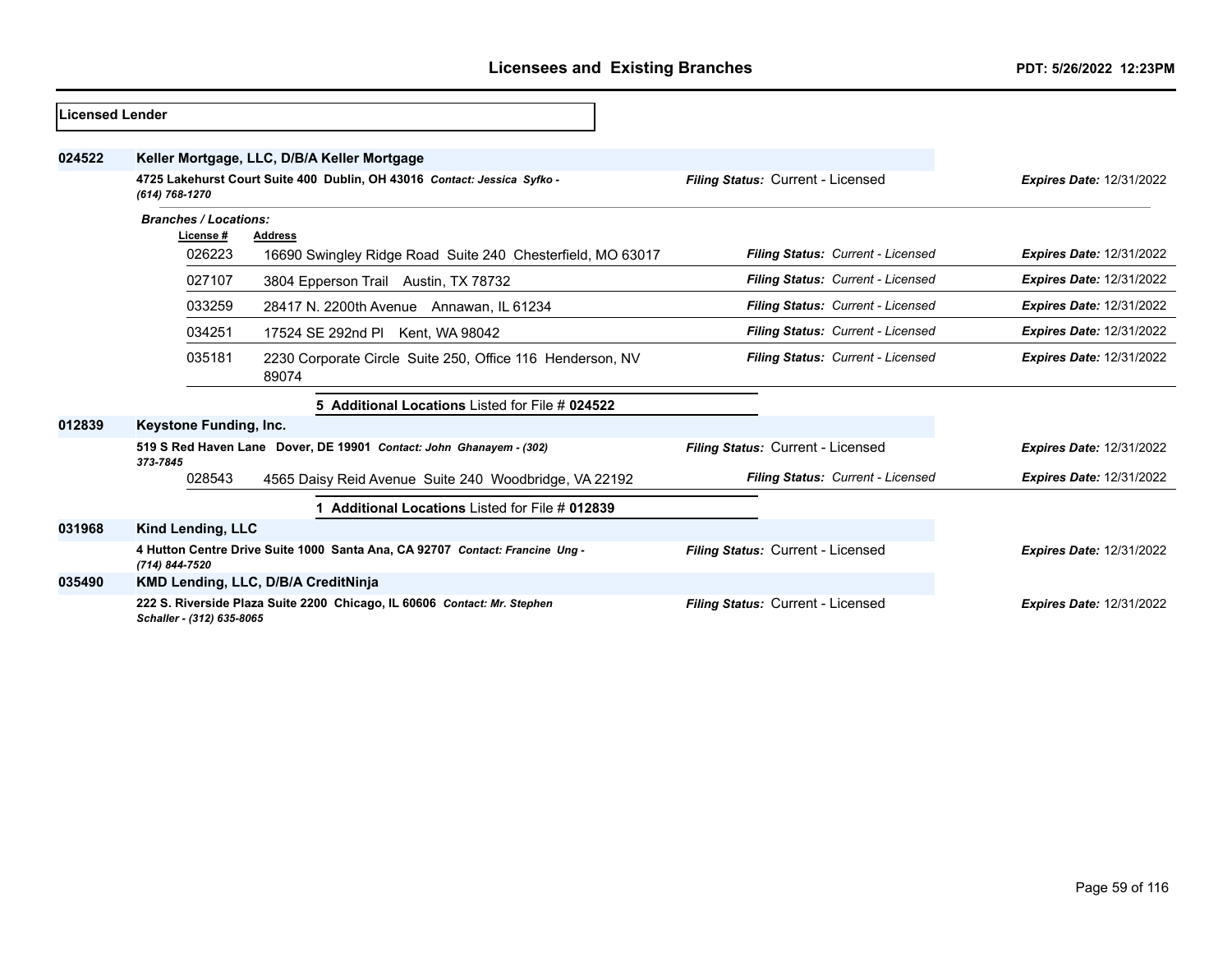## Licensees and Existing Branches

PDT: 5/26/2022 12:23PM

**Licensed Lender**

**024522** **Keller Mortgage, LLC, D/B/A Keller Mortgage**

**4725 Lakehurst Court Suite 400 Dublin, OH 43016** *Contact: Jessica Syfko - (614) 768-1270*

*Filing Status:* Current - Licensed *Expires Date:* 12/31/2022

*Branches / Locations:*

| License # | Address | Filing Status | Expires Date |
|---|---|---|---|
| 026223 | 16690 Swingley Ridge Road Suite 240 Chesterfield, MO 63017 | Current - Licensed | 12/31/2022 |
| 027107 | 3804 Epperson Trail Austin, TX 78732 | Current - Licensed | 12/31/2022 |
| 033259 | 28417 N. 2200th Avenue Annawan, IL 61234 | Current - Licensed | 12/31/2022 |
| 034251 | 17524 SE 292nd Pl Kent, WA 98042 | Current - Licensed | 12/31/2022 |
| 035181 | 2230 Corporate Circle Suite 250, Office 116 Henderson, NV 89074 | Current - Licensed | 12/31/2022 |

**5 Additional Locations** Listed for File # **024522**

**012839** **Keystone Funding, Inc.**

**519 S Red Haven Lane Dover, DE 19901** *Contact: John Ghanayem - (302) 373-7845*

*Filing Status:* Current - Licensed *Expires Date:* 12/31/2022

| License # | Address | Filing Status | Expires Date |
|---|---|---|---|
| 028543 | 4565 Daisy Reid Avenue Suite 240 Woodbridge, VA 22192 | Current - Licensed | 12/31/2022 |

**1 Additional Locations** Listed for File # **012839**

**031968** **Kind Lending, LLC**

**4 Hutton Centre Drive Suite 1000 Santa Ana, CA 92707** *Contact: Francine Ung - (714) 844-7520*

*Filing Status:* Current - Licensed *Expires Date:* 12/31/2022

**035490** **KMD Lending, LLC, D/B/A CreditNinja**

**222 S. Riverside Plaza Suite 2200 Chicago, IL 60606** *Contact: Mr. Stephen Schaller - (312) 635-8065*

*Filing Status:* Current - Licensed *Expires Date:* 12/31/2022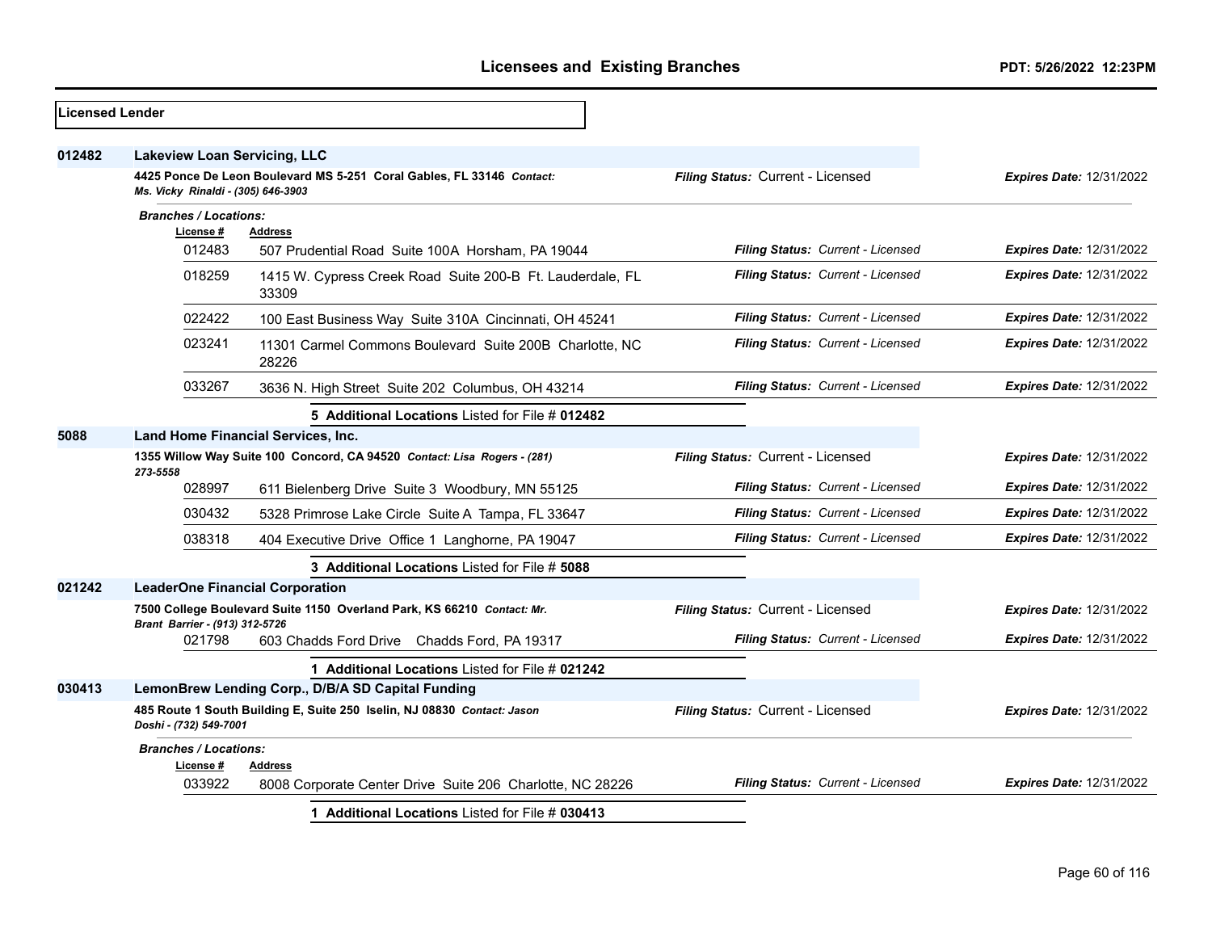## Licensees and Existing Branches

**Licensed Lender**

**012482** **Lakeview Loan Servicing, LLC**

**4425 Ponce De Leon Boulevard MS 5-251 Coral Gables, FL 33146** *Contact: Ms. Vicky Rinaldi - (305) 646-3903*

*Filing Status:* Current - Licensed — *Expires Date:* 12/31/2022

*Branches / Locations:*

| License # | Address | Filing Status | Expires Date |
|---|---|---|---|
| 012483 | 507 Prudential Road Suite 100A Horsham, PA 19044 | Current - Licensed | 12/31/2022 |
| 018259 | 1415 W. Cypress Creek Road Suite 200-B Ft. Lauderdale, FL 33309 | Current - Licensed | 12/31/2022 |
| 022422 | 100 East Business Way Suite 310A Cincinnati, OH 45241 | Current - Licensed | 12/31/2022 |
| 023241 | 11301 Carmel Commons Boulevard Suite 200B Charlotte, NC 28226 | Current - Licensed | 12/31/2022 |
| 033267 | 3636 N. High Street Suite 202 Columbus, OH 43214 | Current - Licensed | 12/31/2022 |

**5 Additional Locations** Listed for File # **012482**

**5088** **Land Home Financial Services, Inc.**

**1355 Willow Way Suite 100 Concord, CA 94520** *Contact: Lisa Rogers - (281) 273-5558*

*Filing Status:* Current - Licensed — *Expires Date:* 12/31/2022

| License # | Address | Filing Status | Expires Date |
|---|---|---|---|
| 028997 | 611 Bielenberg Drive Suite 3 Woodbury, MN 55125 | Current - Licensed | 12/31/2022 |
| 030432 | 5328 Primrose Lake Circle Suite A Tampa, FL 33647 | Current - Licensed | 12/31/2022 |
| 038318 | 404 Executive Drive Office 1 Langhorne, PA 19047 | Current - Licensed | 12/31/2022 |

**3 Additional Locations** Listed for File # **5088**

**021242** **LeaderOne Financial Corporation**

**7500 College Boulevard Suite 1150 Overland Park, KS 66210** *Contact: Mr. Brant Barrier - (913) 312-5726*

*Filing Status:* Current - Licensed — *Expires Date:* 12/31/2022

| License # | Address | Filing Status | Expires Date |
|---|---|---|---|
| 021798 | 603 Chadds Ford Drive Chadds Ford, PA 19317 | Current - Licensed | 12/31/2022 |

**1 Additional Locations** Listed for File # **021242**

**030413** **LemonBrew Lending Corp., D/B/A SD Capital Funding**

**485 Route 1 South Building E, Suite 250 Iselin, NJ 08830** *Contact: Jason Doshi - (732) 549-7001*

*Filing Status:* Current - Licensed — *Expires Date:* 12/31/2022

*Branches / Locations:*

| License # | Address | Filing Status | Expires Date |
|---|---|---|---|
| 033922 | 8008 Corporate Center Drive Suite 206 Charlotte, NC 28226 | Current - Licensed | 12/31/2022 |

**1 Additional Locations** Listed for File # **030413**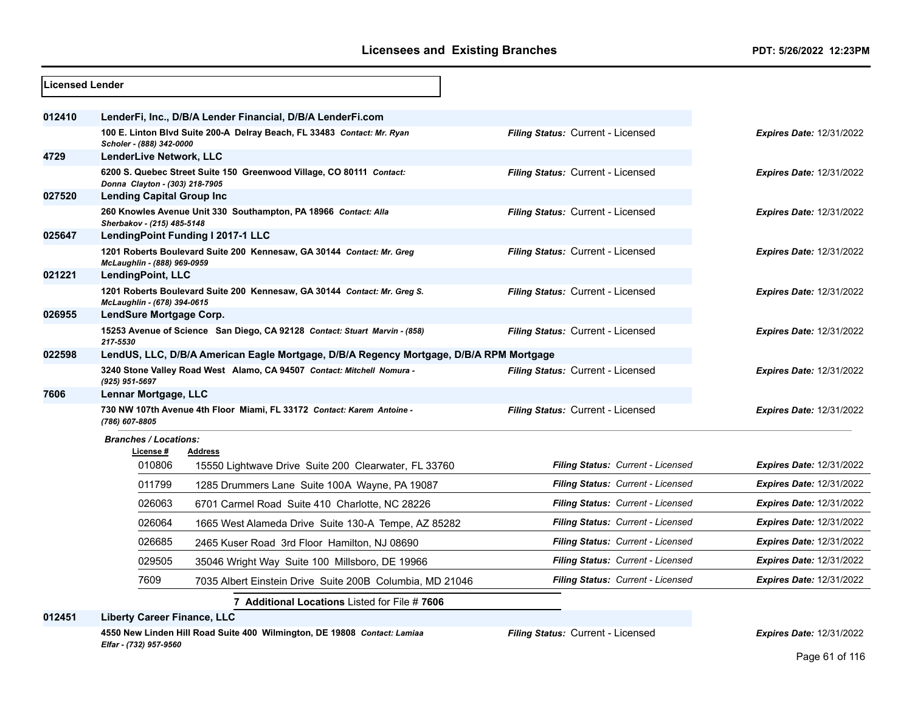## Licensed Lender

**012410** **LenderFi, Inc., D/B/A Lender Financial, D/B/A LenderFi.com**

100 E. Linton Blvd Suite 200-A Delray Beach, FL 33483 *Contact: Mr. Ryan Scholer - (888) 342-0000* — *Filing Status:* Current - Licensed — *Expires Date:* 12/31/2022

**4729** **LenderLive Network, LLC**

6200 S. Quebec Street Suite 150 Greenwood Village, CO 80111 *Contact: Donna Clayton - (303) 218-7905* — *Filing Status:* Current - Licensed — *Expires Date:* 12/31/2022

**027520** **Lending Capital Group Inc**

260 Knowles Avenue Unit 330 Southampton, PA 18966 *Contact: Alla Sherbakov - (215) 485-5148* — *Filing Status:* Current - Licensed — *Expires Date:* 12/31/2022

**025647** **LendingPoint Funding I 2017-1 LLC**

1201 Roberts Boulevard Suite 200 Kennesaw, GA 30144 *Contact: Mr. Greg McLaughlin - (888) 969-0959* — *Filing Status:* Current - Licensed — *Expires Date:* 12/31/2022

**021221** **LendingPoint, LLC**

1201 Roberts Boulevard Suite 200 Kennesaw, GA 30144 *Contact: Mr. Greg S. McLaughlin - (678) 394-0615* — *Filing Status:* Current - Licensed — *Expires Date:* 12/31/2022

**026955** **LendSure Mortgage Corp.**

15253 Avenue of Science San Diego, CA 92128 *Contact: Stuart Marvin - (858) 217-5530* — *Filing Status:* Current - Licensed — *Expires Date:* 12/31/2022

**022598** **LendUS, LLC, D/B/A American Eagle Mortgage, D/B/A Regency Mortgage, D/B/A RPM Mortgage**

3240 Stone Valley Road West Alamo, CA 94507 *Contact: Mitchell Nomura - (925) 951-5697* — *Filing Status:* Current - Licensed — *Expires Date:* 12/31/2022

**7606** **Lennar Mortgage, LLC**

730 NW 107th Avenue 4th Floor Miami, FL 33172 *Contact: Karem Antoine - (786) 607-8805* — *Filing Status:* Current - Licensed — *Expires Date:* 12/31/2022

*Branches / Locations:*

| License # | Address | Filing Status | Expires Date |
|---|---|---|---|
| 010806 | 15550 Lightwave Drive Suite 200 Clearwater, FL 33760 | Current - Licensed | 12/31/2022 |
| 011799 | 1285 Drummers Lane Suite 100A Wayne, PA 19087 | Current - Licensed | 12/31/2022 |
| 026063 | 6701 Carmel Road Suite 410 Charlotte, NC 28226 | Current - Licensed | 12/31/2022 |
| 026064 | 1665 West Alameda Drive Suite 130-A Tempe, AZ 85282 | Current - Licensed | 12/31/2022 |
| 026685 | 2465 Kuser Road 3rd Floor Hamilton, NJ 08690 | Current - Licensed | 12/31/2022 |
| 029505 | 35046 Wright Way Suite 100 Millsboro, DE 19966 | Current - Licensed | 12/31/2022 |
| 7609 | 7035 Albert Einstein Drive Suite 200B Columbia, MD 21046 | Current - Licensed | 12/31/2022 |

**7 Additional Locations** Listed for File # **7606**

**012451** **Liberty Career Finance, LLC**

4550 New Linden Hill Road Suite 400 Wilmington, DE 19808 *Contact: Lamiaa Elfar - (732) 957-9560* — *Filing Status:* Current - Licensed — *Expires Date:* 12/31/2022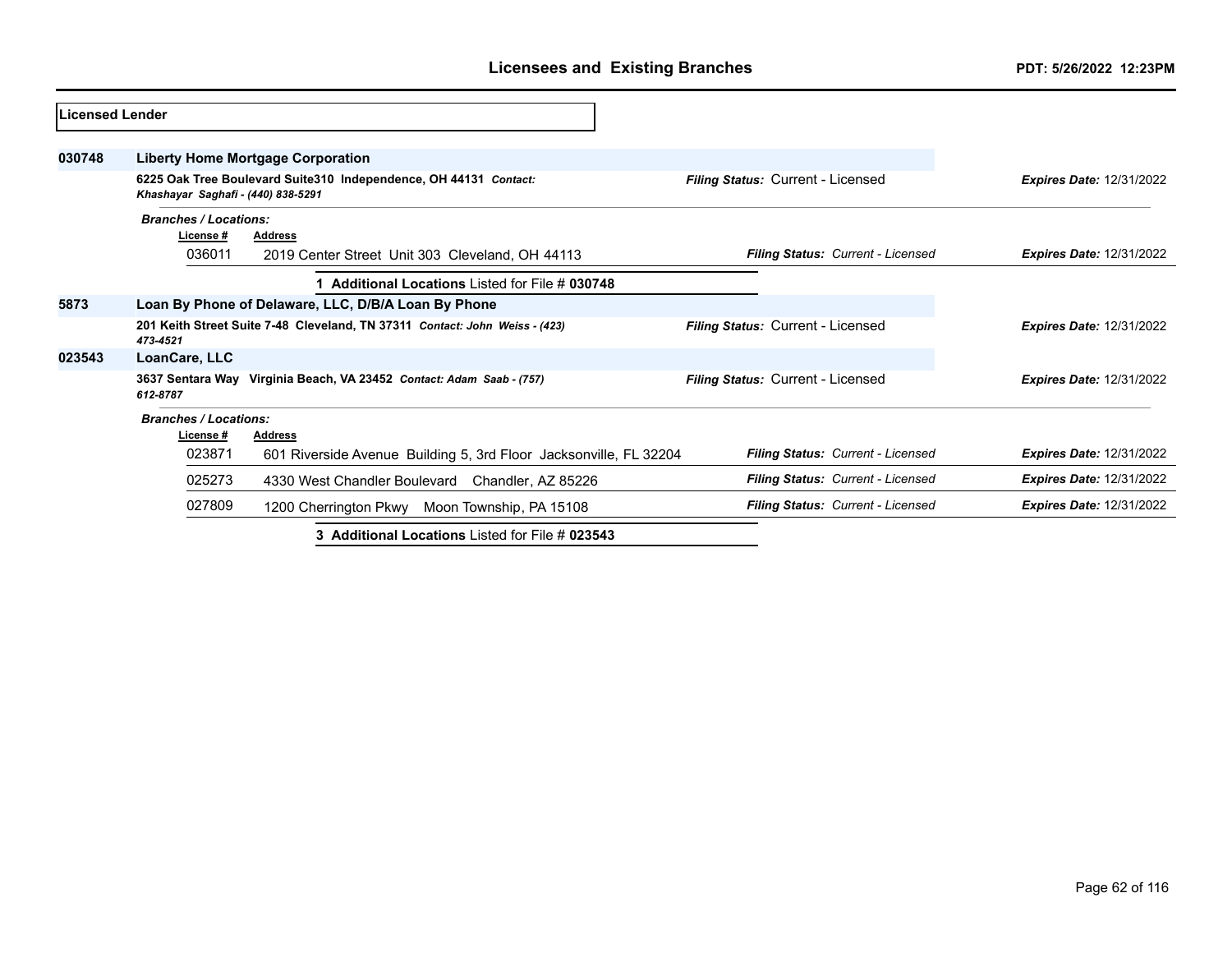## Licensees and Existing Branches

PDT: 5/26/2022 12:23PM

**Licensed Lender**

**030748 Liberty Home Mortgage Corporation**

**6225 Oak Tree Boulevard Suite310 Independence, OH 44131** *Contact: Khashayar Saghafi - (440) 838-5291*

*Filing Status:* Current - Licensed | *Expires Date:* 12/31/2022

*Branches / Locations:*

| License # | Address | Filing Status | Expires Date |
|---|---|---|---|
| 036011 | 2019 Center Street Unit 303 Cleveland, OH 44113 | Current - Licensed | 12/31/2022 |

1 **Additional Locations** Listed for File # **030748**

**5873 Loan By Phone of Delaware, LLC, D/B/A Loan By Phone**

**201 Keith Street Suite 7-48 Cleveland, TN 37311** *Contact: John Weiss - (423) 473-4521*

*Filing Status:* Current - Licensed | *Expires Date:* 12/31/2022

**023543 LoanCare, LLC**

**3637 Sentara Way Virginia Beach, VA 23452** *Contact: Adam Saab - (757) 612-8787*

*Filing Status:* Current - Licensed | *Expires Date:* 12/31/2022

*Branches / Locations:*

| License # | Address | Filing Status | Expires Date |
|---|---|---|---|
| 023871 | 601 Riverside Avenue Building 5, 3rd Floor Jacksonville, FL 32204 | Current - Licensed | 12/31/2022 |
| 025273 | 4330 West Chandler Boulevard Chandler, AZ 85226 | Current - Licensed | 12/31/2022 |
| 027809 | 1200 Cherrington Pkwy Moon Township, PA 15108 | Current - Licensed | 12/31/2022 |

3 **Additional Locations** Listed for File # **023543**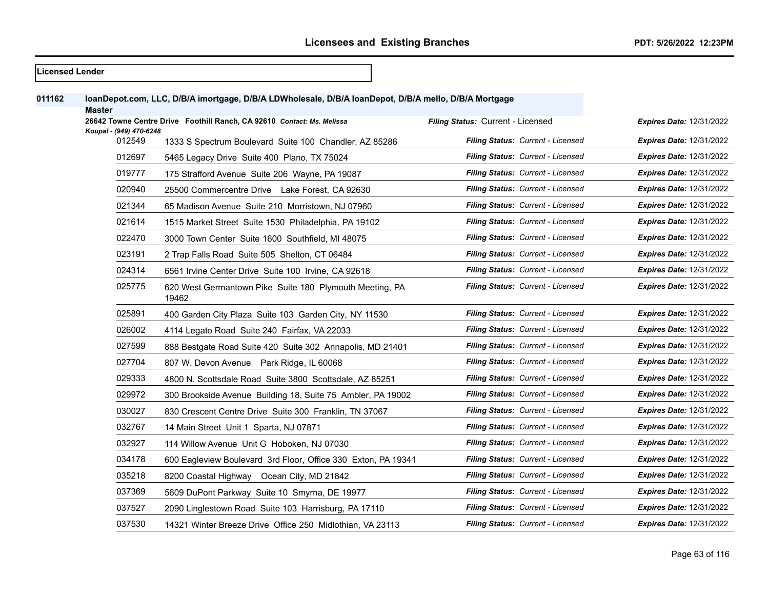## Licensed Lender

**011162** **loanDepot.com, LLC, D/B/A imortgage, D/B/A LDWholesale, D/B/A loanDepot, D/B/A mello, D/B/A Mortgage Master**

**26642 Towne Centre Drive Foothill Ranch, CA 92610** *Contact: Ms. Melissa Koupal - (949) 470-6248*

*Filing Status:* Current - Licensed *Expires Date:* 12/31/2022

| | | | |
|---|---|---|---|
| 012549 | 1333 S Spectrum Boulevard Suite 100 Chandler, AZ 85286 | *Filing Status: Current - Licensed* | *Expires Date:* 12/31/2022 |
| 012697 | 5465 Legacy Drive Suite 400 Plano, TX 75024 | *Filing Status: Current - Licensed* | *Expires Date:* 12/31/2022 |
| 019777 | 175 Strafford Avenue Suite 206 Wayne, PA 19087 | *Filing Status: Current - Licensed* | *Expires Date:* 12/31/2022 |
| 020940 | 25500 Commercentre Drive Lake Forest, CA 92630 | *Filing Status: Current - Licensed* | *Expires Date:* 12/31/2022 |
| 021344 | 65 Madison Avenue Suite 210 Morristown, NJ 07960 | *Filing Status: Current - Licensed* | *Expires Date:* 12/31/2022 |
| 021614 | 1515 Market Street Suite 1530 Philadelphia, PA 19102 | *Filing Status: Current - Licensed* | *Expires Date:* 12/31/2022 |
| 022470 | 3000 Town Center Suite 1600 Southfield, MI 48075 | *Filing Status: Current - Licensed* | *Expires Date:* 12/31/2022 |
| 023191 | 2 Trap Falls Road Suite 505 Shelton, CT 06484 | *Filing Status: Current - Licensed* | *Expires Date:* 12/31/2022 |
| 024314 | 6561 Irvine Center Drive Suite 100 Irvine, CA 92618 | *Filing Status: Current - Licensed* | *Expires Date:* 12/31/2022 |
| 025775 | 620 West Germantown Pike Suite 180 Plymouth Meeting, PA 19462 | *Filing Status: Current - Licensed* | *Expires Date:* 12/31/2022 |
| 025891 | 400 Garden City Plaza Suite 103 Garden City, NY 11530 | *Filing Status: Current - Licensed* | *Expires Date:* 12/31/2022 |
| 026002 | 4114 Legato Road Suite 240 Fairfax, VA 22033 | *Filing Status: Current - Licensed* | *Expires Date:* 12/31/2022 |
| 027599 | 888 Bestgate Road Suite 420 Suite 302 Annapolis, MD 21401 | *Filing Status: Current - Licensed* | *Expires Date:* 12/31/2022 |
| 027704 | 807 W. Devon Avenue Park Ridge, IL 60068 | *Filing Status: Current - Licensed* | *Expires Date:* 12/31/2022 |
| 029333 | 4800 N. Scottsdale Road Suite 3800 Scottsdale, AZ 85251 | *Filing Status: Current - Licensed* | *Expires Date:* 12/31/2022 |
| 029972 | 300 Brookside Avenue Building 18, Suite 75 Ambler, PA 19002 | *Filing Status: Current - Licensed* | *Expires Date:* 12/31/2022 |
| 030027 | 830 Crescent Centre Drive Suite 300 Franklin, TN 37067 | *Filing Status: Current - Licensed* | *Expires Date:* 12/31/2022 |
| 032767 | 14 Main Street Unit 1 Sparta, NJ 07871 | *Filing Status: Current - Licensed* | *Expires Date:* 12/31/2022 |
| 032927 | 114 Willow Avenue Unit G Hoboken, NJ 07030 | *Filing Status: Current - Licensed* | *Expires Date:* 12/31/2022 |
| 034178 | 600 Eagleview Boulevard 3rd Floor, Office 330 Exton, PA 19341 | *Filing Status: Current - Licensed* | *Expires Date:* 12/31/2022 |
| 035218 | 8200 Coastal Highway Ocean City, MD 21842 | *Filing Status: Current - Licensed* | *Expires Date:* 12/31/2022 |
| 037369 | 5609 DuPont Parkway Suite 10 Smyrna, DE 19977 | *Filing Status: Current - Licensed* | *Expires Date:* 12/31/2022 |
| 037527 | 2090 Linglestown Road Suite 103 Harrisburg, PA 17110 | *Filing Status: Current - Licensed* | *Expires Date:* 12/31/2022 |
| 037530 | 14321 Winter Breeze Drive Office 250 Midlothian, VA 23113 | *Filing Status: Current - Licensed* | *Expires Date:* 12/31/2022 |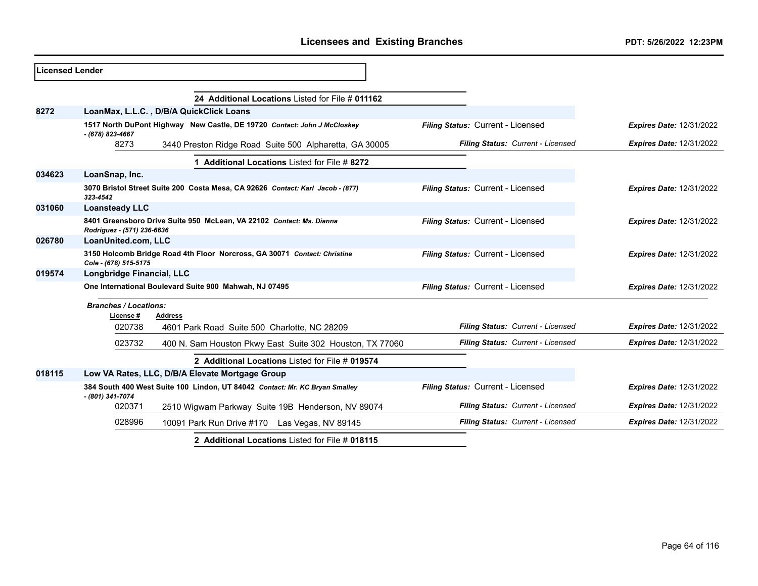## Licensees and Existing Branches

PDT: 5/26/2022 12:23PM

**Licensed Lender**

**24 Additional Locations** Listed for File # **011162**

**8272** **LoanMax, L.L.C. , D/B/A QuickClick Loans**

**1517 North DuPont Highway New Castle, DE 19720** ***Contact: John J McCloskey - (678) 823-4667*** — *Filing Status:* Current - Licensed — *Expires Date:* 12/31/2022

| | | | |
|---|---|---|---|
| 8273 | 3440 Preston Ridge Road Suite 500 Alpharetta, GA 30005 | *Filing Status: Current - Licensed* | *Expires Date:* 12/31/2022 |

**1 Additional Locations** Listed for File # **8272**

**034623** **LoanSnap, Inc.**

**3070 Bristol Street Suite 200 Costa Mesa, CA 92626** ***Contact: Karl Jacob - (877) 323-4542*** — *Filing Status:* Current - Licensed — *Expires Date:* 12/31/2022

**031060** **Loansteady LLC**

**8401 Greensboro Drive Suite 950 McLean, VA 22102** ***Contact: Ms. Dianna Rodriguez - (571) 236-6636*** — *Filing Status:* Current - Licensed — *Expires Date:* 12/31/2022

**026780** **LoanUnited.com, LLC**

**3150 Holcomb Bridge Road 4th Floor Norcross, GA 30071** ***Contact: Christine Cole - (678) 515-5175*** — *Filing Status:* Current - Licensed — *Expires Date:* 12/31/2022

**019574** **Longbridge Financial, LLC**

**One International Boulevard Suite 900 Mahwah, NJ 07495** — *Filing Status:* Current - Licensed — *Expires Date:* 12/31/2022

***Branches / Locations:***

| License # | Address | | |
|---|---|---|---|
| 020738 | 4601 Park Road Suite 500 Charlotte, NC 28209 | *Filing Status: Current - Licensed* | *Expires Date:* 12/31/2022 |
| 023732 | 400 N. Sam Houston Pkwy East Suite 302 Houston, TX 77060 | *Filing Status: Current - Licensed* | *Expires Date:* 12/31/2022 |

**2 Additional Locations** Listed for File # **019574**

**018115** **Low VA Rates, LLC, D/B/A Elevate Mortgage Group**

**384 South 400 West Suite 100 Lindon, UT 84042** ***Contact: Mr. KC Bryan Smalley - (801) 341-7074*** — *Filing Status:* Current - Licensed — *Expires Date:* 12/31/2022

| | | | |
|---|---|---|---|
| 020371 | 2510 Wigwam Parkway Suite 19B Henderson, NV 89074 | *Filing Status: Current - Licensed* | *Expires Date:* 12/31/2022 |
| 028996 | 10091 Park Run Drive #170 Las Vegas, NV 89145 | *Filing Status: Current - Licensed* | *Expires Date:* 12/31/2022 |

**2 Additional Locations** Listed for File # **018115**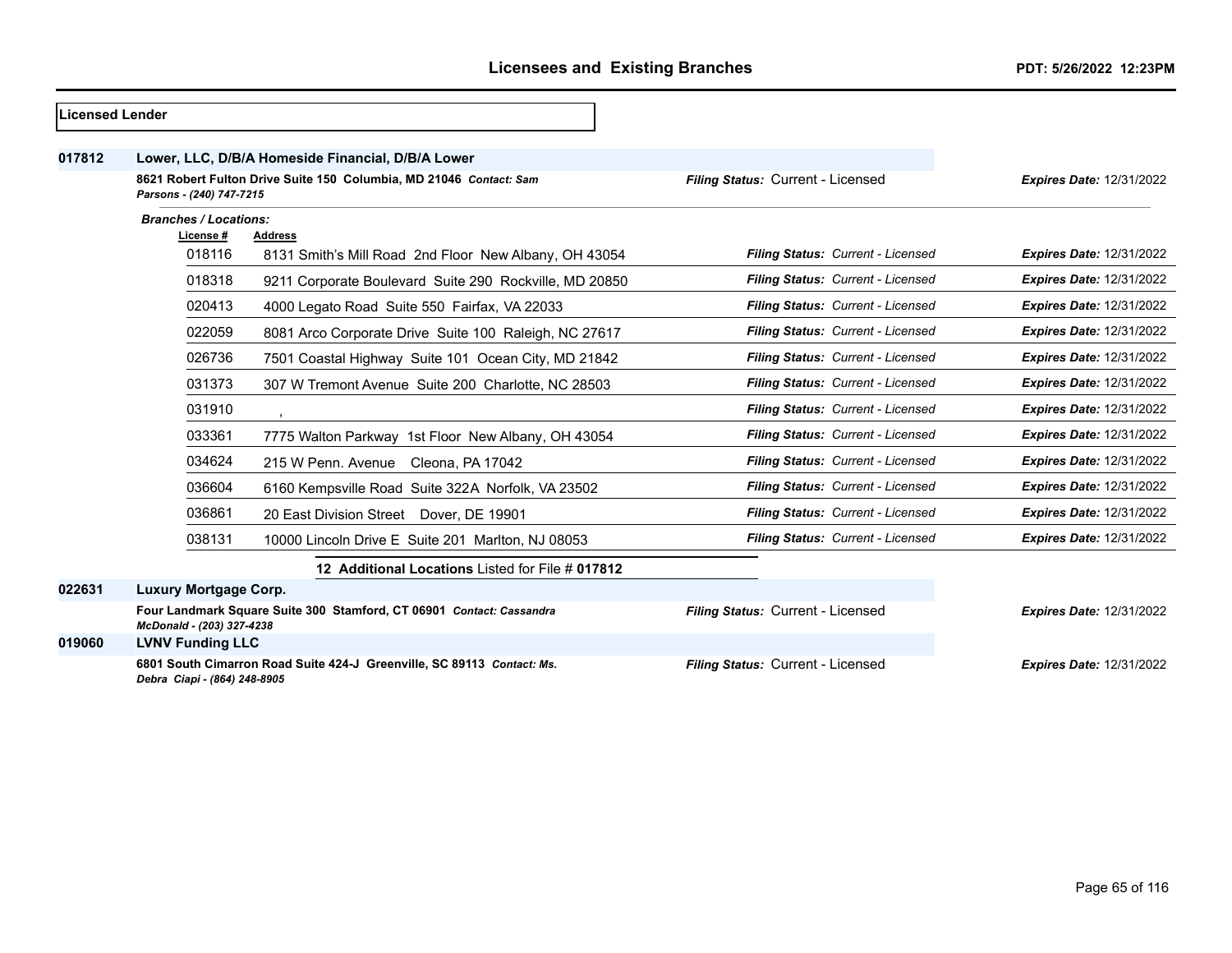## Licensed Lender

**017812** **Lower, LLC, D/B/A Homeside Financial, D/B/A Lower**

**8621 Robert Fulton Drive Suite 150 Columbia, MD 21046** *Contact: Sam Parsons - (240) 747-7215*

*Filing Status:* Current - Licensed | *Expires Date:* 12/31/2022

*Branches / Locations:*

| License # | Address | Filing Status | Expires Date |
|---|---|---|---|
| 018116 | 8131 Smith's Mill Road 2nd Floor New Albany, OH 43054 | Current - Licensed | 12/31/2022 |
| 018318 | 9211 Corporate Boulevard Suite 290 Rockville, MD 20850 | Current - Licensed | 12/31/2022 |
| 020413 | 4000 Legato Road Suite 550 Fairfax, VA 22033 | Current - Licensed | 12/31/2022 |
| 022059 | 8081 Arco Corporate Drive Suite 100 Raleigh, NC 27617 | Current - Licensed | 12/31/2022 |
| 026736 | 7501 Coastal Highway Suite 101 Ocean City, MD 21842 | Current - Licensed | 12/31/2022 |
| 031373 | 307 W Tremont Avenue Suite 200 Charlotte, NC 28503 | Current - Licensed | 12/31/2022 |
| 031910 | , | Current - Licensed | 12/31/2022 |
| 033361 | 7775 Walton Parkway 1st Floor New Albany, OH 43054 | Current - Licensed | 12/31/2022 |
| 034624 | 215 W Penn. Avenue Cleona, PA 17042 | Current - Licensed | 12/31/2022 |
| 036604 | 6160 Kempsville Road Suite 322A Norfolk, VA 23502 | Current - Licensed | 12/31/2022 |
| 036861 | 20 East Division Street Dover, DE 19901 | Current - Licensed | 12/31/2022 |
| 038131 | 10000 Lincoln Drive E Suite 201 Marlton, NJ 08053 | Current - Licensed | 12/31/2022 |

**12 Additional Locations** Listed for File # **017812**

**022631** **Luxury Mortgage Corp.**

**Four Landmark Square Suite 300 Stamford, CT 06901** *Contact: Cassandra McDonald - (203) 327-4238*

*Filing Status:* Current - Licensed | *Expires Date:* 12/31/2022

**019060** **LVNV Funding LLC**

**6801 South Cimarron Road Suite 424-J Greenville, SC 89113** *Contact: Ms. Debra Ciapi - (864) 248-8905*

*Filing Status:* Current - Licensed | *Expires Date:* 12/31/2022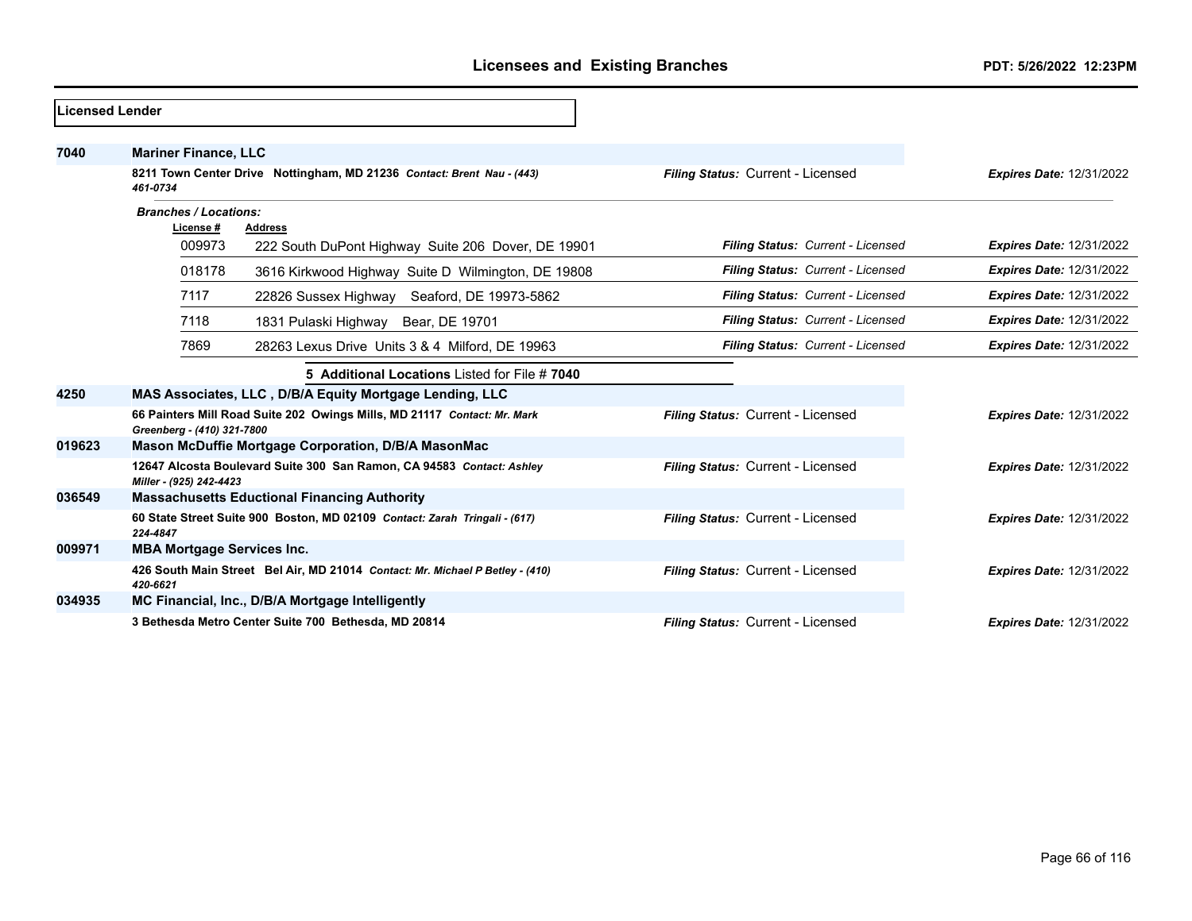## Licensees and Existing Branches

**Licensed Lender**

**7040** **Mariner Finance, LLC**

**8211 Town Center Drive Nottingham, MD 21236** ***Contact: Brent Nau - (443) 461-0734***

*Filing Status:* Current - Licensed — *Expires Date:* 12/31/2022

*Branches / Locations:*

| License # | Address | Filing Status | Expires Date |
|---|---|---|---|
| 009973 | 222 South DuPont Highway Suite 206 Dover, DE 19901 | Current - Licensed | 12/31/2022 |
| 018178 | 3616 Kirkwood Highway Suite D Wilmington, DE 19808 | Current - Licensed | 12/31/2022 |
| 7117 | 22826 Sussex Highway Seaford, DE 19973-5862 | Current - Licensed | 12/31/2022 |
| 7118 | 1831 Pulaski Highway Bear, DE 19701 | Current - Licensed | 12/31/2022 |
| 7869 | 28263 Lexus Drive Units 3 & 4 Milford, DE 19963 | Current - Licensed | 12/31/2022 |

**5 Additional Locations** Listed for File # **7040**

**4250** **MAS Associates, LLC , D/B/A Equity Mortgage Lending, LLC**

**66 Painters Mill Road Suite 202 Owings Mills, MD 21117** ***Contact: Mr. Mark Greenberg - (410) 321-7800***

*Filing Status:* Current - Licensed — *Expires Date:* 12/31/2022

**019623** **Mason McDuffie Mortgage Corporation, D/B/A MasonMac**

**12647 Alcosta Boulevard Suite 300 San Ramon, CA 94583** ***Contact: Ashley Miller - (925) 242-4423***

*Filing Status:* Current - Licensed — *Expires Date:* 12/31/2022

**036549** **Massachusetts Eductional Financing Authority**

**60 State Street Suite 900 Boston, MD 02109** ***Contact: Zarah Tringali - (617) 224-4847***

*Filing Status:* Current - Licensed — *Expires Date:* 12/31/2022

**009971** **MBA Mortgage Services Inc.**

**426 South Main Street Bel Air, MD 21014** ***Contact: Mr. Michael P Betley - (410) 420-6621***

*Filing Status:* Current - Licensed — *Expires Date:* 12/31/2022

**034935** **MC Financial, Inc., D/B/A Mortgage Intelligently**

**3 Bethesda Metro Center Suite 700 Bethesda, MD 20814**

*Filing Status:* Current - Licensed — *Expires Date:* 12/31/2022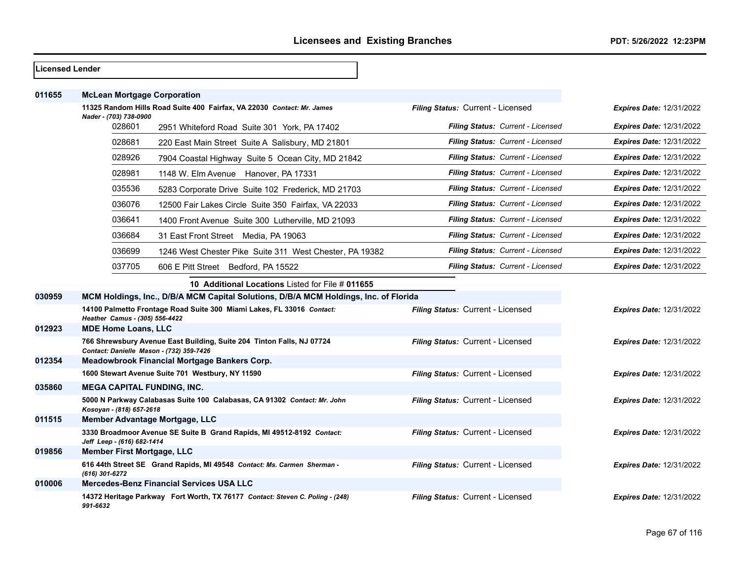**Licensed Lender**

| | | | |
|---|---|---|---|
| **011655** | **McLean Mortgage Corporation** | | |
| | **11325 Random Hills Road Suite 400 Fairfax, VA 22030** *Contact: Mr. James Nader - (703) 738-0900* | *Filing Status:* Current - Licensed | *Expires Date:* 12/31/2022 |
| | 028601 2951 Whiteford Road Suite 301 York, PA 17402 | *Filing Status: Current - Licensed* | *Expires Date:* 12/31/2022 |
| | 028681 220 East Main Street Suite A Salisbury, MD 21801 | *Filing Status: Current - Licensed* | *Expires Date:* 12/31/2022 |
| | 028926 7904 Coastal Highway Suite 5 Ocean City, MD 21842 | *Filing Status: Current - Licensed* | *Expires Date:* 12/31/2022 |
| | 028981 1148 W. Elm Avenue Hanover, PA 17331 | *Filing Status: Current - Licensed* | *Expires Date:* 12/31/2022 |
| | 035536 5283 Corporate Drive Suite 102 Frederick, MD 21703 | *Filing Status: Current - Licensed* | *Expires Date:* 12/31/2022 |
| | 036076 12500 Fair Lakes Circle Suite 350 Fairfax, VA 22033 | *Filing Status: Current - Licensed* | *Expires Date:* 12/31/2022 |
| | 036641 1400 Front Avenue Suite 300 Lutherville, MD 21093 | *Filing Status: Current - Licensed* | *Expires Date:* 12/31/2022 |
| | 036684 31 East Front Street Media, PA 19063 | *Filing Status: Current - Licensed* | *Expires Date:* 12/31/2022 |
| | 036699 1246 West Chester Pike Suite 311 West Chester, PA 19382 | *Filing Status: Current - Licensed* | *Expires Date:* 12/31/2022 |
| | 037705 606 E Pitt Street Bedford, PA 15522 | *Filing Status: Current - Licensed* | *Expires Date:* 12/31/2022 |
| | **10 Additional Locations** Listed for File # **011655** | | |
| **030959** | **MCM Holdings, Inc., D/B/A MCM Capital Solutions, D/B/A MCM Holdings, Inc. of Florida** | | |
| | **14100 Palmetto Frontage Road Suite 300 Miami Lakes, FL 33016** *Contact: Heather Camus - (305) 556-4422* | *Filing Status:* Current - Licensed | *Expires Date:* 12/31/2022 |
| **012923** | **MDE Home Loans, LLC** | | |
| | **766 Shrewsbury Avenue East Building, Suite 204 Tinton Falls, NJ 07724** *Contact: Danielle Mason - (732) 359-7426* | *Filing Status:* Current - Licensed | *Expires Date:* 12/31/2022 |
| **012354** | **Meadowbrook Financial Mortgage Bankers Corp.** | | |
| | **1600 Stewart Avenue Suite 701 Westbury, NY 11590** | *Filing Status:* Current - Licensed | *Expires Date:* 12/31/2022 |
| **035860** | **MEGA CAPITAL FUNDING, INC.** | | |
| | **5000 N Parkway Calabasas Suite 100 Calabasas, CA 91302** *Contact: Mr. John Kosoyan - (818) 657-2618* | *Filing Status:* Current - Licensed | *Expires Date:* 12/31/2022 |
| **011515** | **Member Advantage Mortgage, LLC** | | |
| | **3330 Broadmoor Avenue SE Suite B Grand Rapids, MI 49512-8192** *Contact: Jeff Leep - (616) 682-1414* | *Filing Status:* Current - Licensed | *Expires Date:* 12/31/2022 |
| **019856** | **Member First Mortgage, LLC** | | |
| | **616 44th Street SE Grand Rapids, MI 49548** *Contact: Ms. Carmen Sherman - (616) 301-6272* | *Filing Status:* Current - Licensed | *Expires Date:* 12/31/2022 |
| **010006** | **Mercedes-Benz Financial Services USA LLC** | | |
| | **14372 Heritage Parkway Fort Worth, TX 76177** *Contact: Steven C. Poling - (248) 991-6632* | *Filing Status:* Current - Licensed | *Expires Date:* 12/31/2022 |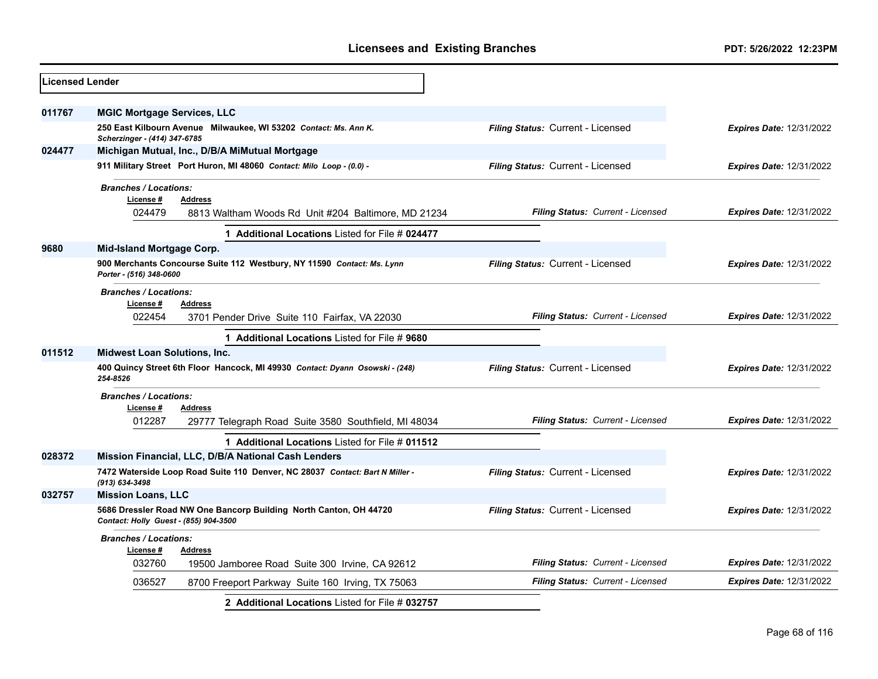## Licensed Lender

**011767** **MGIC Mortgage Services, LLC**

250 East Kilbourn Avenue Milwaukee, WI 53202 *Contact: Ms. Ann K. Scherzinger - (414) 347-6785*

*Filing Status:* Current - Licensed *Expires Date:* 12/31/2022

**024477** **Michigan Mutual, Inc., D/B/A MiMutual Mortgage**

911 Military Street Port Huron, MI 48060 *Contact: Milo Loop - (0.0) -*

*Filing Status:* Current - Licensed *Expires Date:* 12/31/2022

*Branches / Locations:*

| License # | Address | Filing Status | Expires Date |
|---|---|---|---|
| 024479 | 8813 Waltham Woods Rd Unit #204 Baltimore, MD 21234 | Current - Licensed | 12/31/2022 |

1 **Additional Locations** Listed for File # **024477**

**9680** **Mid-Island Mortgage Corp.**

900 Merchants Concourse Suite 112 Westbury, NY 11590 *Contact: Ms. Lynn Porter - (516) 348-0600*

*Filing Status:* Current - Licensed *Expires Date:* 12/31/2022

*Branches / Locations:*

| License # | Address | Filing Status | Expires Date |
|---|---|---|---|
| 022454 | 3701 Pender Drive Suite 110 Fairfax, VA 22030 | Current - Licensed | 12/31/2022 |

1 **Additional Locations** Listed for File # **9680**

**011512** **Midwest Loan Solutions, Inc.**

400 Quincy Street 6th Floor Hancock, MI 49930 *Contact: Dyann Osowski - (248) 254-8526*

*Filing Status:* Current - Licensed *Expires Date:* 12/31/2022

*Branches / Locations:*

| License # | Address | Filing Status | Expires Date |
|---|---|---|---|
| 012287 | 29777 Telegraph Road Suite 3580 Southfield, MI 48034 | Current - Licensed | 12/31/2022 |

1 **Additional Locations** Listed for File # **011512**

**028372** **Mission Financial, LLC, D/B/A National Cash Lenders**

7472 Waterside Loop Road Suite 110 Denver, NC 28037 *Contact: Bart N Miller - (913) 634-3498*

*Filing Status:* Current - Licensed *Expires Date:* 12/31/2022

**032757** **Mission Loans, LLC**

5686 Dressler Road NW One Bancorp Building North Canton, OH 44720 *Contact: Holly Guest - (855) 904-3500*

*Filing Status:* Current - Licensed *Expires Date:* 12/31/2022

*Branches / Locations:*

| License # | Address | Filing Status | Expires Date |
|---|---|---|---|
| 032760 | 19500 Jamboree Road Suite 300 Irvine, CA 92612 | Current - Licensed | 12/31/2022 |
| 036527 | 8700 Freeport Parkway Suite 160 Irving, TX 75063 | Current - Licensed | 12/31/2022 |

2 **Additional Locations** Listed for File # **032757**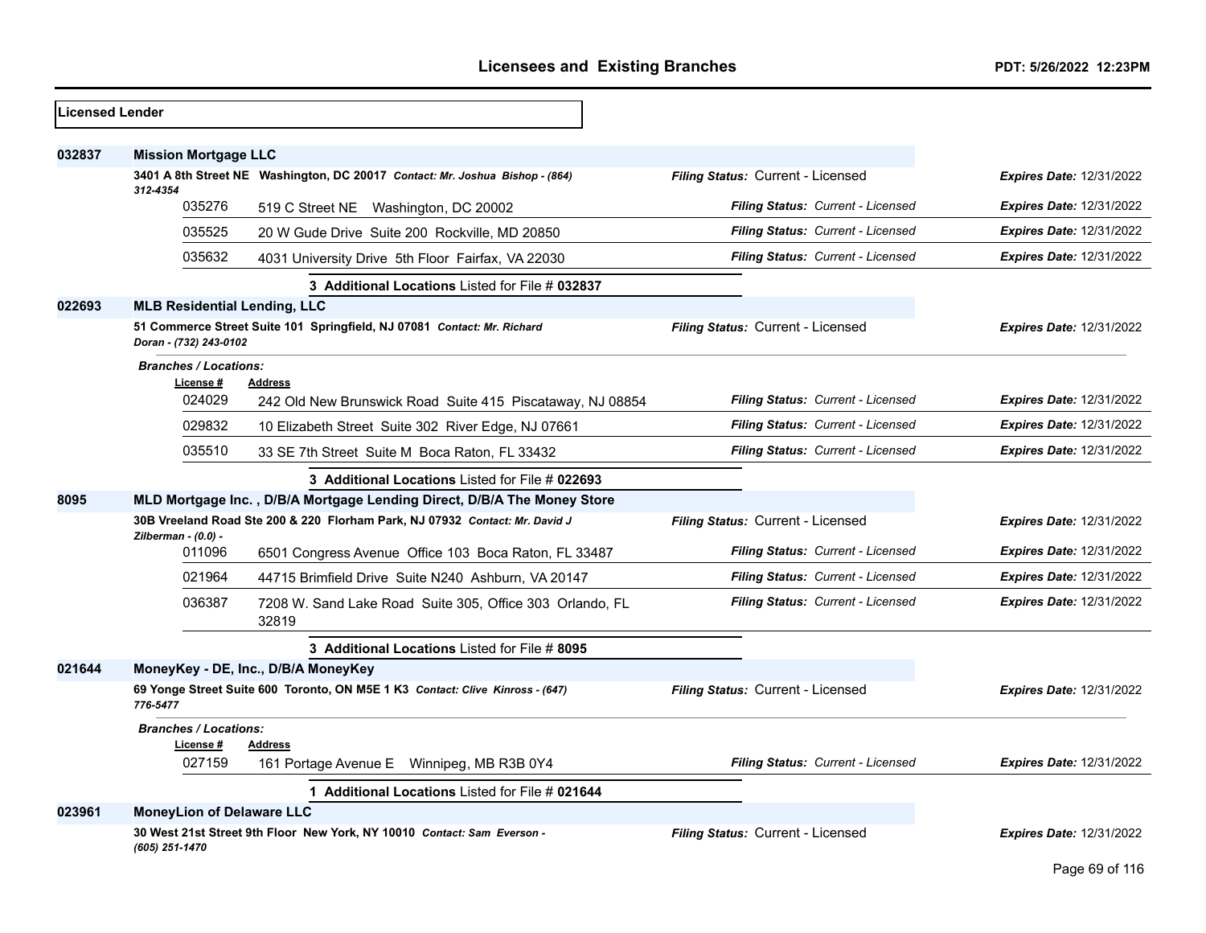## Licensees and Existing Branches

**Licensed Lender**

**032837 Mission Mortgage LLC**

3401 A 8th Street NE Washington, DC 20017 *Contact: Mr. Joshua Bishop - (864) 312-4354* — *Filing Status:* Current - Licensed — *Expires Date:* 12/31/2022

| License # | Address | Filing Status | Expires Date |
|---|---|---|---|
| 035276 | 519 C Street NE Washington, DC 20002 | Current - Licensed | 12/31/2022 |
| 035525 | 20 W Gude Drive Suite 200 Rockville, MD 20850 | Current - Licensed | 12/31/2022 |
| 035632 | 4031 University Drive 5th Floor Fairfax, VA 22030 | Current - Licensed | 12/31/2022 |

3 **Additional Locations** Listed for File # **032837**

**022693 MLB Residential Lending, LLC**

51 Commerce Street Suite 101 Springfield, NJ 07081 *Contact: Mr. Richard Doran - (732) 243-0102* — *Filing Status:* Current - Licensed — *Expires Date:* 12/31/2022

*Branches / Locations:*

| License # | Address | Filing Status | Expires Date |
|---|---|---|---|
| 024029 | 242 Old New Brunswick Road Suite 415 Piscataway, NJ 08854 | Current - Licensed | 12/31/2022 |
| 029832 | 10 Elizabeth Street Suite 302 River Edge, NJ 07661 | Current - Licensed | 12/31/2022 |
| 035510 | 33 SE 7th Street Suite M Boca Raton, FL 33432 | Current - Licensed | 12/31/2022 |

3 **Additional Locations** Listed for File # **022693**

**8095 MLD Mortgage Inc. , D/B/A Mortgage Lending Direct, D/B/A The Money Store**

30B Vreeland Road Ste 200 & 220 Florham Park, NJ 07932 *Contact: Mr. David J Zilberman - (0.0) -* — *Filing Status:* Current - Licensed — *Expires Date:* 12/31/2022

| License # | Address | Filing Status | Expires Date |
|---|---|---|---|
| 011096 | 6501 Congress Avenue Office 103 Boca Raton, FL 33487 | Current - Licensed | 12/31/2022 |
| 021964 | 44715 Brimfield Drive Suite N240 Ashburn, VA 20147 | Current - Licensed | 12/31/2022 |
| 036387 | 7208 W. Sand Lake Road Suite 305, Office 303 Orlando, FL 32819 | Current - Licensed | 12/31/2022 |

3 **Additional Locations** Listed for File # **8095**

**021644 MoneyKey - DE, Inc., D/B/A MoneyKey**

69 Yonge Street Suite 600 Toronto, ON M5E 1 K3 *Contact: Clive Kinross - (647) 776-5477* — *Filing Status:* Current - Licensed — *Expires Date:* 12/31/2022

*Branches / Locations:*

| License # | Address | Filing Status | Expires Date |
|---|---|---|---|
| 027159 | 161 Portage Avenue E Winnipeg, MB R3B 0Y4 | Current - Licensed | 12/31/2022 |

1 **Additional Locations** Listed for File # **021644**

**023961 MoneyLion of Delaware LLC**

30 West 21st Street 9th Floor New York, NY 10010 *Contact: Sam Everson - (605) 251-1470* — *Filing Status:* Current - Licensed — *Expires Date:* 12/31/2022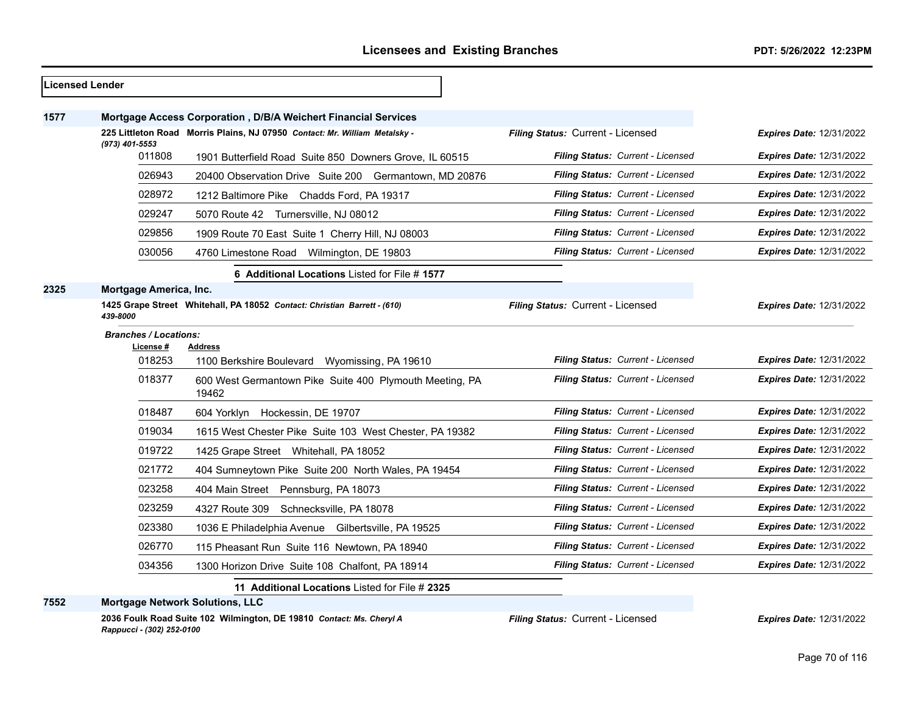**Licensed Lender**

**1577** **Mortgage Access Corporation , D/B/A Weichert Financial Services**

**225 Littleton Road Morris Plains, NJ 07950** *Contact: Mr. William Metalsky - (973) 401-5553*
*Filing Status:* Current - Licensed *Expires Date:* 12/31/2022

| License # | Address | Filing Status | Expires Date |
|---|---|---|---|
| 011808 | 1901 Butterfield Road Suite 850 Downers Grove, IL 60515 | Current - Licensed | 12/31/2022 |
| 026943 | 20400 Observation Drive Suite 200 Germantown, MD 20876 | Current - Licensed | 12/31/2022 |
| 028972 | 1212 Baltimore Pike Chadds Ford, PA 19317 | Current - Licensed | 12/31/2022 |
| 029247 | 5070 Route 42 Turnersville, NJ 08012 | Current - Licensed | 12/31/2022 |
| 029856 | 1909 Route 70 East Suite 1 Cherry Hill, NJ 08003 | Current - Licensed | 12/31/2022 |
| 030056 | 4760 Limestone Road Wilmington, DE 19803 | Current - Licensed | 12/31/2022 |

**6 Additional Locations** Listed for File # **1577**

**2325** **Mortgage America, Inc.**

**1425 Grape Street Whitehall, PA 18052** *Contact: Christian Barrett - (610) 439-8000*
*Filing Status:* Current - Licensed *Expires Date:* 12/31/2022

***Branches / Locations:***

| License # | Address | Filing Status | Expires Date |
|---|---|---|---|
| 018253 | 1100 Berkshire Boulevard Wyomissing, PA 19610 | Current - Licensed | 12/31/2022 |
| 018377 | 600 West Germantown Pike Suite 400 Plymouth Meeting, PA 19462 | Current - Licensed | 12/31/2022 |
| 018487 | 604 Yorklyn Hockessin, DE 19707 | Current - Licensed | 12/31/2022 |
| 019034 | 1615 West Chester Pike Suite 103 West Chester, PA 19382 | Current - Licensed | 12/31/2022 |
| 019722 | 1425 Grape Street Whitehall, PA 18052 | Current - Licensed | 12/31/2022 |
| 021772 | 404 Sumneytown Pike Suite 200 North Wales, PA 19454 | Current - Licensed | 12/31/2022 |
| 023258 | 404 Main Street Pennsburg, PA 18073 | Current - Licensed | 12/31/2022 |
| 023259 | 4327 Route 309 Schnecksville, PA 18078 | Current - Licensed | 12/31/2022 |
| 023380 | 1036 E Philadelphia Avenue Gilbertsville, PA 19525 | Current - Licensed | 12/31/2022 |
| 026770 | 115 Pheasant Run Suite 116 Newtown, PA 18940 | Current - Licensed | 12/31/2022 |
| 034356 | 1300 Horizon Drive Suite 108 Chalfont, PA 18914 | Current - Licensed | 12/31/2022 |

**11 Additional Locations** Listed for File # **2325**

**7552** **Mortgage Network Solutions, LLC**

**2036 Foulk Road Suite 102 Wilmington, DE 19810** *Contact: Ms. Cheryl A Rappucci - (302) 252-0100*
*Filing Status:* Current - Licensed *Expires Date:* 12/31/2022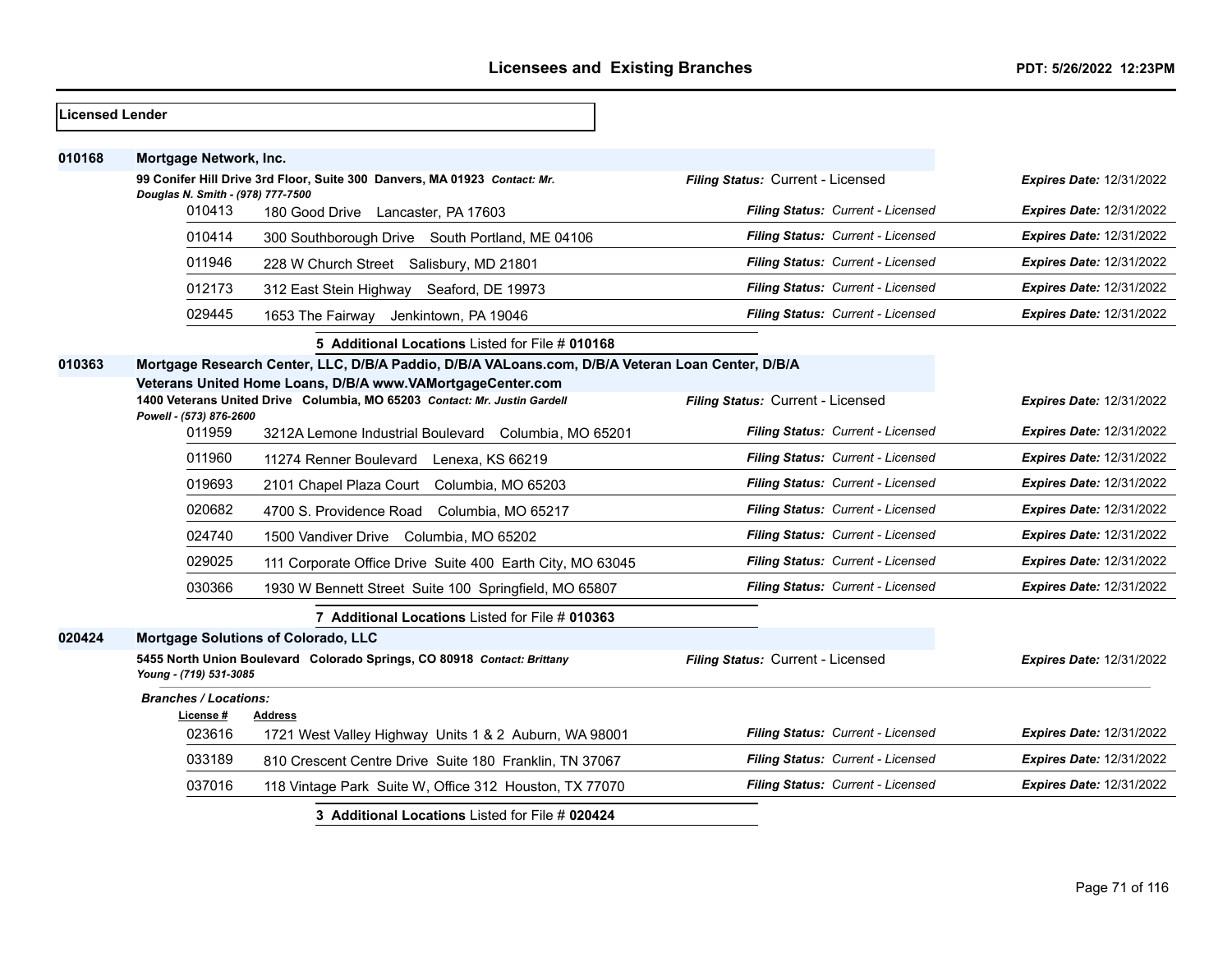## Licensed Lender

### 010168 Mortgage Network, Inc.

**99 Conifer Hill Drive 3rd Floor, Suite 300 Danvers, MA 01923** *Contact: Mr. Douglas N. Smith - (978) 777-7500*

*Filing Status:* Current - Licensed *Expires Date:* 12/31/2022

| License # | Address | Filing Status | Expires Date |
|---|---|---|---|
| 010413 | 180 Good Drive Lancaster, PA 17603 | Current - Licensed | 12/31/2022 |
| 010414 | 300 Southborough Drive South Portland, ME 04106 | Current - Licensed | 12/31/2022 |
| 011946 | 228 W Church Street Salisbury, MD 21801 | Current - Licensed | 12/31/2022 |
| 012173 | 312 East Stein Highway Seaford, DE 19973 | Current - Licensed | 12/31/2022 |
| 029445 | 1653 The Fairway Jenkintown, PA 19046 | Current - Licensed | 12/31/2022 |

**5 Additional Locations** Listed for File # **010168**

### 010363 Mortgage Research Center, LLC, D/B/A Paddio, D/B/A VALoans.com, D/B/A Veteran Loan Center, D/B/A Veterans United Home Loans, D/B/A www.VAMortgageCenter.com

**1400 Veterans United Drive Columbia, MO 65203** *Contact: Mr. Justin Gardell Powell - (573) 876-2600*

*Filing Status:* Current - Licensed *Expires Date:* 12/31/2022

| License # | Address | Filing Status | Expires Date |
|---|---|---|---|
| 011959 | 3212A Lemone Industrial Boulevard Columbia, MO 65201 | Current - Licensed | 12/31/2022 |
| 011960 | 11274 Renner Boulevard Lenexa, KS 66219 | Current - Licensed | 12/31/2022 |
| 019693 | 2101 Chapel Plaza Court Columbia, MO 65203 | Current - Licensed | 12/31/2022 |
| 020682 | 4700 S. Providence Road Columbia, MO 65217 | Current - Licensed | 12/31/2022 |
| 024740 | 1500 Vandiver Drive Columbia, MO 65202 | Current - Licensed | 12/31/2022 |
| 029025 | 111 Corporate Office Drive Suite 400 Earth City, MO 63045 | Current - Licensed | 12/31/2022 |
| 030366 | 1930 W Bennett Street Suite 100 Springfield, MO 65807 | Current - Licensed | 12/31/2022 |

**7 Additional Locations** Listed for File # **010363**

### 020424 Mortgage Solutions of Colorado, LLC

**5455 North Union Boulevard Colorado Springs, CO 80918** *Contact: Brittany Young - (719) 531-3085*

*Filing Status:* Current - Licensed *Expires Date:* 12/31/2022

*Branches / Locations:*

| License # | Address | Filing Status | Expires Date |
|---|---|---|---|
| 023616 | 1721 West Valley Highway Units 1 & 2 Auburn, WA 98001 | Current - Licensed | 12/31/2022 |
| 033189 | 810 Crescent Centre Drive Suite 180 Franklin, TN 37067 | Current - Licensed | 12/31/2022 |
| 037016 | 118 Vintage Park Suite W, Office 312 Houston, TX 77070 | Current - Licensed | 12/31/2022 |

**3 Additional Locations** Listed for File # **020424**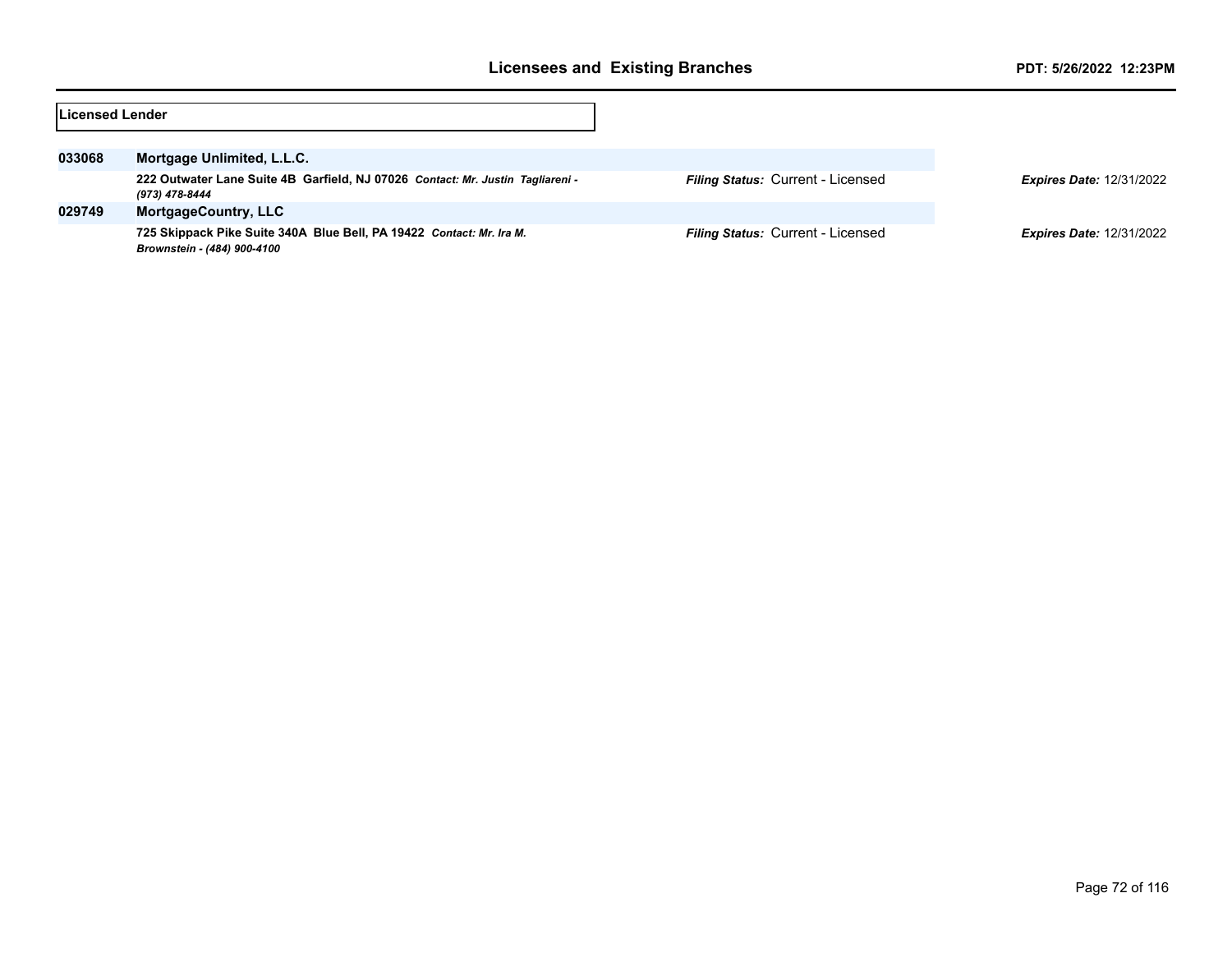**Licensed Lender**

**033068** **Mortgage Unlimited, L.L.C.**

**222 Outwater Lane Suite 4B Garfield, NJ 07026** ***Contact: Mr. Justin Tagliareni - (973) 478-8444***

***Filing Status:*** Current - Licensed

***Expires Date:*** 12/31/2022

**029749** **MortgageCountry, LLC**

**725 Skippack Pike Suite 340A Blue Bell, PA 19422** ***Contact: Mr. Ira M. Brownstein - (484) 900-4100***

***Filing Status:*** Current - Licensed

***Expires Date:*** 12/31/2022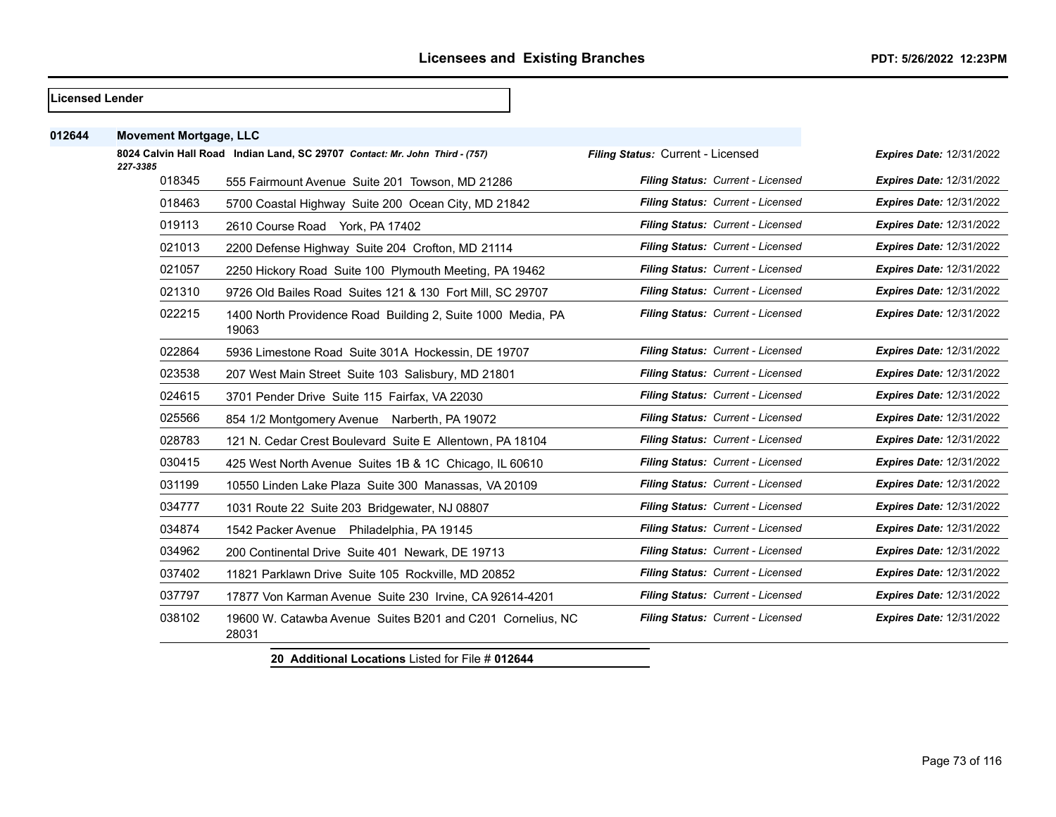# Licensees and Existing Branches

PDT: 5/26/2022 12:23PM

**Licensed Lender**

**012644** **Movement Mortgage, LLC**

**8024 Calvin Hall Road Indian Land, SC 29707** *Contact: Mr. John Third - (757) 227-3385*

***Filing Status:*** Current - Licensed ***Expires Date:*** 12/31/2022

| | | | |
|---|---|---|---|
| 018345 | 555 Fairmount Avenue Suite 201 Towson, MD 21286 | ***Filing Status:*** *Current - Licensed* | ***Expires Date:*** 12/31/2022 |
| 018463 | 5700 Coastal Highway Suite 200 Ocean City, MD 21842 | ***Filing Status:*** *Current - Licensed* | ***Expires Date:*** 12/31/2022 |
| 019113 | 2610 Course Road York, PA 17402 | ***Filing Status:*** *Current - Licensed* | ***Expires Date:*** 12/31/2022 |
| 021013 | 2200 Defense Highway Suite 204 Crofton, MD 21114 | ***Filing Status:*** *Current - Licensed* | ***Expires Date:*** 12/31/2022 |
| 021057 | 2250 Hickory Road Suite 100 Plymouth Meeting, PA 19462 | ***Filing Status:*** *Current - Licensed* | ***Expires Date:*** 12/31/2022 |
| 021310 | 9726 Old Bailes Road Suites 121 & 130 Fort Mill, SC 29707 | ***Filing Status:*** *Current - Licensed* | ***Expires Date:*** 12/31/2022 |
| 022215 | 1400 North Providence Road Building 2, Suite 1000 Media, PA 19063 | ***Filing Status:*** *Current - Licensed* | ***Expires Date:*** 12/31/2022 |
| 022864 | 5936 Limestone Road Suite 301A Hockessin, DE 19707 | ***Filing Status:*** *Current - Licensed* | ***Expires Date:*** 12/31/2022 |
| 023538 | 207 West Main Street Suite 103 Salisbury, MD 21801 | ***Filing Status:*** *Current - Licensed* | ***Expires Date:*** 12/31/2022 |
| 024615 | 3701 Pender Drive Suite 115 Fairfax, VA 22030 | ***Filing Status:*** *Current - Licensed* | ***Expires Date:*** 12/31/2022 |
| 025566 | 854 1/2 Montgomery Avenue Narberth, PA 19072 | ***Filing Status:*** *Current - Licensed* | ***Expires Date:*** 12/31/2022 |
| 028783 | 121 N. Cedar Crest Boulevard Suite E Allentown, PA 18104 | ***Filing Status:*** *Current - Licensed* | ***Expires Date:*** 12/31/2022 |
| 030415 | 425 West North Avenue Suites 1B & 1C Chicago, IL 60610 | ***Filing Status:*** *Current - Licensed* | ***Expires Date:*** 12/31/2022 |
| 031199 | 10550 Linden Lake Plaza Suite 300 Manassas, VA 20109 | ***Filing Status:*** *Current - Licensed* | ***Expires Date:*** 12/31/2022 |
| 034777 | 1031 Route 22 Suite 203 Bridgewater, NJ 08807 | ***Filing Status:*** *Current - Licensed* | ***Expires Date:*** 12/31/2022 |
| 034874 | 1542 Packer Avenue Philadelphia, PA 19145 | ***Filing Status:*** *Current - Licensed* | ***Expires Date:*** 12/31/2022 |
| 034962 | 200 Continental Drive Suite 401 Newark, DE 19713 | ***Filing Status:*** *Current - Licensed* | ***Expires Date:*** 12/31/2022 |
| 037402 | 11821 Parklawn Drive Suite 105 Rockville, MD 20852 | ***Filing Status:*** *Current - Licensed* | ***Expires Date:*** 12/31/2022 |
| 037797 | 17877 Von Karman Avenue Suite 230 Irvine, CA 92614-4201 | ***Filing Status:*** *Current - Licensed* | ***Expires Date:*** 12/31/2022 |
| 038102 | 19600 W. Catawba Avenue Suites B201 and C201 Cornelius, NC 28031 | ***Filing Status:*** *Current - Licensed* | ***Expires Date:*** 12/31/2022 |

**20 Additional Locations** Listed for File # **012644**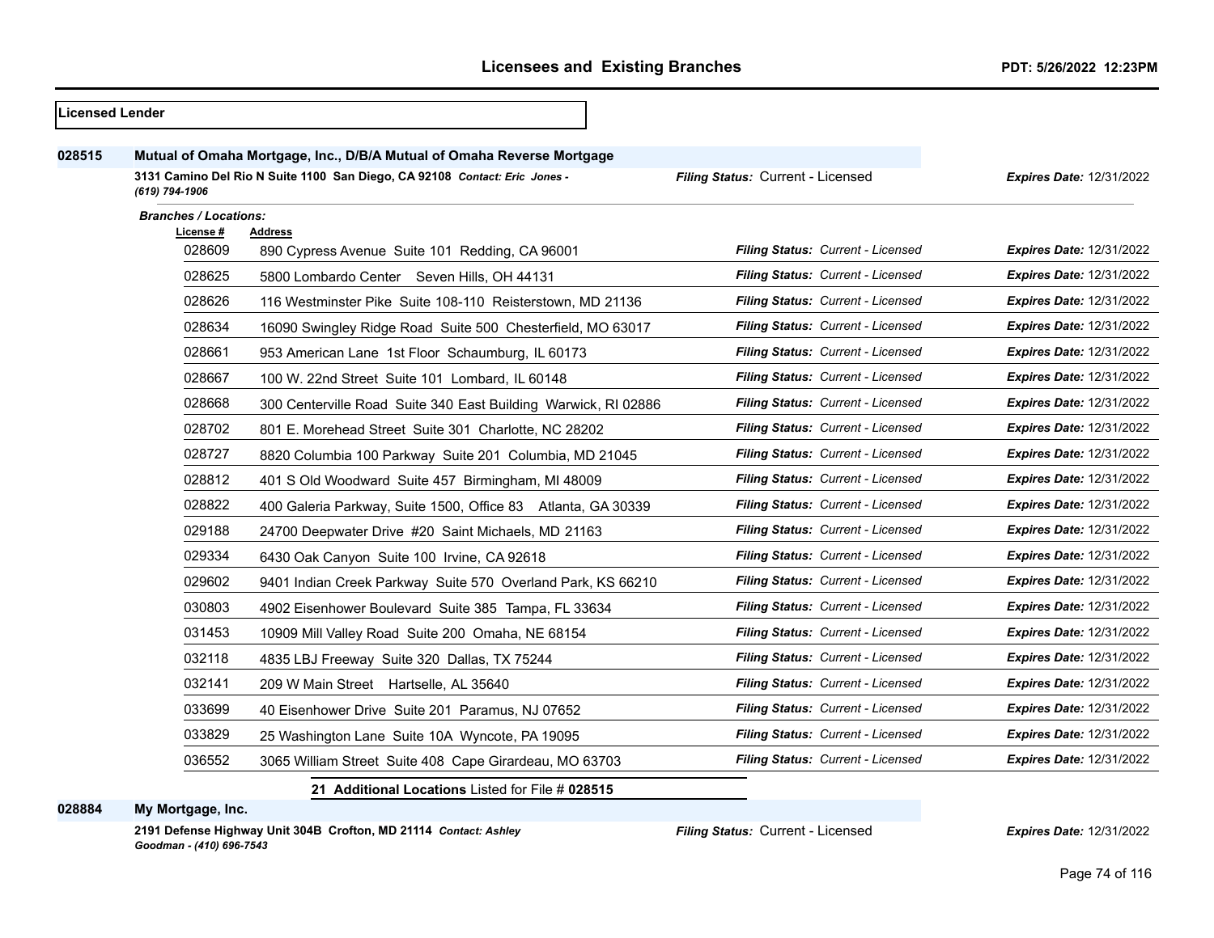## Licensees and Existing Branches

PDT: 5/26/2022 12:23PM

**Licensed Lender**

**028515** **Mutual of Omaha Mortgage, Inc., D/B/A Mutual of Omaha Reverse Mortgage**

**3131 Camino Del Rio N Suite 1100 San Diego, CA 92108** ***Contact: Eric Jones - (619) 794-1906***

***Filing Status:*** Current - Licensed ***Expires Date:*** 12/31/2022

***Branches / Locations:***

| License # | Address | Filing Status | Expires Date |
|---|---|---|---|
| 028609 | 890 Cypress Avenue Suite 101 Redding, CA 96001 | *Current - Licensed* | 12/31/2022 |
| 028625 | 5800 Lombardo Center Seven Hills, OH 44131 | *Current - Licensed* | 12/31/2022 |
| 028626 | 116 Westminster Pike Suite 108-110 Reisterstown, MD 21136 | *Current - Licensed* | 12/31/2022 |
| 028634 | 16090 Swingley Ridge Road Suite 500 Chesterfield, MO 63017 | *Current - Licensed* | 12/31/2022 |
| 028661 | 953 American Lane 1st Floor Schaumburg, IL 60173 | *Current - Licensed* | 12/31/2022 |
| 028667 | 100 W. 22nd Street Suite 101 Lombard, IL 60148 | *Current - Licensed* | 12/31/2022 |
| 028668 | 300 Centerville Road Suite 340 East Building Warwick, RI 02886 | *Current - Licensed* | 12/31/2022 |
| 028702 | 801 E. Morehead Street Suite 301 Charlotte, NC 28202 | *Current - Licensed* | 12/31/2022 |
| 028727 | 8820 Columbia 100 Parkway Suite 201 Columbia, MD 21045 | *Current - Licensed* | 12/31/2022 |
| 028812 | 401 S Old Woodward Suite 457 Birmingham, MI 48009 | *Current - Licensed* | 12/31/2022 |
| 028822 | 400 Galeria Parkway, Suite 1500, Office 83 Atlanta, GA 30339 | *Current - Licensed* | 12/31/2022 |
| 029188 | 24700 Deepwater Drive #20 Saint Michaels, MD 21163 | *Current - Licensed* | 12/31/2022 |
| 029334 | 6430 Oak Canyon Suite 100 Irvine, CA 92618 | *Current - Licensed* | 12/31/2022 |
| 029602 | 9401 Indian Creek Parkway Suite 570 Overland Park, KS 66210 | *Current - Licensed* | 12/31/2022 |
| 030803 | 4902 Eisenhower Boulevard Suite 385 Tampa, FL 33634 | *Current - Licensed* | 12/31/2022 |
| 031453 | 10909 Mill Valley Road Suite 200 Omaha, NE 68154 | *Current - Licensed* | 12/31/2022 |
| 032118 | 4835 LBJ Freeway Suite 320 Dallas, TX 75244 | *Current - Licensed* | 12/31/2022 |
| 032141 | 209 W Main Street Hartselle, AL 35640 | *Current - Licensed* | 12/31/2022 |
| 033699 | 40 Eisenhower Drive Suite 201 Paramus, NJ 07652 | *Current - Licensed* | 12/31/2022 |
| 033829 | 25 Washington Lane Suite 10A Wyncote, PA 19095 | *Current - Licensed* | 12/31/2022 |
| 036552 | 3065 William Street Suite 408 Cape Girardeau, MO 63703 | *Current - Licensed* | 12/31/2022 |

**21 Additional Locations** Listed for File # **028515**

**028884** **My Mortgage, Inc.**

**2191 Defense Highway Unit 304B Crofton, MD 21114** ***Contact: Ashley Goodman - (410) 696-7543***

***Filing Status:*** Current - Licensed ***Expires Date:*** 12/31/2022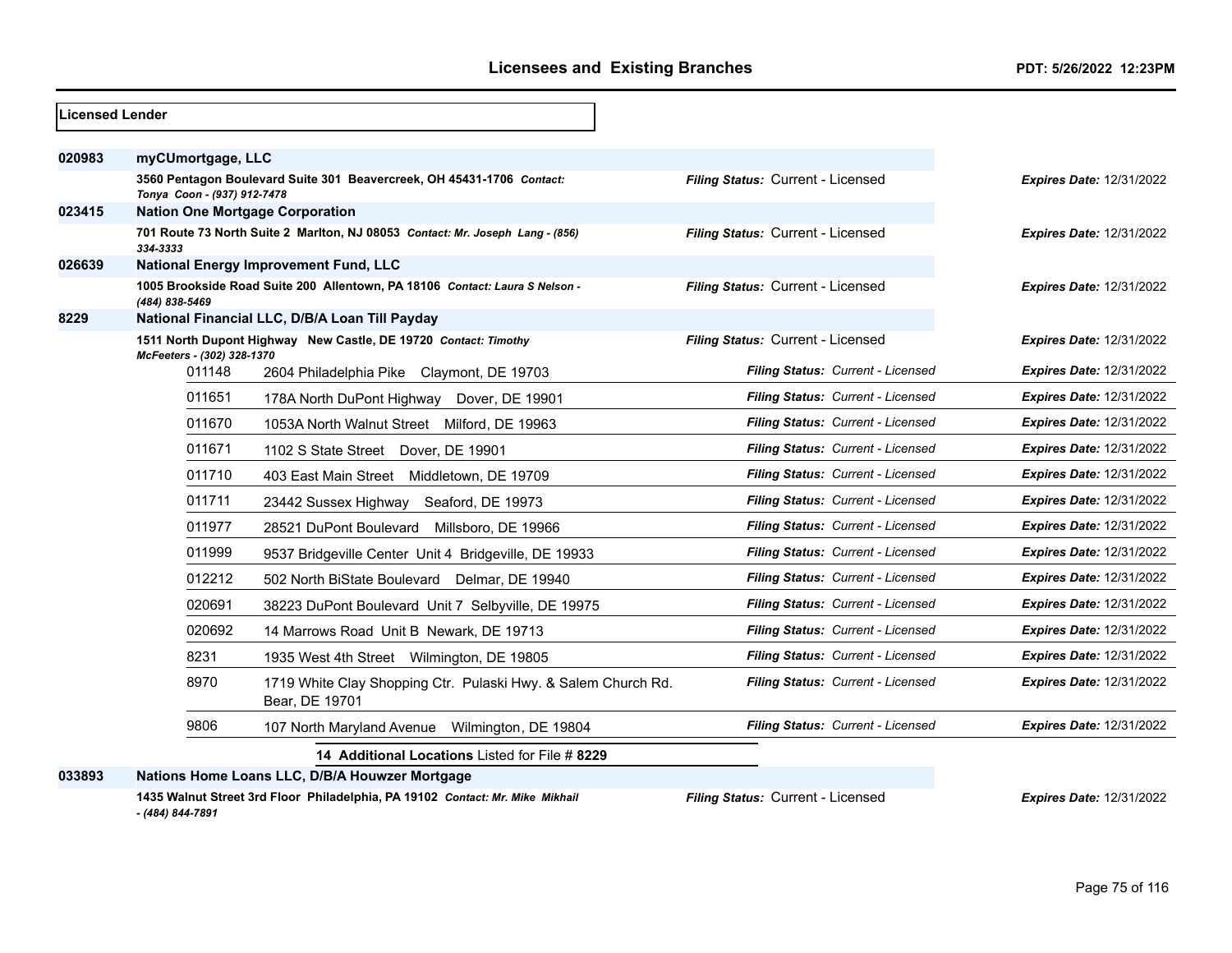**Licensed Lender**

| | | | |
|---|---|---|---|
| **020983** | **myCUmortgage, LLC** | | |
| | **3560 Pentagon Boulevard Suite 301 Beavercreek, OH 45431-1706** *Contact: Tonya Coon - (937) 912-7478* | ***Filing Status:*** Current - Licensed | ***Expires Date:*** 12/31/2022 |
| **023415** | **Nation One Mortgage Corporation** | | |
| | **701 Route 73 North Suite 2 Marlton, NJ 08053** *Contact: Mr. Joseph Lang - (856) 334-3333* | ***Filing Status:*** Current - Licensed | ***Expires Date:*** 12/31/2022 |
| **026639** | **National Energy Improvement Fund, LLC** | | |
| | **1005 Brookside Road Suite 200 Allentown, PA 18106** *Contact: Laura S Nelson - (484) 838-5469* | ***Filing Status:*** Current - Licensed | ***Expires Date:*** 12/31/2022 |
| **8229** | **National Financial LLC, D/B/A Loan Till Payday** | | |
| | **1511 North Dupont Highway New Castle, DE 19720** *Contact: Timothy McFeeters - (302) 328-1370* | ***Filing Status:*** Current - Licensed | ***Expires Date:*** 12/31/2022 |

| Branch | Address | Filing Status | Expires Date |
|---|---|---|---|
| 011148 | 2604 Philadelphia Pike Claymont, DE 19703 | *Current - Licensed* | 12/31/2022 |
| 011651 | 178A North DuPont Highway Dover, DE 19901 | *Current - Licensed* | 12/31/2022 |
| 011670 | 1053A North Walnut Street Milford, DE 19963 | *Current - Licensed* | 12/31/2022 |
| 011671 | 1102 S State Street Dover, DE 19901 | *Current - Licensed* | 12/31/2022 |
| 011710 | 403 East Main Street Middletown, DE 19709 | *Current - Licensed* | 12/31/2022 |
| 011711 | 23442 Sussex Highway Seaford, DE 19973 | *Current - Licensed* | 12/31/2022 |
| 011977 | 28521 DuPont Boulevard Millsboro, DE 19966 | *Current - Licensed* | 12/31/2022 |
| 011999 | 9537 Bridgeville Center Unit 4 Bridgeville, DE 19933 | *Current - Licensed* | 12/31/2022 |
| 012212 | 502 North BiState Boulevard Delmar, DE 19940 | *Current - Licensed* | 12/31/2022 |
| 020691 | 38223 DuPont Boulevard Unit 7 Selbyville, DE 19975 | *Current - Licensed* | 12/31/2022 |
| 020692 | 14 Marrows Road Unit B Newark, DE 19713 | *Current - Licensed* | 12/31/2022 |
| 8231 | 1935 West 4th Street Wilmington, DE 19805 | *Current - Licensed* | 12/31/2022 |
| 8970 | 1719 White Clay Shopping Ctr. Pulaski Hwy. & Salem Church Rd. Bear, DE 19701 | *Current - Licensed* | 12/31/2022 |
| 9806 | 107 North Maryland Avenue Wilmington, DE 19804 | *Current - Licensed* | 12/31/2022 |

**14 Additional Locations** Listed for File # **8229**

| | | | |
|---|---|---|---|
| **033893** | **Nations Home Loans LLC, D/B/A Houwzer Mortgage** | | |
| | **1435 Walnut Street 3rd Floor Philadelphia, PA 19102** *Contact: Mr. Mike Mikhail - (484) 844-7891* | ***Filing Status:*** Current - Licensed | ***Expires Date:*** 12/31/2022 |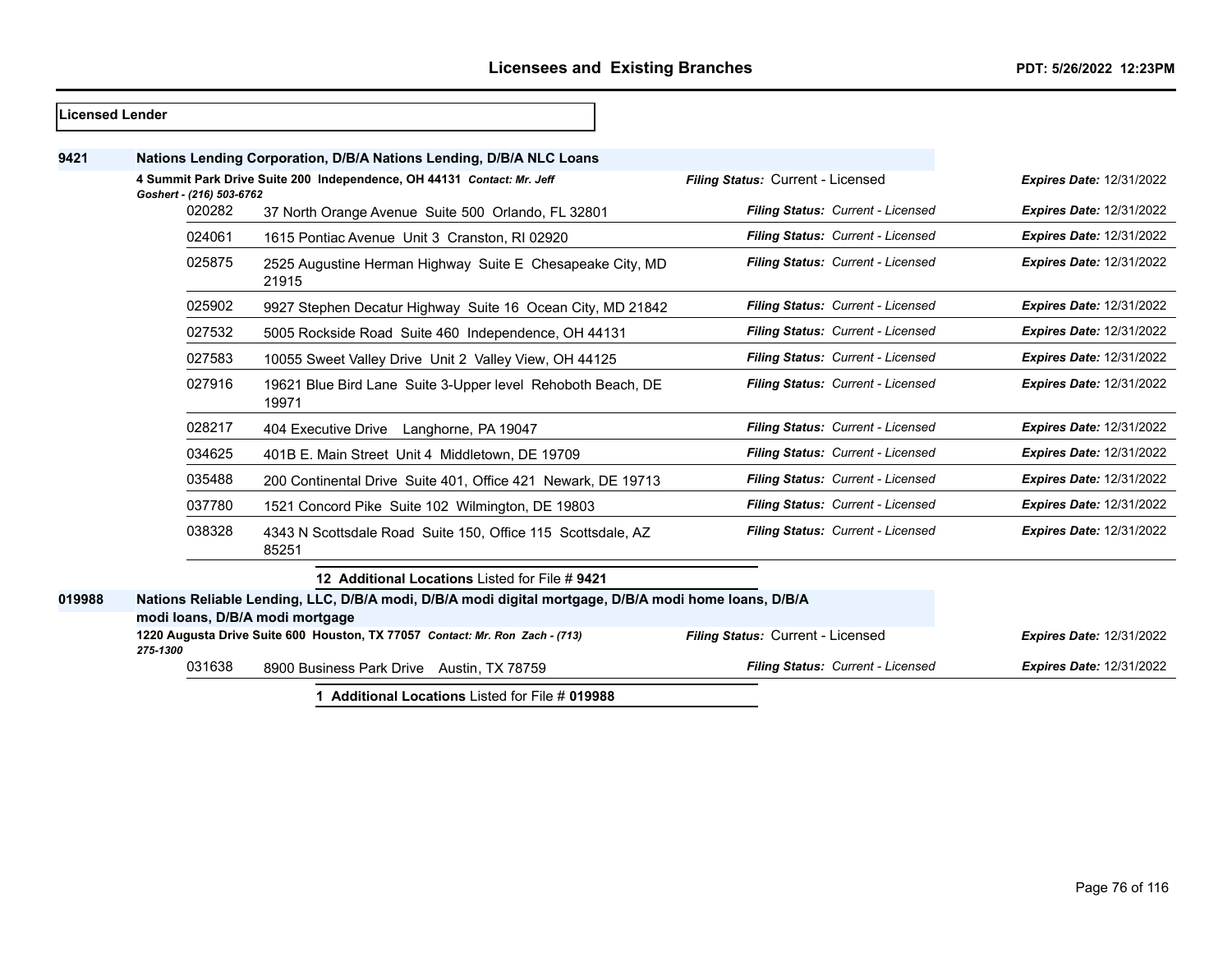**Licensed Lender**

**9421** **Nations Lending Corporation, D/B/A Nations Lending, D/B/A NLC Loans**

**4 Summit Park Drive Suite 200 Independence, OH 44131** *Contact: Mr. Jeff Goshert - (216) 503-6762*

*Filing Status:* Current - Licensed *Expires Date:* 12/31/2022

| | | | |
|---|---|---|---|
| 020282 | 37 North Orange Avenue Suite 500 Orlando, FL 32801 | *Filing Status: Current - Licensed* | *Expires Date:* 12/31/2022 |
| 024061 | 1615 Pontiac Avenue Unit 3 Cranston, RI 02920 | *Filing Status: Current - Licensed* | *Expires Date:* 12/31/2022 |
| 025875 | 2525 Augustine Herman Highway Suite E Chesapeake City, MD 21915 | *Filing Status: Current - Licensed* | *Expires Date:* 12/31/2022 |
| 025902 | 9927 Stephen Decatur Highway Suite 16 Ocean City, MD 21842 | *Filing Status: Current - Licensed* | *Expires Date:* 12/31/2022 |
| 027532 | 5005 Rockside Road Suite 460 Independence, OH 44131 | *Filing Status: Current - Licensed* | *Expires Date:* 12/31/2022 |
| 027583 | 10055 Sweet Valley Drive Unit 2 Valley View, OH 44125 | *Filing Status: Current - Licensed* | *Expires Date:* 12/31/2022 |
| 027916 | 19621 Blue Bird Lane Suite 3-Upper level Rehoboth Beach, DE 19971 | *Filing Status: Current - Licensed* | *Expires Date:* 12/31/2022 |
| 028217 | 404 Executive Drive Langhorne, PA 19047 | *Filing Status: Current - Licensed* | *Expires Date:* 12/31/2022 |
| 034625 | 401B E. Main Street Unit 4 Middletown, DE 19709 | *Filing Status: Current - Licensed* | *Expires Date:* 12/31/2022 |
| 035488 | 200 Continental Drive Suite 401, Office 421 Newark, DE 19713 | *Filing Status: Current - Licensed* | *Expires Date:* 12/31/2022 |
| 037780 | 1521 Concord Pike Suite 102 Wilmington, DE 19803 | *Filing Status: Current - Licensed* | *Expires Date:* 12/31/2022 |
| 038328 | 4343 N Scottsdale Road Suite 150, Office 115 Scottsdale, AZ 85251 | *Filing Status: Current - Licensed* | *Expires Date:* 12/31/2022 |

**12 Additional Locations** Listed for File # **9421**

**019988** **Nations Reliable Lending, LLC, D/B/A modi, D/B/A modi digital mortgage, D/B/A modi home loans, D/B/A modi loans, D/B/A modi mortgage**

**1220 Augusta Drive Suite 600 Houston, TX 77057** *Contact: Mr. Ron Zach - (713) 275-1300*

*Filing Status:* Current - Licensed *Expires Date:* 12/31/2022

| | | | |
|---|---|---|---|
| 031638 | 8900 Business Park Drive Austin, TX 78759 | *Filing Status: Current - Licensed* | *Expires Date:* 12/31/2022 |

**1 Additional Locations** Listed for File # **019988**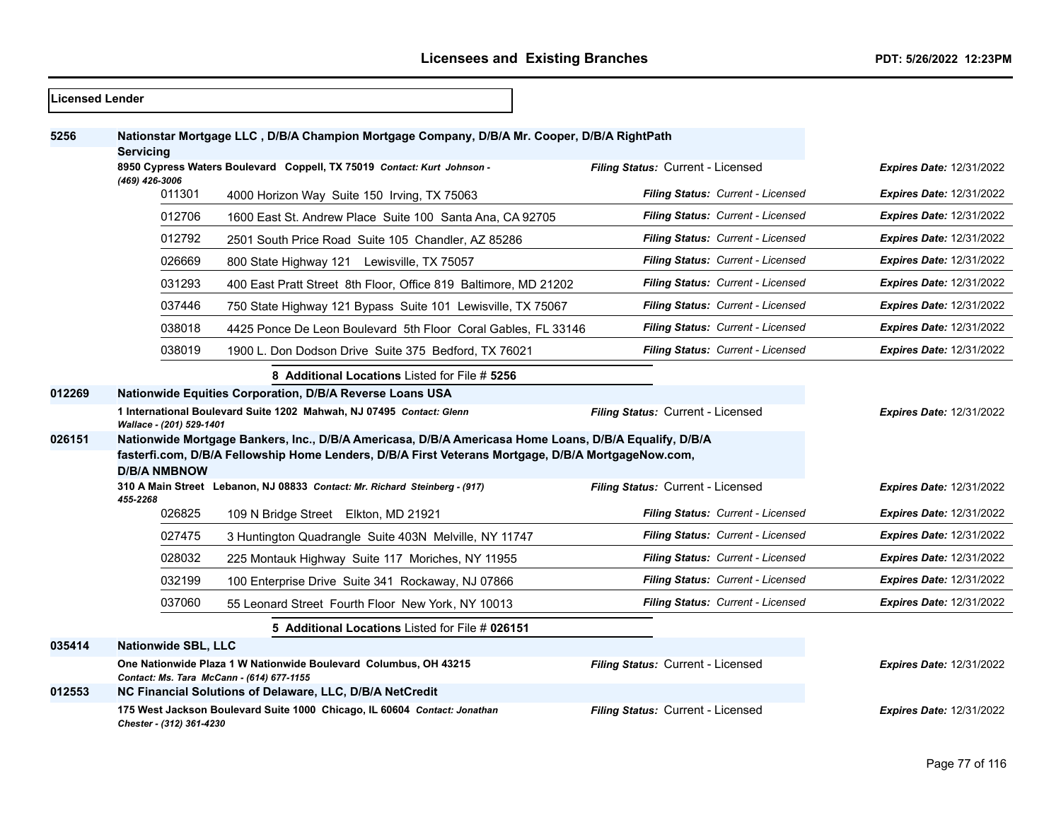# Licensees and Existing Branches

PDT: 5/26/2022 12:23PM

**Licensed Lender**

**5256** **Nationstar Mortgage LLC , D/B/A Champion Mortgage Company, D/B/A Mr. Cooper, D/B/A RightPath Servicing**

**8950 Cypress Waters Boulevard Coppell, TX 75019** *Contact: Kurt Johnson - (469) 426-3006* — *Filing Status:* Current - Licensed — *Expires Date:* 12/31/2022

| | | | |
|---|---|---|---|
| 011301 | 4000 Horizon Way Suite 150 Irving, TX 75063 | *Filing Status: Current - Licensed* | *Expires Date:* 12/31/2022 |
| 012706 | 1600 East St. Andrew Place Suite 100 Santa Ana, CA 92705 | *Filing Status: Current - Licensed* | *Expires Date:* 12/31/2022 |
| 012792 | 2501 South Price Road Suite 105 Chandler, AZ 85286 | *Filing Status: Current - Licensed* | *Expires Date:* 12/31/2022 |
| 026669 | 800 State Highway 121 Lewisville, TX 75057 | *Filing Status: Current - Licensed* | *Expires Date:* 12/31/2022 |
| 031293 | 400 East Pratt Street 8th Floor, Office 819 Baltimore, MD 21202 | *Filing Status: Current - Licensed* | *Expires Date:* 12/31/2022 |
| 037446 | 750 State Highway 121 Bypass Suite 101 Lewisville, TX 75067 | *Filing Status: Current - Licensed* | *Expires Date:* 12/31/2022 |
| 038018 | 4425 Ponce De Leon Boulevard 5th Floor Coral Gables, FL 33146 | *Filing Status: Current - Licensed* | *Expires Date:* 12/31/2022 |
| 038019 | 1900 L. Don Dodson Drive Suite 375 Bedford, TX 76021 | *Filing Status: Current - Licensed* | *Expires Date:* 12/31/2022 |

**8 Additional Locations** Listed for File # **5256**

**012269** **Nationwide Equities Corporation, D/B/A Reverse Loans USA**

**1 International Boulevard Suite 1202 Mahwah, NJ 07495** *Contact: Glenn Wallace - (201) 529-1401* — *Filing Status:* Current - Licensed — *Expires Date:* 12/31/2022

**026151** **Nationwide Mortgage Bankers, Inc., D/B/A Americasa, D/B/A Americasa Home Loans, D/B/A Equalify, D/B/A fasterfi.com, D/B/A Fellowship Home Lenders, D/B/A First Veterans Mortgage, D/B/A MortgageNow.com, D/B/A NMBNOW**

**310 A Main Street Lebanon, NJ 08833** *Contact: Mr. Richard Steinberg - (917) 455-2268* — *Filing Status:* Current - Licensed — *Expires Date:* 12/31/2022

| | | | |
|---|---|---|---|
| 026825 | 109 N Bridge Street Elkton, MD 21921 | *Filing Status: Current - Licensed* | *Expires Date:* 12/31/2022 |
| 027475 | 3 Huntington Quadrangle Suite 403N Melville, NY 11747 | *Filing Status: Current - Licensed* | *Expires Date:* 12/31/2022 |
| 028032 | 225 Montauk Highway Suite 117 Moriches, NY 11955 | *Filing Status: Current - Licensed* | *Expires Date:* 12/31/2022 |
| 032199 | 100 Enterprise Drive Suite 341 Rockaway, NJ 07866 | *Filing Status: Current - Licensed* | *Expires Date:* 12/31/2022 |
| 037060 | 55 Leonard Street Fourth Floor New York, NY 10013 | *Filing Status: Current - Licensed* | *Expires Date:* 12/31/2022 |

**5 Additional Locations** Listed for File # **026151**

**035414** **Nationwide SBL, LLC**

**One Nationwide Plaza 1 W Nationwide Boulevard Columbus, OH 43215** *Contact: Ms. Tara McCann - (614) 677-1155* — *Filing Status:* Current - Licensed — *Expires Date:* 12/31/2022

**012553** **NC Financial Solutions of Delaware, LLC, D/B/A NetCredit**

**175 West Jackson Boulevard Suite 1000 Chicago, IL 60604** *Contact: Jonathan Chester - (312) 361-4230* — *Filing Status:* Current - Licensed — *Expires Date:* 12/31/2022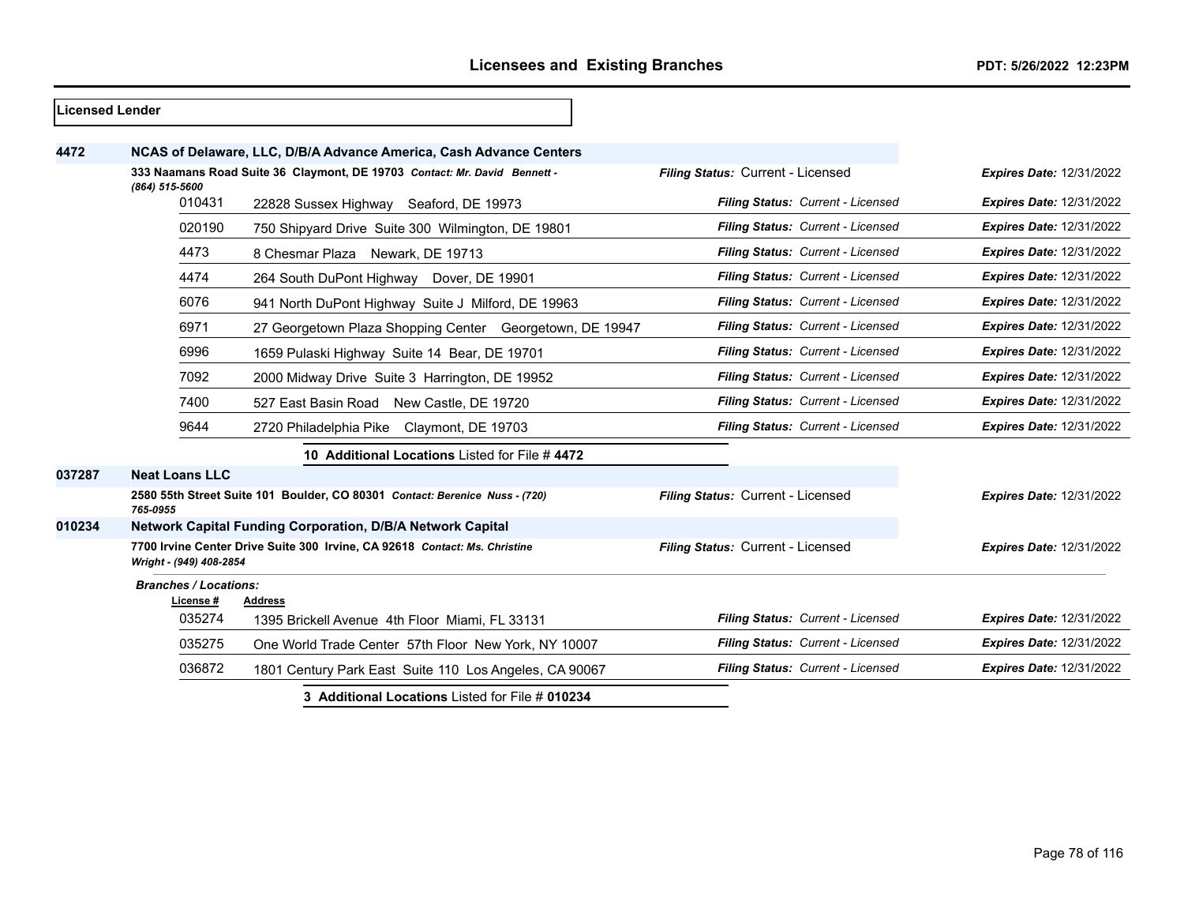## Licensees and Existing Branches

PDT: 5/26/2022 12:23PM

**Licensed Lender**

**4472** **NCAS of Delaware, LLC, D/B/A Advance America, Cash Advance Centers**

**333 Naamans Road Suite 36 Claymont, DE 19703** *Contact: Mr. David Bennett - (864) 515-5600*
*Filing Status:* Current - Licensed *Expires Date:* 12/31/2022

| License # | Address | Filing Status | Expires Date |
|---|---|---|---|
| 010431 | 22828 Sussex Highway Seaford, DE 19973 | *Current - Licensed* | 12/31/2022 |
| 020190 | 750 Shipyard Drive Suite 300 Wilmington, DE 19801 | *Current - Licensed* | 12/31/2022 |
| 4473 | 8 Chesmar Plaza Newark, DE 19713 | *Current - Licensed* | 12/31/2022 |
| 4474 | 264 South DuPont Highway Dover, DE 19901 | *Current - Licensed* | 12/31/2022 |
| 6076 | 941 North DuPont Highway Suite J Milford, DE 19963 | *Current - Licensed* | 12/31/2022 |
| 6971 | 27 Georgetown Plaza Shopping Center Georgetown, DE 19947 | *Current - Licensed* | 12/31/2022 |
| 6996 | 1659 Pulaski Highway Suite 14 Bear, DE 19701 | *Current - Licensed* | 12/31/2022 |
| 7092 | 2000 Midway Drive Suite 3 Harrington, DE 19952 | *Current - Licensed* | 12/31/2022 |
| 7400 | 527 East Basin Road New Castle, DE 19720 | *Current - Licensed* | 12/31/2022 |
| 9644 | 2720 Philadelphia Pike Claymont, DE 19703 | *Current - Licensed* | 12/31/2022 |

**10 Additional Locations** Listed for File # **4472**

**037287** **Neat Loans LLC**

**2580 55th Street Suite 101 Boulder, CO 80301** *Contact: Berenice Nuss - (720) 765-0955*
*Filing Status:* Current - Licensed *Expires Date:* 12/31/2022

**010234** **Network Capital Funding Corporation, D/B/A Network Capital**

**7700 Irvine Center Drive Suite 300 Irvine, CA 92618** *Contact: Ms. Christine Wright - (949) 408-2854*
*Filing Status:* Current - Licensed *Expires Date:* 12/31/2022

***Branches / Locations:***

| License # | Address | Filing Status | Expires Date |
|---|---|---|---|
| 035274 | 1395 Brickell Avenue 4th Floor Miami, FL 33131 | *Current - Licensed* | 12/31/2022 |
| 035275 | One World Trade Center 57th Floor New York, NY 10007 | *Current - Licensed* | 12/31/2022 |
| 036872 | 1801 Century Park East Suite 110 Los Angeles, CA 90067 | *Current - Licensed* | 12/31/2022 |

**3 Additional Locations** Listed for File # **010234**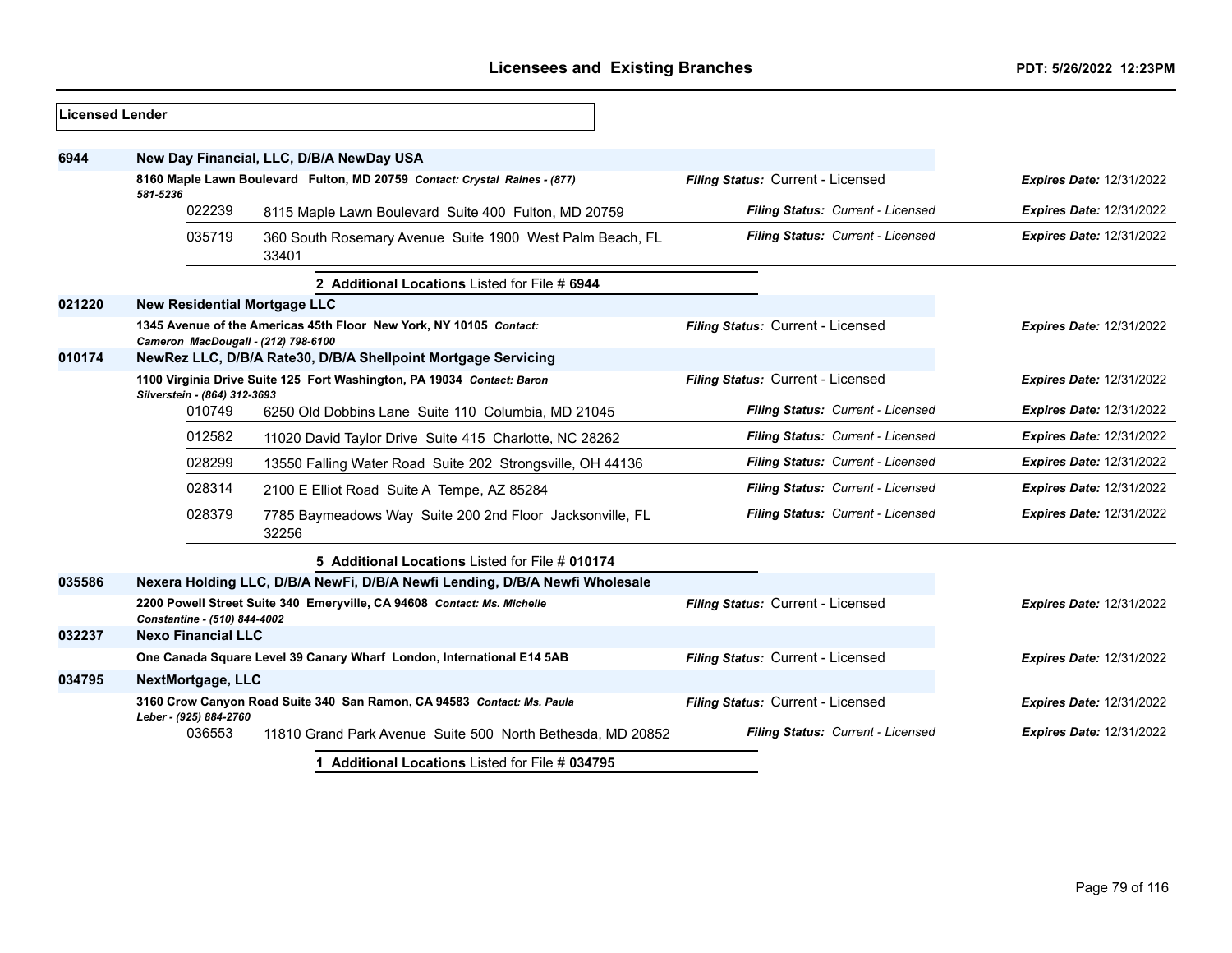**Licensed Lender**

| File # | Name / Address | Filing Status | Expires Date |
|---|---|---|---|
| **6944** | **New Day Financial, LLC, D/B/A NewDay USA** | | |
| | **8160 Maple Lawn Boulevard Fulton, MD 20759** *Contact: Crystal Raines - (877) 581-5236* | *Filing Status:* Current - Licensed | *Expires Date:* 12/31/2022 |
| 022239 | 8115 Maple Lawn Boulevard Suite 400 Fulton, MD 20759 | *Filing Status: Current - Licensed* | *Expires Date:* 12/31/2022 |
| 035719 | 360 South Rosemary Avenue Suite 1900 West Palm Beach, FL 33401 | *Filing Status: Current - Licensed* | *Expires Date:* 12/31/2022 |
| | **2 Additional Locations** Listed for File # **6944** | | |
| **021220** | **New Residential Mortgage LLC** | | |
| | **1345 Avenue of the Americas 45th Floor New York, NY 10105** *Contact: Cameron MacDougall - (212) 798-6100* | *Filing Status:* Current - Licensed | *Expires Date:* 12/31/2022 |
| **010174** | **NewRez LLC, D/B/A Rate30, D/B/A Shellpoint Mortgage Servicing** | | |
| | **1100 Virginia Drive Suite 125 Fort Washington, PA 19034** *Contact: Baron Silverstein - (864) 312-3693* | *Filing Status:* Current - Licensed | *Expires Date:* 12/31/2022 |
| 010749 | 6250 Old Dobbins Lane Suite 110 Columbia, MD 21045 | *Filing Status: Current - Licensed* | *Expires Date:* 12/31/2022 |
| 012582 | 11020 David Taylor Drive Suite 415 Charlotte, NC 28262 | *Filing Status: Current - Licensed* | *Expires Date:* 12/31/2022 |
| 028299 | 13550 Falling Water Road Suite 202 Strongsville, OH 44136 | *Filing Status: Current - Licensed* | *Expires Date:* 12/31/2022 |
| 028314 | 2100 E Elliot Road Suite A Tempe, AZ 85284 | *Filing Status: Current - Licensed* | *Expires Date:* 12/31/2022 |
| 028379 | 7785 Baymeadows Way Suite 200 2nd Floor Jacksonville, FL 32256 | *Filing Status: Current - Licensed* | *Expires Date:* 12/31/2022 |
| | **5 Additional Locations** Listed for File # **010174** | | |
| **035586** | **Nexera Holding LLC, D/B/A NewFi, D/B/A Newfi Lending, D/B/A Newfi Wholesale** | | |
| | **2200 Powell Street Suite 340 Emeryville, CA 94608** *Contact: Ms. Michelle Constantine - (510) 844-4002* | *Filing Status:* Current - Licensed | *Expires Date:* 12/31/2022 |
| **032237** | **Nexo Financial LLC** | | |
| | **One Canada Square Level 39 Canary Wharf London, International E14 5AB** | *Filing Status:* Current - Licensed | *Expires Date:* 12/31/2022 |
| **034795** | **NextMortgage, LLC** | | |
| | **3160 Crow Canyon Road Suite 340 San Ramon, CA 94583** *Contact: Ms. Paula Leber - (925) 884-2760* | *Filing Status:* Current - Licensed | *Expires Date:* 12/31/2022 |
| 036553 | 11810 Grand Park Avenue Suite 500 North Bethesda, MD 20852 | *Filing Status: Current - Licensed* | *Expires Date:* 12/31/2022 |
| | **1 Additional Locations** Listed for File # **034795** | | |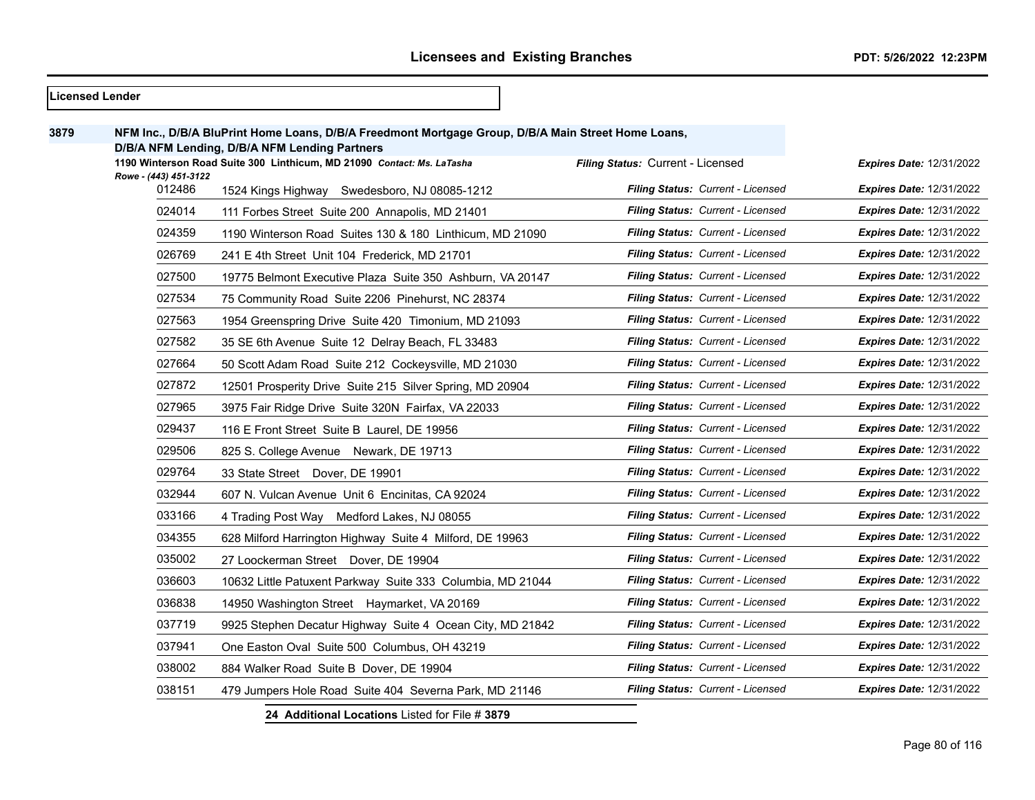## Licensees and Existing Branches

PDT: 5/26/2022 12:23PM

**Licensed Lender**

**3879** **NFM Inc., D/B/A BluPrint Home Loans, D/B/A Freedmont Mortgage Group, D/B/A Main Street Home Loans, D/B/A NFM Lending, D/B/A NFM Lending Partners**

**1190 Winterson Road Suite 300 Linthicum, MD 21090** *Contact: Ms. LaTasha Rowe - (443) 451-3122* — ***Filing Status:*** Current - Licensed — ***Expires Date:*** 12/31/2022

| | | | |
|---|---|---|---|
| 012486 | 1524 Kings Highway Swedesboro, NJ 08085-1212 | ***Filing Status:*** *Current - Licensed* | ***Expires Date:*** 12/31/2022 |
| 024014 | 111 Forbes Street Suite 200 Annapolis, MD 21401 | ***Filing Status:*** *Current - Licensed* | ***Expires Date:*** 12/31/2022 |
| 024359 | 1190 Winterson Road Suites 130 & 180 Linthicum, MD 21090 | ***Filing Status:*** *Current - Licensed* | ***Expires Date:*** 12/31/2022 |
| 026769 | 241 E 4th Street Unit 104 Frederick, MD 21701 | ***Filing Status:*** *Current - Licensed* | ***Expires Date:*** 12/31/2022 |
| 027500 | 19775 Belmont Executive Plaza Suite 350 Ashburn, VA 20147 | ***Filing Status:*** *Current - Licensed* | ***Expires Date:*** 12/31/2022 |
| 027534 | 75 Community Road Suite 2206 Pinehurst, NC 28374 | ***Filing Status:*** *Current - Licensed* | ***Expires Date:*** 12/31/2022 |
| 027563 | 1954 Greenspring Drive Suite 420 Timonium, MD 21093 | ***Filing Status:*** *Current - Licensed* | ***Expires Date:*** 12/31/2022 |
| 027582 | 35 SE 6th Avenue Suite 12 Delray Beach, FL 33483 | ***Filing Status:*** *Current - Licensed* | ***Expires Date:*** 12/31/2022 |
| 027664 | 50 Scott Adam Road Suite 212 Cockeysville, MD 21030 | ***Filing Status:*** *Current - Licensed* | ***Expires Date:*** 12/31/2022 |
| 027872 | 12501 Prosperity Drive Suite 215 Silver Spring, MD 20904 | ***Filing Status:*** *Current - Licensed* | ***Expires Date:*** 12/31/2022 |
| 027965 | 3975 Fair Ridge Drive Suite 320N Fairfax, VA 22033 | ***Filing Status:*** *Current - Licensed* | ***Expires Date:*** 12/31/2022 |
| 029437 | 116 E Front Street Suite B Laurel, DE 19956 | ***Filing Status:*** *Current - Licensed* | ***Expires Date:*** 12/31/2022 |
| 029506 | 825 S. College Avenue Newark, DE 19713 | ***Filing Status:*** *Current - Licensed* | ***Expires Date:*** 12/31/2022 |
| 029764 | 33 State Street Dover, DE 19901 | ***Filing Status:*** *Current - Licensed* | ***Expires Date:*** 12/31/2022 |
| 032944 | 607 N. Vulcan Avenue Unit 6 Encinitas, CA 92024 | ***Filing Status:*** *Current - Licensed* | ***Expires Date:*** 12/31/2022 |
| 033166 | 4 Trading Post Way Medford Lakes, NJ 08055 | ***Filing Status:*** *Current - Licensed* | ***Expires Date:*** 12/31/2022 |
| 034355 | 628 Milford Harrington Highway Suite 4 Milford, DE 19963 | ***Filing Status:*** *Current - Licensed* | ***Expires Date:*** 12/31/2022 |
| 035002 | 27 Loockerman Street Dover, DE 19904 | ***Filing Status:*** *Current - Licensed* | ***Expires Date:*** 12/31/2022 |
| 036603 | 10632 Little Patuxent Parkway Suite 333 Columbia, MD 21044 | ***Filing Status:*** *Current - Licensed* | ***Expires Date:*** 12/31/2022 |
| 036838 | 14950 Washington Street Haymarket, VA 20169 | ***Filing Status:*** *Current - Licensed* | ***Expires Date:*** 12/31/2022 |
| 037719 | 9925 Stephen Decatur Highway Suite 4 Ocean City, MD 21842 | ***Filing Status:*** *Current - Licensed* | ***Expires Date:*** 12/31/2022 |
| 037941 | One Easton Oval Suite 500 Columbus, OH 43219 | ***Filing Status:*** *Current - Licensed* | ***Expires Date:*** 12/31/2022 |
| 038002 | 884 Walker Road Suite B Dover, DE 19904 | ***Filing Status:*** *Current - Licensed* | ***Expires Date:*** 12/31/2022 |
| 038151 | 479 Jumpers Hole Road Suite 404 Severna Park, MD 21146 | ***Filing Status:*** *Current - Licensed* | ***Expires Date:*** 12/31/2022 |

**24 Additional Locations** Listed for File # **3879**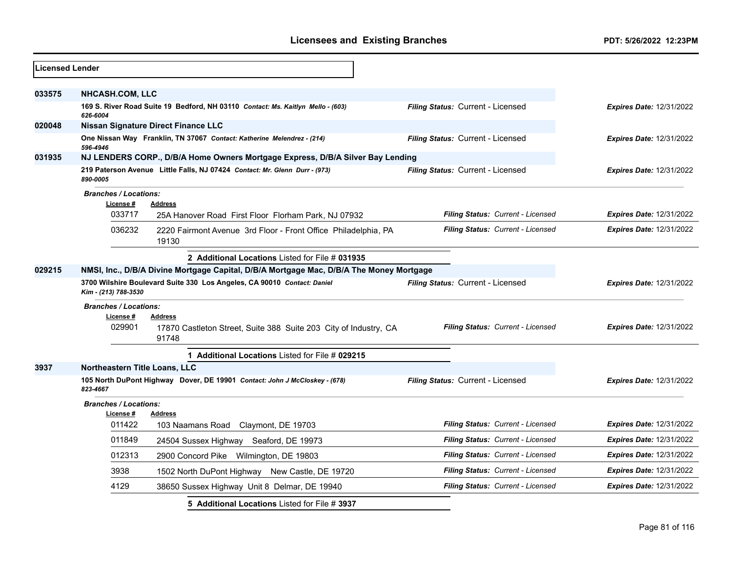## Licensees and Existing Branches

PDT: 5/26/2022 12:23PM

**Licensed Lender**

**033575 NHCASH.COM, LLC**

169 S. River Road Suite 19 Bedford, NH 03110 *Contact: Ms. Kaitlyn Mello - (603) 626-6004*

*Filing Status:* Current - Licensed *Expires Date:* 12/31/2022

**020048 Nissan Signature Direct Finance LLC**

One Nissan Way Franklin, TN 37067 *Contact: Katherine Melendrez - (214) 596-4946*

*Filing Status:* Current - Licensed *Expires Date:* 12/31/2022

**031935 NJ LENDERS CORP., D/B/A Home Owners Mortgage Express, D/B/A Silver Bay Lending**

219 Paterson Avenue Little Falls, NJ 07424 *Contact: Mr. Glenn Durr - (973) 890-0005*

*Filing Status:* Current - Licensed *Expires Date:* 12/31/2022

*Branches / Locations:*

| License # | Address | Filing Status | Expires Date |
|---|---|---|---|
| 033717 | 25A Hanover Road First Floor Florham Park, NJ 07932 | Current - Licensed | 12/31/2022 |
| 036232 | 2220 Fairmont Avenue 3rd Floor - Front Office Philadelphia, PA 19130 | Current - Licensed | 12/31/2022 |

**2 Additional Locations** Listed for File # **031935**

**029215 NMSI, Inc., D/B/A Divine Mortgage Capital, D/B/A Mortgage Mac, D/B/A The Money Mortgage**

3700 Wilshire Boulevard Suite 330 Los Angeles, CA 90010 *Contact: Daniel Kim - (213) 788-3530*

*Filing Status:* Current - Licensed *Expires Date:* 12/31/2022

*Branches / Locations:*

| License # | Address | Filing Status | Expires Date |
|---|---|---|---|
| 029901 | 17870 Castleton Street, Suite 388 Suite 203 City of Industry, CA 91748 | Current - Licensed | 12/31/2022 |

**1 Additional Locations** Listed for File # **029215**

**3937 Northeastern Title Loans, LLC**

105 North DuPont Highway Dover, DE 19901 *Contact: John J McCloskey - (678) 823-4667*

*Filing Status:* Current - Licensed *Expires Date:* 12/31/2022

*Branches / Locations:*

| License # | Address | Filing Status | Expires Date |
|---|---|---|---|
| 011422 | 103 Naamans Road Claymont, DE 19703 | Current - Licensed | 12/31/2022 |
| 011849 | 24504 Sussex Highway Seaford, DE 19973 | Current - Licensed | 12/31/2022 |
| 012313 | 2900 Concord Pike Wilmington, DE 19803 | Current - Licensed | 12/31/2022 |
| 3938 | 1502 North DuPont Highway New Castle, DE 19720 | Current - Licensed | 12/31/2022 |
| 4129 | 38650 Sussex Highway Unit 8 Delmar, DE 19940 | Current - Licensed | 12/31/2022 |

**5 Additional Locations** Listed for File # **3937**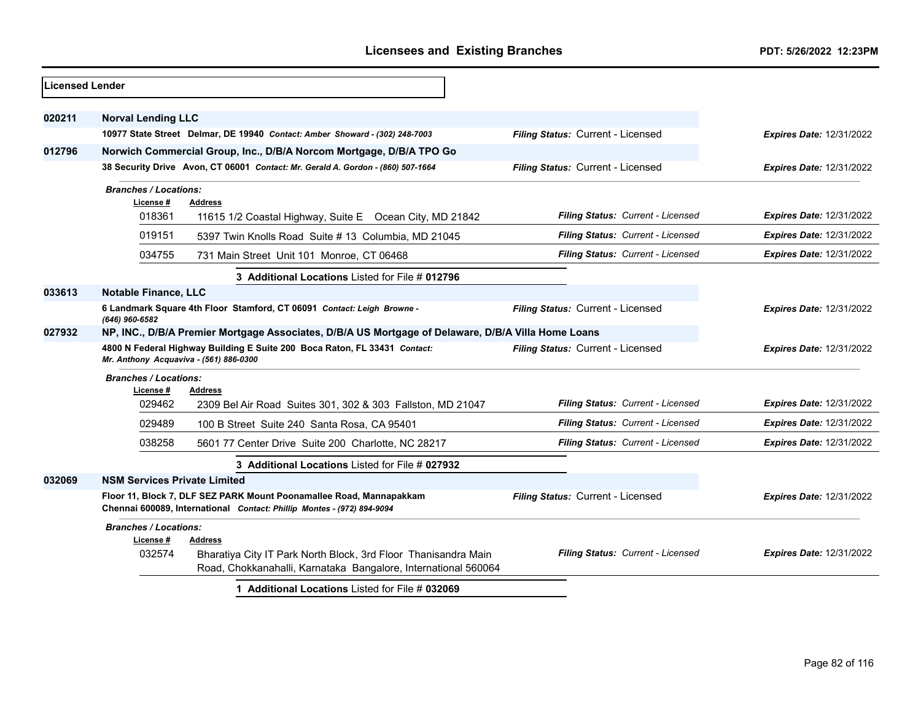## Licensees and Existing Branches

**Licensed Lender**

**020211** **Norval Lending LLC**

10977 State Street Delmar, DE 19940 *Contact: Amber Showard - (302) 248-7003*
*Filing Status:* Current - Licensed — *Expires Date:* 12/31/2022

**012796** **Norwich Commercial Group, Inc., D/B/A Norcom Mortgage, D/B/A TPO Go**

38 Security Drive Avon, CT 06001 *Contact: Mr. Gerald A. Gordon - (860) 507-1664*
*Filing Status:* Current - Licensed — *Expires Date:* 12/31/2022

*Branches / Locations:*

| License # | Address | Filing Status | Expires Date |
|---|---|---|---|
| 018361 | 11615 1/2 Coastal Highway, Suite E Ocean City, MD 21842 | Current - Licensed | 12/31/2022 |
| 019151 | 5397 Twin Knolls Road Suite # 13 Columbia, MD 21045 | Current - Licensed | 12/31/2022 |
| 034755 | 731 Main Street Unit 101 Monroe, CT 06468 | Current - Licensed | 12/31/2022 |

**3 Additional Locations** Listed for File # **012796**

**033613** **Notable Finance, LLC**

6 Landmark Square 4th Floor Stamford, CT 06091 *Contact: Leigh Browne - (646) 960-6582*
*Filing Status:* Current - Licensed — *Expires Date:* 12/31/2022

**027932** **NP, INC., D/B/A Premier Mortgage Associates, D/B/A US Mortgage of Delaware, D/B/A Villa Home Loans**

4800 N Federal Highway Building E Suite 200 Boca Raton, FL 33431 *Contact: Mr. Anthony Acquaviva - (561) 886-0300*
*Filing Status:* Current - Licensed — *Expires Date:* 12/31/2022

*Branches / Locations:*

| License # | Address | Filing Status | Expires Date |
|---|---|---|---|
| 029462 | 2309 Bel Air Road Suites 301, 302 & 303 Fallston, MD 21047 | Current - Licensed | 12/31/2022 |
| 029489 | 100 B Street Suite 240 Santa Rosa, CA 95401 | Current - Licensed | 12/31/2022 |
| 038258 | 5601 77 Center Drive Suite 200 Charlotte, NC 28217 | Current - Licensed | 12/31/2022 |

**3 Additional Locations** Listed for File # **027932**

**032069** **NSM Services Private Limited**

Floor 11, Block 7, DLF SEZ PARK Mount Poonamallee Road, Mannapakkam Chennai 600089, International *Contact: Phillip Montes - (972) 894-9094*
*Filing Status:* Current - Licensed — *Expires Date:* 12/31/2022

*Branches / Locations:*

| License # | Address | Filing Status | Expires Date |
|---|---|---|---|
| 032574 | Bharatiya City IT Park North Block, 3rd Floor Thanisandra Main Road, Chokkanahalli, Karnataka Bangalore, International 560064 | Current - Licensed | 12/31/2022 |

**1 Additional Locations** Listed for File # **032069**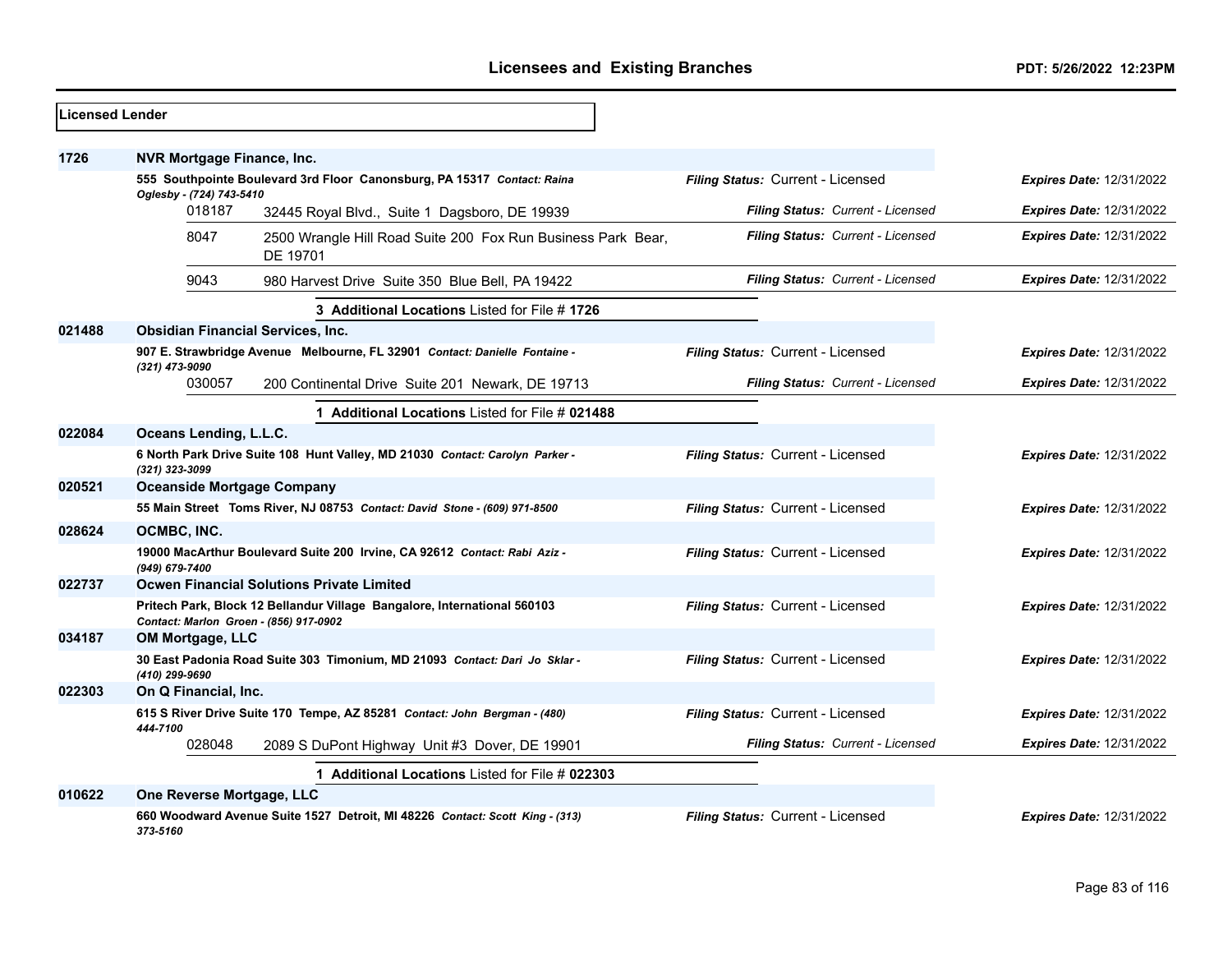**Licensed Lender**

| | | | |
|---|---|---|---|
| **1726** | **NVR Mortgage Finance, Inc.** | | |
| | **555 Southpointe Boulevard 3rd Floor Canonsburg, PA 15317** *Contact: Raina Oglesby - (724) 743-5410* | *Filing Status:* Current - Licensed | *Expires Date:* 12/31/2022 |
| | 018187 32445 Royal Blvd., Suite 1 Dagsboro, DE 19939 | *Filing Status: Current - Licensed* | *Expires Date:* 12/31/2022 |
| | 8047 2500 Wrangle Hill Road Suite 200 Fox Run Business Park Bear, DE 19701 | *Filing Status: Current - Licensed* | *Expires Date:* 12/31/2022 |
| | 9043 980 Harvest Drive Suite 350 Blue Bell, PA 19422 | *Filing Status: Current - Licensed* | *Expires Date:* 12/31/2022 |
| | **3 Additional Locations** Listed for File # **1726** | | |
| **021488** | **Obsidian Financial Services, Inc.** | | |
| | **907 E. Strawbridge Avenue Melbourne, FL 32901** *Contact: Danielle Fontaine - (321) 473-9090* | *Filing Status:* Current - Licensed | *Expires Date:* 12/31/2022 |
| | 030057 200 Continental Drive Suite 201 Newark, DE 19713 | *Filing Status: Current - Licensed* | *Expires Date:* 12/31/2022 |
| | **1 Additional Locations** Listed for File # **021488** | | |
| **022084** | **Oceans Lending, L.L.C.** | | |
| | **6 North Park Drive Suite 108 Hunt Valley, MD 21030** *Contact: Carolyn Parker - (321) 323-3099* | *Filing Status:* Current - Licensed | *Expires Date:* 12/31/2022 |
| **020521** | **Oceanside Mortgage Company** | | |
| | **55 Main Street Toms River, NJ 08753** *Contact: David Stone - (609) 971-8500* | *Filing Status:* Current - Licensed | *Expires Date:* 12/31/2022 |
| **028624** | **OCMBC, INC.** | | |
| | **19000 MacArthur Boulevard Suite 200 Irvine, CA 92612** *Contact: Rabi Aziz - (949) 679-7400* | *Filing Status:* Current - Licensed | *Expires Date:* 12/31/2022 |
| **022737** | **Ocwen Financial Solutions Private Limited** | | |
| | **Pritech Park, Block 12 Bellandur Village Bangalore, International 560103** *Contact: Marlon Groen - (856) 917-0902* | *Filing Status:* Current - Licensed | *Expires Date:* 12/31/2022 |
| **034187** | **OM Mortgage, LLC** | | |
| | **30 East Padonia Road Suite 303 Timonium, MD 21093** *Contact: Dari Jo Sklar - (410) 299-9690* | *Filing Status:* Current - Licensed | *Expires Date:* 12/31/2022 |
| **022303** | **On Q Financial, Inc.** | | |
| | **615 S River Drive Suite 170 Tempe, AZ 85281** *Contact: John Bergman - (480) 444-7100* | *Filing Status:* Current - Licensed | *Expires Date:* 12/31/2022 |
| | 028048 2089 S DuPont Highway Unit #3 Dover, DE 19901 | *Filing Status: Current - Licensed* | *Expires Date:* 12/31/2022 |
| | **1 Additional Locations** Listed for File # **022303** | | |
| **010622** | **One Reverse Mortgage, LLC** | | |
| | **660 Woodward Avenue Suite 1527 Detroit, MI 48226** *Contact: Scott King - (313) 373-5160* | *Filing Status:* Current - Licensed | *Expires Date:* 12/31/2022 |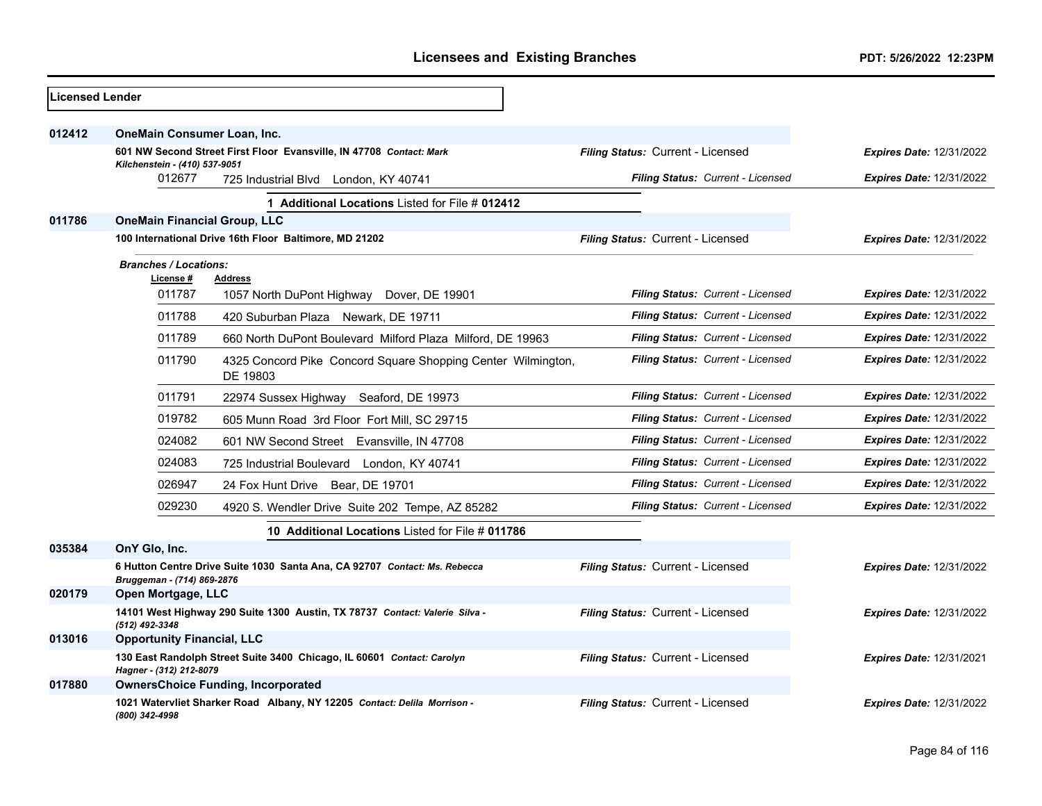**Licensed Lender**

**012412** **OneMain Consumer Loan, Inc.**

**601 NW Second Street First Floor Evansville, IN 47708** *Contact: Mark Kilchenstein - (410) 537-9051*

*Filing Status:* Current - Licensed *Expires Date:* 12/31/2022

| License # | Address | Filing Status | Expires Date |
|---|---|---|---|
| 012677 | 725 Industrial Blvd London, KY 40741 | Current - Licensed | 12/31/2022 |

**1 Additional Locations** Listed for File # **012412**

**011786** **OneMain Financial Group, LLC**

**100 International Drive 16th Floor Baltimore, MD 21202**

*Filing Status:* Current - Licensed *Expires Date:* 12/31/2022

*Branches / Locations:*

| License # | Address | Filing Status | Expires Date |
|---|---|---|---|
| 011787 | 1057 North DuPont Highway Dover, DE 19901 | Current - Licensed | 12/31/2022 |
| 011788 | 420 Suburban Plaza Newark, DE 19711 | Current - Licensed | 12/31/2022 |
| 011789 | 660 North DuPont Boulevard Milford Plaza Milford, DE 19963 | Current - Licensed | 12/31/2022 |
| 011790 | 4325 Concord Pike Concord Square Shopping Center Wilmington, DE 19803 | Current - Licensed | 12/31/2022 |
| 011791 | 22974 Sussex Highway Seaford, DE 19973 | Current - Licensed | 12/31/2022 |
| 019782 | 605 Munn Road 3rd Floor Fort Mill, SC 29715 | Current - Licensed | 12/31/2022 |
| 024082 | 601 NW Second Street Evansville, IN 47708 | Current - Licensed | 12/31/2022 |
| 024083 | 725 Industrial Boulevard London, KY 40741 | Current - Licensed | 12/31/2022 |
| 026947 | 24 Fox Hunt Drive Bear, DE 19701 | Current - Licensed | 12/31/2022 |
| 029230 | 4920 S. Wendler Drive Suite 202 Tempe, AZ 85282 | Current - Licensed | 12/31/2022 |

**10 Additional Locations** Listed for File # **011786**

**035384** **OnY Glo, Inc.**

**6 Hutton Centre Drive Suite 1030 Santa Ana, CA 92707** *Contact: Ms. Rebecca Bruggeman - (714) 869-2876*

*Filing Status:* Current - Licensed *Expires Date:* 12/31/2022

**020179** **Open Mortgage, LLC**

**14101 West Highway 290 Suite 1300 Austin, TX 78737** *Contact: Valerie Silva - (512) 492-3348*

*Filing Status:* Current - Licensed *Expires Date:* 12/31/2022

**013016** **Opportunity Financial, LLC**

**130 East Randolph Street Suite 3400 Chicago, IL 60601** *Contact: Carolyn Hagner - (312) 212-8079*

*Filing Status:* Current - Licensed *Expires Date:* 12/31/2021

**017880** **OwnersChoice Funding, Incorporated**

**1021 Watervliet Sharker Road Albany, NY 12205** *Contact: Delila Morrison - (800) 342-4998*

*Filing Status:* Current - Licensed *Expires Date:* 12/31/2022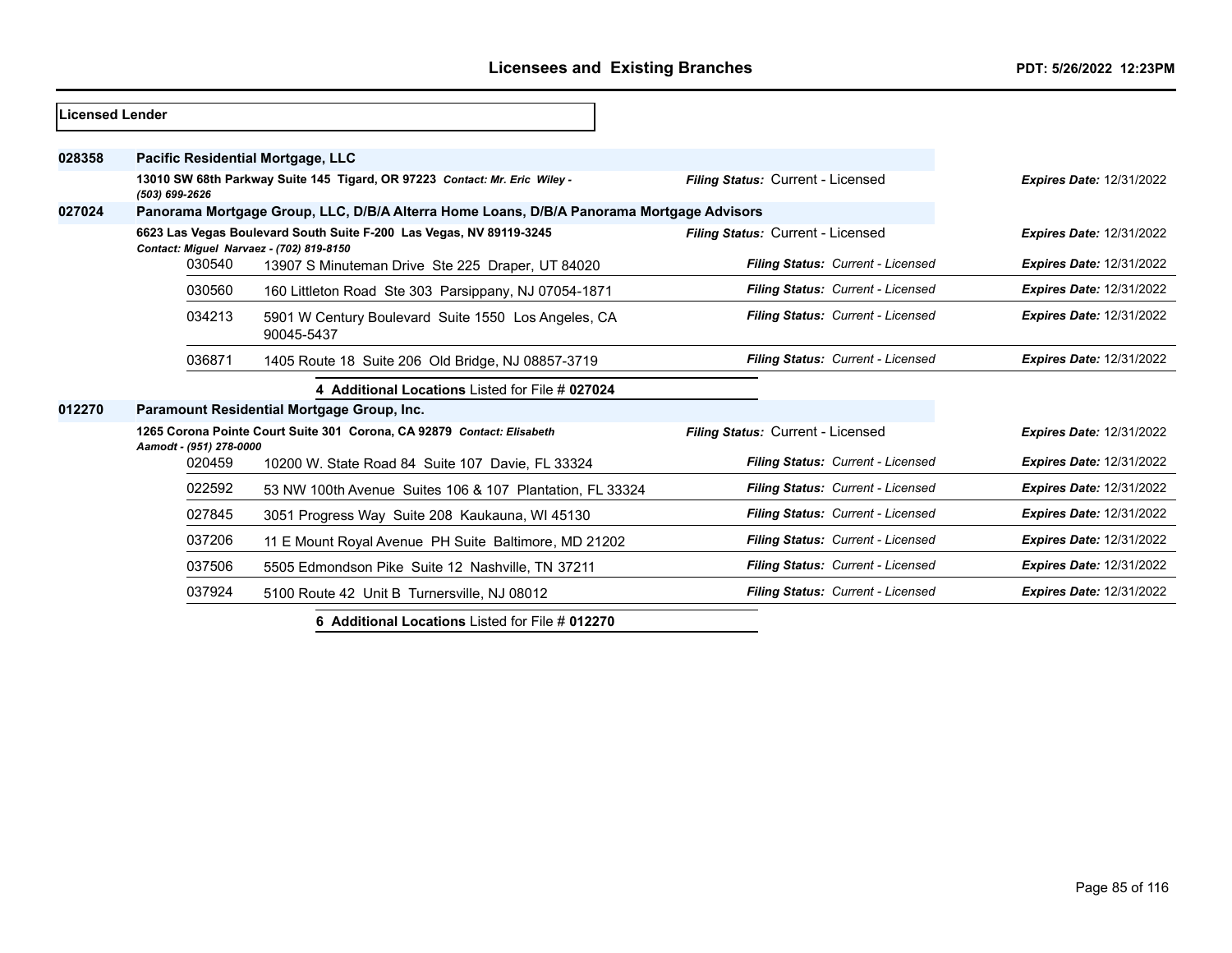**Licensed Lender**

| | | | |
|---|---|---|---|
| **028358** | **Pacific Residential Mortgage, LLC** | | |
| | **13010 SW 68th Parkway Suite 145 Tigard, OR 97223** *Contact: Mr. Eric Wiley - (503) 699-2626* | ***Filing Status:*** Current - Licensed | ***Expires Date:*** 12/31/2022 |
| **027024** | **Panorama Mortgage Group, LLC, D/B/A Alterra Home Loans, D/B/A Panorama Mortgage Advisors** | | |
| | **6623 Las Vegas Boulevard South Suite F-200 Las Vegas, NV 89119-3245** *Contact: Miguel Narvaez - (702) 819-8150* | ***Filing Status:*** Current - Licensed | ***Expires Date:*** 12/31/2022 |
| 030540 | 13907 S Minuteman Drive Ste 225 Draper, UT 84020 | ***Filing Status:*** *Current - Licensed* | ***Expires Date:*** 12/31/2022 |
| 030560 | 160 Littleton Road Ste 303 Parsippany, NJ 07054-1871 | ***Filing Status:*** *Current - Licensed* | ***Expires Date:*** 12/31/2022 |
| 034213 | 5901 W Century Boulevard Suite 1550 Los Angeles, CA 90045-5437 | ***Filing Status:*** *Current - Licensed* | ***Expires Date:*** 12/31/2022 |
| 036871 | 1405 Route 18 Suite 206 Old Bridge, NJ 08857-3719 | ***Filing Status:*** *Current - Licensed* | ***Expires Date:*** 12/31/2022 |
| | **4 Additional Locations** Listed for File # **027024** | | |
| **012270** | **Paramount Residential Mortgage Group, Inc.** | | |
| | **1265 Corona Pointe Court Suite 301 Corona, CA 92879** *Contact: Elisabeth Aamodt - (951) 278-0000* | ***Filing Status:*** Current - Licensed | ***Expires Date:*** 12/31/2022 |
| 020459 | 10200 W. State Road 84 Suite 107 Davie, FL 33324 | ***Filing Status:*** *Current - Licensed* | ***Expires Date:*** 12/31/2022 |
| 022592 | 53 NW 100th Avenue Suites 106 & 107 Plantation, FL 33324 | ***Filing Status:*** *Current - Licensed* | ***Expires Date:*** 12/31/2022 |
| 027845 | 3051 Progress Way Suite 208 Kaukauna, WI 45130 | ***Filing Status:*** *Current - Licensed* | ***Expires Date:*** 12/31/2022 |
| 037206 | 11 E Mount Royal Avenue PH Suite Baltimore, MD 21202 | ***Filing Status:*** *Current - Licensed* | ***Expires Date:*** 12/31/2022 |
| 037506 | 5505 Edmondson Pike Suite 12 Nashville, TN 37211 | ***Filing Status:*** *Current - Licensed* | ***Expires Date:*** 12/31/2022 |
| 037924 | 5100 Route 42 Unit B Turnersville, NJ 08012 | ***Filing Status:*** *Current - Licensed* | ***Expires Date:*** 12/31/2022 |
| | **6 Additional Locations** Listed for File # **012270** | | |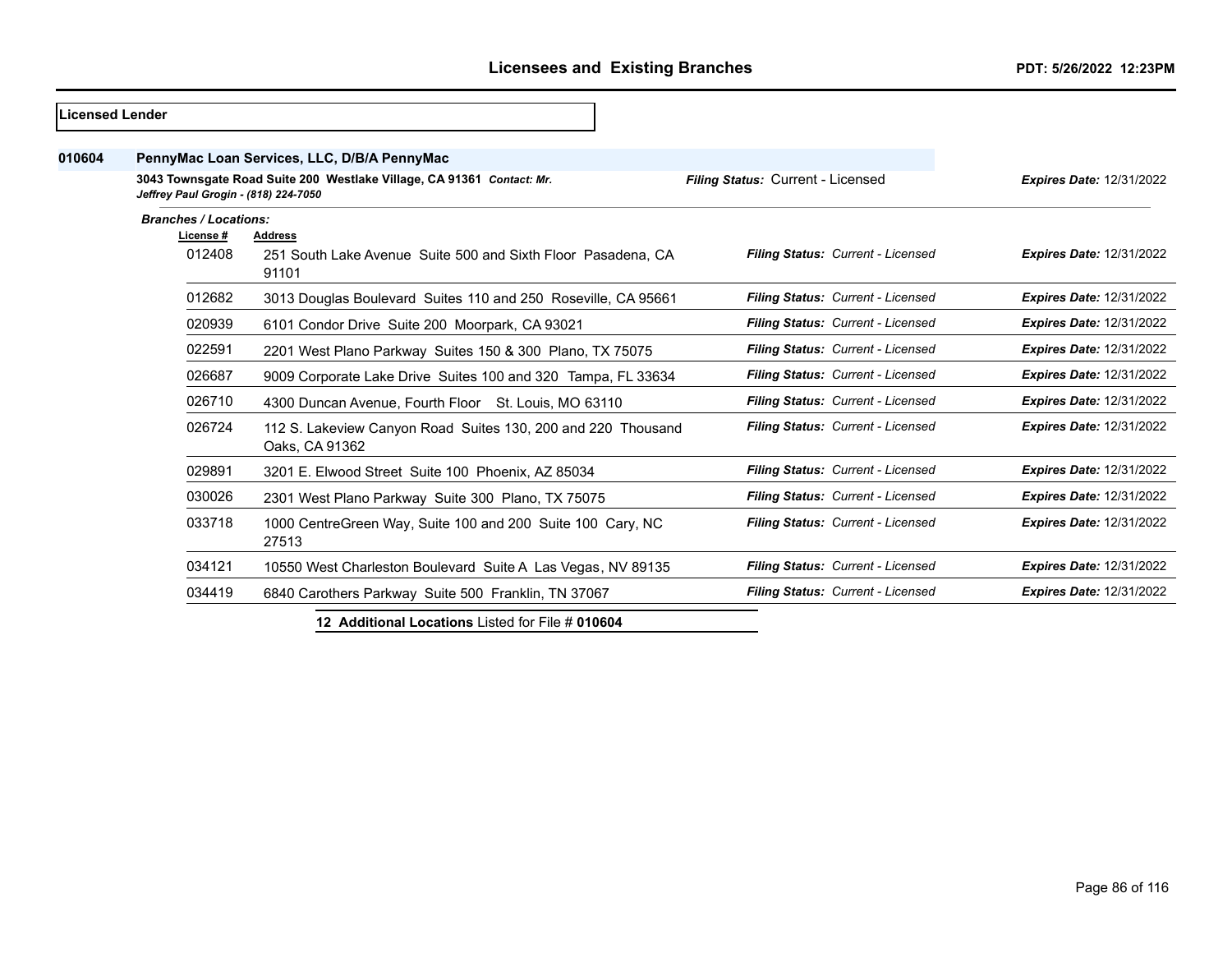## Licensees and Existing Branches

PDT: 5/26/2022 12:23PM

**Licensed Lender**

**010604** **PennyMac Loan Services, LLC, D/B/A PennyMac**

**3043 Townsgate Road Suite 200 Westlake Village, CA 91361** ***Contact: Mr. Jeffrey Paul Grogin - (818) 224-7050***

***Filing Status:*** Current - Licensed ***Expires Date:*** 12/31/2022

***Branches / Locations:***

| License # | Address | Filing Status | Expires Date |
|---|---|---|---|
| 012408 | 251 South Lake Avenue Suite 500 and Sixth Floor Pasadena, CA 91101 | Current - Licensed | 12/31/2022 |
| 012682 | 3013 Douglas Boulevard Suites 110 and 250 Roseville, CA 95661 | Current - Licensed | 12/31/2022 |
| 020939 | 6101 Condor Drive Suite 200 Moorpark, CA 93021 | Current - Licensed | 12/31/2022 |
| 022591 | 2201 West Plano Parkway Suites 150 & 300 Plano, TX 75075 | Current - Licensed | 12/31/2022 |
| 026687 | 9009 Corporate Lake Drive Suites 100 and 320 Tampa, FL 33634 | Current - Licensed | 12/31/2022 |
| 026710 | 4300 Duncan Avenue, Fourth Floor St. Louis, MO 63110 | Current - Licensed | 12/31/2022 |
| 026724 | 112 S. Lakeview Canyon Road Suites 130, 200 and 220 Thousand Oaks, CA 91362 | Current - Licensed | 12/31/2022 |
| 029891 | 3201 E. Elwood Street Suite 100 Phoenix, AZ 85034 | Current - Licensed | 12/31/2022 |
| 030026 | 2301 West Plano Parkway Suite 300 Plano, TX 75075 | Current - Licensed | 12/31/2022 |
| 033718 | 1000 CentreGreen Way, Suite 100 and 200 Suite 100 Cary, NC 27513 | Current - Licensed | 12/31/2022 |
| 034121 | 10550 West Charleston Boulevard Suite A Las Vegas, NV 89135 | Current - Licensed | 12/31/2022 |
| 034419 | 6840 Carothers Parkway Suite 500 Franklin, TN 37067 | Current - Licensed | 12/31/2022 |

**12 Additional Locations** Listed for File # **010604**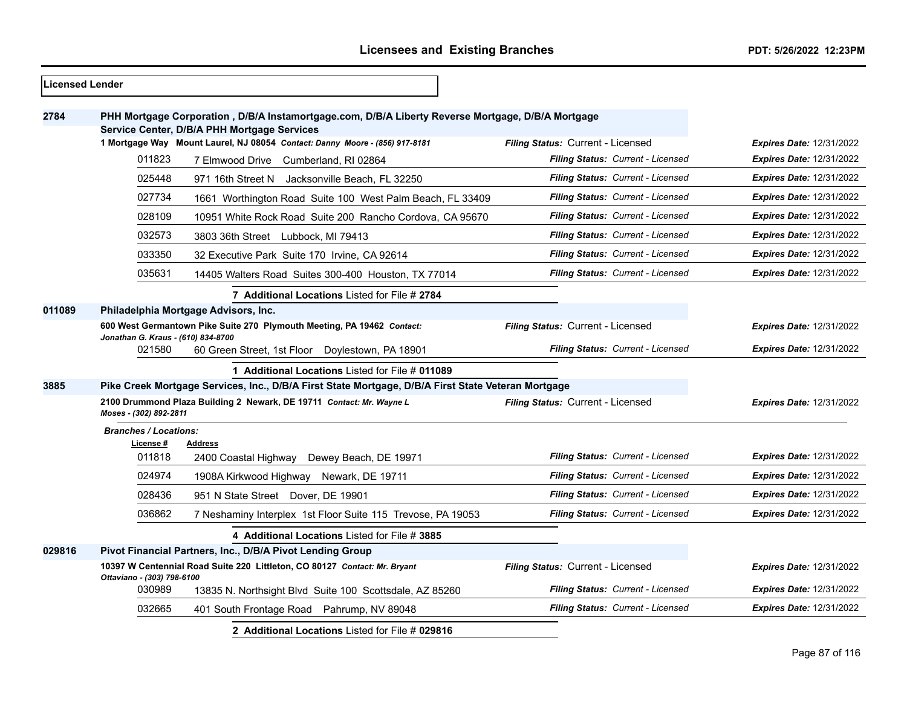**Licensed Lender**

**2784** — **PHH Mortgage Corporation , D/B/A Instamortgage.com, D/B/A Liberty Reverse Mortgage, D/B/A Mortgage Service Center, D/B/A PHH Mortgage Services**

**1 Mortgage Way Mount Laurel, NJ 08054** *Contact: Danny Moore - (856) 917-8181* — *Filing Status:* Current - Licensed — *Expires Date:* 12/31/2022

| License # | Address | Filing Status | Expires Date |
|---|---|---|---|
| 011823 | 7 Elmwood Drive Cumberland, RI 02864 | Current - Licensed | 12/31/2022 |
| 025448 | 971 16th Street N Jacksonville Beach, FL 32250 | Current - Licensed | 12/31/2022 |
| 027734 | 1661 Worthington Road Suite 100 West Palm Beach, FL 33409 | Current - Licensed | 12/31/2022 |
| 028109 | 10951 White Rock Road Suite 200 Rancho Cordova, CA 95670 | Current - Licensed | 12/31/2022 |
| 032573 | 3803 36th Street Lubbock, MI 79413 | Current - Licensed | 12/31/2022 |
| 033350 | 32 Executive Park Suite 170 Irvine, CA 92614 | Current - Licensed | 12/31/2022 |
| 035631 | 14405 Walters Road Suites 300-400 Houston, TX 77014 | Current - Licensed | 12/31/2022 |

**7 Additional Locations** Listed for File # **2784**

**011089** — **Philadelphia Mortgage Advisors, Inc.**

**600 West Germantown Pike Suite 270 Plymouth Meeting, PA 19462** *Contact: Jonathan G. Kraus - (610) 834-8700* — *Filing Status:* Current - Licensed — *Expires Date:* 12/31/2022

| License # | Address | Filing Status | Expires Date |
|---|---|---|---|
| 021580 | 60 Green Street, 1st Floor Doylestown, PA 18901 | Current - Licensed | 12/31/2022 |

**1 Additional Locations** Listed for File # **011089**

**3885** — **Pike Creek Mortgage Services, Inc., D/B/A First State Mortgage, D/B/A First State Veteran Mortgage**

**2100 Drummond Plaza Building 2 Newark, DE 19711** *Contact: Mr. Wayne L Moses - (302) 892-2811* — *Filing Status:* Current - Licensed — *Expires Date:* 12/31/2022

*Branches / Locations:*

| License # | Address | Filing Status | Expires Date |
|---|---|---|---|
| 011818 | 2400 Coastal Highway Dewey Beach, DE 19971 | Current - Licensed | 12/31/2022 |
| 024974 | 1908A Kirkwood Highway Newark, DE 19711 | Current - Licensed | 12/31/2022 |
| 028436 | 951 N State Street Dover, DE 19901 | Current - Licensed | 12/31/2022 |
| 036862 | 7 Neshaminy Interplex 1st Floor Suite 115 Trevose, PA 19053 | Current - Licensed | 12/31/2022 |

**4 Additional Locations** Listed for File # **3885**

**029816** — **Pivot Financial Partners, Inc., D/B/A Pivot Lending Group**

**10397 W Centennial Road Suite 220 Littleton, CO 80127** *Contact: Mr. Bryant Ottaviano - (303) 798-6100* — *Filing Status:* Current - Licensed — *Expires Date:* 12/31/2022

| License # | Address | Filing Status | Expires Date |
|---|---|---|---|
| 030989 | 13835 N. Northsight Blvd Suite 100 Scottsdale, AZ 85260 | Current - Licensed | 12/31/2022 |
| 032665 | 401 South Frontage Road Pahrump, NV 89048 | Current - Licensed | 12/31/2022 |

**2 Additional Locations** Listed for File # **029816**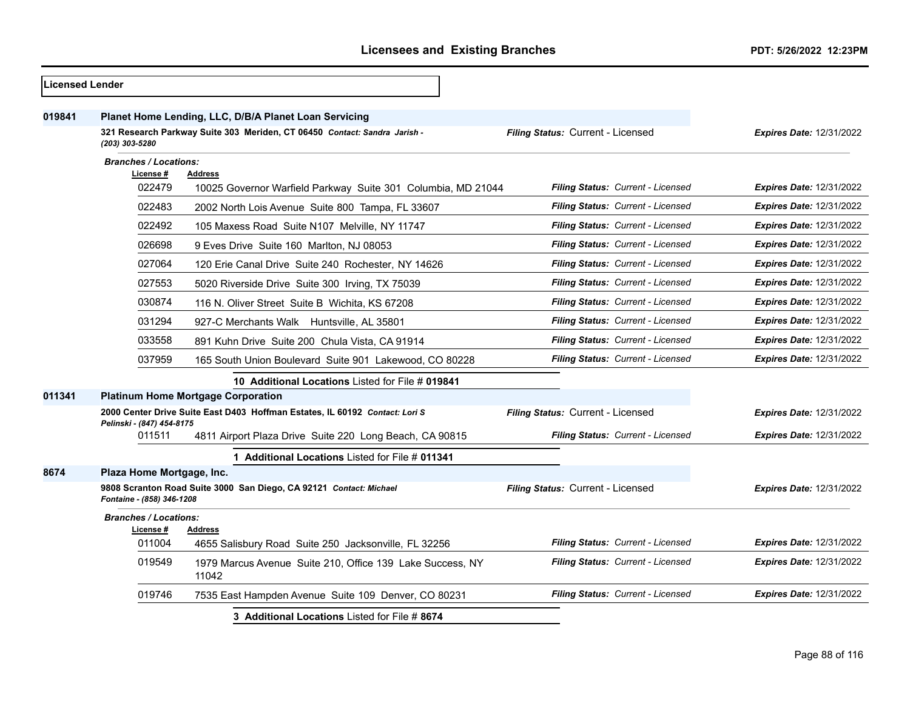## Licensed Lender

**019841** **Planet Home Lending, LLC, D/B/A Planet Loan Servicing**

**321 Research Parkway Suite 303 Meriden, CT 06450** *Contact: Sandra Jarish - (203) 303-5280*

**Filing Status:** Current - Licensed | **Expires Date:** 12/31/2022

*Branches / Locations:*

| License # | Address | Filing Status | Expires Date |
|---|---|---|---|
| 022479 | 10025 Governor Warfield Parkway Suite 301 Columbia, MD 21044 | Current - Licensed | 12/31/2022 |
| 022483 | 2002 North Lois Avenue Suite 800 Tampa, FL 33607 | Current - Licensed | 12/31/2022 |
| 022492 | 105 Maxess Road Suite N107 Melville, NY 11747 | Current - Licensed | 12/31/2022 |
| 026698 | 9 Eves Drive Suite 160 Marlton, NJ 08053 | Current - Licensed | 12/31/2022 |
| 027064 | 120 Erie Canal Drive Suite 240 Rochester, NY 14626 | Current - Licensed | 12/31/2022 |
| 027553 | 5020 Riverside Drive Suite 300 Irving, TX 75039 | Current - Licensed | 12/31/2022 |
| 030874 | 116 N. Oliver Street Suite B Wichita, KS 67208 | Current - Licensed | 12/31/2022 |
| 031294 | 927-C Merchants Walk Huntsville, AL 35801 | Current - Licensed | 12/31/2022 |
| 033558 | 891 Kuhn Drive Suite 200 Chula Vista, CA 91914 | Current - Licensed | 12/31/2022 |
| 037959 | 165 South Union Boulevard Suite 901 Lakewood, CO 80228 | Current - Licensed | 12/31/2022 |

**10 Additional Locations** Listed for File # **019841**

**011341** **Platinum Home Mortgage Corporation**

**2000 Center Drive Suite East D403 Hoffman Estates, IL 60192** *Contact: Lori S Pelinski - (847) 454-8175*

**Filing Status:** Current - Licensed | **Expires Date:** 12/31/2022

| License # | Address | Filing Status | Expires Date |
|---|---|---|---|
| 011511 | 4811 Airport Plaza Drive Suite 220 Long Beach, CA 90815 | Current - Licensed | 12/31/2022 |

**1 Additional Locations** Listed for File # **011341**

**8674** **Plaza Home Mortgage, Inc.**

**9808 Scranton Road Suite 3000 San Diego, CA 92121** *Contact: Michael Fontaine - (858) 346-1208*

**Filing Status:** Current - Licensed | **Expires Date:** 12/31/2022

*Branches / Locations:*

| License # | Address | Filing Status | Expires Date |
|---|---|---|---|
| 011004 | 4655 Salisbury Road Suite 250 Jacksonville, FL 32256 | Current - Licensed | 12/31/2022 |
| 019549 | 1979 Marcus Avenue Suite 210, Office 139 Lake Success, NY 11042 | Current - Licensed | 12/31/2022 |
| 019746 | 7535 East Hampden Avenue Suite 109 Denver, CO 80231 | Current - Licensed | 12/31/2022 |

**3 Additional Locations** Listed for File # **8674**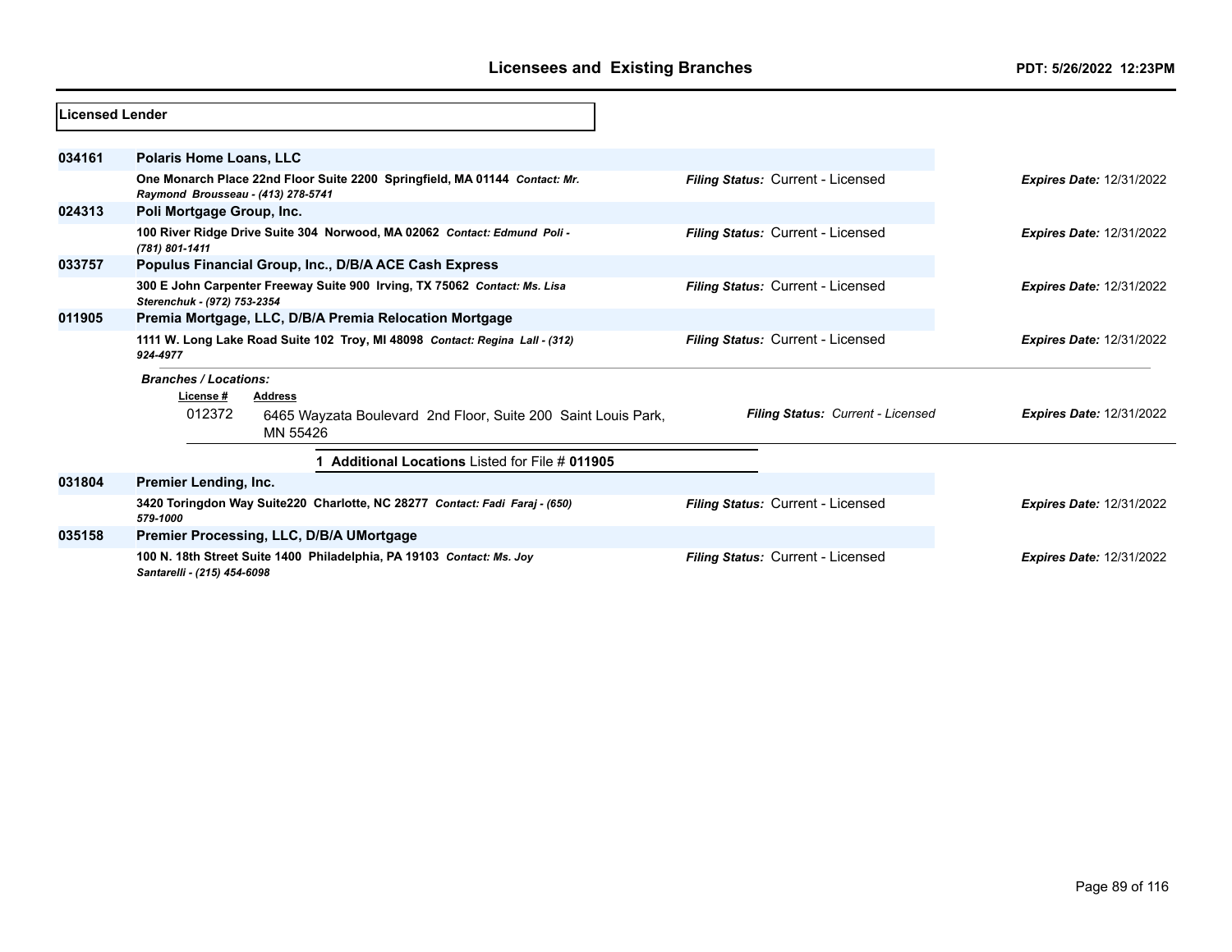# Licensees and Existing Branches

**Licensed Lender**

**034161** **Polaris Home Loans, LLC**

**One Monarch Place 22nd Floor Suite 2200 Springfield, MA 01144** *Contact: Mr. Raymond Brousseau - (413) 278-5741*

*Filing Status:* Current - Licensed | *Expires Date:* 12/31/2022

**024313** **Poli Mortgage Group, Inc.**

**100 River Ridge Drive Suite 304 Norwood, MA 02062** *Contact: Edmund Poli - (781) 801-1411*

*Filing Status:* Current - Licensed | *Expires Date:* 12/31/2022

**033757** **Populus Financial Group, Inc., D/B/A ACE Cash Express**

**300 E John Carpenter Freeway Suite 900 Irving, TX 75062** *Contact: Ms. Lisa Sterenchuk - (972) 753-2354*

*Filing Status:* Current - Licensed | *Expires Date:* 12/31/2022

**011905** **Premia Mortgage, LLC, D/B/A Premia Relocation Mortgage**

**1111 W. Long Lake Road Suite 102 Troy, MI 48098** *Contact: Regina Lall - (312) 924-4977*

*Filing Status:* Current - Licensed | *Expires Date:* 12/31/2022

*Branches / Locations:*

| License # | Address | Filing Status | Expires Date |
|---|---|---|---|
| 012372 | 6465 Wayzata Boulevard 2nd Floor, Suite 200 Saint Louis Park, MN 55426 | Current - Licensed | 12/31/2022 |

**1 Additional Locations** Listed for File # **011905**

**031804** **Premier Lending, Inc.**

**3420 Toringdon Way Suite220 Charlotte, NC 28277** *Contact: Fadi Faraj - (650) 579-1000*

*Filing Status:* Current - Licensed | *Expires Date:* 12/31/2022

**035158** **Premier Processing, LLC, D/B/A UMortgage**

**100 N. 18th Street Suite 1400 Philadelphia, PA 19103** *Contact: Ms. Joy Santarelli - (215) 454-6098*

*Filing Status:* Current - Licensed | *Expires Date:* 12/31/2022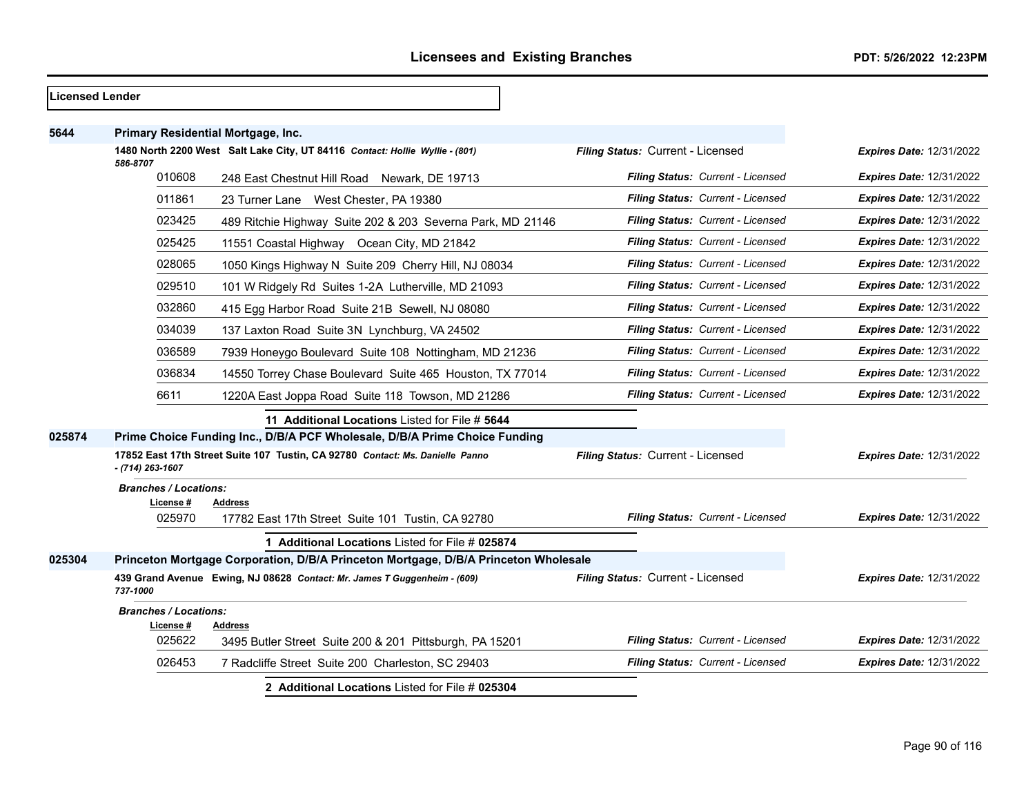**Licensed Lender**

**5644** **Primary Residential Mortgage, Inc.**

**1480 North 2200 West Salt Lake City, UT 84116** *Contact: Hollie Wyllie - (801) 586-8707* — *Filing Status:* Current - Licensed — *Expires Date:* 12/31/2022

| License # | Address | Filing Status | Expires Date |
|---|---|---|---|
| 010608 | 248 East Chestnut Hill Road Newark, DE 19713 | Current - Licensed | 12/31/2022 |
| 011861 | 23 Turner Lane West Chester, PA 19380 | Current - Licensed | 12/31/2022 |
| 023425 | 489 Ritchie Highway Suite 202 & 203 Severna Park, MD 21146 | Current - Licensed | 12/31/2022 |
| 025425 | 11551 Coastal Highway Ocean City, MD 21842 | Current - Licensed | 12/31/2022 |
| 028065 | 1050 Kings Highway N Suite 209 Cherry Hill, NJ 08034 | Current - Licensed | 12/31/2022 |
| 029510 | 101 W Ridgely Rd Suites 1-2A Lutherville, MD 21093 | Current - Licensed | 12/31/2022 |
| 032860 | 415 Egg Harbor Road Suite 21B Sewell, NJ 08080 | Current - Licensed | 12/31/2022 |
| 034039 | 137 Laxton Road Suite 3N Lynchburg, VA 24502 | Current - Licensed | 12/31/2022 |
| 036589 | 7939 Honeygo Boulevard Suite 108 Nottingham, MD 21236 | Current - Licensed | 12/31/2022 |
| 036834 | 14550 Torrey Chase Boulevard Suite 465 Houston, TX 77014 | Current - Licensed | 12/31/2022 |
| 6611 | 1220A East Joppa Road Suite 118 Towson, MD 21286 | Current - Licensed | 12/31/2022 |

**11 Additional Locations** Listed for File # **5644**

**025874** **Prime Choice Funding Inc., D/B/A PCF Wholesale, D/B/A Prime Choice Funding**

**17852 East 17th Street Suite 107 Tustin, CA 92780** *Contact: Ms. Danielle Panno - (714) 263-1607* — *Filing Status:* Current - Licensed — *Expires Date:* 12/31/2022

*Branches / Locations:*

| License # | Address | Filing Status | Expires Date |
|---|---|---|---|
| 025970 | 17782 East 17th Street Suite 101 Tustin, CA 92780 | Current - Licensed | 12/31/2022 |

**1 Additional Locations** Listed for File # **025874**

**025304** **Princeton Mortgage Corporation, D/B/A Princeton Mortgage, D/B/A Princeton Wholesale**

**439 Grand Avenue Ewing, NJ 08628** *Contact: Mr. James T Guggenheim - (609) 737-1000* — *Filing Status:* Current - Licensed — *Expires Date:* 12/31/2022

*Branches / Locations:*

| License # | Address | Filing Status | Expires Date |
|---|---|---|---|
| 025622 | 3495 Butler Street Suite 200 & 201 Pittsburgh, PA 15201 | Current - Licensed | 12/31/2022 |
| 026453 | 7 Radcliffe Street Suite 200 Charleston, SC 29403 | Current - Licensed | 12/31/2022 |

**2 Additional Locations** Listed for File # **025304**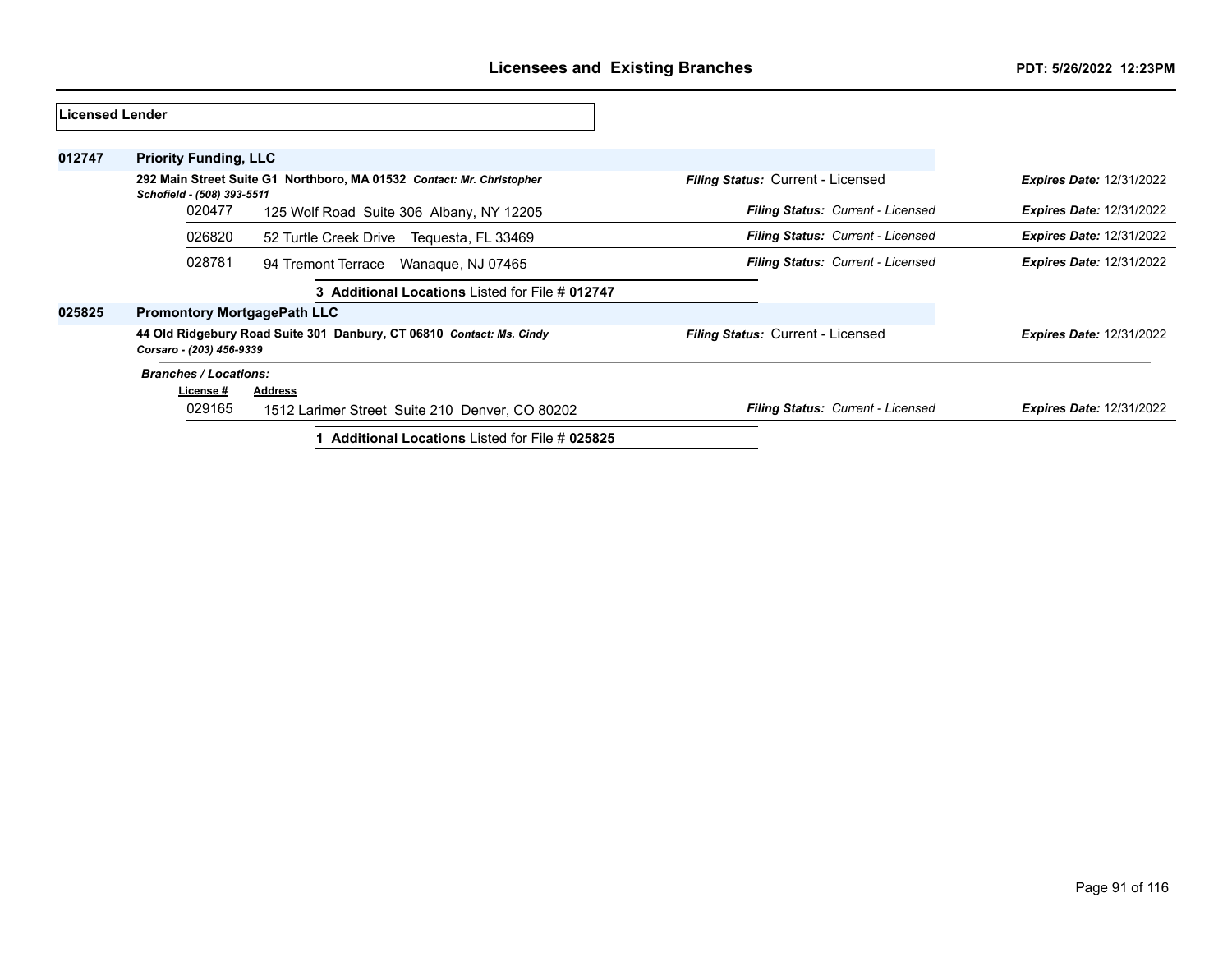# Licensees and Existing Branches

PDT: 5/26/2022 12:23PM

**Licensed Lender**

**012747 Priority Funding, LLC**

**292 Main Street Suite G1 Northboro, MA 01532** ***Contact: Mr. Christopher Schofield - (508) 393-5511***

*Filing Status:* Current - Licensed *Expires Date:* 12/31/2022

| License # | Address | Filing Status | Expires Date |
|---|---|---|---|
| 020477 | 125 Wolf Road Suite 306 Albany, NY 12205 | Current - Licensed | 12/31/2022 |
| 026820 | 52 Turtle Creek Drive Tequesta, FL 33469 | Current - Licensed | 12/31/2022 |
| 028781 | 94 Tremont Terrace Wanaque, NJ 07465 | Current - Licensed | 12/31/2022 |

**3 Additional Locations** Listed for File # **012747**

**025825 Promontory MortgagePath LLC**

**44 Old Ridgebury Road Suite 301 Danbury, CT 06810** ***Contact: Ms. Cindy Corsaro - (203) 456-9339***

*Filing Status:* Current - Licensed *Expires Date:* 12/31/2022

***Branches / Locations:***

| License # | Address | Filing Status | Expires Date |
|---|---|---|---|
| 029165 | 1512 Larimer Street Suite 210 Denver, CO 80202 | Current - Licensed | 12/31/2022 |

**1 Additional Locations** Listed for File # **025825**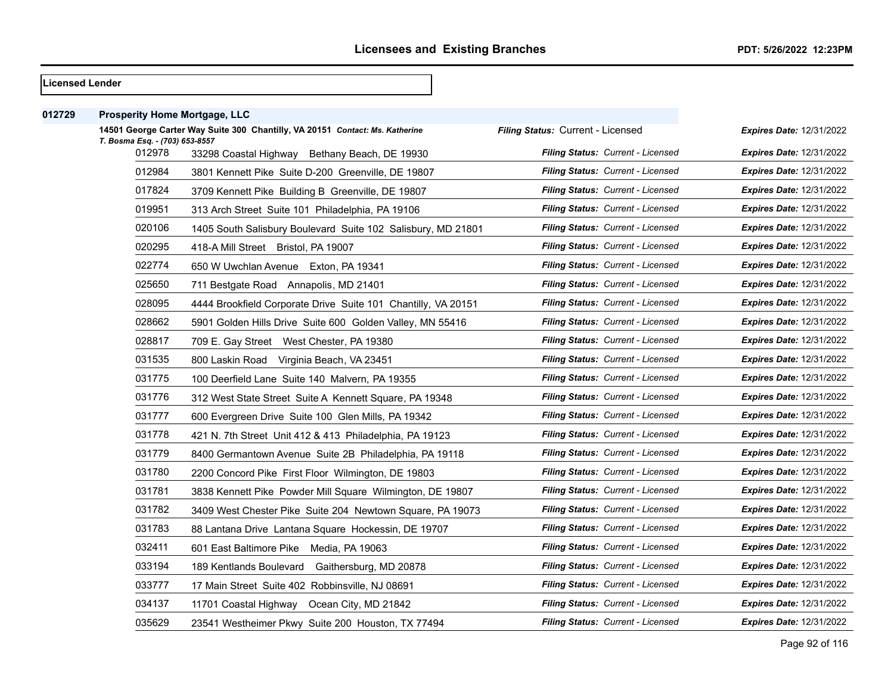**Licensed Lender**

**012729** **Prosperity Home Mortgage, LLC**

**14501 George Carter Way Suite 300 Chantilly, VA 20151** *Contact: Ms. Katherine T. Bosma Esq. - (703) 653-8557* — *Filing Status:* Current - Licensed — *Expires Date:* 12/31/2022

| | | | |
|---|---|---|---|
| 012978 | 33298 Coastal Highway Bethany Beach, DE 19930 | *Filing Status: Current - Licensed* | *Expires Date:* 12/31/2022 |
| 012984 | 3801 Kennett Pike Suite D-200 Greenville, DE 19807 | *Filing Status: Current - Licensed* | *Expires Date:* 12/31/2022 |
| 017824 | 3709 Kennett Pike Building B Greenville, DE 19807 | *Filing Status: Current - Licensed* | *Expires Date:* 12/31/2022 |
| 019951 | 313 Arch Street Suite 101 Philadelphia, PA 19106 | *Filing Status: Current - Licensed* | *Expires Date:* 12/31/2022 |
| 020106 | 1405 South Salisbury Boulevard Suite 102 Salisbury, MD 21801 | *Filing Status: Current - Licensed* | *Expires Date:* 12/31/2022 |
| 020295 | 418-A Mill Street Bristol, PA 19007 | *Filing Status: Current - Licensed* | *Expires Date:* 12/31/2022 |
| 022774 | 650 W Uwchlan Avenue Exton, PA 19341 | *Filing Status: Current - Licensed* | *Expires Date:* 12/31/2022 |
| 025650 | 711 Bestgate Road Annapolis, MD 21401 | *Filing Status: Current - Licensed* | *Expires Date:* 12/31/2022 |
| 028095 | 4444 Brookfield Corporate Drive Suite 101 Chantilly, VA 20151 | *Filing Status: Current - Licensed* | *Expires Date:* 12/31/2022 |
| 028662 | 5901 Golden Hills Drive Suite 600 Golden Valley, MN 55416 | *Filing Status: Current - Licensed* | *Expires Date:* 12/31/2022 |
| 028817 | 709 E. Gay Street West Chester, PA 19380 | *Filing Status: Current - Licensed* | *Expires Date:* 12/31/2022 |
| 031535 | 800 Laskin Road Virginia Beach, VA 23451 | *Filing Status: Current - Licensed* | *Expires Date:* 12/31/2022 |
| 031775 | 100 Deerfield Lane Suite 140 Malvern, PA 19355 | *Filing Status: Current - Licensed* | *Expires Date:* 12/31/2022 |
| 031776 | 312 West State Street Suite A Kennett Square, PA 19348 | *Filing Status: Current - Licensed* | *Expires Date:* 12/31/2022 |
| 031777 | 600 Evergreen Drive Suite 100 Glen Mills, PA 19342 | *Filing Status: Current - Licensed* | *Expires Date:* 12/31/2022 |
| 031778 | 421 N. 7th Street Unit 412 & 413 Philadelphia, PA 19123 | *Filing Status: Current - Licensed* | *Expires Date:* 12/31/2022 |
| 031779 | 8400 Germantown Avenue Suite 2B Philadelphia, PA 19118 | *Filing Status: Current - Licensed* | *Expires Date:* 12/31/2022 |
| 031780 | 2200 Concord Pike First Floor Wilmington, DE 19803 | *Filing Status: Current - Licensed* | *Expires Date:* 12/31/2022 |
| 031781 | 3838 Kennett Pike Powder Mill Square Wilmington, DE 19807 | *Filing Status: Current - Licensed* | *Expires Date:* 12/31/2022 |
| 031782 | 3409 West Chester Pike Suite 204 Newtown Square, PA 19073 | *Filing Status: Current - Licensed* | *Expires Date:* 12/31/2022 |
| 031783 | 88 Lantana Drive Lantana Square Hockessin, DE 19707 | *Filing Status: Current - Licensed* | *Expires Date:* 12/31/2022 |
| 032411 | 601 East Baltimore Pike Media, PA 19063 | *Filing Status: Current - Licensed* | *Expires Date:* 12/31/2022 |
| 033194 | 189 Kentlands Boulevard Gaithersburg, MD 20878 | *Filing Status: Current - Licensed* | *Expires Date:* 12/31/2022 |
| 033777 | 17 Main Street Suite 402 Robbinsville, NJ 08691 | *Filing Status: Current - Licensed* | *Expires Date:* 12/31/2022 |
| 034137 | 11701 Coastal Highway Ocean City, MD 21842 | *Filing Status: Current - Licensed* | *Expires Date:* 12/31/2022 |
| 035629 | 23541 Westheimer Pkwy Suite 200 Houston, TX 77494 | *Filing Status: Current - Licensed* | *Expires Date:* 12/31/2022 |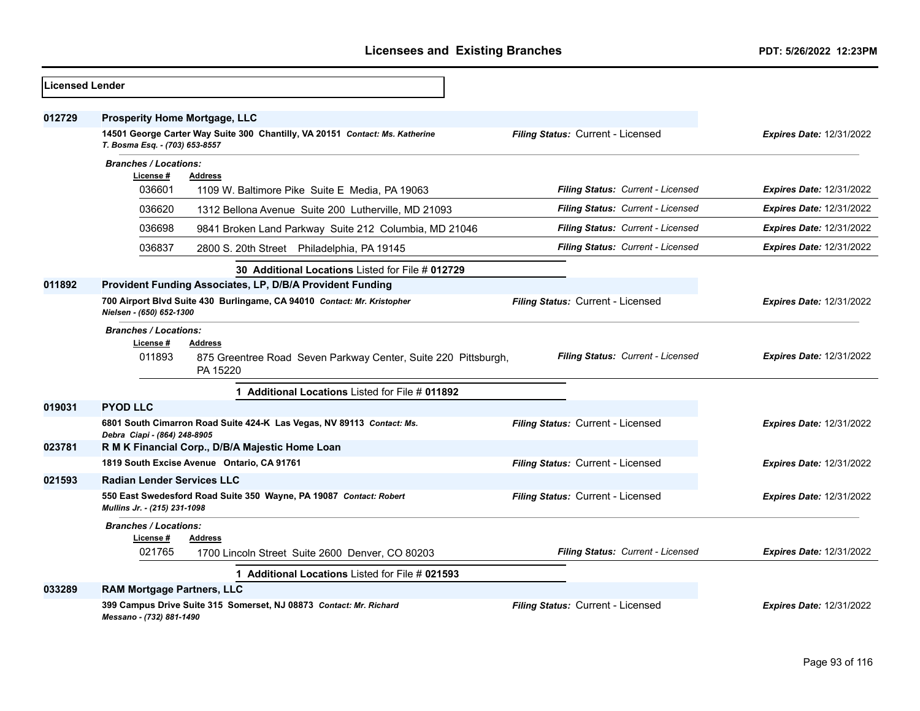## Licensed Lender

**012729** **Prosperity Home Mortgage, LLC**

14501 George Carter Way Suite 300 Chantilly, VA 20151 *Contact: Ms. Katherine T. Bosma Esq. - (703) 653-8557*

*Filing Status:* Current - Licensed *Expires Date:* 12/31/2022

*Branches / Locations:*

| License # | Address | Filing Status | Expires Date |
|---|---|---|---|
| 036601 | 1109 W. Baltimore Pike Suite E Media, PA 19063 | Current - Licensed | 12/31/2022 |
| 036620 | 1312 Bellona Avenue Suite 200 Lutherville, MD 21093 | Current - Licensed | 12/31/2022 |
| 036698 | 9841 Broken Land Parkway Suite 212 Columbia, MD 21046 | Current - Licensed | 12/31/2022 |
| 036837 | 2800 S. 20th Street Philadelphia, PA 19145 | Current - Licensed | 12/31/2022 |

**30 Additional Locations** Listed for File # **012729**

**011892** **Provident Funding Associates, LP, D/B/A Provident Funding**

700 Airport Blvd Suite 430 Burlingame, CA 94010 *Contact: Mr. Kristopher Nielsen - (650) 652-1300*

*Filing Status:* Current - Licensed *Expires Date:* 12/31/2022

*Branches / Locations:*

| License # | Address | Filing Status | Expires Date |
|---|---|---|---|
| 011893 | 875 Greentree Road Seven Parkway Center, Suite 220 Pittsburgh, PA 15220 | Current - Licensed | 12/31/2022 |

**1 Additional Locations** Listed for File # **011892**

**019031** **PYOD LLC**

6801 South Cimarron Road Suite 424-K Las Vegas, NV 89113 *Contact: Ms. Debra Ciapi - (864) 248-8905*

*Filing Status:* Current - Licensed *Expires Date:* 12/31/2022

**023781** **R M K Financial Corp., D/B/A Majestic Home Loan**

1819 South Excise Avenue Ontario, CA 91761

*Filing Status:* Current - Licensed *Expires Date:* 12/31/2022

**021593** **Radian Lender Services LLC**

550 East Swedesford Road Suite 350 Wayne, PA 19087 *Contact: Robert Mullins Jr. - (215) 231-1098*

*Filing Status:* Current - Licensed *Expires Date:* 12/31/2022

*Branches / Locations:*

| License # | Address | Filing Status | Expires Date |
|---|---|---|---|
| 021765 | 1700 Lincoln Street Suite 2600 Denver, CO 80203 | Current - Licensed | 12/31/2022 |

**1 Additional Locations** Listed for File # **021593**

**033289** **RAM Mortgage Partners, LLC**

399 Campus Drive Suite 315 Somerset, NJ 08873 *Contact: Mr. Richard Messano - (732) 881-1490*

*Filing Status:* Current - Licensed *Expires Date:* 12/31/2022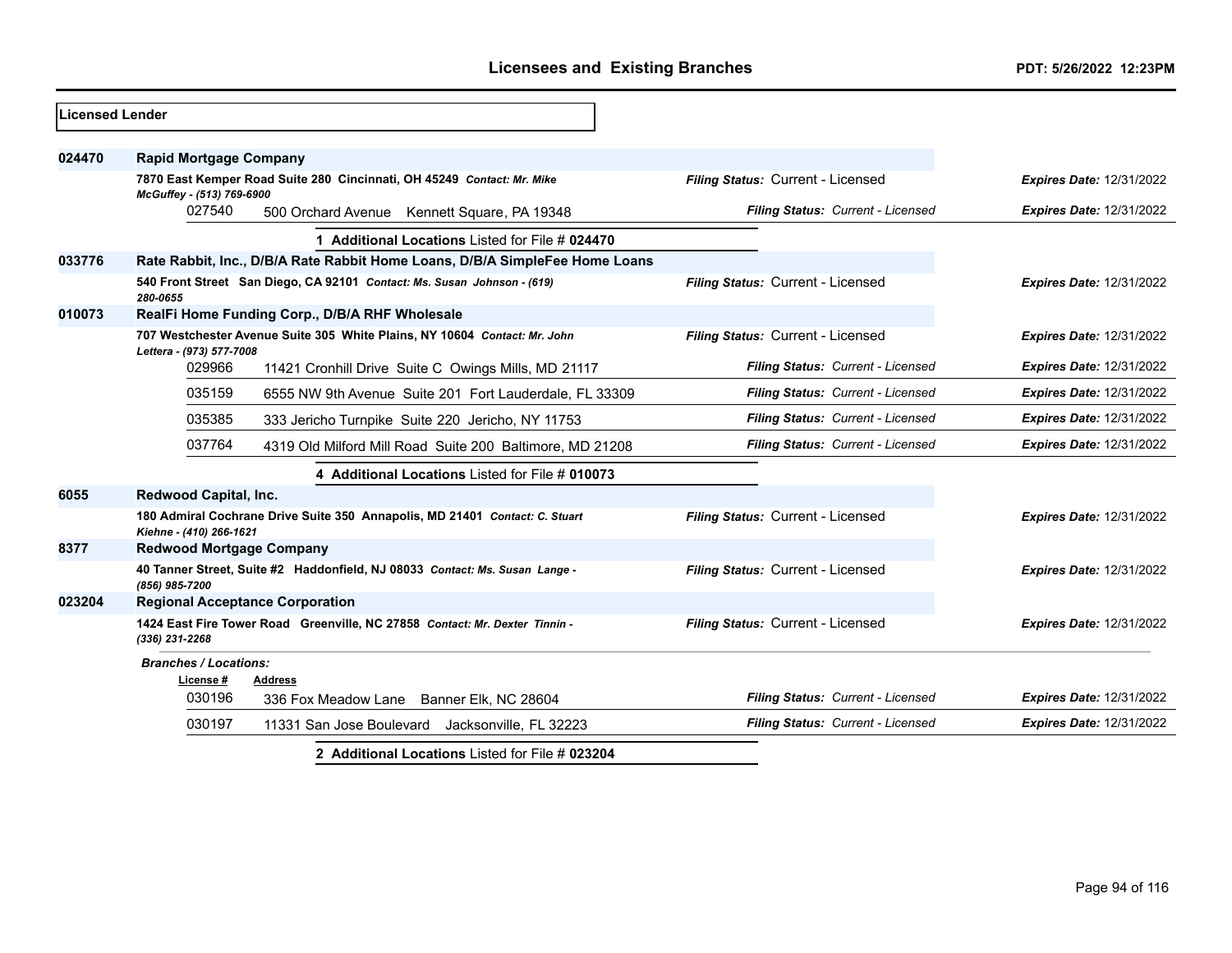**Licensed Lender**

| | | | |
|---|---|---|---|
| **024470** | **Rapid Mortgage Company** | | |
| | **7870 East Kemper Road Suite 280 Cincinnati, OH 45249** *Contact: Mr. Mike McGuffey - (513) 769-6900* | ***Filing Status:*** Current - Licensed | ***Expires Date:*** 12/31/2022 |
| | 027540 500 Orchard Avenue Kennett Square, PA 19348 | ***Filing Status:*** *Current - Licensed* | ***Expires Date:*** 12/31/2022 |
| | **1 Additional Locations** Listed for File # **024470** | | |
| **033776** | **Rate Rabbit, Inc., D/B/A Rate Rabbit Home Loans, D/B/A SimpleFee Home Loans** | | |
| | **540 Front Street San Diego, CA 92101** *Contact: Ms. Susan Johnson - (619) 280-0655* | ***Filing Status:*** Current - Licensed | ***Expires Date:*** 12/31/2022 |
| **010073** | **RealFi Home Funding Corp., D/B/A RHF Wholesale** | | |
| | **707 Westchester Avenue Suite 305 White Plains, NY 10604** *Contact: Mr. John Lettera - (973) 577-7008* | ***Filing Status:*** Current - Licensed | ***Expires Date:*** 12/31/2022 |
| | 029966 11421 Cronhill Drive Suite C Owings Mills, MD 21117 | ***Filing Status:*** *Current - Licensed* | ***Expires Date:*** 12/31/2022 |
| | 035159 6555 NW 9th Avenue Suite 201 Fort Lauderdale, FL 33309 | ***Filing Status:*** *Current - Licensed* | ***Expires Date:*** 12/31/2022 |
| | 035385 333 Jericho Turnpike Suite 220 Jericho, NY 11753 | ***Filing Status:*** *Current - Licensed* | ***Expires Date:*** 12/31/2022 |
| | 037764 4319 Old Milford Mill Road Suite 200 Baltimore, MD 21208 | ***Filing Status:*** *Current - Licensed* | ***Expires Date:*** 12/31/2022 |
| | **4 Additional Locations** Listed for File # **010073** | | |
| **6055** | **Redwood Capital, Inc.** | | |
| | **180 Admiral Cochrane Drive Suite 350 Annapolis, MD 21401** *Contact: C. Stuart Kiehne - (410) 266-1621* | ***Filing Status:*** Current - Licensed | ***Expires Date:*** 12/31/2022 |
| **8377** | **Redwood Mortgage Company** | | |
| | **40 Tanner Street, Suite #2 Haddonfield, NJ 08033** *Contact: Ms. Susan Lange - (856) 985-7200* | ***Filing Status:*** Current - Licensed | ***Expires Date:*** 12/31/2022 |
| **023204** | **Regional Acceptance Corporation** | | |
| | **1424 East Fire Tower Road Greenville, NC 27858** *Contact: Mr. Dexter Tinnin - (336) 231-2268* | ***Filing Status:*** Current - Licensed | ***Expires Date:*** 12/31/2022 |
| | ***Branches / Locations:*** | | |
| | **License #** **Address** | | |
| | 030196 336 Fox Meadow Lane Banner Elk, NC 28604 | ***Filing Status:*** *Current - Licensed* | ***Expires Date:*** 12/31/2022 |
| | 030197 11331 San Jose Boulevard Jacksonville, FL 32223 | ***Filing Status:*** *Current - Licensed* | ***Expires Date:*** 12/31/2022 |
| | **2 Additional Locations** Listed for File # **023204** | | |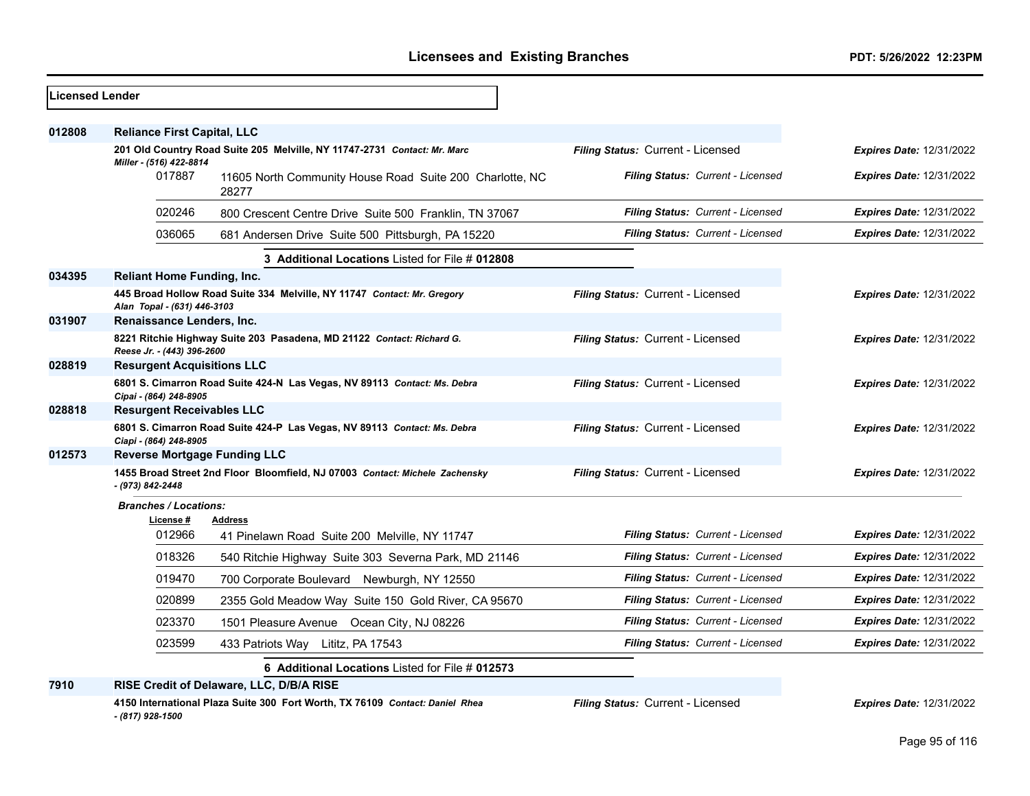## Licensed Lender

**012808 Reliance First Capital, LLC**

**201 Old Country Road Suite 205 Melville, NY 11747-2731** *Contact: Mr. Marc Miller - (516) 422-8814*

*Filing Status:* Current - Licensed — *Expires Date:* 12/31/2022

| License # | Address | Filing Status | Expires Date |
|---|---|---|---|
| 017887 | 11605 North Community House Road Suite 200 Charlotte, NC 28277 | Current - Licensed | 12/31/2022 |
| 020246 | 800 Crescent Centre Drive Suite 500 Franklin, TN 37067 | Current - Licensed | 12/31/2022 |
| 036065 | 681 Andersen Drive Suite 500 Pittsburgh, PA 15220 | Current - Licensed | 12/31/2022 |

**3 Additional Locations** Listed for File # **012808**

**034395 Reliant Home Funding, Inc.**

**445 Broad Hollow Road Suite 334 Melville, NY 11747** *Contact: Mr. Gregory Alan Topal - (631) 446-3103*

*Filing Status:* Current - Licensed — *Expires Date:* 12/31/2022

**031907 Renaissance Lenders, Inc.**

**8221 Ritchie Highway Suite 203 Pasadena, MD 21122** *Contact: Richard G. Reese Jr. - (443) 396-2600*

*Filing Status:* Current - Licensed — *Expires Date:* 12/31/2022

**028819 Resurgent Acquisitions LLC**

**6801 S. Cimarron Road Suite 424-N Las Vegas, NV 89113** *Contact: Ms. Debra Cipai - (864) 248-8905*

*Filing Status:* Current - Licensed — *Expires Date:* 12/31/2022

**028818 Resurgent Receivables LLC**

**6801 S. Cimarron Road Suite 424-P Las Vegas, NV 89113** *Contact: Ms. Debra Ciapi - (864) 248-8905*

*Filing Status:* Current - Licensed — *Expires Date:* 12/31/2022

**012573 Reverse Mortgage Funding LLC**

**1455 Broad Street 2nd Floor Bloomfield, NJ 07003** *Contact: Michele Zachensky - (973) 842-2448*

*Filing Status:* Current - Licensed — *Expires Date:* 12/31/2022

*Branches / Locations:*

| License # | Address | Filing Status | Expires Date |
|---|---|---|---|
| 012966 | 41 Pinelawn Road Suite 200 Melville, NY 11747 | Current - Licensed | 12/31/2022 |
| 018326 | 540 Ritchie Highway Suite 303 Severna Park, MD 21146 | Current - Licensed | 12/31/2022 |
| 019470 | 700 Corporate Boulevard Newburgh, NY 12550 | Current - Licensed | 12/31/2022 |
| 020899 | 2355 Gold Meadow Way Suite 150 Gold River, CA 95670 | Current - Licensed | 12/31/2022 |
| 023370 | 1501 Pleasure Avenue Ocean City, NJ 08226 | Current - Licensed | 12/31/2022 |
| 023599 | 433 Patriots Way Lititz, PA 17543 | Current - Licensed | 12/31/2022 |

**6 Additional Locations** Listed for File # **012573**

**7910 RISE Credit of Delaware, LLC, D/B/A RISE**

**4150 International Plaza Suite 300 Fort Worth, TX 76109** *Contact: Daniel Rhea - (817) 928-1500*

*Filing Status:* Current - Licensed — *Expires Date:* 12/31/2022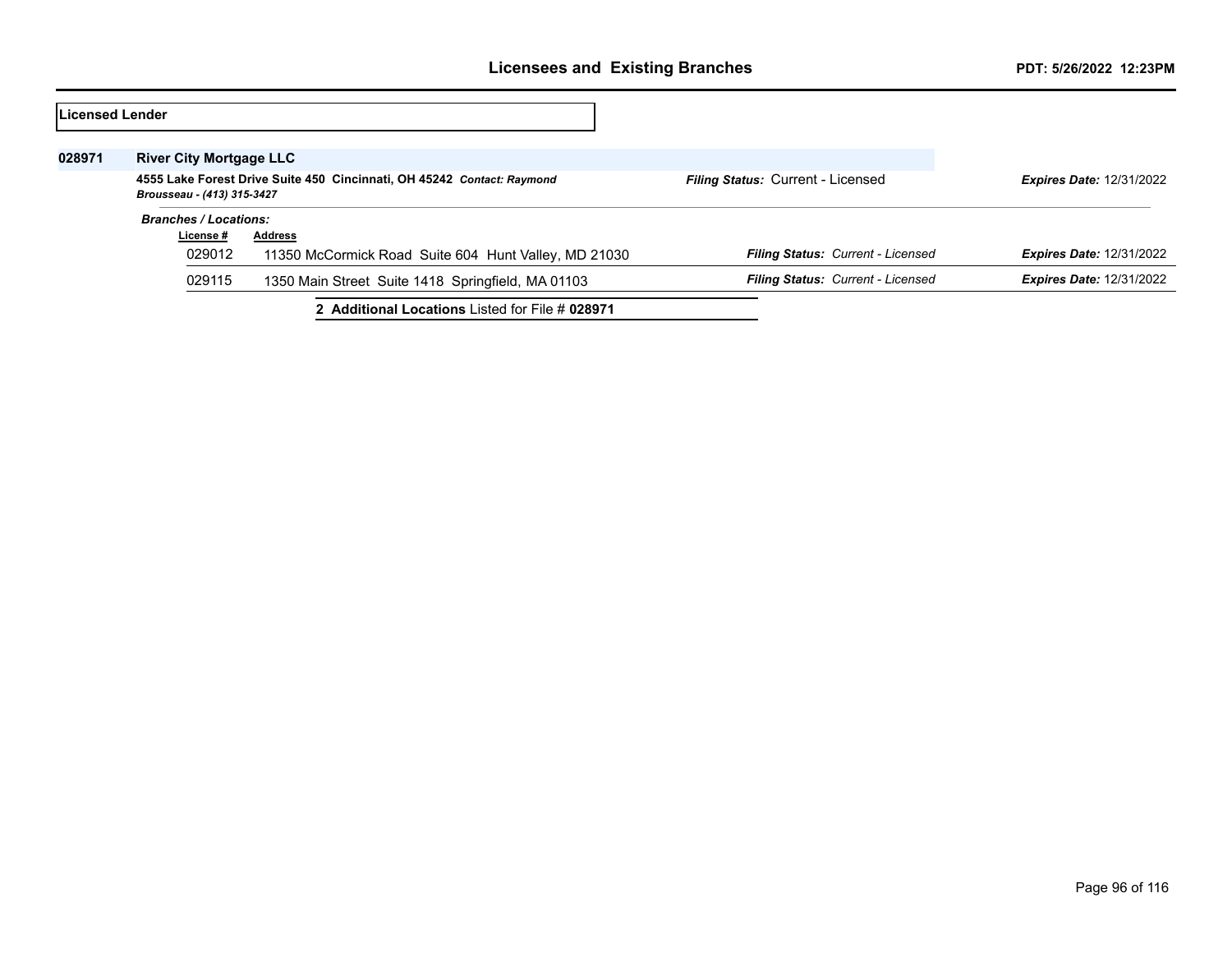**Licensed Lender**

**028971** **River City Mortgage LLC**

**4555 Lake Forest Drive Suite 450 Cincinnati, OH 45242** ***Contact: Raymond Brousseau - (413) 315-3427***

***Filing Status:*** Current - Licensed ***Expires Date:*** 12/31/2022

***Branches / Locations:***

| License # | Address | Filing Status | Expires Date |
|---|---|---|---|
| 029012 | 11350 McCormick Road Suite 604 Hunt Valley, MD 21030 | *Current - Licensed* | 12/31/2022 |
| 029115 | 1350 Main Street Suite 1418 Springfield, MA 01103 | *Current - Licensed* | 12/31/2022 |

**2 Additional Locations** Listed for File # **028971**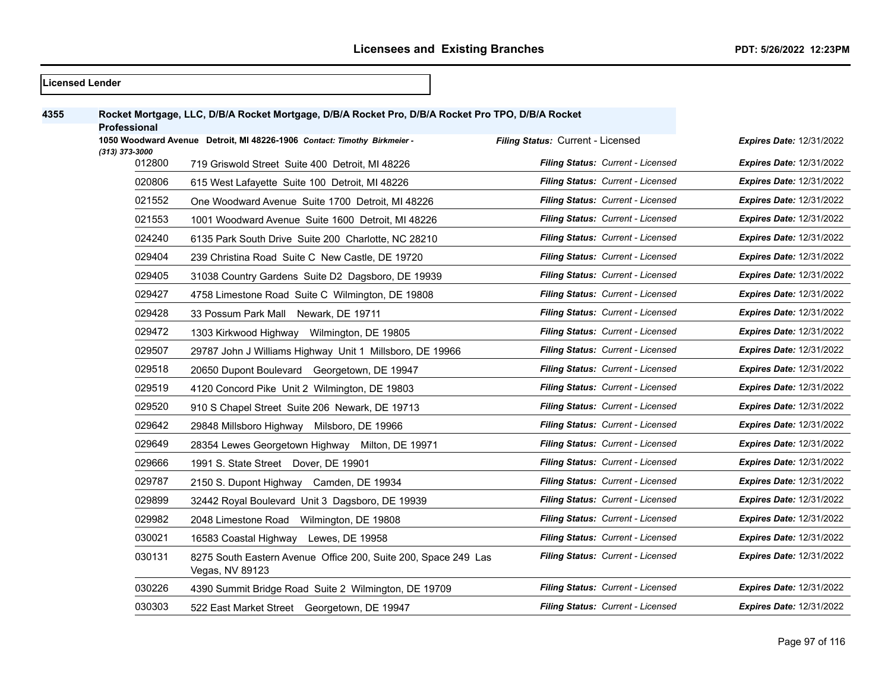**Licensed Lender**

**4355** **Rocket Mortgage, LLC, D/B/A Rocket Mortgage, D/B/A Rocket Pro, D/B/A Rocket Pro TPO, D/B/A Rocket Professional**

**1050 Woodward Avenue Detroit, MI 48226-1906** *Contact: Timothy Birkmeier - (313) 373-3000*

*Filing Status:* Current - Licensed — *Expires Date:* 12/31/2022

| | | | |
|---|---|---|---|
| 012800 | 719 Griswold Street Suite 400 Detroit, MI 48226 | *Filing Status: Current - Licensed* | *Expires Date:* 12/31/2022 |
| 020806 | 615 West Lafayette Suite 100 Detroit, MI 48226 | *Filing Status: Current - Licensed* | *Expires Date:* 12/31/2022 |
| 021552 | One Woodward Avenue Suite 1700 Detroit, MI 48226 | *Filing Status: Current - Licensed* | *Expires Date:* 12/31/2022 |
| 021553 | 1001 Woodward Avenue Suite 1600 Detroit, MI 48226 | *Filing Status: Current - Licensed* | *Expires Date:* 12/31/2022 |
| 024240 | 6135 Park South Drive Suite 200 Charlotte, NC 28210 | *Filing Status: Current - Licensed* | *Expires Date:* 12/31/2022 |
| 029404 | 239 Christina Road Suite C New Castle, DE 19720 | *Filing Status: Current - Licensed* | *Expires Date:* 12/31/2022 |
| 029405 | 31038 Country Gardens Suite D2 Dagsboro, DE 19939 | *Filing Status: Current - Licensed* | *Expires Date:* 12/31/2022 |
| 029427 | 4758 Limestone Road Suite C Wilmington, DE 19808 | *Filing Status: Current - Licensed* | *Expires Date:* 12/31/2022 |
| 029428 | 33 Possum Park Mall Newark, DE 19711 | *Filing Status: Current - Licensed* | *Expires Date:* 12/31/2022 |
| 029472 | 1303 Kirkwood Highway Wilmington, DE 19805 | *Filing Status: Current - Licensed* | *Expires Date:* 12/31/2022 |
| 029507 | 29787 John J Williams Highway Unit 1 Millsboro, DE 19966 | *Filing Status: Current - Licensed* | *Expires Date:* 12/31/2022 |
| 029518 | 20650 Dupont Boulevard Georgetown, DE 19947 | *Filing Status: Current - Licensed* | *Expires Date:* 12/31/2022 |
| 029519 | 4120 Concord Pike Unit 2 Wilmington, DE 19803 | *Filing Status: Current - Licensed* | *Expires Date:* 12/31/2022 |
| 029520 | 910 S Chapel Street Suite 206 Newark, DE 19713 | *Filing Status: Current - Licensed* | *Expires Date:* 12/31/2022 |
| 029642 | 29848 Millsboro Highway Milsboro, DE 19966 | *Filing Status: Current - Licensed* | *Expires Date:* 12/31/2022 |
| 029649 | 28354 Lewes Georgetown Highway Milton, DE 19971 | *Filing Status: Current - Licensed* | *Expires Date:* 12/31/2022 |
| 029666 | 1991 S. State Street Dover, DE 19901 | *Filing Status: Current - Licensed* | *Expires Date:* 12/31/2022 |
| 029787 | 2150 S. Dupont Highway Camden, DE 19934 | *Filing Status: Current - Licensed* | *Expires Date:* 12/31/2022 |
| 029899 | 32442 Royal Boulevard Unit 3 Dagsboro, DE 19939 | *Filing Status: Current - Licensed* | *Expires Date:* 12/31/2022 |
| 029982 | 2048 Limestone Road Wilmington, DE 19808 | *Filing Status: Current - Licensed* | *Expires Date:* 12/31/2022 |
| 030021 | 16583 Coastal Highway Lewes, DE 19958 | *Filing Status: Current - Licensed* | *Expires Date:* 12/31/2022 |
| 030131 | 8275 South Eastern Avenue Office 200, Suite 200, Space 249 Las Vegas, NV 89123 | *Filing Status: Current - Licensed* | *Expires Date:* 12/31/2022 |
| 030226 | 4390 Summit Bridge Road Suite 2 Wilmington, DE 19709 | *Filing Status: Current - Licensed* | *Expires Date:* 12/31/2022 |
| 030303 | 522 East Market Street Georgetown, DE 19947 | *Filing Status: Current - Licensed* | *Expires Date:* 12/31/2022 |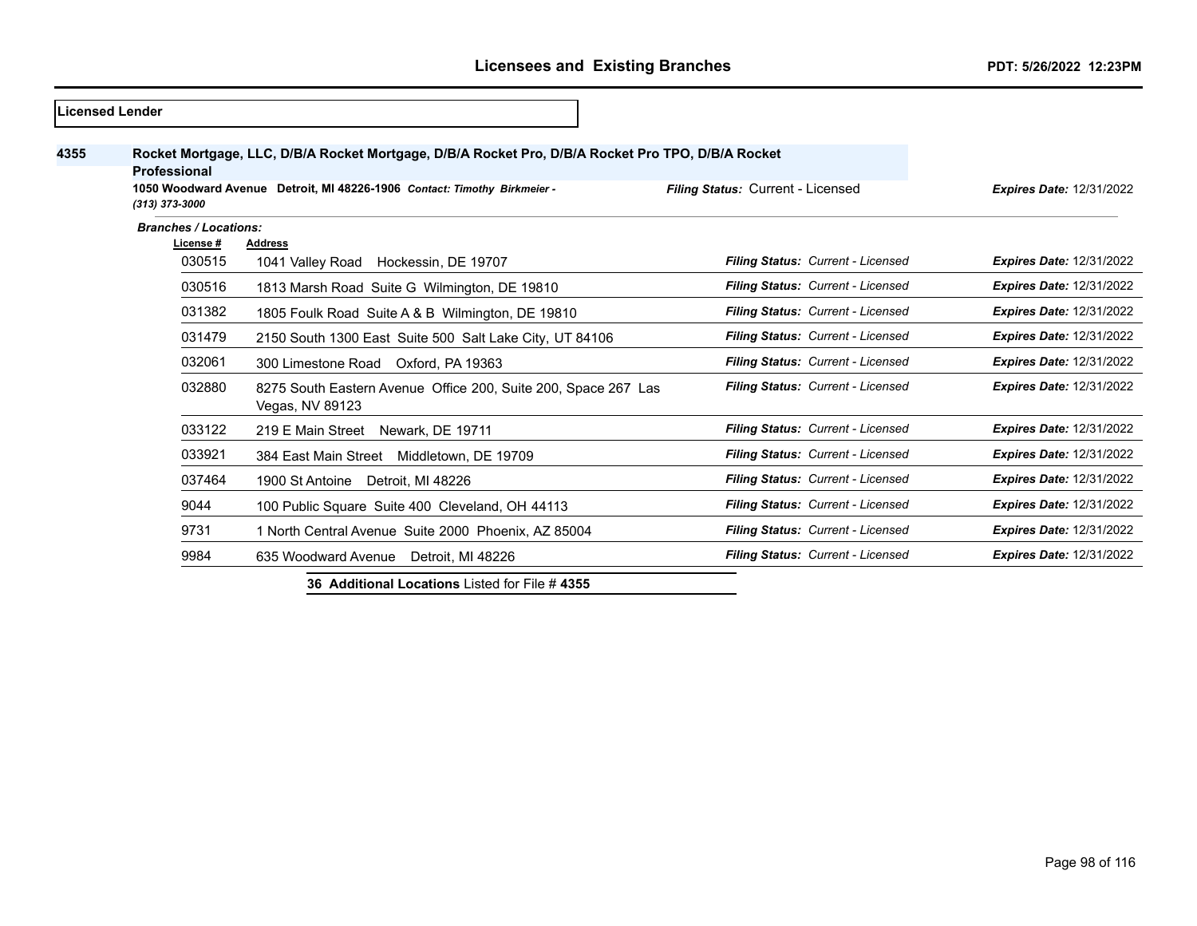**Licensed Lender**

**4355** **Rocket Mortgage, LLC, D/B/A Rocket Mortgage, D/B/A Rocket Pro, D/B/A Rocket Pro TPO, D/B/A Rocket Professional**

**1050 Woodward Avenue Detroit, MI 48226-1906** *Contact: Timothy Birkmeier - (313) 373-3000*

*Filing Status:* Current - Licensed

*Expires Date:* 12/31/2022

*Branches / Locations:*

| License # | Address | Filing Status | Expires Date |
|---|---|---|---|
| 030515 | 1041 Valley Road Hockessin, DE 19707 | Current - Licensed | 12/31/2022 |
| 030516 | 1813 Marsh Road Suite G Wilmington, DE 19810 | Current - Licensed | 12/31/2022 |
| 031382 | 1805 Foulk Road Suite A & B Wilmington, DE 19810 | Current - Licensed | 12/31/2022 |
| 031479 | 2150 South 1300 East Suite 500 Salt Lake City, UT 84106 | Current - Licensed | 12/31/2022 |
| 032061 | 300 Limestone Road Oxford, PA 19363 | Current - Licensed | 12/31/2022 |
| 032880 | 8275 South Eastern Avenue Office 200, Suite 200, Space 267 Las Vegas, NV 89123 | Current - Licensed | 12/31/2022 |
| 033122 | 219 E Main Street Newark, DE 19711 | Current - Licensed | 12/31/2022 |
| 033921 | 384 East Main Street Middletown, DE 19709 | Current - Licensed | 12/31/2022 |
| 037464 | 1900 St Antoine Detroit, MI 48226 | Current - Licensed | 12/31/2022 |
| 9044 | 100 Public Square Suite 400 Cleveland, OH 44113 | Current - Licensed | 12/31/2022 |
| 9731 | 1 North Central Avenue Suite 2000 Phoenix, AZ 85004 | Current - Licensed | 12/31/2022 |
| 9984 | 635 Woodward Avenue Detroit, MI 48226 | Current - Licensed | 12/31/2022 |

**36 Additional Locations** Listed for File # **4355**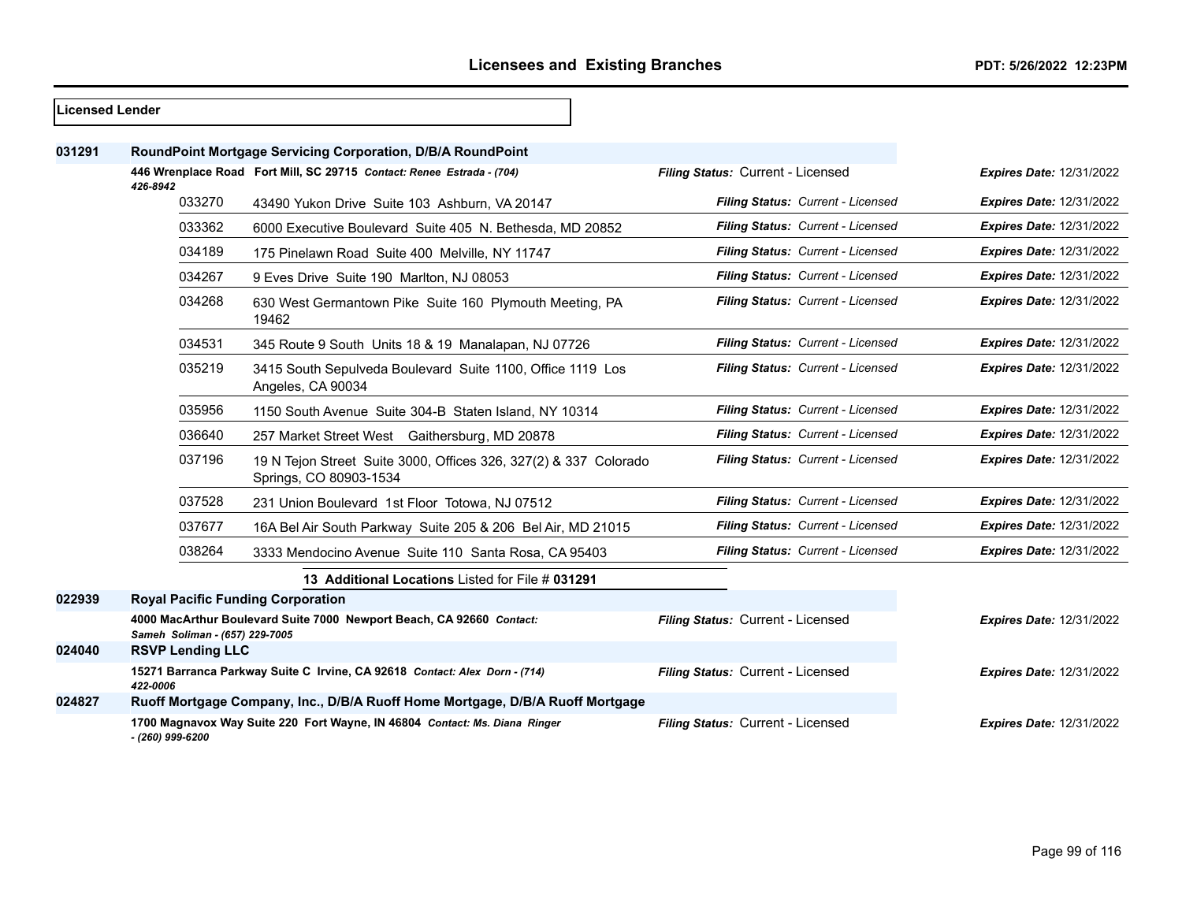## Licensed Lender

**031291** **RoundPoint Mortgage Servicing Corporation, D/B/A RoundPoint**

**446 Wrenplace Road Fort Mill, SC 29715** *Contact: Renee Estrada - (704) 426-8942* — *Filing Status:* Current - Licensed — *Expires Date:* 12/31/2022

| | | | |
|---|---|---|---|
| 033270 | 43490 Yukon Drive Suite 103 Ashburn, VA 20147 | *Filing Status: Current - Licensed* | *Expires Date:* 12/31/2022 |
| 033362 | 6000 Executive Boulevard Suite 405 N. Bethesda, MD 20852 | *Filing Status: Current - Licensed* | *Expires Date:* 12/31/2022 |
| 034189 | 175 Pinelawn Road Suite 400 Melville, NY 11747 | *Filing Status: Current - Licensed* | *Expires Date:* 12/31/2022 |
| 034267 | 9 Eves Drive Suite 190 Marlton, NJ 08053 | *Filing Status: Current - Licensed* | *Expires Date:* 12/31/2022 |
| 034268 | 630 West Germantown Pike Suite 160 Plymouth Meeting, PA 19462 | *Filing Status: Current - Licensed* | *Expires Date:* 12/31/2022 |
| 034531 | 345 Route 9 South Units 18 & 19 Manalapan, NJ 07726 | *Filing Status: Current - Licensed* | *Expires Date:* 12/31/2022 |
| 035219 | 3415 South Sepulveda Boulevard Suite 1100, Office 1119 Los Angeles, CA 90034 | *Filing Status: Current - Licensed* | *Expires Date:* 12/31/2022 |
| 035956 | 1150 South Avenue Suite 304-B Staten Island, NY 10314 | *Filing Status: Current - Licensed* | *Expires Date:* 12/31/2022 |
| 036640 | 257 Market Street West Gaithersburg, MD 20878 | *Filing Status: Current - Licensed* | *Expires Date:* 12/31/2022 |
| 037196 | 19 N Tejon Street Suite 3000, Offices 326, 327(2) & 337 Colorado Springs, CO 80903-1534 | *Filing Status: Current - Licensed* | *Expires Date:* 12/31/2022 |
| 037528 | 231 Union Boulevard 1st Floor Totowa, NJ 07512 | *Filing Status: Current - Licensed* | *Expires Date:* 12/31/2022 |
| 037677 | 16A Bel Air South Parkway Suite 205 & 206 Bel Air, MD 21015 | *Filing Status: Current - Licensed* | *Expires Date:* 12/31/2022 |
| 038264 | 3333 Mendocino Avenue Suite 110 Santa Rosa, CA 95403 | *Filing Status: Current - Licensed* | *Expires Date:* 12/31/2022 |

**13 Additional Locations** Listed for File # **031291**

**022939** **Royal Pacific Funding Corporation**

**4000 MacArthur Boulevard Suite 7000 Newport Beach, CA 92660** *Contact: Sameh Soliman - (657) 229-7005* — *Filing Status:* Current - Licensed — *Expires Date:* 12/31/2022

**024040** **RSVP Lending LLC**

**15271 Barranca Parkway Suite C Irvine, CA 92618** *Contact: Alex Dorn - (714) 422-0006* — *Filing Status:* Current - Licensed — *Expires Date:* 12/31/2022

**024827** **Ruoff Mortgage Company, Inc., D/B/A Ruoff Home Mortgage, D/B/A Ruoff Mortgage**

**1700 Magnavox Way Suite 220 Fort Wayne, IN 46804** *Contact: Ms. Diana Ringer - (260) 999-6200* — *Filing Status:* Current - Licensed — *Expires Date:* 12/31/2022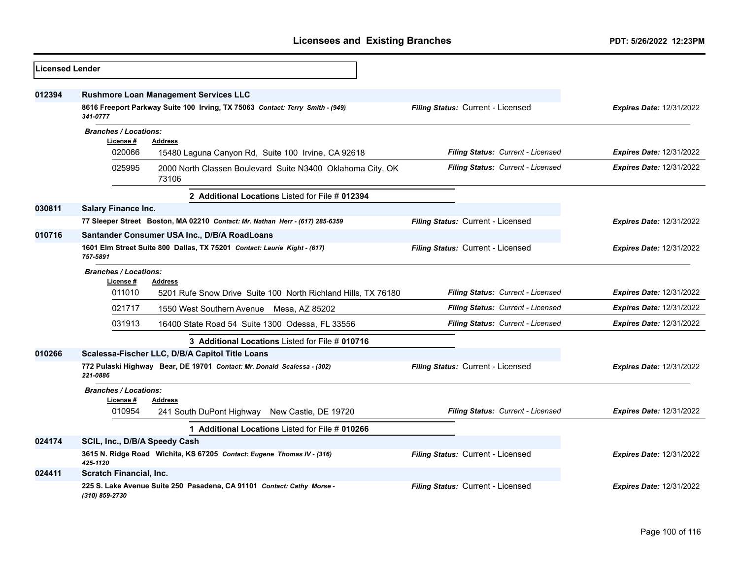## Licensed Lender

**012394** **Rushmore Loan Management Services LLC**

**8616 Freeport Parkway Suite 100 Irving, TX 75063** *Contact: Terry Smith - (949) 341-0777*

*Filing Status:* Current - Licensed *Expires Date:* 12/31/2022

*Branches / Locations:*

| License # | Address | Filing Status | Expires Date |
|---|---|---|---|
| 020066 | 15480 Laguna Canyon Rd, Suite 100 Irvine, CA 92618 | Current - Licensed | 12/31/2022 |
| 025995 | 2000 North Classen Boulevard Suite N3400 Oklahoma City, OK 73106 | Current - Licensed | 12/31/2022 |

**2 Additional Locations** Listed for File # **012394**

**030811** **Salary Finance Inc.**

**77 Sleeper Street Boston, MA 02210** *Contact: Mr. Nathan Herr - (617) 285-6359*

*Filing Status:* Current - Licensed *Expires Date:* 12/31/2022

**010716** **Santander Consumer USA Inc., D/B/A RoadLoans**

**1601 Elm Street Suite 800 Dallas, TX 75201** *Contact: Laurie Kight - (617) 757-5891*

*Filing Status:* Current - Licensed *Expires Date:* 12/31/2022

*Branches / Locations:*

| License # | Address | Filing Status | Expires Date |
|---|---|---|---|
| 011010 | 5201 Rufe Snow Drive Suite 100 North Richland Hills, TX 76180 | Current - Licensed | 12/31/2022 |
| 021717 | 1550 West Southern Avenue Mesa, AZ 85202 | Current - Licensed | 12/31/2022 |
| 031913 | 16400 State Road 54 Suite 1300 Odessa, FL 33556 | Current - Licensed | 12/31/2022 |

**3 Additional Locations** Listed for File # **010716**

**010266** **Scalessa-Fischer LLC, D/B/A Capitol Title Loans**

**772 Pulaski Highway Bear, DE 19701** *Contact: Mr. Donald Scalessa - (302) 221-0886*

*Filing Status:* Current - Licensed *Expires Date:* 12/31/2022

*Branches / Locations:*

| License # | Address | Filing Status | Expires Date |
|---|---|---|---|
| 010954 | 241 South DuPont Highway New Castle, DE 19720 | Current - Licensed | 12/31/2022 |

**1 Additional Locations** Listed for File # **010266**

**024174** **SCIL, Inc., D/B/A Speedy Cash**

**3615 N. Ridge Road Wichita, KS 67205** *Contact: Eugene Thomas IV - (316) 425-1120*

*Filing Status:* Current - Licensed *Expires Date:* 12/31/2022

**024411** **Scratch Financial, Inc.**

**225 S. Lake Avenue Suite 250 Pasadena, CA 91101** *Contact: Cathy Morse - (310) 859-2730*

*Filing Status:* Current - Licensed *Expires Date:* 12/31/2022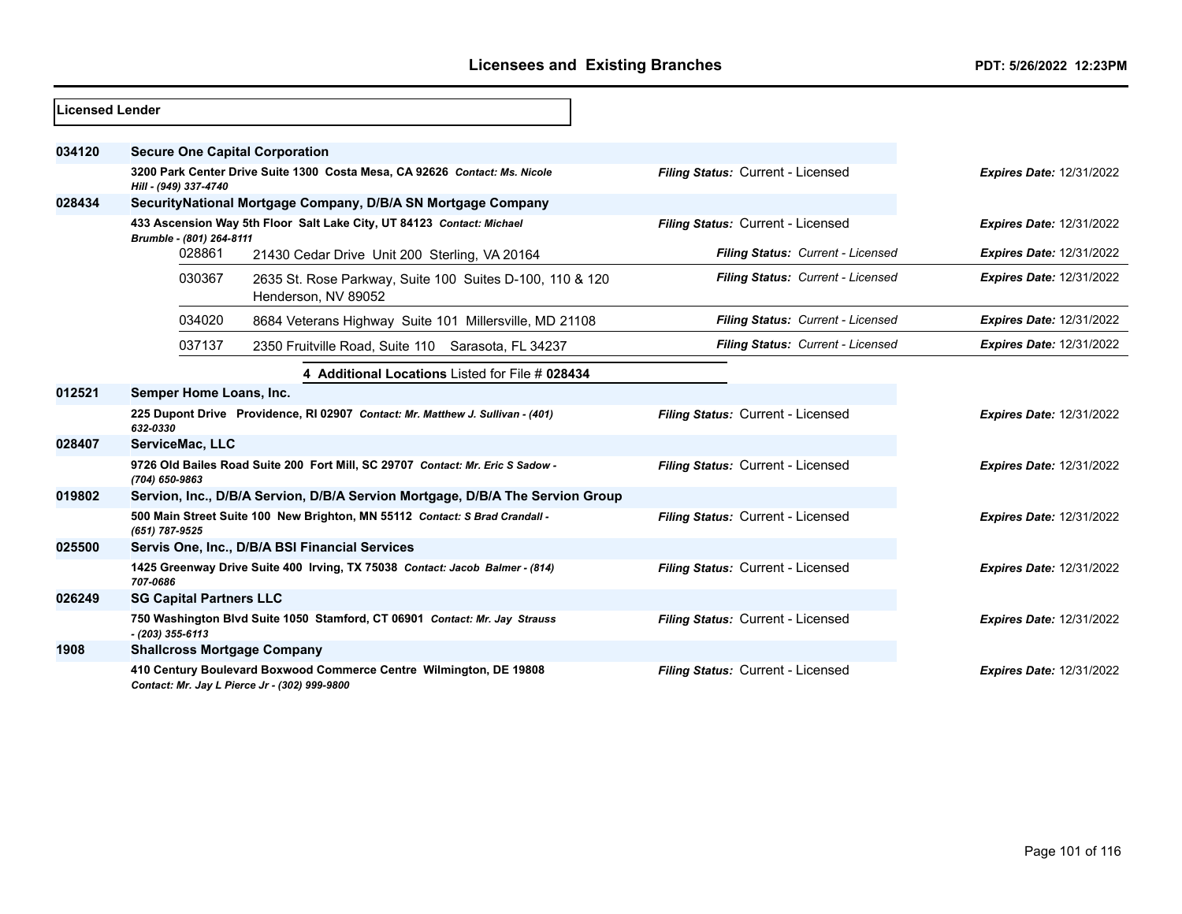**Licensed Lender**

| | | | |
|---|---|---|---|
| **034120** | **Secure One Capital Corporation** | | |
| | **3200 Park Center Drive Suite 1300 Costa Mesa, CA 92626** *Contact: Ms. Nicole Hill - (949) 337-4740* | *Filing Status:* Current - Licensed | *Expires Date:* 12/31/2022 |
| **028434** | **SecurityNational Mortgage Company, D/B/A SN Mortgage Company** | | |
| | **433 Ascension Way 5th Floor Salt Lake City, UT 84123** *Contact: Michael Brumble - (801) 264-8111* | *Filing Status:* Current - Licensed | *Expires Date:* 12/31/2022 |
| | 028861 21430 Cedar Drive Unit 200 Sterling, VA 20164 | *Filing Status: Current - Licensed* | *Expires Date:* 12/31/2022 |
| | 030367 2635 St. Rose Parkway, Suite 100 Suites D-100, 110 & 120 Henderson, NV 89052 | *Filing Status: Current - Licensed* | *Expires Date:* 12/31/2022 |
| | 034020 8684 Veterans Highway Suite 101 Millersville, MD 21108 | *Filing Status: Current - Licensed* | *Expires Date:* 12/31/2022 |
| | 037137 2350 Fruitville Road, Suite 110 Sarasota, FL 34237 | *Filing Status: Current - Licensed* | *Expires Date:* 12/31/2022 |
| | **4 Additional Locations** Listed for File # **028434** | | |
| **012521** | **Semper Home Loans, Inc.** | | |
| | **225 Dupont Drive Providence, RI 02907** *Contact: Mr. Matthew J. Sullivan - (401) 632-0330* | *Filing Status:* Current - Licensed | *Expires Date:* 12/31/2022 |
| **028407** | **ServiceMac, LLC** | | |
| | **9726 Old Bailes Road Suite 200 Fort Mill, SC 29707** *Contact: Mr. Eric S Sadow - (704) 650-9863* | *Filing Status:* Current - Licensed | *Expires Date:* 12/31/2022 |
| **019802** | **Servion, Inc., D/B/A Servion, D/B/A Servion Mortgage, D/B/A The Servion Group** | | |
| | **500 Main Street Suite 100 New Brighton, MN 55112** *Contact: S Brad Crandall - (651) 787-9525* | *Filing Status:* Current - Licensed | *Expires Date:* 12/31/2022 |
| **025500** | **Servis One, Inc., D/B/A BSI Financial Services** | | |
| | **1425 Greenway Drive Suite 400 Irving, TX 75038** *Contact: Jacob Balmer - (814) 707-0686* | *Filing Status:* Current - Licensed | *Expires Date:* 12/31/2022 |
| **026249** | **SG Capital Partners LLC** | | |
| | **750 Washington Blvd Suite 1050 Stamford, CT 06901** *Contact: Mr. Jay Strauss - (203) 355-6113* | *Filing Status:* Current - Licensed | *Expires Date:* 12/31/2022 |
| **1908** | **Shallcross Mortgage Company** | | |
| | **410 Century Boulevard Boxwood Commerce Centre Wilmington, DE 19808** *Contact: Mr. Jay L Pierce Jr - (302) 999-9800* | *Filing Status:* Current - Licensed | *Expires Date:* 12/31/2022 |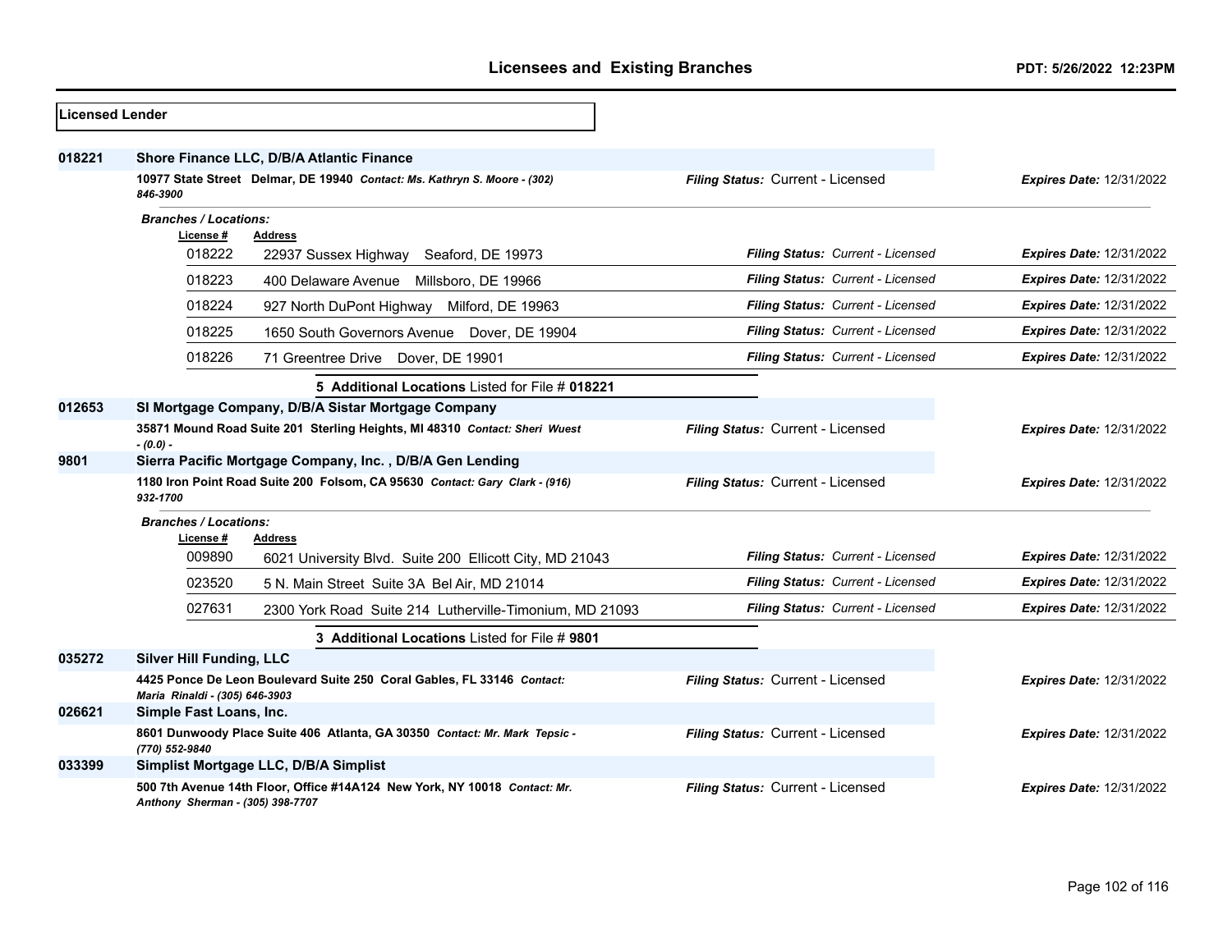## Licensed Lender

**018221** **Shore Finance LLC, D/B/A Atlantic Finance**

10977 State Street Delmar, DE 19940 *Contact: Ms. Kathryn S. Moore - (302) 846-3900* — *Filing Status:* Current - Licensed — *Expires Date:* 12/31/2022

*Branches / Locations:*

| License # | Address | Filing Status | Expires Date |
|---|---|---|---|
| 018222 | 22937 Sussex Highway Seaford, DE 19973 | Current - Licensed | 12/31/2022 |
| 018223 | 400 Delaware Avenue Millsboro, DE 19966 | Current - Licensed | 12/31/2022 |
| 018224 | 927 North DuPont Highway Milford, DE 19963 | Current - Licensed | 12/31/2022 |
| 018225 | 1650 South Governors Avenue Dover, DE 19904 | Current - Licensed | 12/31/2022 |
| 018226 | 71 Greentree Drive Dover, DE 19901 | Current - Licensed | 12/31/2022 |

**5 Additional Locations** Listed for File # **018221**

**012653** **SI Mortgage Company, D/B/A Sistar Mortgage Company**

35871 Mound Road Suite 201 Sterling Heights, MI 48310 *Contact: Sheri Wuest - (0.0) -* — *Filing Status:* Current - Licensed — *Expires Date:* 12/31/2022

**9801** **Sierra Pacific Mortgage Company, Inc. , D/B/A Gen Lending**

1180 Iron Point Road Suite 200 Folsom, CA 95630 *Contact: Gary Clark - (916) 932-1700* — *Filing Status:* Current - Licensed — *Expires Date:* 12/31/2022

*Branches / Locations:*

| License # | Address | Filing Status | Expires Date |
|---|---|---|---|
| 009890 | 6021 University Blvd. Suite 200 Ellicott City, MD 21043 | Current - Licensed | 12/31/2022 |
| 023520 | 5 N. Main Street Suite 3A Bel Air, MD 21014 | Current - Licensed | 12/31/2022 |
| 027631 | 2300 York Road Suite 214 Lutherville-Timonium, MD 21093 | Current - Licensed | 12/31/2022 |

**3 Additional Locations** Listed for File # **9801**

**035272** **Silver Hill Funding, LLC**

4425 Ponce De Leon Boulevard Suite 250 Coral Gables, FL 33146 *Contact: Maria Rinaldi - (305) 646-3903* — *Filing Status:* Current - Licensed — *Expires Date:* 12/31/2022

**026621** **Simple Fast Loans, Inc.**

8601 Dunwoody Place Suite 406 Atlanta, GA 30350 *Contact: Mr. Mark Tepsic - (770) 552-9840* — *Filing Status:* Current - Licensed — *Expires Date:* 12/31/2022

**033399** **Simplist Mortgage LLC, D/B/A Simplist**

500 7th Avenue 14th Floor, Office #14A124 New York, NY 10018 *Contact: Mr. Anthony Sherman - (305) 398-7707* — *Filing Status:* Current - Licensed — *Expires Date:* 12/31/2022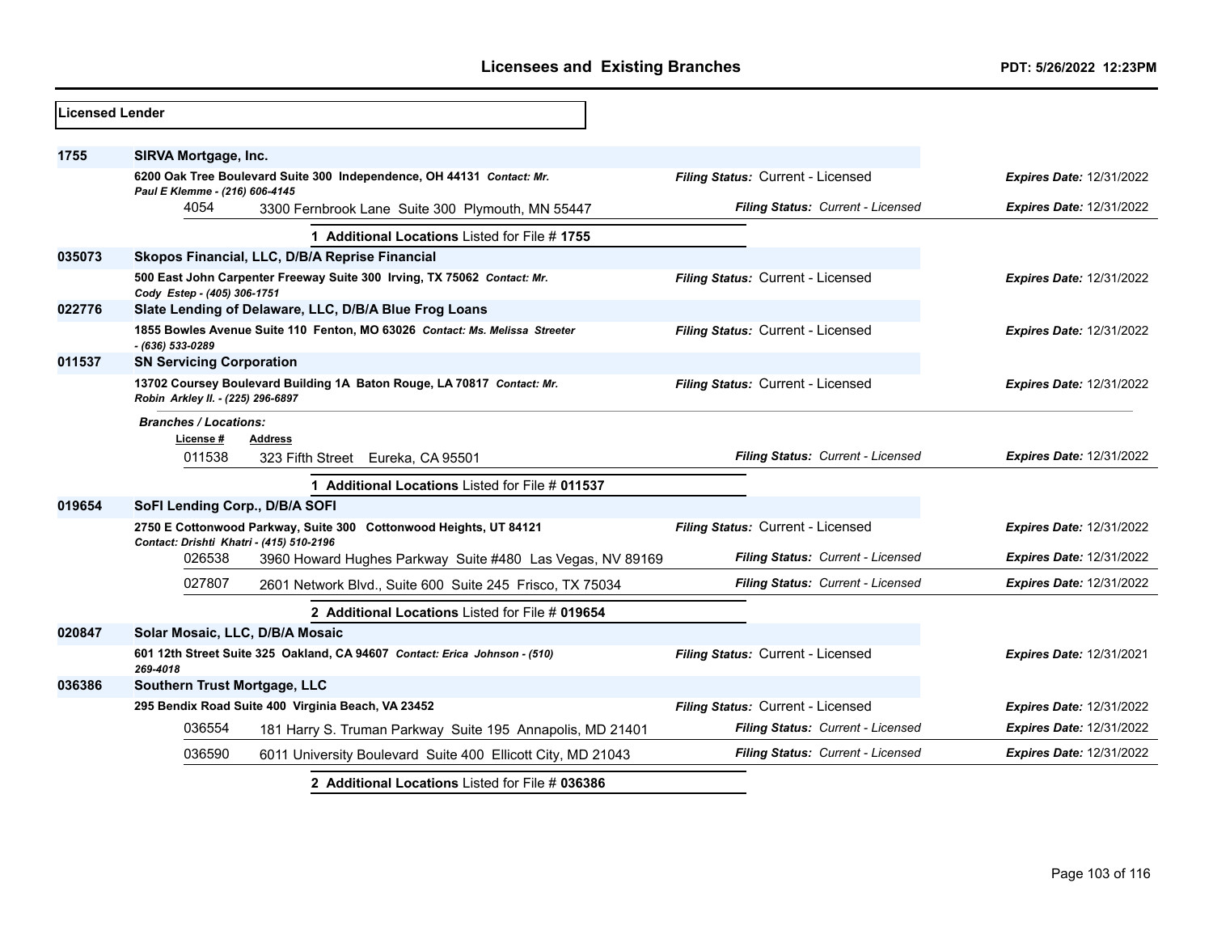## Licensed Lender

**1755** **SIRVA Mortgage, Inc.**

**6200 Oak Tree Boulevard Suite 300 Independence, OH 44131** ***Contact: Mr. Paul E Klemme - (216) 606-4145*** — *Filing Status:* Current - Licensed — *Expires Date:* 12/31/2022

| License # | Address | Filing Status | Expires Date |
|---|---|---|---|
| 4054 | 3300 Fernbrook Lane Suite 300 Plymouth, MN 55447 | Current - Licensed | 12/31/2022 |

**1 Additional Locations** Listed for File # **1755**

**035073** **Skopos Financial, LLC, D/B/A Reprise Financial**

**500 East John Carpenter Freeway Suite 300 Irving, TX 75062** ***Contact: Mr. Cody Estep - (405) 306-1751*** — *Filing Status:* Current - Licensed — *Expires Date:* 12/31/2022

**022776** **Slate Lending of Delaware, LLC, D/B/A Blue Frog Loans**

**1855 Bowles Avenue Suite 110 Fenton, MO 63026** ***Contact: Ms. Melissa Streeter - (636) 533-0289*** — *Filing Status:* Current - Licensed — *Expires Date:* 12/31/2022

**011537** **SN Servicing Corporation**

**13702 Coursey Boulevard Building 1A Baton Rouge, LA 70817** ***Contact: Mr. Robin Arkley II. - (225) 296-6897*** — *Filing Status:* Current - Licensed — *Expires Date:* 12/31/2022

***Branches / Locations:***

| License # | Address | Filing Status | Expires Date |
|---|---|---|---|
| 011538 | 323 Fifth Street Eureka, CA 95501 | Current - Licensed | 12/31/2022 |

**1 Additional Locations** Listed for File # **011537**

**019654** **SoFI Lending Corp., D/B/A SOFI**

**2750 E Cottonwood Parkway, Suite 300 Cottonwood Heights, UT 84121** ***Contact: Drishti Khatri - (415) 510-2196*** — *Filing Status:* Current - Licensed — *Expires Date:* 12/31/2022

| License # | Address | Filing Status | Expires Date |
|---|---|---|---|
| 026538 | 3960 Howard Hughes Parkway Suite #480 Las Vegas, NV 89169 | Current - Licensed | 12/31/2022 |
| 027807 | 2601 Network Blvd., Suite 600 Suite 245 Frisco, TX 75034 | Current - Licensed | 12/31/2022 |

**2 Additional Locations** Listed for File # **019654**

**020847** **Solar Mosaic, LLC, D/B/A Mosaic**

**601 12th Street Suite 325 Oakland, CA 94607** ***Contact: Erica Johnson - (510) 269-4018*** — *Filing Status:* Current - Licensed — *Expires Date:* 12/31/2021

**036386** **Southern Trust Mortgage, LLC**

**295 Bendix Road Suite 400 Virginia Beach, VA 23452** — *Filing Status:* Current - Licensed — *Expires Date:* 12/31/2022

| License # | Address | Filing Status | Expires Date |
|---|---|---|---|
| 036554 | 181 Harry S. Truman Parkway Suite 195 Annapolis, MD 21401 | Current - Licensed | 12/31/2022 |
| 036590 | 6011 University Boulevard Suite 400 Ellicott City, MD 21043 | Current - Licensed | 12/31/2022 |

**2 Additional Locations** Listed for File # **036386**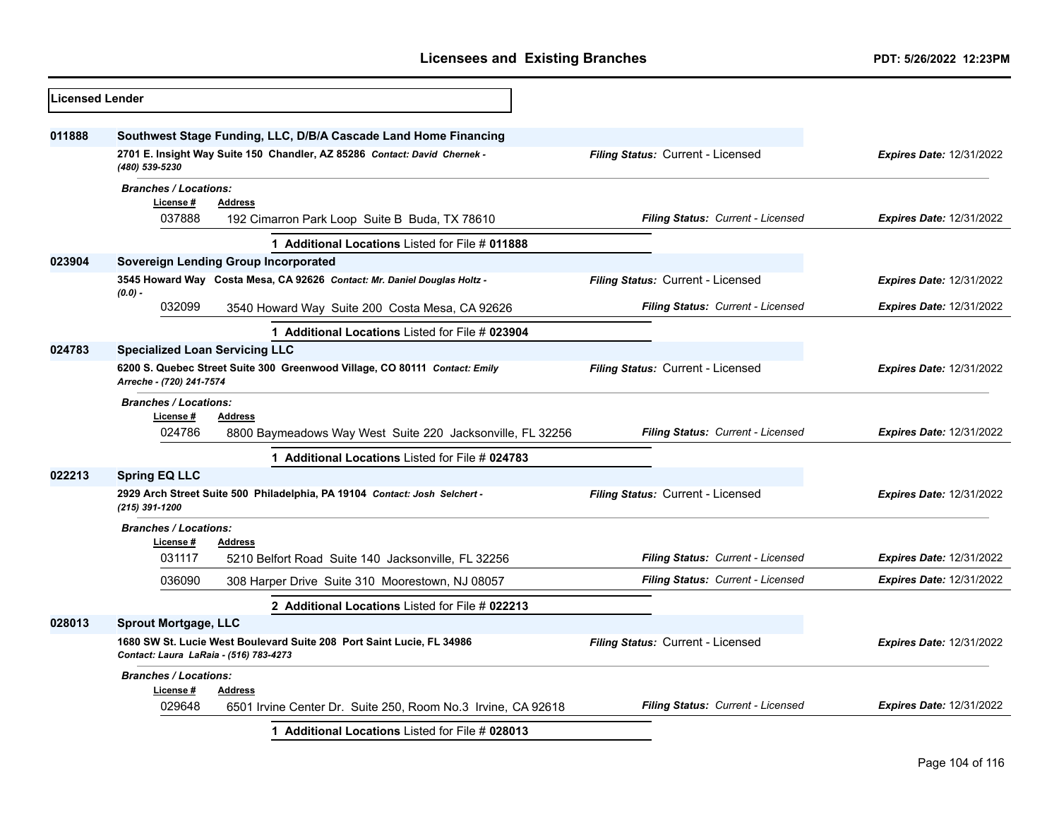# Licensees and Existing Branches

PDT: 5/26/2022 12:23PM

**Licensed Lender**

**011888** **Southwest Stage Funding, LLC, D/B/A Cascade Land Home Financing**

**2701 E. Insight Way Suite 150 Chandler, AZ 85286** *Contact: David Chernek - (480) 539-5230*

*Filing Status:* Current - Licensed — *Expires Date:* 12/31/2022

*Branches / Locations:*

| License # | Address | Filing Status | Expires Date |
| --- | --- | --- | --- |
| 037888 | 192 Cimarron Park Loop Suite B Buda, TX 78610 | Current - Licensed | 12/31/2022 |

**1 Additional Locations** Listed for File # **011888**

**023904** **Sovereign Lending Group Incorporated**

**3545 Howard Way Costa Mesa, CA 92626** *Contact: Mr. Daniel Douglas Holtz - (0.0) -*

*Filing Status:* Current - Licensed — *Expires Date:* 12/31/2022

| License # | Address | Filing Status | Expires Date |
| --- | --- | --- | --- |
| 032099 | 3540 Howard Way Suite 200 Costa Mesa, CA 92626 | Current - Licensed | 12/31/2022 |

**1 Additional Locations** Listed for File # **023904**

**024783** **Specialized Loan Servicing LLC**

**6200 S. Quebec Street Suite 300 Greenwood Village, CO 80111** *Contact: Emily Arreche - (720) 241-7574*

*Filing Status:* Current - Licensed — *Expires Date:* 12/31/2022

*Branches / Locations:*

| License # | Address | Filing Status | Expires Date |
| --- | --- | --- | --- |
| 024786 | 8800 Baymeadows Way West Suite 220 Jacksonville, FL 32256 | Current - Licensed | 12/31/2022 |

**1 Additional Locations** Listed for File # **024783**

**022213** **Spring EQ LLC**

**2929 Arch Street Suite 500 Philadelphia, PA 19104** *Contact: Josh Selchert - (215) 391-1200*

*Filing Status:* Current - Licensed — *Expires Date:* 12/31/2022

*Branches / Locations:*

| License # | Address | Filing Status | Expires Date |
| --- | --- | --- | --- |
| 031117 | 5210 Belfort Road Suite 140 Jacksonville, FL 32256 | Current - Licensed | 12/31/2022 |
| 036090 | 308 Harper Drive Suite 310 Moorestown, NJ 08057 | Current - Licensed | 12/31/2022 |

**2 Additional Locations** Listed for File # **022213**

**028013** **Sprout Mortgage, LLC**

**1680 SW St. Lucie West Boulevard Suite 208 Port Saint Lucie, FL 34986** *Contact: Laura LaRaia - (516) 783-4273*

*Filing Status:* Current - Licensed — *Expires Date:* 12/31/2022

*Branches / Locations:*

| License # | Address | Filing Status | Expires Date |
| --- | --- | --- | --- |
| 029648 | 6501 Irvine Center Dr. Suite 250, Room No.3 Irvine, CA 92618 | Current - Licensed | 12/31/2022 |

**1 Additional Locations** Listed for File # **028013**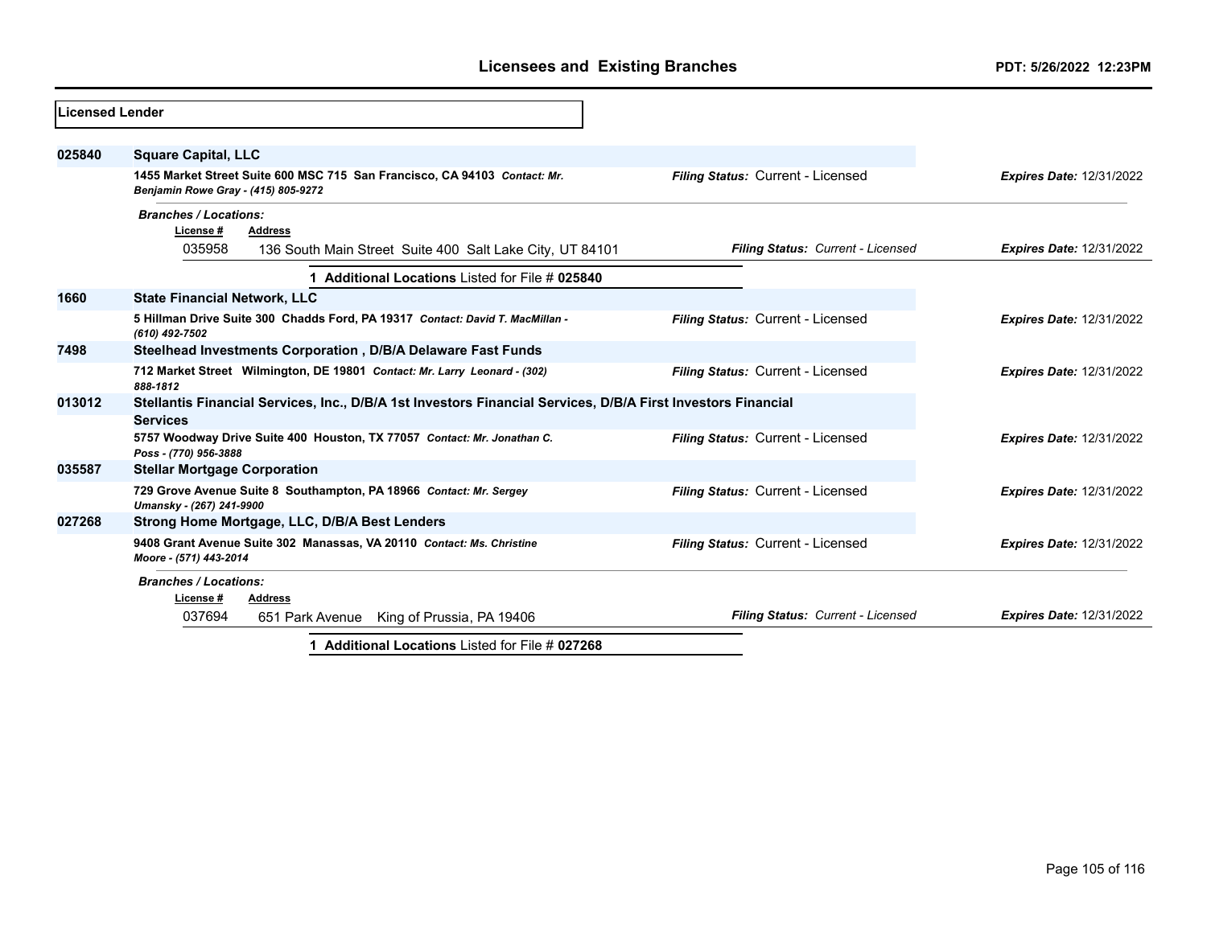## Licensees and Existing Branches

PDT: 5/26/2022 12:23PM

**Licensed Lender**

**025840** **Square Capital, LLC**

**1455 Market Street Suite 600 MSC 715 San Francisco, CA 94103** *Contact: Mr. Benjamin Rowe Gray - (415) 805-9272*

*Filing Status:* Current - Licensed — *Expires Date:* 12/31/2022

*Branches / Locations:*

| License # | Address | Filing Status | Expires Date |
|---|---|---|---|
| 035958 | 136 South Main Street Suite 400 Salt Lake City, UT 84101 | Current - Licensed | 12/31/2022 |

**1 Additional Locations** Listed for File # **025840**

**1660** **State Financial Network, LLC**

**5 Hillman Drive Suite 300 Chadds Ford, PA 19317** *Contact: David T. MacMillan - (610) 492-7502*

*Filing Status:* Current - Licensed — *Expires Date:* 12/31/2022

**7498** **Steelhead Investments Corporation , D/B/A Delaware Fast Funds**

**712 Market Street Wilmington, DE 19801** *Contact: Mr. Larry Leonard - (302) 888-1812*

*Filing Status:* Current - Licensed — *Expires Date:* 12/31/2022

**013012** **Stellantis Financial Services, Inc., D/B/A 1st Investors Financial Services, D/B/A First Investors Financial Services**

**5757 Woodway Drive Suite 400 Houston, TX 77057** *Contact: Mr. Jonathan C. Poss - (770) 956-3888*

*Filing Status:* Current - Licensed — *Expires Date:* 12/31/2022

**035587** **Stellar Mortgage Corporation**

**729 Grove Avenue Suite 8 Southampton, PA 18966** *Contact: Mr. Sergey Umansky - (267) 241-9900*

*Filing Status:* Current - Licensed — *Expires Date:* 12/31/2022

**027268** **Strong Home Mortgage, LLC, D/B/A Best Lenders**

**9408 Grant Avenue Suite 302 Manassas, VA 20110** *Contact: Ms. Christine Moore - (571) 443-2014*

*Filing Status:* Current - Licensed — *Expires Date:* 12/31/2022

*Branches / Locations:*

| License # | Address | Filing Status | Expires Date |
|---|---|---|---|
| 037694 | 651 Park Avenue King of Prussia, PA 19406 | Current - Licensed | 12/31/2022 |

**1 Additional Locations** Listed for File # **027268**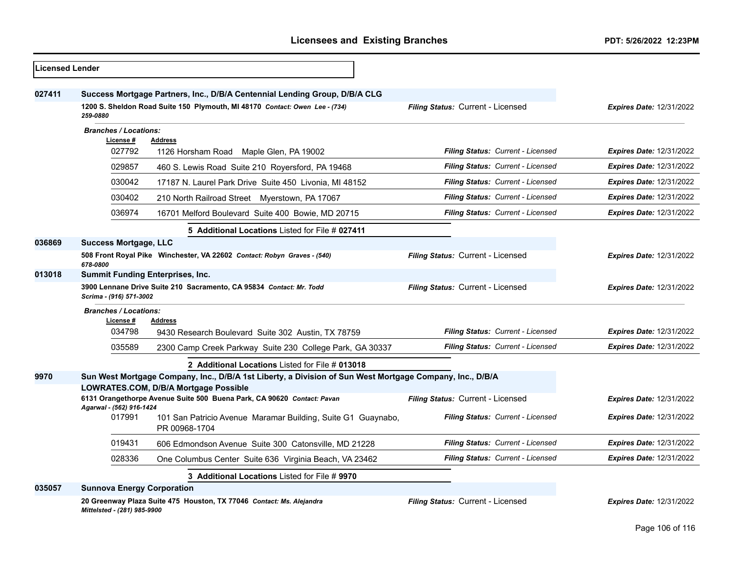**Licensed Lender**

**027411** **Success Mortgage Partners, Inc., D/B/A Centennial Lending Group, D/B/A CLG**

**1200 S. Sheldon Road Suite 150 Plymouth, MI 48170** *Contact: Owen Lee - (734) 259-0880*
*Filing Status:* Current - Licensed *Expires Date:* 12/31/2022

*Branches / Locations:*

| License # | Address | Filing Status | Expires Date |
|---|---|---|---|
| 027792 | 1126 Horsham Road Maple Glen, PA 19002 | Current - Licensed | 12/31/2022 |
| 029857 | 460 S. Lewis Road Suite 210 Royersford, PA 19468 | Current - Licensed | 12/31/2022 |
| 030042 | 17187 N. Laurel Park Drive Suite 450 Livonia, MI 48152 | Current - Licensed | 12/31/2022 |
| 030402 | 210 North Railroad Street Myerstown, PA 17067 | Current - Licensed | 12/31/2022 |
| 036974 | 16701 Melford Boulevard Suite 400 Bowie, MD 20715 | Current - Licensed | 12/31/2022 |

**5 Additional Locations** Listed for File # **027411**

**036869** **Success Mortgage, LLC**

**508 Front Royal Pike Winchester, VA 22602** *Contact: Robyn Graves - (540) 678-0800*
*Filing Status:* Current - Licensed *Expires Date:* 12/31/2022

**013018** **Summit Funding Enterprises, Inc.**

**3900 Lennane Drive Suite 210 Sacramento, CA 95834** *Contact: Mr. Todd Scrima - (916) 571-3002*
*Filing Status:* Current - Licensed *Expires Date:* 12/31/2022

*Branches / Locations:*

| License # | Address | Filing Status | Expires Date |
|---|---|---|---|
| 034798 | 9430 Research Boulevard Suite 302 Austin, TX 78759 | Current - Licensed | 12/31/2022 |
| 035589 | 2300 Camp Creek Parkway Suite 230 College Park, GA 30337 | Current - Licensed | 12/31/2022 |

**2 Additional Locations** Listed for File # **013018**

**9970** **Sun West Mortgage Company, Inc., D/B/A 1st Liberty, a Division of Sun West Mortgage Company, Inc., D/B/A LOWRATES.COM, D/B/A Mortgage Possible**

**6131 Orangethorpe Avenue Suite 500 Buena Park, CA 90620** *Contact: Pavan Agarwal - (562) 916-1424*
*Filing Status:* Current - Licensed *Expires Date:* 12/31/2022

| License # | Address | Filing Status | Expires Date |
|---|---|---|---|
| 017991 | 101 San Patricio Avenue Maramar Building, Suite G1 Guaynabo, PR 00968-1704 | Current - Licensed | 12/31/2022 |
| 019431 | 606 Edmondson Avenue Suite 300 Catonsville, MD 21228 | Current - Licensed | 12/31/2022 |
| 028336 | One Columbus Center Suite 636 Virginia Beach, VA 23462 | Current - Licensed | 12/31/2022 |

**3 Additional Locations** Listed for File # **9970**

**035057** **Sunnova Energy Corporation**

**20 Greenway Plaza Suite 475 Houston, TX 77046** *Contact: Ms. Alejandra Mittelsted - (281) 985-9900*
*Filing Status:* Current - Licensed *Expires Date:* 12/31/2022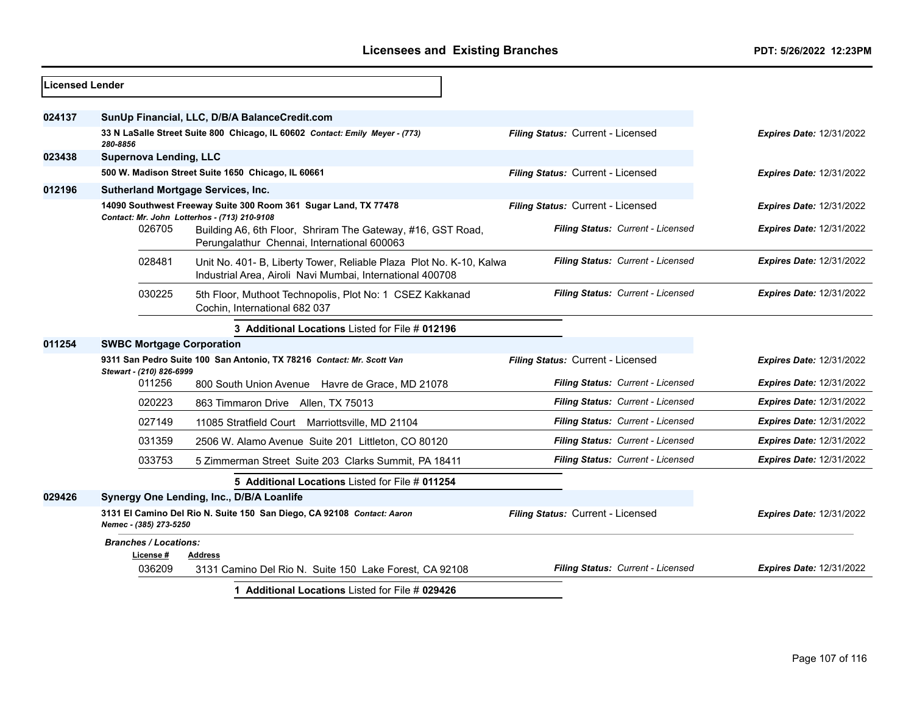## Licensees and Existing Branches

PDT: 5/26/2022 12:23PM

**Licensed Lender**

| | | | |
|---|---|---|---|
| **024137** | **SunUp Financial, LLC, D/B/A BalanceCredit.com** | | |
| | **33 N LaSalle Street Suite 800 Chicago, IL 60602** *Contact: Emily Meyer - (773) 280-8856* | *Filing Status:* Current - Licensed | *Expires Date:* 12/31/2022 |
| **023438** | **Supernova Lending, LLC** | | |
| | **500 W. Madison Street Suite 1650 Chicago, IL 60661** | *Filing Status:* Current - Licensed | *Expires Date:* 12/31/2022 |
| **012196** | **Sutherland Mortgage Services, Inc.** | | |
| | **14090 Southwest Freeway Suite 300 Room 361 Sugar Land, TX 77478** *Contact: Mr. John Lotterhos - (713) 210-9108* | *Filing Status:* Current - Licensed | *Expires Date:* 12/31/2022 |
| 026705 | Building A6, 6th Floor, Shriram The Gateway, #16, GST Road, Perungalathur Chennai, International 600063 | *Filing Status: Current - Licensed* | *Expires Date:* 12/31/2022 |
| 028481 | Unit No. 401- B, Liberty Tower, Reliable Plaza Plot No. K-10, Kalwa Industrial Area, Airoli Navi Mumbai, International 400708 | *Filing Status: Current - Licensed* | *Expires Date:* 12/31/2022 |
| 030225 | 5th Floor, Muthoot Technopolis, Plot No: 1 CSEZ Kakkanad Cochin, International 682 037 | *Filing Status: Current - Licensed* | *Expires Date:* 12/31/2022 |
| | **3 Additional Locations** Listed for File # **012196** | | |
| **011254** | **SWBC Mortgage Corporation** | | |
| | **9311 San Pedro Suite 100 San Antonio, TX 78216** *Contact: Mr. Scott Van Stewart - (210) 826-6999* | *Filing Status:* Current - Licensed | *Expires Date:* 12/31/2022 |
| 011256 | 800 South Union Avenue Havre de Grace, MD 21078 | *Filing Status: Current - Licensed* | *Expires Date:* 12/31/2022 |
| 020223 | 863 Timmaron Drive Allen, TX 75013 | *Filing Status: Current - Licensed* | *Expires Date:* 12/31/2022 |
| 027149 | 11085 Stratfield Court Marriottsville, MD 21104 | *Filing Status: Current - Licensed* | *Expires Date:* 12/31/2022 |
| 031359 | 2506 W. Alamo Avenue Suite 201 Littleton, CO 80120 | *Filing Status: Current - Licensed* | *Expires Date:* 12/31/2022 |
| 033753 | 5 Zimmerman Street Suite 203 Clarks Summit, PA 18411 | *Filing Status: Current - Licensed* | *Expires Date:* 12/31/2022 |
| | **5 Additional Locations** Listed for File # **011254** | | |
| **029426** | **Synergy One Lending, Inc., D/B/A Loanlife** | | |
| | **3131 El Camino Del Rio N. Suite 150 San Diego, CA 92108** *Contact: Aaron Nemec - (385) 273-5250* | *Filing Status:* Current - Licensed | *Expires Date:* 12/31/2022 |
| | *Branches / Locations:* | | |
| **License #** | **Address** | | |
| 036209 | 3131 Camino Del Rio N. Suite 150 Lake Forest, CA 92108 | *Filing Status: Current - Licensed* | *Expires Date:* 12/31/2022 |
| | **1 Additional Locations** Listed for File # **029426** | | |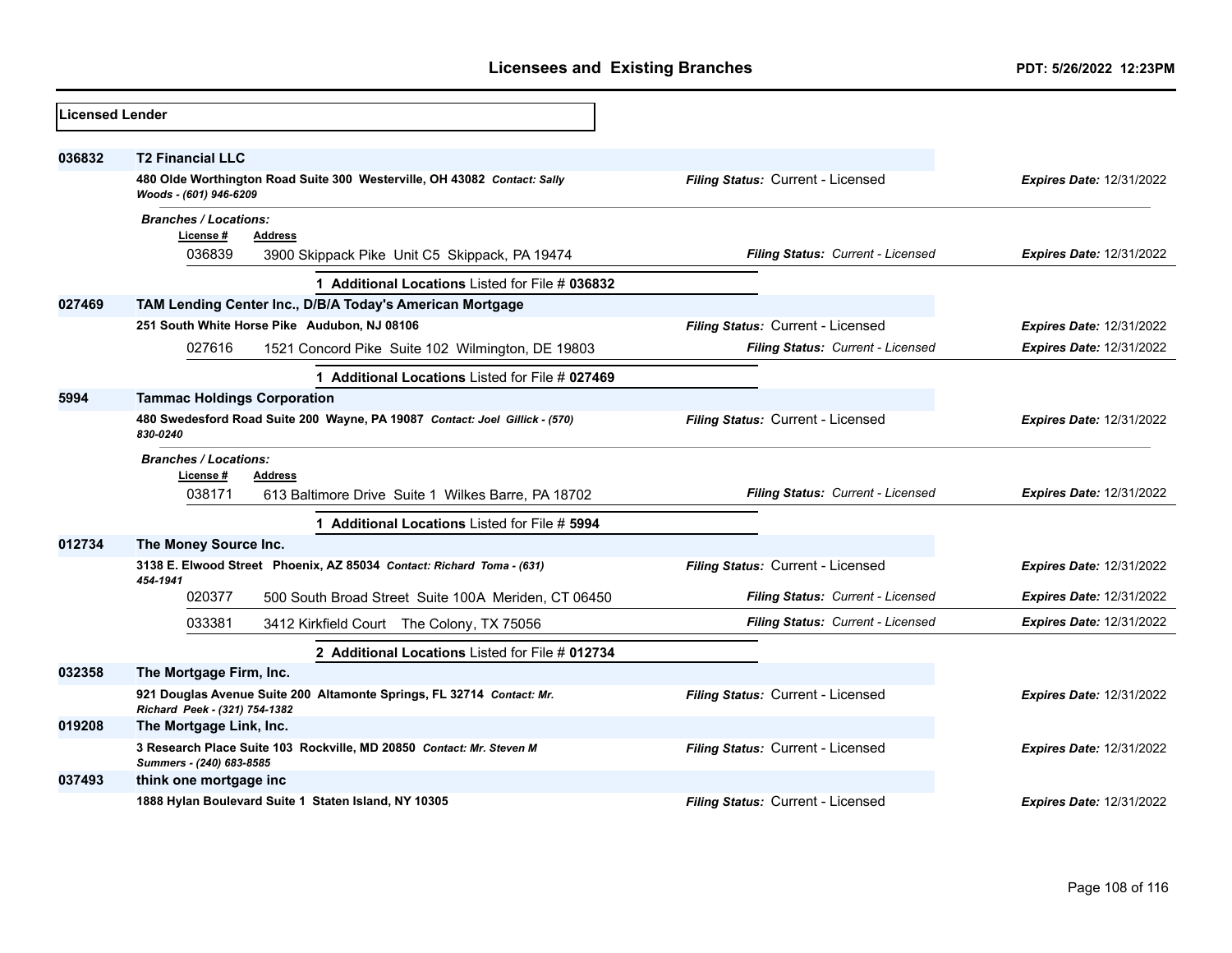## Licensees and Existing Branches

PDT: 5/26/2022 12:23PM

**Licensed Lender**

**036832** **T2 Financial LLC**

**480 Olde Worthington Road Suite 300 Westerville, OH 43082** *Contact: Sally Woods - (601) 946-6209* — *Filing Status:* Current - Licensed — *Expires Date:* 12/31/2022

*Branches / Locations:*

| License # | Address | Filing Status | Expires Date |
| --- | --- | --- | --- |
| 036839 | 3900 Skippack Pike Unit C5 Skippack, PA 19474 | Current - Licensed | 12/31/2022 |

**1 Additional Locations** Listed for File # **036832**

**027469** **TAM Lending Center Inc., D/B/A Today's American Mortgage**

**251 South White Horse Pike Audubon, NJ 08106** — *Filing Status:* Current - Licensed — *Expires Date:* 12/31/2022

| License # | Address | Filing Status | Expires Date |
| --- | --- | --- | --- |
| 027616 | 1521 Concord Pike Suite 102 Wilmington, DE 19803 | Current - Licensed | 12/31/2022 |

**1 Additional Locations** Listed for File # **027469**

**5994** **Tammac Holdings Corporation**

**480 Swedesford Road Suite 200 Wayne, PA 19087** *Contact: Joel Gillick - (570) 830-0240* — *Filing Status:* Current - Licensed — *Expires Date:* 12/31/2022

*Branches / Locations:*

| License # | Address | Filing Status | Expires Date |
| --- | --- | --- | --- |
| 038171 | 613 Baltimore Drive Suite 1 Wilkes Barre, PA 18702 | Current - Licensed | 12/31/2022 |

**1 Additional Locations** Listed for File # **5994**

**012734** **The Money Source Inc.**

**3138 E. Elwood Street Phoenix, AZ 85034** *Contact: Richard Toma - (631) 454-1941* — *Filing Status:* Current - Licensed — *Expires Date:* 12/31/2022

| License # | Address | Filing Status | Expires Date |
| --- | --- | --- | --- |
| 020377 | 500 South Broad Street Suite 100A Meriden, CT 06450 | Current - Licensed | 12/31/2022 |
| 033381 | 3412 Kirkfield Court The Colony, TX 75056 | Current - Licensed | 12/31/2022 |

**2 Additional Locations** Listed for File # **012734**

**032358** **The Mortgage Firm, Inc.**

**921 Douglas Avenue Suite 200 Altamonte Springs, FL 32714** *Contact: Mr. Richard Peek - (321) 754-1382* — *Filing Status:* Current - Licensed — *Expires Date:* 12/31/2022

**019208** **The Mortgage Link, Inc.**

**3 Research Place Suite 103 Rockville, MD 20850** *Contact: Mr. Steven M Summers - (240) 683-8585* — *Filing Status:* Current - Licensed — *Expires Date:* 12/31/2022

**037493** **think one mortgage inc**

**1888 Hylan Boulevard Suite 1 Staten Island, NY 10305** — *Filing Status:* Current - Licensed — *Expires Date:* 12/31/2022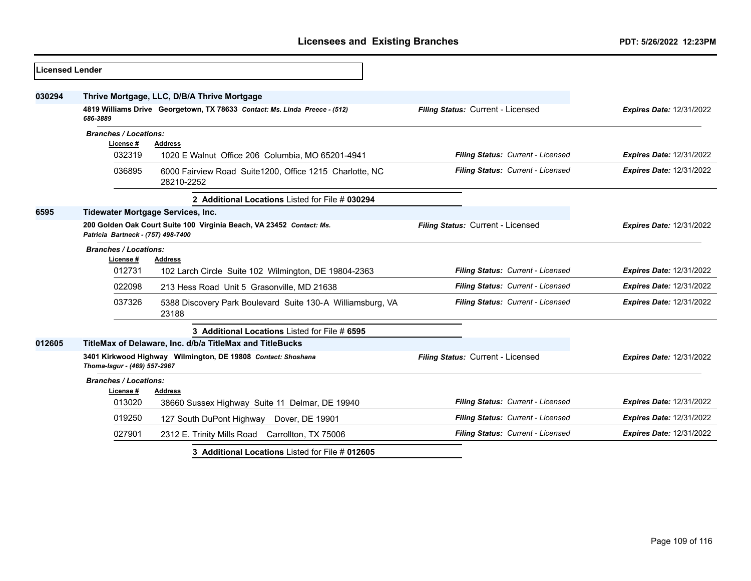## Licensees and Existing Branches

**PDT: 5/26/2022 12:23PM**

**Licensed Lender**

### 030294 Thrive Mortgage, LLC, D/B/A Thrive Mortgage

**4819 Williams Drive Georgetown, TX 78633** *Contact: Ms. Linda Preece - (512) 686-3889*

*Filing Status:* Current - Licensed *Expires Date:* 12/31/2022

*Branches / Locations:*

| License # | Address | Filing Status | Expires Date |
|---|---|---|---|
| 032319 | 1020 E Walnut Office 206 Columbia, MO 65201-4941 | Current - Licensed | 12/31/2022 |
| 036895 | 6000 Fairview Road Suite1200, Office 1215 Charlotte, NC 28210-2252 | Current - Licensed | 12/31/2022 |

**2 Additional Locations** Listed for File # **030294**

### 6595 Tidewater Mortgage Services, Inc.

**200 Golden Oak Court Suite 100 Virginia Beach, VA 23452** *Contact: Ms. Patricia Bartneck - (757) 498-7400*

*Filing Status:* Current - Licensed *Expires Date:* 12/31/2022

*Branches / Locations:*

| License # | Address | Filing Status | Expires Date |
|---|---|---|---|
| 012731 | 102 Larch Circle Suite 102 Wilmington, DE 19804-2363 | Current - Licensed | 12/31/2022 |
| 022098 | 213 Hess Road Unit 5 Grasonville, MD 21638 | Current - Licensed | 12/31/2022 |
| 037326 | 5388 Discovery Park Boulevard Suite 130-A Williamsburg, VA 23188 | Current - Licensed | 12/31/2022 |

**3 Additional Locations** Listed for File # **6595**

### 012605 TitleMax of Delaware, Inc. d/b/a TitleMax and TitleBucks

**3401 Kirkwood Highway Wilmington, DE 19808** *Contact: Shoshana Thoma-Isgur - (469) 557-2967*

*Filing Status:* Current - Licensed *Expires Date:* 12/31/2022

*Branches / Locations:*

| License # | Address | Filing Status | Expires Date |
|---|---|---|---|
| 013020 | 38660 Sussex Highway Suite 11 Delmar, DE 19940 | Current - Licensed | 12/31/2022 |
| 019250 | 127 South DuPont Highway Dover, DE 19901 | Current - Licensed | 12/31/2022 |
| 027901 | 2312 E. Trinity Mills Road Carrollton, TX 75006 | Current - Licensed | 12/31/2022 |

**3 Additional Locations** Listed for File # **012605**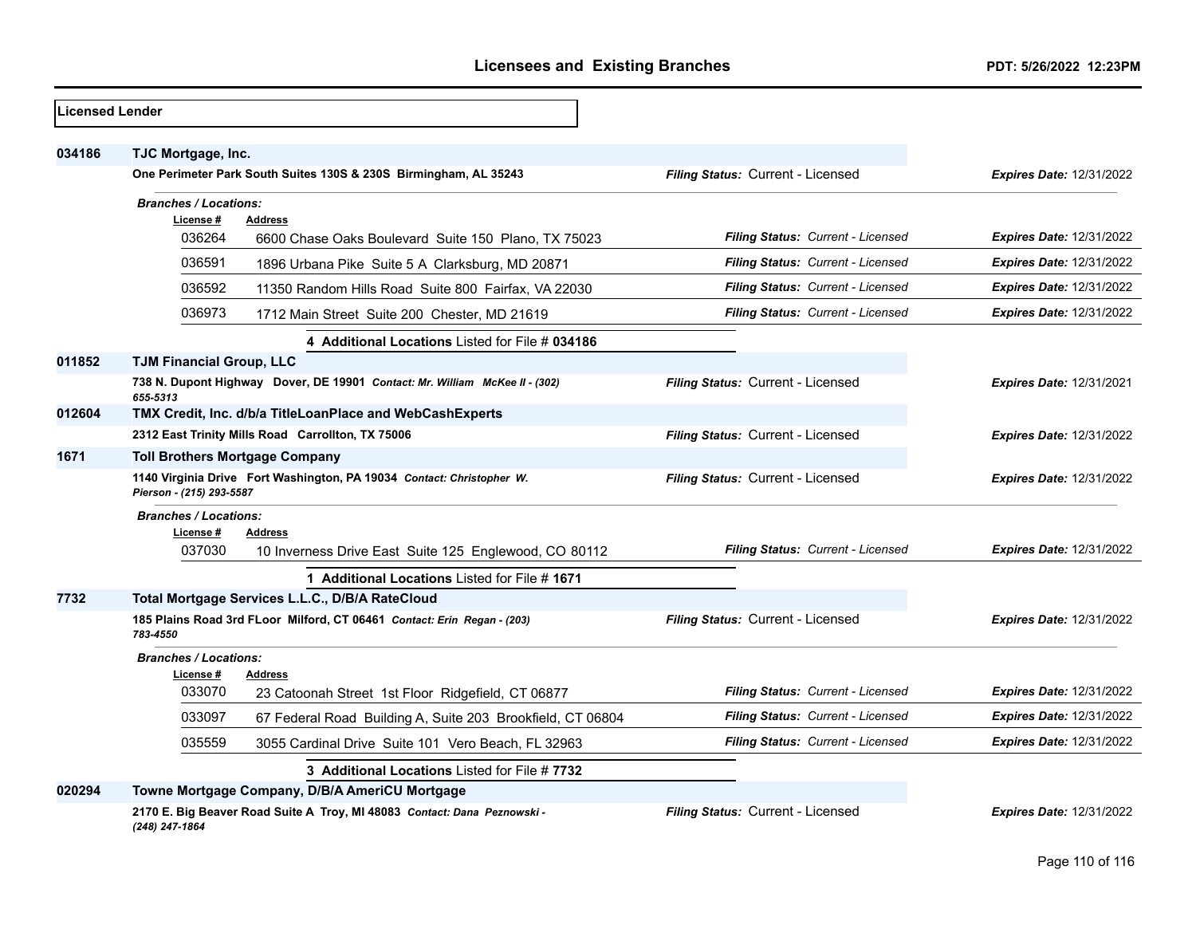**Licensed Lender**

**034186** **TJC Mortgage, Inc.**

**One Perimeter Park South Suites 130S & 230S Birmingham, AL 35243** — *Filing Status:* Current - Licensed — *Expires Date:* 12/31/2022

*Branches / Locations:*

| License # | Address | Filing Status | Expires Date |
|---|---|---|---|
| 036264 | 6600 Chase Oaks Boulevard Suite 150 Plano, TX 75023 | Current - Licensed | 12/31/2022 |
| 036591 | 1896 Urbana Pike Suite 5 A Clarksburg, MD 20871 | Current - Licensed | 12/31/2022 |
| 036592 | 11350 Random Hills Road Suite 800 Fairfax, VA 22030 | Current - Licensed | 12/31/2022 |
| 036973 | 1712 Main Street Suite 200 Chester, MD 21619 | Current - Licensed | 12/31/2022 |

**4 Additional Locations** Listed for File # **034186**

**011852** **TJM Financial Group, LLC**

**738 N. Dupont Highway Dover, DE 19901** *Contact: Mr. William McKee II - (302) 655-5313* — *Filing Status:* Current - Licensed — *Expires Date:* 12/31/2021

**012604** **TMX Credit, Inc. d/b/a TitleLoanPlace and WebCashExperts**

**2312 East Trinity Mills Road Carrollton, TX 75006** — *Filing Status:* Current - Licensed — *Expires Date:* 12/31/2022

**1671** **Toll Brothers Mortgage Company**

**1140 Virginia Drive Fort Washington, PA 19034** *Contact: Christopher W. Pierson - (215) 293-5587* — *Filing Status:* Current - Licensed — *Expires Date:* 12/31/2022

*Branches / Locations:*

| License # | Address | Filing Status | Expires Date |
|---|---|---|---|
| 037030 | 10 Inverness Drive East Suite 125 Englewood, CO 80112 | Current - Licensed | 12/31/2022 |

**1 Additional Locations** Listed for File # **1671**

**7732** **Total Mortgage Services L.L.C., D/B/A RateCloud**

**185 Plains Road 3rd FLoor Milford, CT 06461** *Contact: Erin Regan - (203) 783-4550* — *Filing Status:* Current - Licensed — *Expires Date:* 12/31/2022

*Branches / Locations:*

| License # | Address | Filing Status | Expires Date |
|---|---|---|---|
| 033070 | 23 Catoonah Street 1st Floor Ridgefield, CT 06877 | Current - Licensed | 12/31/2022 |
| 033097 | 67 Federal Road Building A, Suite 203 Brookfield, CT 06804 | Current - Licensed | 12/31/2022 |
| 035559 | 3055 Cardinal Drive Suite 101 Vero Beach, FL 32963 | Current - Licensed | 12/31/2022 |

**3 Additional Locations** Listed for File # **7732**

**020294** **Towne Mortgage Company, D/B/A AmeriCU Mortgage**

**2170 E. Big Beaver Road Suite A Troy, MI 48083** *Contact: Dana Peznowski - (248) 247-1864* — *Filing Status:* Current - Licensed — *Expires Date:* 12/31/2022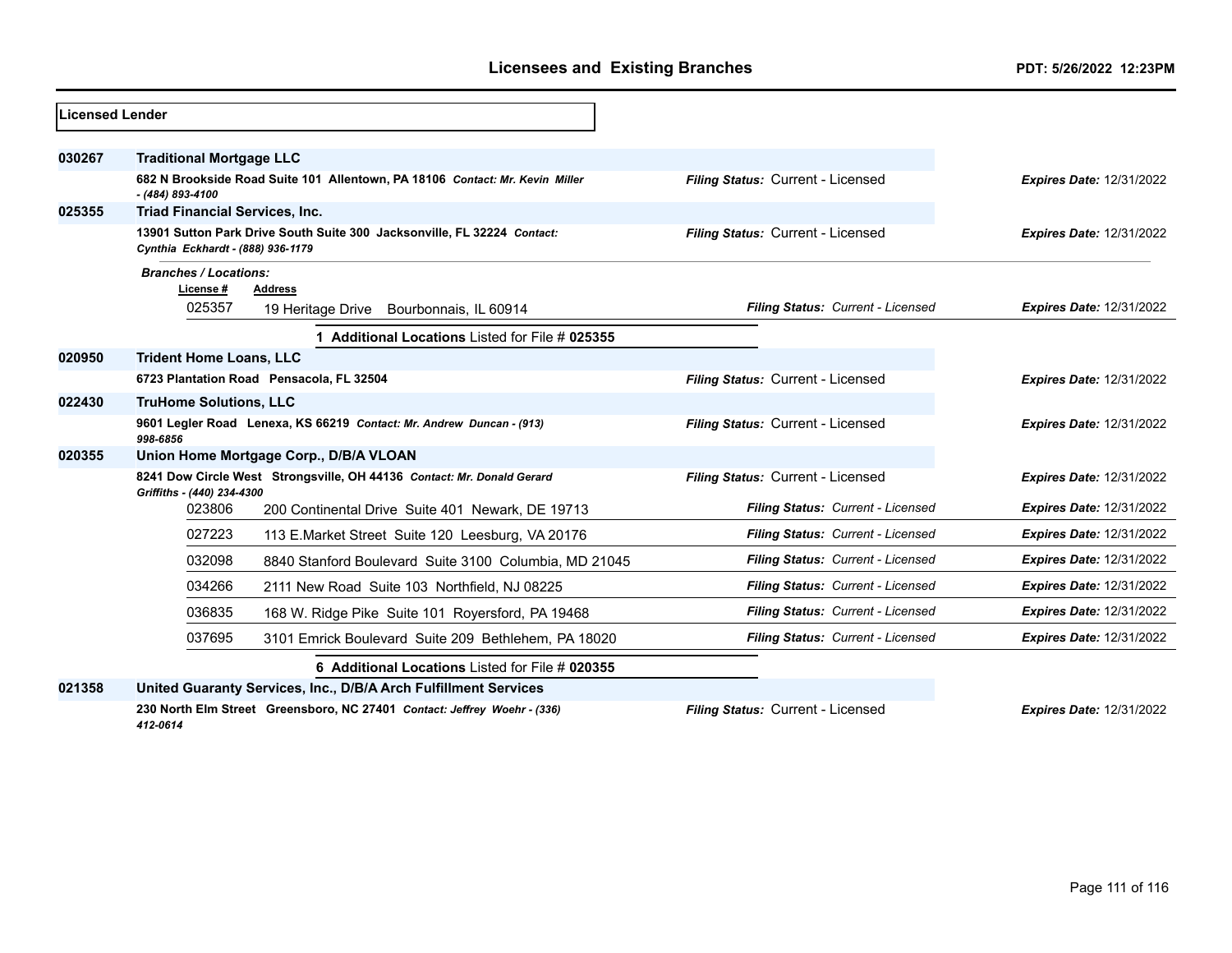**Licensed Lender**

| | | | |
|---|---|---|---|
| **030267** | **Traditional Mortgage LLC** | | |
| | **682 N Brookside Road Suite 101 Allentown, PA 18106** *Contact: Mr. Kevin Miller - (484) 893-4100* | *Filing Status:* Current - Licensed | *Expires Date:* 12/31/2022 |
| **025355** | **Triad Financial Services, Inc.** | | |
| | **13901 Sutton Park Drive South Suite 300 Jacksonville, FL 32224** *Contact: Cynthia Eckhardt - (888) 936-1179* | *Filing Status:* Current - Licensed | *Expires Date:* 12/31/2022 |
| | ***Branches / Locations:*** | | |
| | **License #** — **Address** | | |
| | 025357 — 19 Heritage Drive Bourbonnais, IL 60914 | *Filing Status: Current - Licensed* | *Expires Date:* 12/31/2022 |
| | **1 Additional Locations** Listed for File # **025355** | | |
| **020950** | **Trident Home Loans, LLC** | | |
| | **6723 Plantation Road Pensacola, FL 32504** | *Filing Status:* Current - Licensed | *Expires Date:* 12/31/2022 |
| **022430** | **TruHome Solutions, LLC** | | |
| | **9601 Legler Road Lenexa, KS 66219** *Contact: Mr. Andrew Duncan - (913) 998-6856* | *Filing Status:* Current - Licensed | *Expires Date:* 12/31/2022 |
| **020355** | **Union Home Mortgage Corp., D/B/A VLOAN** | | |
| | **8241 Dow Circle West Strongsville, OH 44136** *Contact: Mr. Donald Gerard Griffiths - (440) 234-4300* | *Filing Status:* Current - Licensed | *Expires Date:* 12/31/2022 |
| | 023806 — 200 Continental Drive Suite 401 Newark, DE 19713 | *Filing Status: Current - Licensed* | *Expires Date:* 12/31/2022 |
| | 027223 — 113 E.Market Street Suite 120 Leesburg, VA 20176 | *Filing Status: Current - Licensed* | *Expires Date:* 12/31/2022 |
| | 032098 — 8840 Stanford Boulevard Suite 3100 Columbia, MD 21045 | *Filing Status: Current - Licensed* | *Expires Date:* 12/31/2022 |
| | 034266 — 2111 New Road Suite 103 Northfield, NJ 08225 | *Filing Status: Current - Licensed* | *Expires Date:* 12/31/2022 |
| | 036835 — 168 W. Ridge Pike Suite 101 Royersford, PA 19468 | *Filing Status: Current - Licensed* | *Expires Date:* 12/31/2022 |
| | 037695 — 3101 Emrick Boulevard Suite 209 Bethlehem, PA 18020 | *Filing Status: Current - Licensed* | *Expires Date:* 12/31/2022 |
| | **6 Additional Locations** Listed for File # **020355** | | |
| **021358** | **United Guaranty Services, Inc., D/B/A Arch Fulfillment Services** | | |
| | **230 North Elm Street Greensboro, NC 27401** *Contact: Jeffrey Woehr - (336) 412-0614* | *Filing Status:* Current - Licensed | *Expires Date:* 12/31/2022 |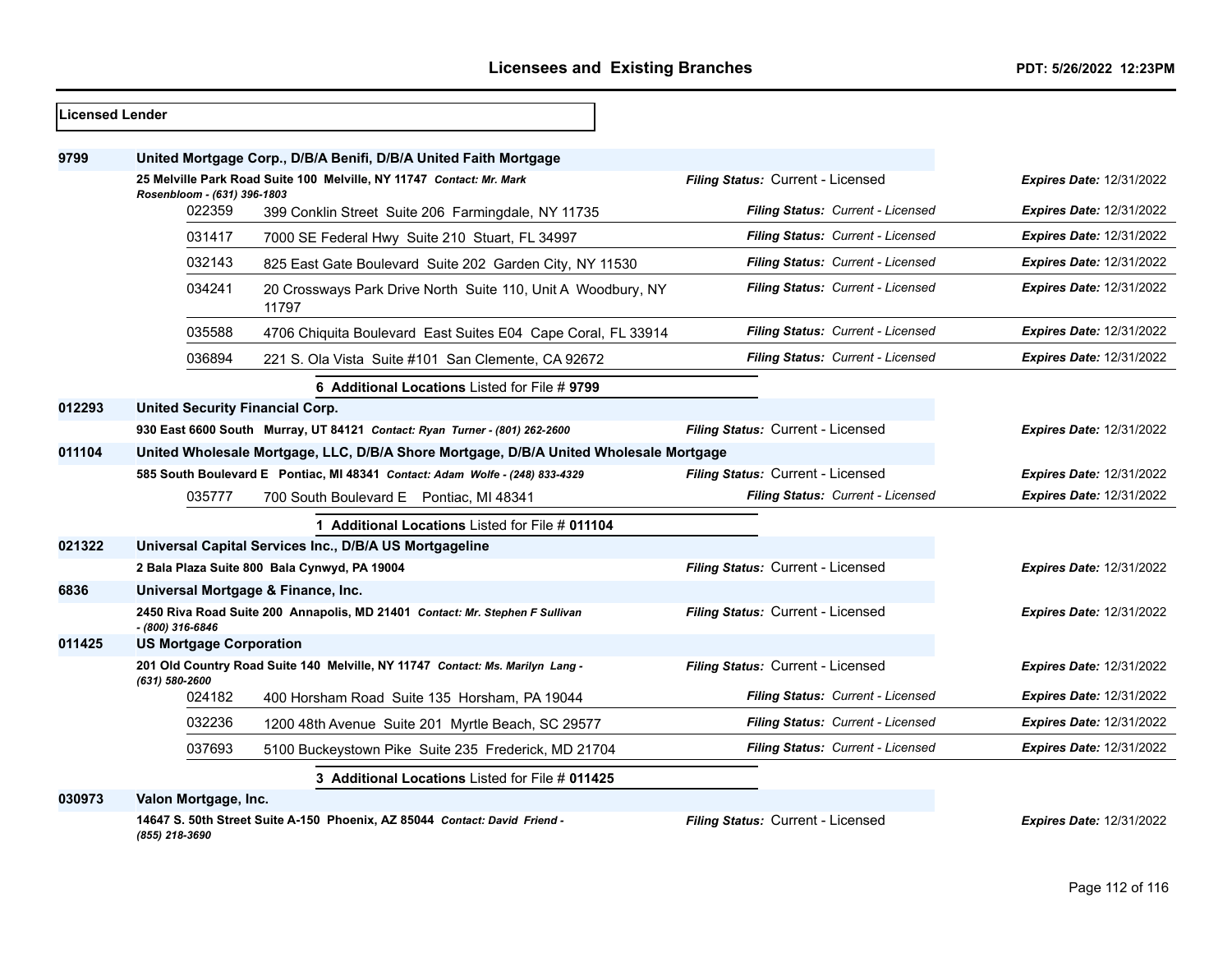**Licensed Lender**

| | | | |
|---|---|---|---|
| **9799** | **United Mortgage Corp., D/B/A Benifi, D/B/A United Faith Mortgage** | | |
| | **25 Melville Park Road Suite 100 Melville, NY 11747** *Contact: Mr. Mark Rosenbloom - (631) 396-1803* | *Filing Status:* Current - Licensed | *Expires Date:* 12/31/2022 |
| | 022359 399 Conklin Street Suite 206 Farmingdale, NY 11735 | *Filing Status: Current - Licensed* | *Expires Date:* 12/31/2022 |
| | 031417 7000 SE Federal Hwy Suite 210 Stuart, FL 34997 | *Filing Status: Current - Licensed* | *Expires Date:* 12/31/2022 |
| | 032143 825 East Gate Boulevard Suite 202 Garden City, NY 11530 | *Filing Status: Current - Licensed* | *Expires Date:* 12/31/2022 |
| | 034241 20 Crossways Park Drive North Suite 110, Unit A Woodbury, NY 11797 | *Filing Status: Current - Licensed* | *Expires Date:* 12/31/2022 |
| | 035588 4706 Chiquita Boulevard East Suites E04 Cape Coral, FL 33914 | *Filing Status: Current - Licensed* | *Expires Date:* 12/31/2022 |
| | 036894 221 S. Ola Vista Suite #101 San Clemente, CA 92672 | *Filing Status: Current - Licensed* | *Expires Date:* 12/31/2022 |
| | **6 Additional Locations** Listed for File # **9799** | | |
| **012293** | **United Security Financial Corp.** | | |
| | **930 East 6600 South Murray, UT 84121** *Contact: Ryan Turner - (801) 262-2600* | *Filing Status:* Current - Licensed | *Expires Date:* 12/31/2022 |
| **011104** | **United Wholesale Mortgage, LLC, D/B/A Shore Mortgage, D/B/A United Wholesale Mortgage** | | |
| | **585 South Boulevard E Pontiac, MI 48341** *Contact: Adam Wolfe - (248) 833-4329* | *Filing Status:* Current - Licensed | *Expires Date:* 12/31/2022 |
| | 035777 700 South Boulevard E Pontiac, MI 48341 | *Filing Status: Current - Licensed* | *Expires Date:* 12/31/2022 |
| | **1 Additional Locations** Listed for File # **011104** | | |
| **021322** | **Universal Capital Services Inc., D/B/A US Mortgageline** | | |
| | **2 Bala Plaza Suite 800 Bala Cynwyd, PA 19004** | *Filing Status:* Current - Licensed | *Expires Date:* 12/31/2022 |
| **6836** | **Universal Mortgage & Finance, Inc.** | | |
| | **2450 Riva Road Suite 200 Annapolis, MD 21401** *Contact: Mr. Stephen F Sullivan - (800) 316-6846* | *Filing Status:* Current - Licensed | *Expires Date:* 12/31/2022 |
| **011425** | **US Mortgage Corporation** | | |
| | **201 Old Country Road Suite 140 Melville, NY 11747** *Contact: Ms. Marilyn Lang - (631) 580-2600* | *Filing Status:* Current - Licensed | *Expires Date:* 12/31/2022 |
| | 024182 400 Horsham Road Suite 135 Horsham, PA 19044 | *Filing Status: Current - Licensed* | *Expires Date:* 12/31/2022 |
| | 032236 1200 48th Avenue Suite 201 Myrtle Beach, SC 29577 | *Filing Status: Current - Licensed* | *Expires Date:* 12/31/2022 |
| | 037693 5100 Buckeystown Pike Suite 235 Frederick, MD 21704 | *Filing Status: Current - Licensed* | *Expires Date:* 12/31/2022 |
| | **3 Additional Locations** Listed for File # **011425** | | |
| **030973** | **Valon Mortgage, Inc.** | | |
| | **14647 S. 50th Street Suite A-150 Phoenix, AZ 85044** *Contact: David Friend - (855) 218-3690* | *Filing Status:* Current - Licensed | *Expires Date:* 12/31/2022 |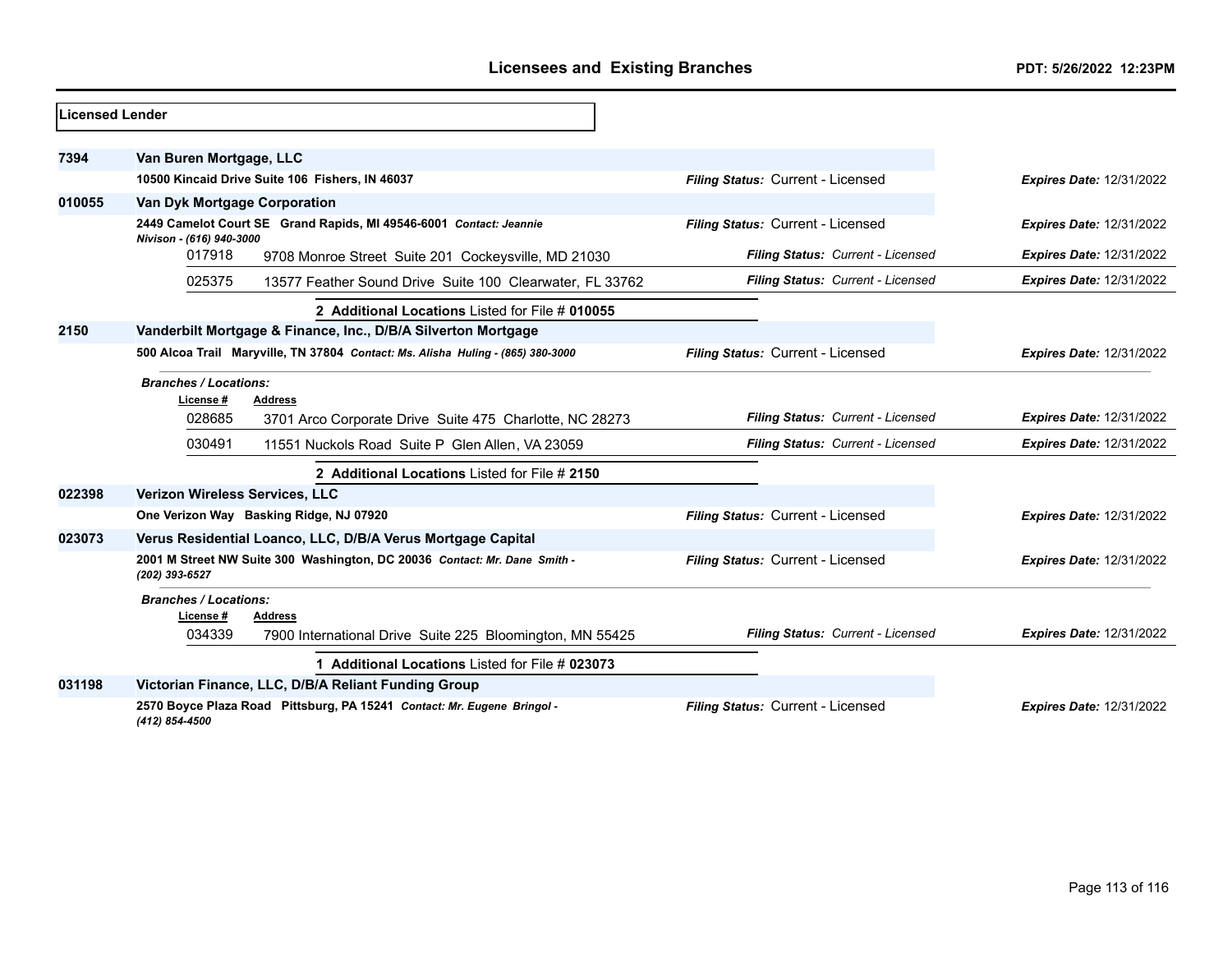# Licensees and Existing Branches

PDT: 5/26/2022 12:23PM

**Licensed Lender**

**7394** **Van Buren Mortgage, LLC**

**10500 Kincaid Drive Suite 106 Fishers, IN 46037**
*Filing Status:* Current - Licensed — *Expires Date:* 12/31/2022

**010055** **Van Dyk Mortgage Corporation**

**2449 Camelot Court SE Grand Rapids, MI 49546-6001** ***Contact: Jeannie Nivison - (616) 940-3000***
*Filing Status:* Current - Licensed — *Expires Date:* 12/31/2022

| License # | Address | Filing Status | Expires Date |
|---|---|---|---|
| 017918 | 9708 Monroe Street Suite 201 Cockeysville, MD 21030 | Current - Licensed | 12/31/2022 |
| 025375 | 13577 Feather Sound Drive Suite 100 Clearwater, FL 33762 | Current - Licensed | 12/31/2022 |

**2 Additional Locations** Listed for File # **010055**

**2150** **Vanderbilt Mortgage & Finance, Inc., D/B/A Silverton Mortgage**

**500 Alcoa Trail Maryville, TN 37804** ***Contact: Ms. Alisha Huling - (865) 380-3000***
*Filing Status:* Current - Licensed — *Expires Date:* 12/31/2022

***Branches / Locations:***

| License # | Address | Filing Status | Expires Date |
|---|---|---|---|
| 028685 | 3701 Arco Corporate Drive Suite 475 Charlotte, NC 28273 | Current - Licensed | 12/31/2022 |
| 030491 | 11551 Nuckols Road Suite P Glen Allen, VA 23059 | Current - Licensed | 12/31/2022 |

**2 Additional Locations** Listed for File # **2150**

**022398** **Verizon Wireless Services, LLC**

**One Verizon Way Basking Ridge, NJ 07920**
*Filing Status:* Current - Licensed — *Expires Date:* 12/31/2022

**023073** **Verus Residential Loanco, LLC, D/B/A Verus Mortgage Capital**

**2001 M Street NW Suite 300 Washington, DC 20036** ***Contact: Mr. Dane Smith - (202) 393-6527***
*Filing Status:* Current - Licensed — *Expires Date:* 12/31/2022

***Branches / Locations:***

| License # | Address | Filing Status | Expires Date |
|---|---|---|---|
| 034339 | 7900 International Drive Suite 225 Bloomington, MN 55425 | Current - Licensed | 12/31/2022 |

**1 Additional Locations** Listed for File # **023073**

**031198** **Victorian Finance, LLC, D/B/A Reliant Funding Group**

**2570 Boyce Plaza Road Pittsburg, PA 15241** ***Contact: Mr. Eugene Bringol - (412) 854-4500***
*Filing Status:* Current - Licensed — *Expires Date:* 12/31/2022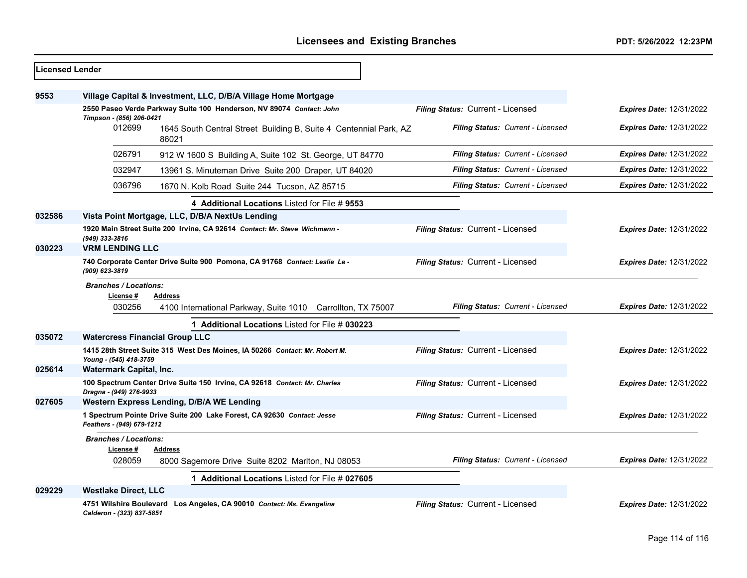**Licensed Lender**

**9553 Village Capital & Investment, LLC, D/B/A Village Home Mortgage**

2550 Paseo Verde Parkway Suite 100 Henderson, NV 89074 *Contact: John Timpson - (856) 206-0421* — *Filing Status:* Current - Licensed — *Expires Date:* 12/31/2022

| License # | Address | Filing Status | Expires Date |
|---|---|---|---|
| 012699 | 1645 South Central Street Building B, Suite 4 Centennial Park, AZ 86021 | Current - Licensed | 12/31/2022 |
| 026791 | 912 W 1600 S Building A, Suite 102 St. George, UT 84770 | Current - Licensed | 12/31/2022 |
| 032947 | 13961 S. Minuteman Drive Suite 200 Draper, UT 84020 | Current - Licensed | 12/31/2022 |
| 036796 | 1670 N. Kolb Road Suite 244 Tucson, AZ 85715 | Current - Licensed | 12/31/2022 |

**4 Additional Locations** Listed for File # **9553**

**032586 Vista Point Mortgage, LLC, D/B/A NextUs Lending**

1920 Main Street Suite 200 Irvine, CA 92614 *Contact: Mr. Steve Wichmann - (949) 333-3816* — *Filing Status:* Current - Licensed — *Expires Date:* 12/31/2022

**030223 VRM LENDING LLC**

740 Corporate Center Drive Suite 900 Pomona, CA 91768 *Contact: Leslie Le - (909) 623-3819* — *Filing Status:* Current - Licensed — *Expires Date:* 12/31/2022

*Branches / Locations:*

| License # | Address | Filing Status | Expires Date |
|---|---|---|---|
| 030256 | 4100 International Parkway, Suite 1010 Carrollton, TX 75007 | Current - Licensed | 12/31/2022 |

**1 Additional Locations** Listed for File # **030223**

**035072 Watercress Financial Group LLC**

1415 28th Street Suite 315 West Des Moines, IA 50266 *Contact: Mr. Robert M. Young - (545) 418-3759* — *Filing Status:* Current - Licensed — *Expires Date:* 12/31/2022

**025614 Watermark Capital, Inc.**

100 Spectrum Center Drive Suite 150 Irvine, CA 92618 *Contact: Mr. Charles Dragna - (949) 276-9933* — *Filing Status:* Current - Licensed — *Expires Date:* 12/31/2022

**027605 Western Express Lending, D/B/A WE Lending**

1 Spectrum Pointe Drive Suite 200 Lake Forest, CA 92630 *Contact: Jesse Feathers - (949) 679-1212* — *Filing Status:* Current - Licensed — *Expires Date:* 12/31/2022

*Branches / Locations:*

| License # | Address | Filing Status | Expires Date |
|---|---|---|---|
| 028059 | 8000 Sagemore Drive Suite 8202 Marlton, NJ 08053 | Current - Licensed | 12/31/2022 |

**1 Additional Locations** Listed for File # **027605**

**029229 Westlake Direct, LLC**

4751 Wilshire Boulevard Los Angeles, CA 90010 *Contact: Ms. Evangelina Calderon - (323) 837-5851* — *Filing Status:* Current - Licensed — *Expires Date:* 12/31/2022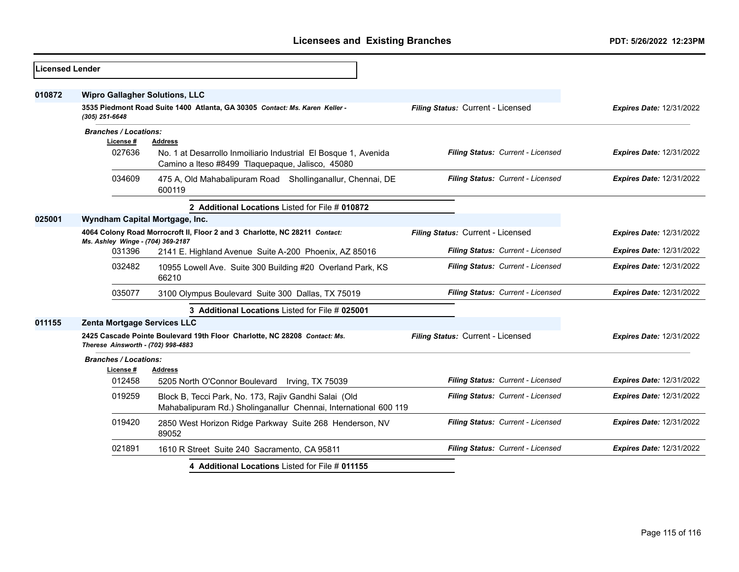## Licensees and Existing Branches

PDT: 5/26/2022 12:23PM

**Licensed Lender**

**010872** **Wipro Gallagher Solutions, LLC**

**3535 Piedmont Road Suite 1400 Atlanta, GA 30305** *Contact: Ms. Karen Keller - (305) 251-6648*

*Filing Status:* Current - Licensed — *Expires Date:* 12/31/2022

***Branches / Locations:***

| License # | Address | Filing Status | Expires Date |
|---|---|---|---|
| 027636 | No. 1 at Desarrollo Inmoiliario Industrial El Bosque 1, Avenida Camino a lteso #8499 Tlaquepaque, Jalisco, 45080 | Current - Licensed | 12/31/2022 |
| 034609 | 475 A, Old Mahabalipuram Road Shollinganallur, Chennai, DE 600119 | Current - Licensed | 12/31/2022 |

**2 Additional Locations** Listed for File # **010872**

**025001** **Wyndham Capital Mortgage, Inc.**

**4064 Colony Road Morrocroft II, Floor 2 and 3 Charlotte, NC 28211** *Contact: Ms. Ashley Winge - (704) 369-2187*

*Filing Status:* Current - Licensed — *Expires Date:* 12/31/2022

| License # | Address | Filing Status | Expires Date |
|---|---|---|---|
| 031396 | 2141 E. Highland Avenue Suite A-200 Phoenix, AZ 85016 | Current - Licensed | 12/31/2022 |
| 032482 | 10955 Lowell Ave. Suite 300 Building #20 Overland Park, KS 66210 | Current - Licensed | 12/31/2022 |
| 035077 | 3100 Olympus Boulevard Suite 300 Dallas, TX 75019 | Current - Licensed | 12/31/2022 |

**3 Additional Locations** Listed for File # **025001**

**011155** **Zenta Mortgage Services LLC**

**2425 Cascade Pointe Boulevard 19th Floor Charlotte, NC 28208** *Contact: Ms. Therese Ainsworth - (702) 998-4883*

*Filing Status:* Current - Licensed — *Expires Date:* 12/31/2022

***Branches / Locations:***

| License # | Address | Filing Status | Expires Date |
|---|---|---|---|
| 012458 | 5205 North O'Connor Boulevard Irving, TX 75039 | Current - Licensed | 12/31/2022 |
| 019259 | Block B, Tecci Park, No. 173, Rajiv Gandhi Salai (Old Mahabalipuram Rd.) Sholinganallur Chennai, International 600 119 | Current - Licensed | 12/31/2022 |
| 019420 | 2850 West Horizon Ridge Parkway Suite 268 Henderson, NV 89052 | Current - Licensed | 12/31/2022 |
| 021891 | 1610 R Street Suite 240 Sacramento, CA 95811 | Current - Licensed | 12/31/2022 |

**4 Additional Locations** Listed for File # **011155**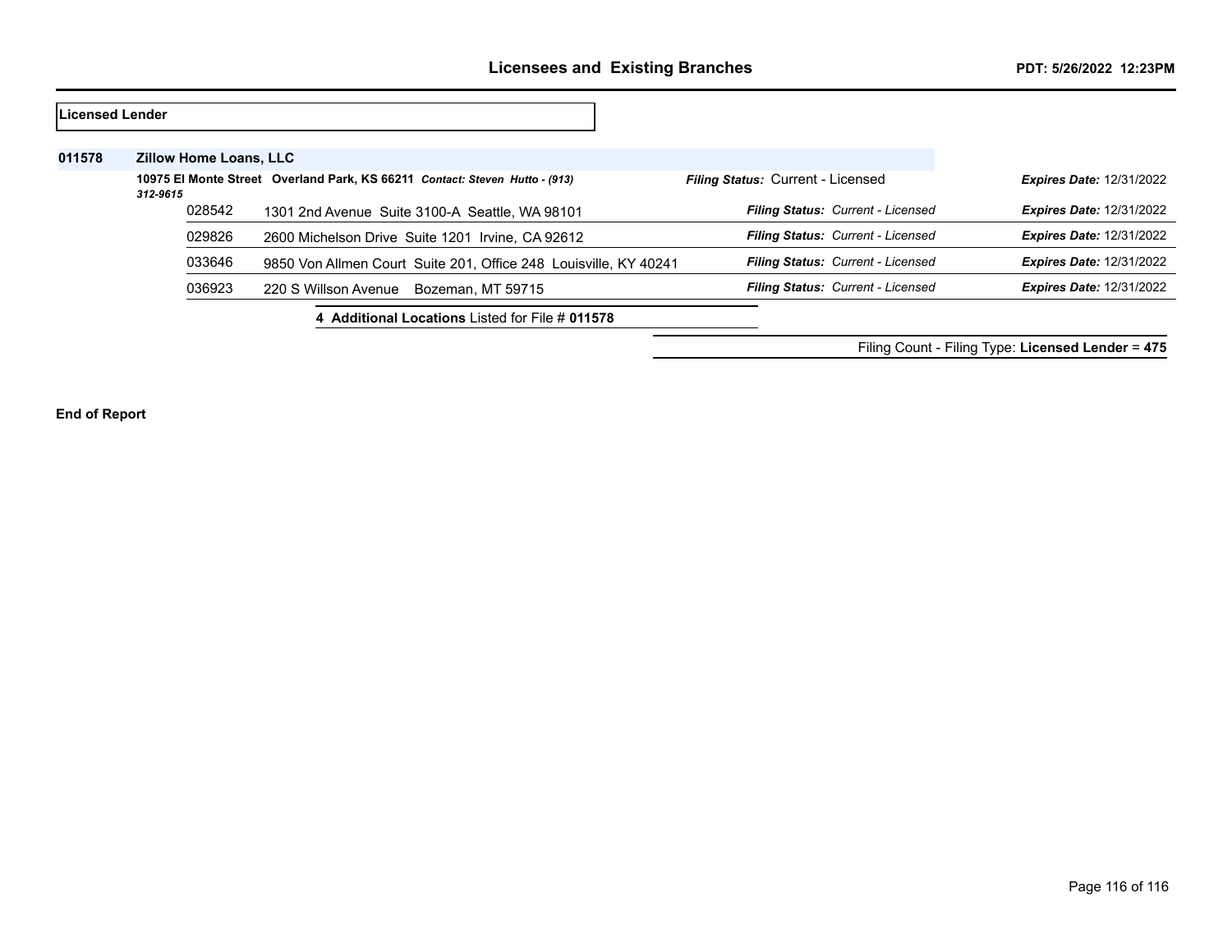**Licensed Lender**

| | | | | |
|---|---|---|---|---|
| **011578** | **Zillow Home Loans, LLC** | | | |
| | **10975 El Monte Street Overland Park, KS 66211** *Contact: Steven Hutto - (913) 312-9615* | | ***Filing Status:*** Current - Licensed | ***Expires Date:*** 12/31/2022 |
| | 028542 | 1301 2nd Avenue Suite 3100-A Seattle, WA 98101 | ***Filing Status:*** *Current - Licensed* | ***Expires Date:*** 12/31/2022 |
| | 029826 | 2600 Michelson Drive Suite 1201 Irvine, CA 92612 | ***Filing Status:*** *Current - Licensed* | ***Expires Date:*** 12/31/2022 |
| | 033646 | 9850 Von Allmen Court Suite 201, Office 248 Louisville, KY 40241 | ***Filing Status:*** *Current - Licensed* | ***Expires Date:*** 12/31/2022 |
| | 036923 | 220 S Willson Avenue Bozeman, MT 59715 | ***Filing Status:*** *Current - Licensed* | ***Expires Date:*** 12/31/2022 |

**4 Additional Locations** Listed for File # **011578**

Filing Count - Filing Type: **Licensed Lender** = **475**

**End of Report**